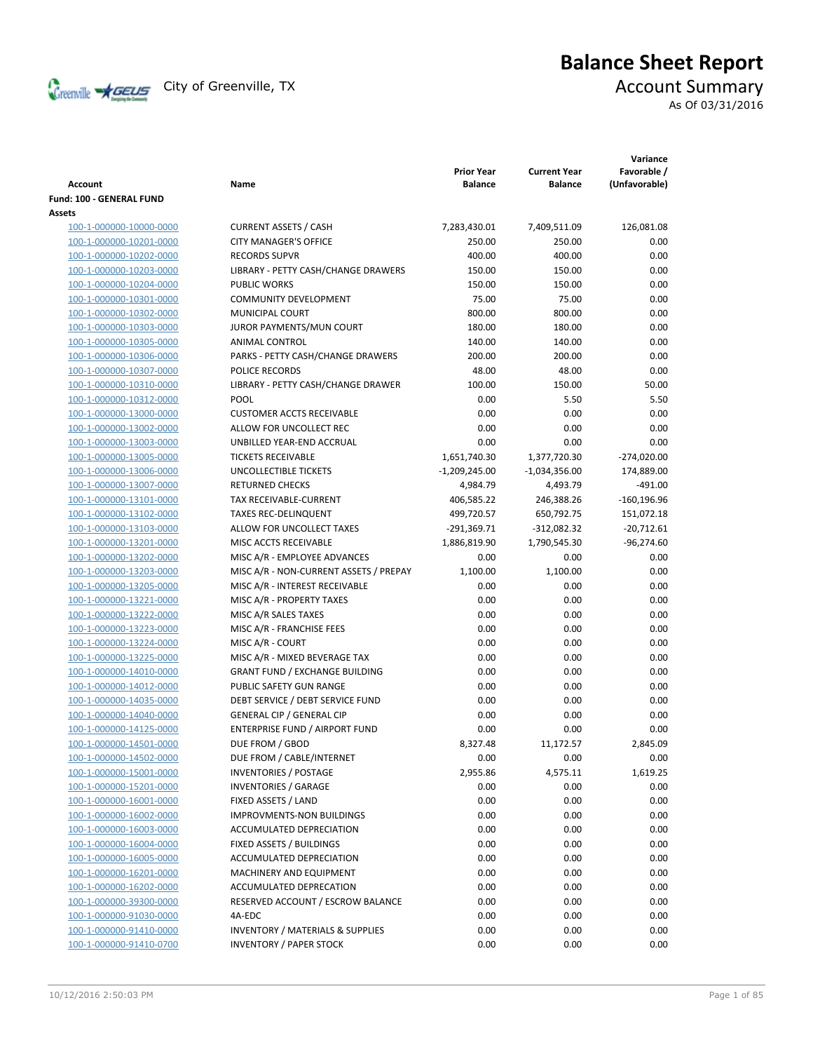# Balance Sheet Report

City of Greenville, TX

## Account Summary

As Of 03/31/2016

| Account | Name | Prior Year Balance | Current Year Balance | Variance Favorable / (Unfavorable) |
|---|---|---|---|---|
| **Fund: 100 - GENERAL FUND** | | | | |
| **Assets** | | | | |
| 100-1-000000-10000-0000 | CURRENT ASSETS / CASH | 7,283,430.01 | 7,409,511.09 | 126,081.08 |
| 100-1-000000-10201-0000 | CITY MANAGER'S OFFICE | 250.00 | 250.00 | 0.00 |
| 100-1-000000-10202-0000 | RECORDS SUPVR | 400.00 | 400.00 | 0.00 |
| 100-1-000000-10203-0000 | LIBRARY - PETTY CASH/CHANGE DRAWERS | 150.00 | 150.00 | 0.00 |
| 100-1-000000-10204-0000 | PUBLIC WORKS | 150.00 | 150.00 | 0.00 |
| 100-1-000000-10301-0000 | COMMUNITY DEVELOPMENT | 75.00 | 75.00 | 0.00 |
| 100-1-000000-10302-0000 | MUNICIPAL COURT | 800.00 | 800.00 | 0.00 |
| 100-1-000000-10303-0000 | JUROR PAYMENTS/MUN COURT | 180.00 | 180.00 | 0.00 |
| 100-1-000000-10305-0000 | ANIMAL CONTROL | 140.00 | 140.00 | 0.00 |
| 100-1-000000-10306-0000 | PARKS - PETTY CASH/CHANGE DRAWERS | 200.00 | 200.00 | 0.00 |
| 100-1-000000-10307-0000 | POLICE RECORDS | 48.00 | 48.00 | 0.00 |
| 100-1-000000-10310-0000 | LIBRARY - PETTY CASH/CHANGE DRAWER | 100.00 | 150.00 | 50.00 |
| 100-1-000000-10312-0000 | POOL | 0.00 | 5.50 | 5.50 |
| 100-1-000000-13000-0000 | CUSTOMER ACCTS RECEIVABLE | 0.00 | 0.00 | 0.00 |
| 100-1-000000-13002-0000 | ALLOW FOR UNCOLLECT REC | 0.00 | 0.00 | 0.00 |
| 100-1-000000-13003-0000 | UNBILLED YEAR-END ACCRUAL | 0.00 | 0.00 | 0.00 |
| 100-1-000000-13005-0000 | TICKETS RECEIVABLE | 1,651,740.30 | 1,377,720.30 | -274,020.00 |
| 100-1-000000-13006-0000 | UNCOLLECTIBLE TICKETS | -1,209,245.00 | -1,034,356.00 | 174,889.00 |
| 100-1-000000-13007-0000 | RETURNED CHECKS | 4,984.79 | 4,493.79 | -491.00 |
| 100-1-000000-13101-0000 | TAX RECEIVABLE-CURRENT | 406,585.22 | 246,388.26 | -160,196.96 |
| 100-1-000000-13102-0000 | TAXES REC-DELINQUENT | 499,720.57 | 650,792.75 | 151,072.18 |
| 100-1-000000-13103-0000 | ALLOW FOR UNCOLLECT TAXES | -291,369.71 | -312,082.32 | -20,712.61 |
| 100-1-000000-13201-0000 | MISC ACCTS RECEIVABLE | 1,886,819.90 | 1,790,545.30 | -96,274.60 |
| 100-1-000000-13202-0000 | MISC A/R - EMPLOYEE ADVANCES | 0.00 | 0.00 | 0.00 |
| 100-1-000000-13203-0000 | MISC A/R - NON-CURRENT ASSETS / PREPAY | 1,100.00 | 1,100.00 | 0.00 |
| 100-1-000000-13205-0000 | MISC A/R - INTEREST RECEIVABLE | 0.00 | 0.00 | 0.00 |
| 100-1-000000-13221-0000 | MISC A/R - PROPERTY TAXES | 0.00 | 0.00 | 0.00 |
| 100-1-000000-13222-0000 | MISC A/R SALES TAXES | 0.00 | 0.00 | 0.00 |
| 100-1-000000-13223-0000 | MISC A/R - FRANCHISE FEES | 0.00 | 0.00 | 0.00 |
| 100-1-000000-13224-0000 | MISC A/R - COURT | 0.00 | 0.00 | 0.00 |
| 100-1-000000-13225-0000 | MISC A/R - MIXED BEVERAGE TAX | 0.00 | 0.00 | 0.00 |
| 100-1-000000-14010-0000 | GRANT FUND / EXCHANGE BUILDING | 0.00 | 0.00 | 0.00 |
| 100-1-000000-14012-0000 | PUBLIC SAFETY GUN RANGE | 0.00 | 0.00 | 0.00 |
| 100-1-000000-14035-0000 | DEBT SERVICE / DEBT SERVICE FUND | 0.00 | 0.00 | 0.00 |
| 100-1-000000-14040-0000 | GENERAL CIP / GENERAL CIP | 0.00 | 0.00 | 0.00 |
| 100-1-000000-14125-0000 | ENTERPRISE FUND / AIRPORT FUND | 0.00 | 0.00 | 0.00 |
| 100-1-000000-14501-0000 | DUE FROM / GBOD | 8,327.48 | 11,172.57 | 2,845.09 |
| 100-1-000000-14502-0000 | DUE FROM / CABLE/INTERNET | 0.00 | 0.00 | 0.00 |
| 100-1-000000-15001-0000 | INVENTORIES / POSTAGE | 2,955.86 | 4,575.11 | 1,619.25 |
| 100-1-000000-15201-0000 | INVENTORIES / GARAGE | 0.00 | 0.00 | 0.00 |
| 100-1-000000-16001-0000 | FIXED ASSETS / LAND | 0.00 | 0.00 | 0.00 |
| 100-1-000000-16002-0000 | IMPROVMENTS-NON BUILDINGS | 0.00 | 0.00 | 0.00 |
| 100-1-000000-16003-0000 | ACCUMULATED DEPRECIATION | 0.00 | 0.00 | 0.00 |
| 100-1-000000-16004-0000 | FIXED ASSETS / BUILDINGS | 0.00 | 0.00 | 0.00 |
| 100-1-000000-16005-0000 | ACCUMULATED DEPRECIATION | 0.00 | 0.00 | 0.00 |
| 100-1-000000-16201-0000 | MACHINERY AND EQUIPMENT | 0.00 | 0.00 | 0.00 |
| 100-1-000000-16202-0000 | ACCUMULATED DEPRECATION | 0.00 | 0.00 | 0.00 |
| 100-1-000000-39300-0000 | RESERVED ACCOUNT / ESCROW BALANCE | 0.00 | 0.00 | 0.00 |
| 100-1-000000-91030-0000 | 4A-EDC | 0.00 | 0.00 | 0.00 |
| 100-1-000000-91410-0000 | INVENTORY / MATERIALS & SUPPLIES | 0.00 | 0.00 | 0.00 |
| 100-1-000000-91410-0700 | INVENTORY / PAPER STOCK | 0.00 | 0.00 | 0.00 |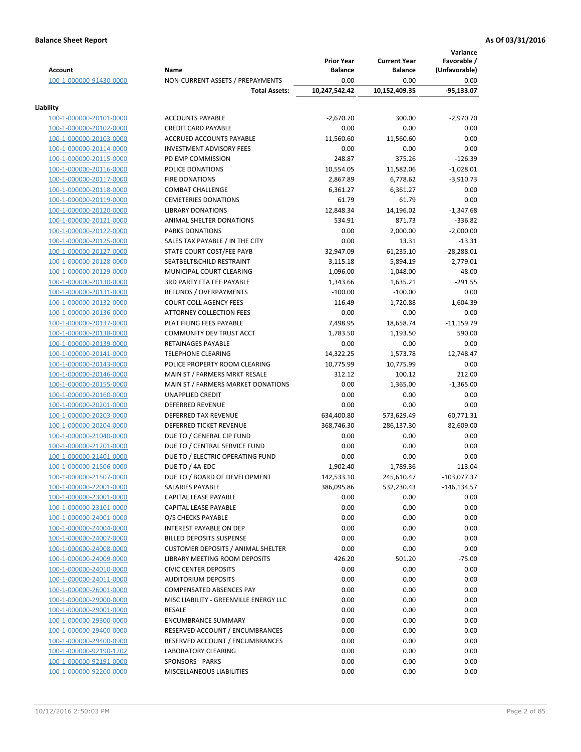**Balance Sheet Report** — As Of 03/31/2016

| Account | Name | Prior Year Balance | Current Year Balance | Variance Favorable / (Unfavorable) |
|---|---|---|---|---|
| 100-1-000000-91430-0000 | NON-CURRENT ASSETS / PREPAYMENTS | 0.00 | 0.00 | 0.00 |
| | **Total Assets:** | **10,247,542.42** | **10,152,409.35** | **-95,133.07** |

**Liability**

| Account | Name | Prior Year Balance | Current Year Balance | Variance Favorable / (Unfavorable) |
|---|---|---|---|---|
| 100-1-000000-20101-0000 | ACCOUNTS PAYABLE | -2,670.70 | 300.00 | -2,970.70 |
| 100-1-000000-20102-0000 | CREDIT CARD PAYABLE | 0.00 | 0.00 | 0.00 |
| 100-1-000000-20103-0000 | ACCRUED ACCOUNTS PAYABLE | 11,560.60 | 11,560.60 | 0.00 |
| 100-1-000000-20114-0000 | INVESTMENT ADVISORY FEES | 0.00 | 0.00 | 0.00 |
| 100-1-000000-20115-0000 | PD EMP COMMISSION | 248.87 | 375.26 | -126.39 |
| 100-1-000000-20116-0000 | POLICE DONATIONS | 10,554.05 | 11,582.06 | -1,028.01 |
| 100-1-000000-20117-0000 | FIRE DONATIONS | 2,867.89 | 6,778.62 | -3,910.73 |
| 100-1-000000-20118-0000 | COMBAT CHALLENGE | 6,361.27 | 6,361.27 | 0.00 |
| 100-1-000000-20119-0000 | CEMETERIES DONATIONS | 61.79 | 61.79 | 0.00 |
| 100-1-000000-20120-0000 | LIBRARY DONATIONS | 12,848.34 | 14,196.02 | -1,347.68 |
| 100-1-000000-20121-0000 | ANIMAL SHELTER DONATIONS | 534.91 | 871.73 | -336.82 |
| 100-1-000000-20122-0000 | PARKS DONATIONS | 0.00 | 2,000.00 | -2,000.00 |
| 100-1-000000-20125-0000 | SALES TAX PAYABLE / IN THE CITY | 0.00 | 13.31 | -13.31 |
| 100-1-000000-20127-0000 | STATE COURT COST/FEE PAYB | 32,947.09 | 61,235.10 | -28,288.01 |
| 100-1-000000-20128-0000 | SEATBELT&CHILD RESTRAINT | 3,115.18 | 5,894.19 | -2,779.01 |
| 100-1-000000-20129-0000 | MUNICIPAL COURT CLEARING | 1,096.00 | 1,048.00 | 48.00 |
| 100-1-000000-20130-0000 | 3RD PARTY FTA FEE PAYABLE | 1,343.66 | 1,635.21 | -291.55 |
| 100-1-000000-20131-0000 | REFUNDS / OVERPAYMENTS | -100.00 | -100.00 | 0.00 |
| 100-1-000000-20132-0000 | COURT COLL AGENCY FEES | 116.49 | 1,720.88 | -1,604.39 |
| 100-1-000000-20136-0000 | ATTORNEY COLLECTION FEES | 0.00 | 0.00 | 0.00 |
| 100-1-000000-20137-0000 | PLAT FILING FEES PAYABLE | 7,498.95 | 18,658.74 | -11,159.79 |
| 100-1-000000-20138-0000 | COMMUNITY DEV TRUST ACCT | 1,783.50 | 1,193.50 | 590.00 |
| 100-1-000000-20139-0000 | RETAINAGES PAYABLE | 0.00 | 0.00 | 0.00 |
| 100-1-000000-20141-0000 | TELEPHONE CLEARING | 14,322.25 | 1,573.78 | 12,748.47 |
| 100-1-000000-20143-0000 | POLICE PROPERTY ROOM CLEARING | 10,775.99 | 10,775.99 | 0.00 |
| 100-1-000000-20146-0000 | MAIN ST / FARMERS MRKT RESALE | 312.12 | 100.12 | 212.00 |
| 100-1-000000-20155-0000 | MAIN ST / FARMERS MARKET DONATIONS | 0.00 | 1,365.00 | -1,365.00 |
| 100-1-000000-20160-0000 | UNAPPLIED CREDIT | 0.00 | 0.00 | 0.00 |
| 100-1-000000-20201-0000 | DEFERRED REVENUE | 0.00 | 0.00 | 0.00 |
| 100-1-000000-20203-0000 | DEFERRED TAX REVENUE | 634,400.80 | 573,629.49 | 60,771.31 |
| 100-1-000000-20204-0000 | DEFERRED TICKET REVENUE | 368,746.30 | 286,137.30 | 82,609.00 |
| 100-1-000000-21040-0000 | DUE TO / GENERAL CIP FUND | 0.00 | 0.00 | 0.00 |
| 100-1-000000-21201-0000 | DUE TO / CENTRAL SERVICE FUND | 0.00 | 0.00 | 0.00 |
| 100-1-000000-21401-0000 | DUE TO / ELECTRIC OPERATING FUND | 0.00 | 0.00 | 0.00 |
| 100-1-000000-21506-0000 | DUE TO / 4A-EDC | 1,902.40 | 1,789.36 | 113.04 |
| 100-1-000000-21507-0000 | DUE TO / BOARD OF DEVELOPMENT | 142,533.10 | 245,610.47 | -103,077.37 |
| 100-1-000000-22001-0000 | SALARIES PAYABLE | 386,095.86 | 532,230.43 | -146,134.57 |
| 100-1-000000-23001-0000 | CAPITAL LEASE PAYABLE | 0.00 | 0.00 | 0.00 |
| 100-1-000000-23101-0000 | CAPITAL LEASE PAYABLE | 0.00 | 0.00 | 0.00 |
| 100-1-000000-24001-0000 | O/S CHECKS PAYABLE | 0.00 | 0.00 | 0.00 |
| 100-1-000000-24004-0000 | INTEREST PAYABLE ON DEP | 0.00 | 0.00 | 0.00 |
| 100-1-000000-24007-0000 | BILLED DEPOSITS SUSPENSE | 0.00 | 0.00 | 0.00 |
| 100-1-000000-24008-0000 | CUSTOMER DEPOSITS / ANIMAL SHELTER | 0.00 | 0.00 | 0.00 |
| 100-1-000000-24009-0000 | LIBRARY MEETING ROOM DEPOSITS | 426.20 | 501.20 | -75.00 |
| 100-1-000000-24010-0000 | CIVIC CENTER DEPOSITS | 0.00 | 0.00 | 0.00 |
| 100-1-000000-24011-0000 | AUDITORIUM DEPOSITS | 0.00 | 0.00 | 0.00 |
| 100-1-000000-26001-0000 | COMPENSATED ABSENCES PAY | 0.00 | 0.00 | 0.00 |
| 100-1-000000-29000-0000 | MISC LIABILITY - GREENVILLE ENERGY LLC | 0.00 | 0.00 | 0.00 |
| 100-1-000000-29001-0000 | RESALE | 0.00 | 0.00 | 0.00 |
| 100-1-000000-29300-0000 | ENCUMBRANCE SUMMARY | 0.00 | 0.00 | 0.00 |
| 100-1-000000-29400-0000 | RESERVED ACCOUNT / ENCUMBRANCES | 0.00 | 0.00 | 0.00 |
| 100-1-000000-29400-0900 | RESERVED ACCOUNT / ENCUMBRANCES | 0.00 | 0.00 | 0.00 |
| 100-1-000000-92190-1202 | LABORATORY CLEARING | 0.00 | 0.00 | 0.00 |
| 100-1-000000-92191-0000 | SPONSORS - PARKS | 0.00 | 0.00 | 0.00 |
| 100-1-000000-92200-0000 | MISCELLANEOUS LIABILITIES | 0.00 | 0.00 | 0.00 |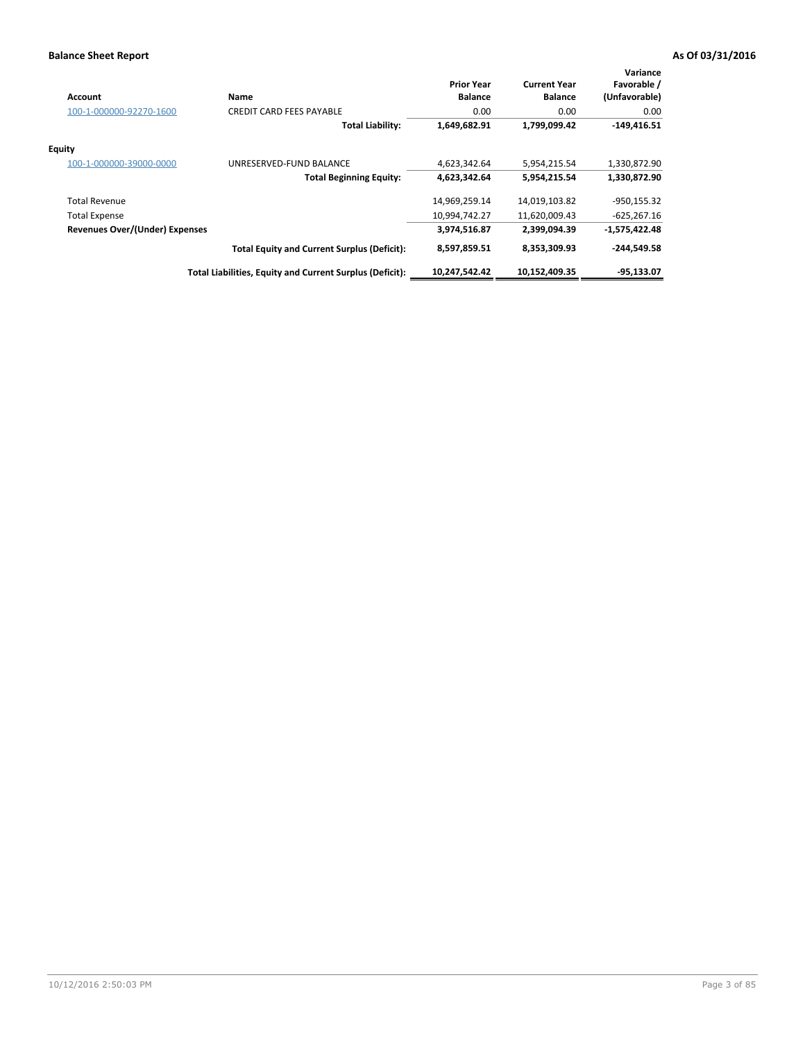**Balance Sheet Report** **As Of 03/31/2016**

| Account | Name | Prior Year Balance | Current Year Balance | Variance Favorable / (Unfavorable) |
|---|---|---|---|---|
| 100-1-000000-92270-1600 | CREDIT CARD FEES PAYABLE | 0.00 | 0.00 | 0.00 |
| | **Total Liability:** | **1,649,682.91** | **1,799,099.42** | **-149,416.51** |
| **Equity** | | | | |
| 100-1-000000-39000-0000 | UNRESERVED-FUND BALANCE | 4,623,342.64 | 5,954,215.54 | 1,330,872.90 |
| | **Total Beginning Equity:** | **4,623,342.64** | **5,954,215.54** | **1,330,872.90** |
| Total Revenue | | 14,969,259.14 | 14,019,103.82 | -950,155.32 |
| Total Expense | | 10,994,742.27 | 11,620,009.43 | -625,267.16 |
| **Revenues Over/(Under) Expenses** | | **3,974,516.87** | **2,399,094.39** | **-1,575,422.48** |
| | **Total Equity and Current Surplus (Deficit):** | **8,597,859.51** | **8,353,309.93** | **-244,549.58** |
| | **Total Liabilities, Equity and Current Surplus (Deficit):** | **10,247,542.42** | **10,152,409.35** | **-95,133.07** |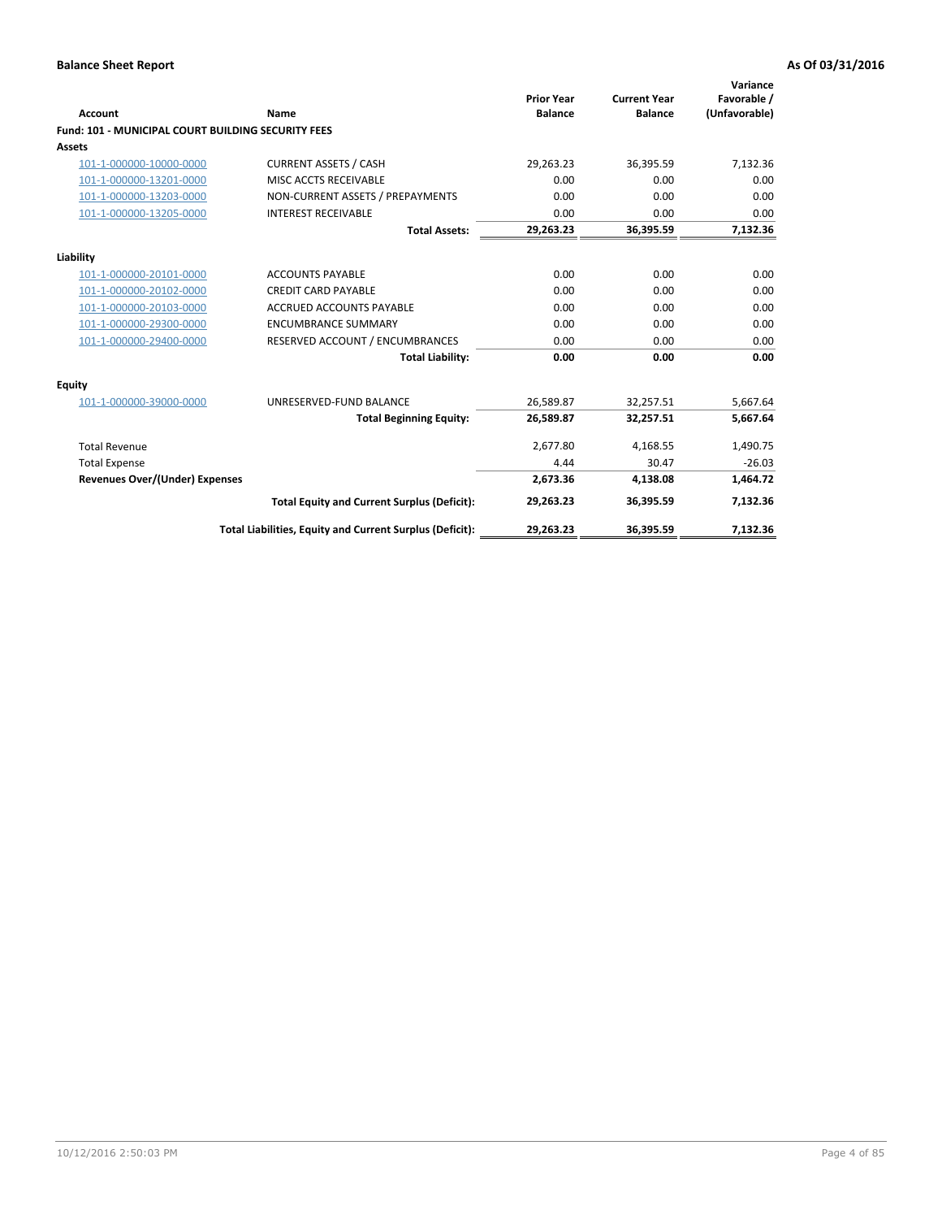**Balance Sheet Report** | **As Of 03/31/2016**

| Account | Name | Prior Year Balance | Current Year Balance | Variance Favorable / (Unfavorable) |
|---|---|---|---|---|
| **Fund: 101 - MUNICIPAL COURT BUILDING SECURITY FEES** | | | | |
| **Assets** | | | | |
| 101-1-000000-10000-0000 | CURRENT ASSETS / CASH | 29,263.23 | 36,395.59 | 7,132.36 |
| 101-1-000000-13201-0000 | MISC ACCTS RECEIVABLE | 0.00 | 0.00 | 0.00 |
| 101-1-000000-13203-0000 | NON-CURRENT ASSETS / PREPAYMENTS | 0.00 | 0.00 | 0.00 |
| 101-1-000000-13205-0000 | INTEREST RECEIVABLE | 0.00 | 0.00 | 0.00 |
| | **Total Assets:** | **29,263.23** | **36,395.59** | **7,132.36** |
| **Liability** | | | | |
| 101-1-000000-20101-0000 | ACCOUNTS PAYABLE | 0.00 | 0.00 | 0.00 |
| 101-1-000000-20102-0000 | CREDIT CARD PAYABLE | 0.00 | 0.00 | 0.00 |
| 101-1-000000-20103-0000 | ACCRUED ACCOUNTS PAYABLE | 0.00 | 0.00 | 0.00 |
| 101-1-000000-29300-0000 | ENCUMBRANCE SUMMARY | 0.00 | 0.00 | 0.00 |
| 101-1-000000-29400-0000 | RESERVED ACCOUNT / ENCUMBRANCES | 0.00 | 0.00 | 0.00 |
| | **Total Liability:** | **0.00** | **0.00** | **0.00** |
| **Equity** | | | | |
| 101-1-000000-39000-0000 | UNRESERVED-FUND BALANCE | 26,589.87 | 32,257.51 | 5,667.64 |
| | **Total Beginning Equity:** | **26,589.87** | **32,257.51** | **5,667.64** |
| Total Revenue | | 2,677.80 | 4,168.55 | 1,490.75 |
| Total Expense | | 4.44 | 30.47 | -26.03 |
| **Revenues Over/(Under) Expenses** | | **2,673.36** | **4,138.08** | **1,464.72** |
| | **Total Equity and Current Surplus (Deficit):** | **29,263.23** | **36,395.59** | **7,132.36** |
| | **Total Liabilities, Equity and Current Surplus (Deficit):** | **29,263.23** | **36,395.59** | **7,132.36** |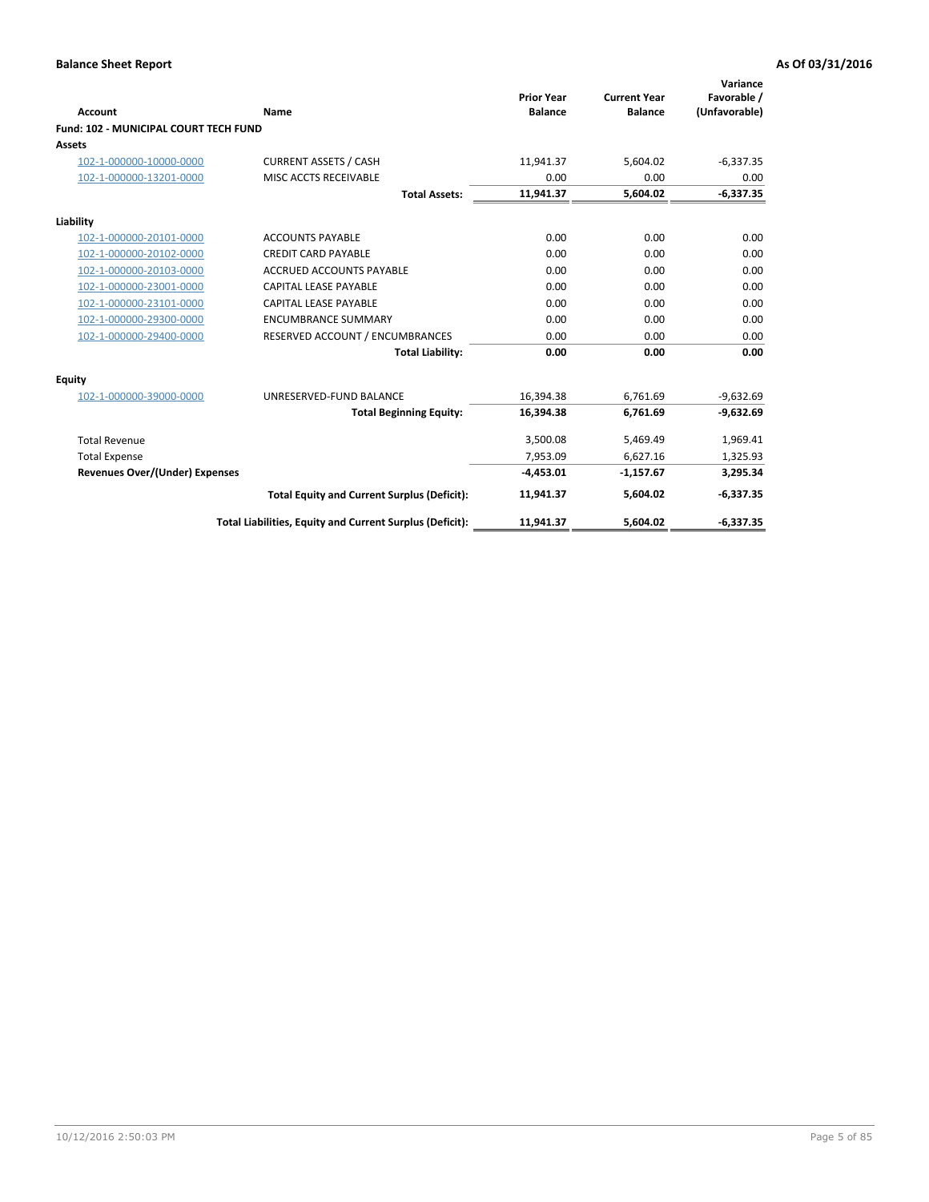**Balance Sheet Report** | **As Of 03/31/2016**

| Account | Name | Prior Year Balance | Current Year Balance | Variance Favorable / (Unfavorable) |
|---|---|---|---|---|
| **Fund: 102 - MUNICIPAL COURT TECH FUND** | | | | |
| **Assets** | | | | |
| 102-1-000000-10000-0000 | CURRENT ASSETS / CASH | 11,941.37 | 5,604.02 | -6,337.35 |
| 102-1-000000-13201-0000 | MISC ACCTS RECEIVABLE | 0.00 | 0.00 | 0.00 |
| | **Total Assets:** | **11,941.37** | **5,604.02** | **-6,337.35** |
| **Liability** | | | | |
| 102-1-000000-20101-0000 | ACCOUNTS PAYABLE | 0.00 | 0.00 | 0.00 |
| 102-1-000000-20102-0000 | CREDIT CARD PAYABLE | 0.00 | 0.00 | 0.00 |
| 102-1-000000-20103-0000 | ACCRUED ACCOUNTS PAYABLE | 0.00 | 0.00 | 0.00 |
| 102-1-000000-23001-0000 | CAPITAL LEASE PAYABLE | 0.00 | 0.00 | 0.00 |
| 102-1-000000-23101-0000 | CAPITAL LEASE PAYABLE | 0.00 | 0.00 | 0.00 |
| 102-1-000000-29300-0000 | ENCUMBRANCE SUMMARY | 0.00 | 0.00 | 0.00 |
| 102-1-000000-29400-0000 | RESERVED ACCOUNT / ENCUMBRANCES | 0.00 | 0.00 | 0.00 |
| | **Total Liability:** | **0.00** | **0.00** | **0.00** |
| **Equity** | | | | |
| 102-1-000000-39000-0000 | UNRESERVED-FUND BALANCE | 16,394.38 | 6,761.69 | -9,632.69 |
| | **Total Beginning Equity:** | **16,394.38** | **6,761.69** | **-9,632.69** |
| Total Revenue | | 3,500.08 | 5,469.49 | 1,969.41 |
| Total Expense | | 7,953.09 | 6,627.16 | 1,325.93 |
| **Revenues Over/(Under) Expenses** | | **-4,453.01** | **-1,157.67** | **3,295.34** |
| | **Total Equity and Current Surplus (Deficit):** | **11,941.37** | **5,604.02** | **-6,337.35** |
| | **Total Liabilities, Equity and Current Surplus (Deficit):** | **11,941.37** | **5,604.02** | **-6,337.35** |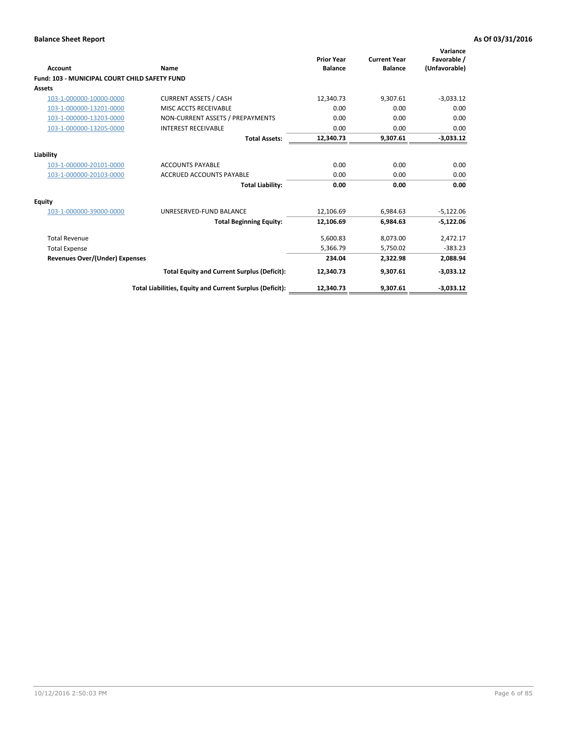## Balance Sheet Report

**As Of 03/31/2016**

| Account | Name | Prior Year Balance | Current Year Balance | Variance Favorable / (Unfavorable) |
|---|---|---|---|---|
| **Fund: 103 - MUNICIPAL COURT CHILD SAFETY FUND** | | | | |
| **Assets** | | | | |
| 103-1-000000-10000-0000 | CURRENT ASSETS / CASH | 12,340.73 | 9,307.61 | -3,033.12 |
| 103-1-000000-13201-0000 | MISC ACCTS RECEIVABLE | 0.00 | 0.00 | 0.00 |
| 103-1-000000-13203-0000 | NON-CURRENT ASSETS / PREPAYMENTS | 0.00 | 0.00 | 0.00 |
| 103-1-000000-13205-0000 | INTEREST RECEIVABLE | 0.00 | 0.00 | 0.00 |
| | **Total Assets:** | **12,340.73** | **9,307.61** | **-3,033.12** |
| **Liability** | | | | |
| 103-1-000000-20101-0000 | ACCOUNTS PAYABLE | 0.00 | 0.00 | 0.00 |
| 103-1-000000-20103-0000 | ACCRUED ACCOUNTS PAYABLE | 0.00 | 0.00 | 0.00 |
| | **Total Liability:** | **0.00** | **0.00** | **0.00** |
| **Equity** | | | | |
| 103-1-000000-39000-0000 | UNRESERVED-FUND BALANCE | 12,106.69 | 6,984.63 | -5,122.06 |
| | **Total Beginning Equity:** | **12,106.69** | **6,984.63** | **-5,122.06** |
| Total Revenue | | 5,600.83 | 8,073.00 | 2,472.17 |
| Total Expense | | 5,366.79 | 5,750.02 | -383.23 |
| **Revenues Over/(Under) Expenses** | | **234.04** | **2,322.98** | **2,088.94** |
| | **Total Equity and Current Surplus (Deficit):** | **12,340.73** | **9,307.61** | **-3,033.12** |
| | **Total Liabilities, Equity and Current Surplus (Deficit):** | **12,340.73** | **9,307.61** | **-3,033.12** |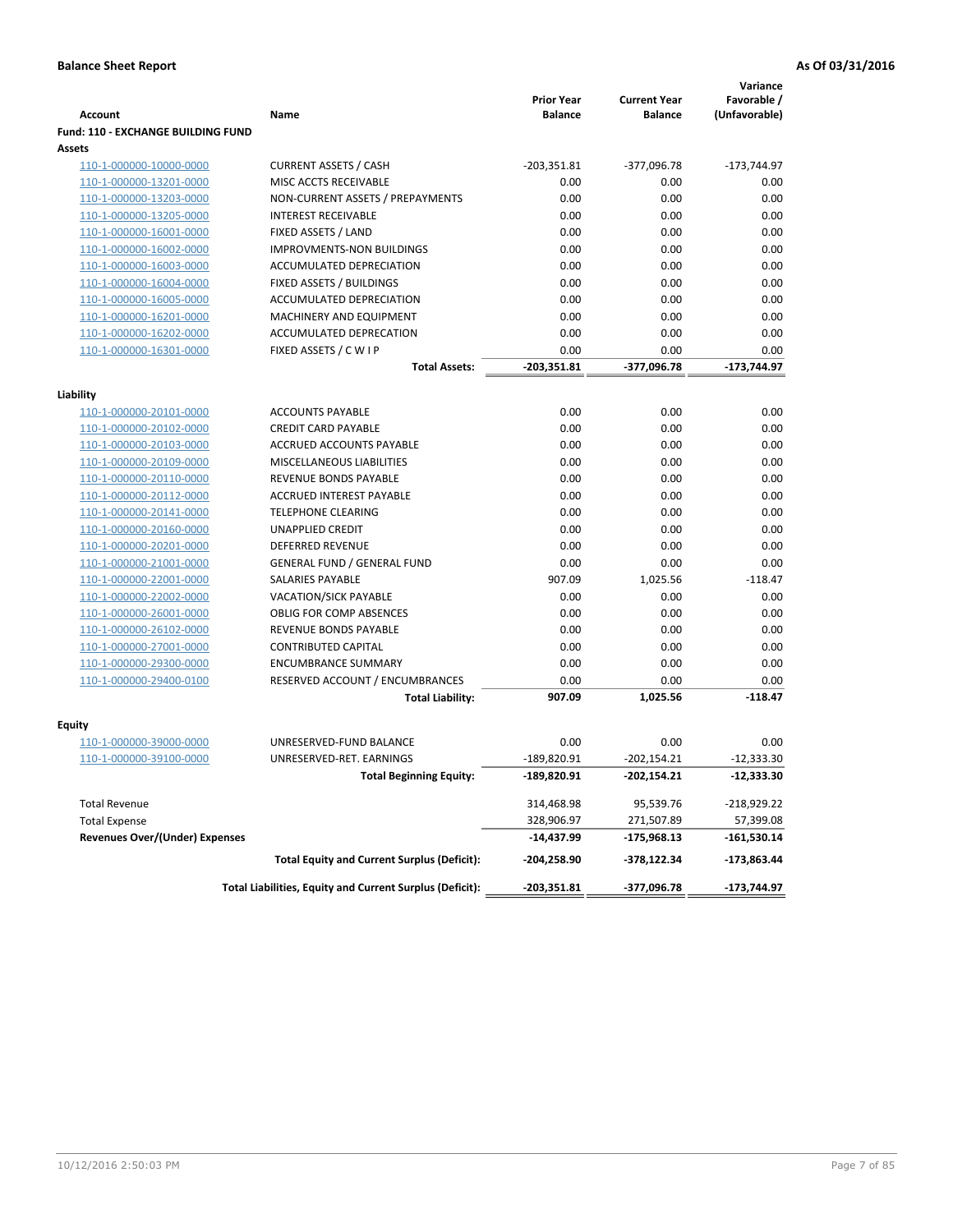**Balance Sheet Report** **As Of 03/31/2016**

| Account | Name | Prior Year Balance | Current Year Balance | Variance Favorable / (Unfavorable) |
|---|---|---|---|---|
| **Fund: 110 - EXCHANGE BUILDING FUND** | | | | |
| **Assets** | | | | |
| 110-1-000000-10000-0000 | CURRENT ASSETS / CASH | -203,351.81 | -377,096.78 | -173,744.97 |
| 110-1-000000-13201-0000 | MISC ACCTS RECEIVABLE | 0.00 | 0.00 | 0.00 |
| 110-1-000000-13203-0000 | NON-CURRENT ASSETS / PREPAYMENTS | 0.00 | 0.00 | 0.00 |
| 110-1-000000-13205-0000 | INTEREST RECEIVABLE | 0.00 | 0.00 | 0.00 |
| 110-1-000000-16001-0000 | FIXED ASSETS / LAND | 0.00 | 0.00 | 0.00 |
| 110-1-000000-16002-0000 | IMPROVMENTS-NON BUILDINGS | 0.00 | 0.00 | 0.00 |
| 110-1-000000-16003-0000 | ACCUMULATED DEPRECIATION | 0.00 | 0.00 | 0.00 |
| 110-1-000000-16004-0000 | FIXED ASSETS / BUILDINGS | 0.00 | 0.00 | 0.00 |
| 110-1-000000-16005-0000 | ACCUMULATED DEPRECIATION | 0.00 | 0.00 | 0.00 |
| 110-1-000000-16201-0000 | MACHINERY AND EQUIPMENT | 0.00 | 0.00 | 0.00 |
| 110-1-000000-16202-0000 | ACCUMULATED DEPRECATION | 0.00 | 0.00 | 0.00 |
| 110-1-000000-16301-0000 | FIXED ASSETS / C W I P | 0.00 | 0.00 | 0.00 |
| | **Total Assets:** | **-203,351.81** | **-377,096.78** | **-173,744.97** |
| **Liability** | | | | |
| 110-1-000000-20101-0000 | ACCOUNTS PAYABLE | 0.00 | 0.00 | 0.00 |
| 110-1-000000-20102-0000 | CREDIT CARD PAYABLE | 0.00 | 0.00 | 0.00 |
| 110-1-000000-20103-0000 | ACCRUED ACCOUNTS PAYABLE | 0.00 | 0.00 | 0.00 |
| 110-1-000000-20109-0000 | MISCELLANEOUS LIABILITIES | 0.00 | 0.00 | 0.00 |
| 110-1-000000-20110-0000 | REVENUE BONDS PAYABLE | 0.00 | 0.00 | 0.00 |
| 110-1-000000-20112-0000 | ACCRUED INTEREST PAYABLE | 0.00 | 0.00 | 0.00 |
| 110-1-000000-20141-0000 | TELEPHONE CLEARING | 0.00 | 0.00 | 0.00 |
| 110-1-000000-20160-0000 | UNAPPLIED CREDIT | 0.00 | 0.00 | 0.00 |
| 110-1-000000-20201-0000 | DEFERRED REVENUE | 0.00 | 0.00 | 0.00 |
| 110-1-000000-21001-0000 | GENERAL FUND / GENERAL FUND | 0.00 | 0.00 | 0.00 |
| 110-1-000000-22001-0000 | SALARIES PAYABLE | 907.09 | 1,025.56 | -118.47 |
| 110-1-000000-22002-0000 | VACATION/SICK PAYABLE | 0.00 | 0.00 | 0.00 |
| 110-1-000000-26001-0000 | OBLIG FOR COMP ABSENCES | 0.00 | 0.00 | 0.00 |
| 110-1-000000-26102-0000 | REVENUE BONDS PAYABLE | 0.00 | 0.00 | 0.00 |
| 110-1-000000-27001-0000 | CONTRIBUTED CAPITAL | 0.00 | 0.00 | 0.00 |
| 110-1-000000-29300-0000 | ENCUMBRANCE SUMMARY | 0.00 | 0.00 | 0.00 |
| 110-1-000000-29400-0100 | RESERVED ACCOUNT / ENCUMBRANCES | 0.00 | 0.00 | 0.00 |
| | **Total Liability:** | **907.09** | **1,025.56** | **-118.47** |
| **Equity** | | | | |
| 110-1-000000-39000-0000 | UNRESERVED-FUND BALANCE | 0.00 | 0.00 | 0.00 |
| 110-1-000000-39100-0000 | UNRESERVED-RET. EARNINGS | -189,820.91 | -202,154.21 | -12,333.30 |
| | **Total Beginning Equity:** | **-189,820.91** | **-202,154.21** | **-12,333.30** |
| Total Revenue | | 314,468.98 | 95,539.76 | -218,929.22 |
| Total Expense | | 328,906.97 | 271,507.89 | 57,399.08 |
| **Revenues Over/(Under) Expenses** | | **-14,437.99** | **-175,968.13** | **-161,530.14** |
| | **Total Equity and Current Surplus (Deficit):** | **-204,258.90** | **-378,122.34** | **-173,863.44** |
| | **Total Liabilities, Equity and Current Surplus (Deficit):** | **-203,351.81** | **-377,096.78** | **-173,744.97** |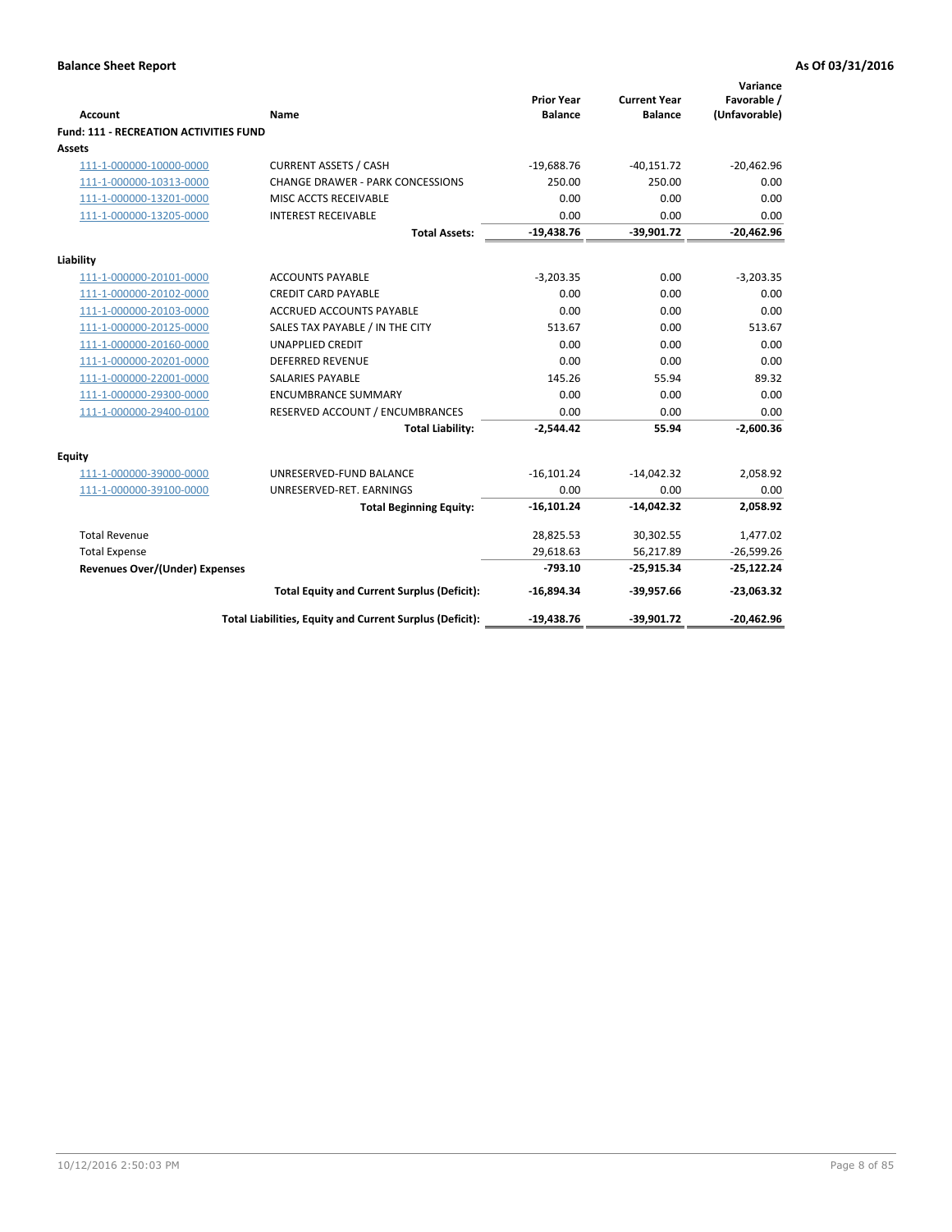**Balance Sheet Report** | **As Of 03/31/2016**

| Account | Name | Prior Year Balance | Current Year Balance | Variance Favorable / (Unfavorable) |
|---|---|---|---|---|
| **Fund: 111 - RECREATION ACTIVITIES FUND** | | | | |
| **Assets** | | | | |
| 111-1-000000-10000-0000 | CURRENT ASSETS / CASH | -19,688.76 | -40,151.72 | -20,462.96 |
| 111-1-000000-10313-0000 | CHANGE DRAWER - PARK CONCESSIONS | 250.00 | 250.00 | 0.00 |
| 111-1-000000-13201-0000 | MISC ACCTS RECEIVABLE | 0.00 | 0.00 | 0.00 |
| 111-1-000000-13205-0000 | INTEREST RECEIVABLE | 0.00 | 0.00 | 0.00 |
| | **Total Assets:** | **-19,438.76** | **-39,901.72** | **-20,462.96** |
| **Liability** | | | | |
| 111-1-000000-20101-0000 | ACCOUNTS PAYABLE | -3,203.35 | 0.00 | -3,203.35 |
| 111-1-000000-20102-0000 | CREDIT CARD PAYABLE | 0.00 | 0.00 | 0.00 |
| 111-1-000000-20103-0000 | ACCRUED ACCOUNTS PAYABLE | 0.00 | 0.00 | 0.00 |
| 111-1-000000-20125-0000 | SALES TAX PAYABLE / IN THE CITY | 513.67 | 0.00 | 513.67 |
| 111-1-000000-20160-0000 | UNAPPLIED CREDIT | 0.00 | 0.00 | 0.00 |
| 111-1-000000-20201-0000 | DEFERRED REVENUE | 0.00 | 0.00 | 0.00 |
| 111-1-000000-22001-0000 | SALARIES PAYABLE | 145.26 | 55.94 | 89.32 |
| 111-1-000000-29300-0000 | ENCUMBRANCE SUMMARY | 0.00 | 0.00 | 0.00 |
| 111-1-000000-29400-0100 | RESERVED ACCOUNT / ENCUMBRANCES | 0.00 | 0.00 | 0.00 |
| | **Total Liability:** | **-2,544.42** | **55.94** | **-2,600.36** |
| **Equity** | | | | |
| 111-1-000000-39000-0000 | UNRESERVED-FUND BALANCE | -16,101.24 | -14,042.32 | 2,058.92 |
| 111-1-000000-39100-0000 | UNRESERVED-RET. EARNINGS | 0.00 | 0.00 | 0.00 |
| | **Total Beginning Equity:** | **-16,101.24** | **-14,042.32** | **2,058.92** |
| Total Revenue | | 28,825.53 | 30,302.55 | 1,477.02 |
| Total Expense | | 29,618.63 | 56,217.89 | -26,599.26 |
| **Revenues Over/(Under) Expenses** | | **-793.10** | **-25,915.34** | **-25,122.24** |
| | **Total Equity and Current Surplus (Deficit):** | **-16,894.34** | **-39,957.66** | **-23,063.32** |
| | **Total Liabilities, Equity and Current Surplus (Deficit):** | **-19,438.76** | **-39,901.72** | **-20,462.96** |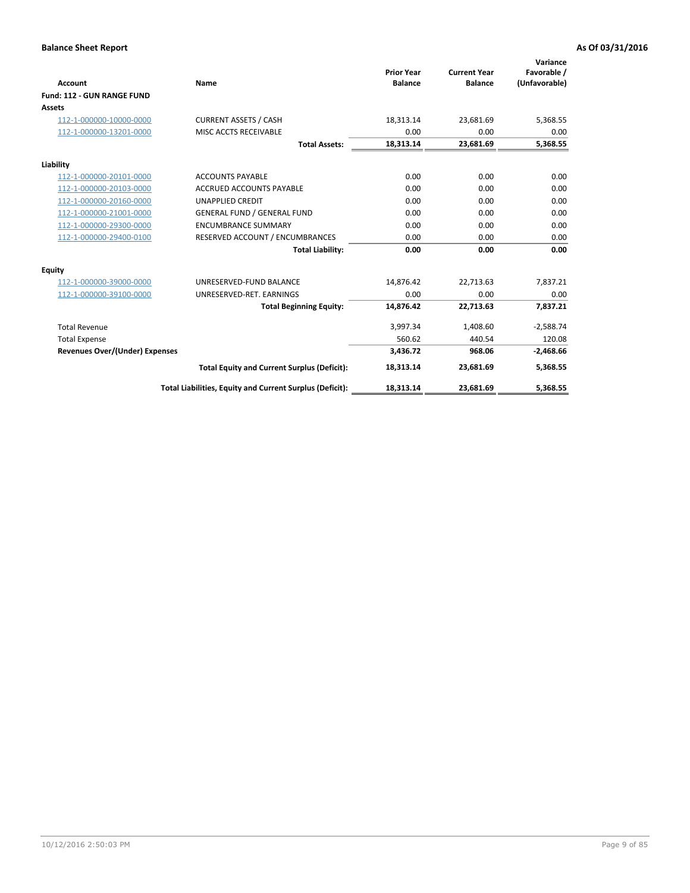**Balance Sheet Report** | **As Of 03/31/2016**

| Account | Name | Prior Year Balance | Current Year Balance | Variance Favorable / (Unfavorable) |
|---|---|---|---|---|
| **Fund: 112 - GUN RANGE FUND** | | | | |
| **Assets** | | | | |
| 112-1-000000-10000-0000 | CURRENT ASSETS / CASH | 18,313.14 | 23,681.69 | 5,368.55 |
| 112-1-000000-13201-0000 | MISC ACCTS RECEIVABLE | 0.00 | 0.00 | 0.00 |
| | **Total Assets:** | **18,313.14** | **23,681.69** | **5,368.55** |
| **Liability** | | | | |
| 112-1-000000-20101-0000 | ACCOUNTS PAYABLE | 0.00 | 0.00 | 0.00 |
| 112-1-000000-20103-0000 | ACCRUED ACCOUNTS PAYABLE | 0.00 | 0.00 | 0.00 |
| 112-1-000000-20160-0000 | UNAPPLIED CREDIT | 0.00 | 0.00 | 0.00 |
| 112-1-000000-21001-0000 | GENERAL FUND / GENERAL FUND | 0.00 | 0.00 | 0.00 |
| 112-1-000000-29300-0000 | ENCUMBRANCE SUMMARY | 0.00 | 0.00 | 0.00 |
| 112-1-000000-29400-0100 | RESERVED ACCOUNT / ENCUMBRANCES | 0.00 | 0.00 | 0.00 |
| | **Total Liability:** | **0.00** | **0.00** | **0.00** |
| **Equity** | | | | |
| 112-1-000000-39000-0000 | UNRESERVED-FUND BALANCE | 14,876.42 | 22,713.63 | 7,837.21 |
| 112-1-000000-39100-0000 | UNRESERVED-RET. EARNINGS | 0.00 | 0.00 | 0.00 |
| | **Total Beginning Equity:** | **14,876.42** | **22,713.63** | **7,837.21** |
| Total Revenue | | 3,997.34 | 1,408.60 | -2,588.74 |
| Total Expense | | 560.62 | 440.54 | 120.08 |
| **Revenues Over/(Under) Expenses** | | **3,436.72** | **968.06** | **-2,468.66** |
| | **Total Equity and Current Surplus (Deficit):** | **18,313.14** | **23,681.69** | **5,368.55** |
| | **Total Liabilities, Equity and Current Surplus (Deficit):** | **18,313.14** | **23,681.69** | **5,368.55** |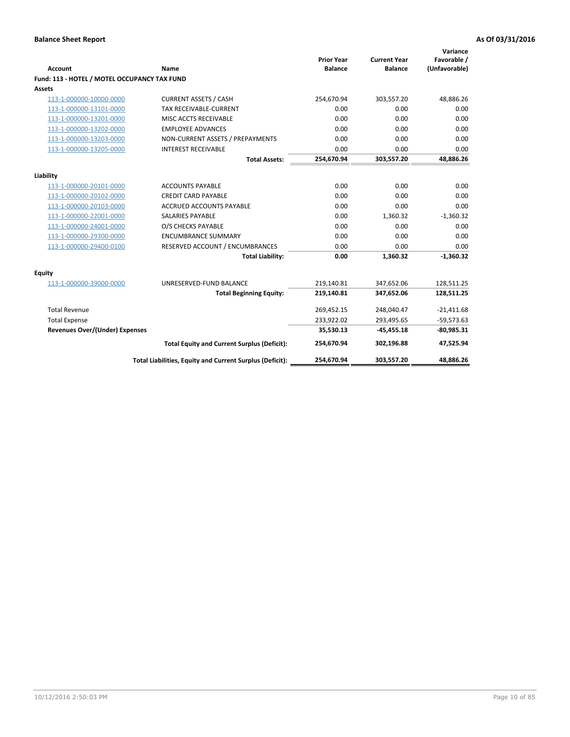# Balance Sheet Report

**As Of 03/31/2016**

| Account | Name | Prior Year Balance | Current Year Balance | Variance Favorable / (Unfavorable) |
|---|---|---|---|---|
| **Fund: 113 - HOTEL / MOTEL OCCUPANCY TAX FUND** | | | | |
| **Assets** | | | | |
| 113-1-000000-10000-0000 | CURRENT ASSETS / CASH | 254,670.94 | 303,557.20 | 48,886.26 |
| 113-1-000000-13101-0000 | TAX RECEIVABLE-CURRENT | 0.00 | 0.00 | 0.00 |
| 113-1-000000-13201-0000 | MISC ACCTS RECEIVABLE | 0.00 | 0.00 | 0.00 |
| 113-1-000000-13202-0000 | EMPLOYEE ADVANCES | 0.00 | 0.00 | 0.00 |
| 113-1-000000-13203-0000 | NON-CURRENT ASSETS / PREPAYMENTS | 0.00 | 0.00 | 0.00 |
| 113-1-000000-13205-0000 | INTEREST RECEIVABLE | 0.00 | 0.00 | 0.00 |
| | **Total Assets:** | **254,670.94** | **303,557.20** | **48,886.26** |
| **Liability** | | | | |
| 113-1-000000-20101-0000 | ACCOUNTS PAYABLE | 0.00 | 0.00 | 0.00 |
| 113-1-000000-20102-0000 | CREDIT CARD PAYABLE | 0.00 | 0.00 | 0.00 |
| 113-1-000000-20103-0000 | ACCRUED ACCOUNTS PAYABLE | 0.00 | 0.00 | 0.00 |
| 113-1-000000-22001-0000 | SALARIES PAYABLE | 0.00 | 1,360.32 | -1,360.32 |
| 113-1-000000-24001-0000 | O/S CHECKS PAYABLE | 0.00 | 0.00 | 0.00 |
| 113-1-000000-29300-0000 | ENCUMBRANCE SUMMARY | 0.00 | 0.00 | 0.00 |
| 113-1-000000-29400-0100 | RESERVED ACCOUNT / ENCUMBRANCES | 0.00 | 0.00 | 0.00 |
| | **Total Liability:** | **0.00** | **1,360.32** | **-1,360.32** |
| **Equity** | | | | |
| 113-1-000000-39000-0000 | UNRESERVED-FUND BALANCE | 219,140.81 | 347,652.06 | 128,511.25 |
| | **Total Beginning Equity:** | **219,140.81** | **347,652.06** | **128,511.25** |
| Total Revenue | | 269,452.15 | 248,040.47 | -21,411.68 |
| Total Expense | | 233,922.02 | 293,495.65 | -59,573.63 |
| **Revenues Over/(Under) Expenses** | | **35,530.13** | **-45,455.18** | **-80,985.31** |
| | **Total Equity and Current Surplus (Deficit):** | **254,670.94** | **302,196.88** | **47,525.94** |
| | **Total Liabilities, Equity and Current Surplus (Deficit):** | **254,670.94** | **303,557.20** | **48,886.26** |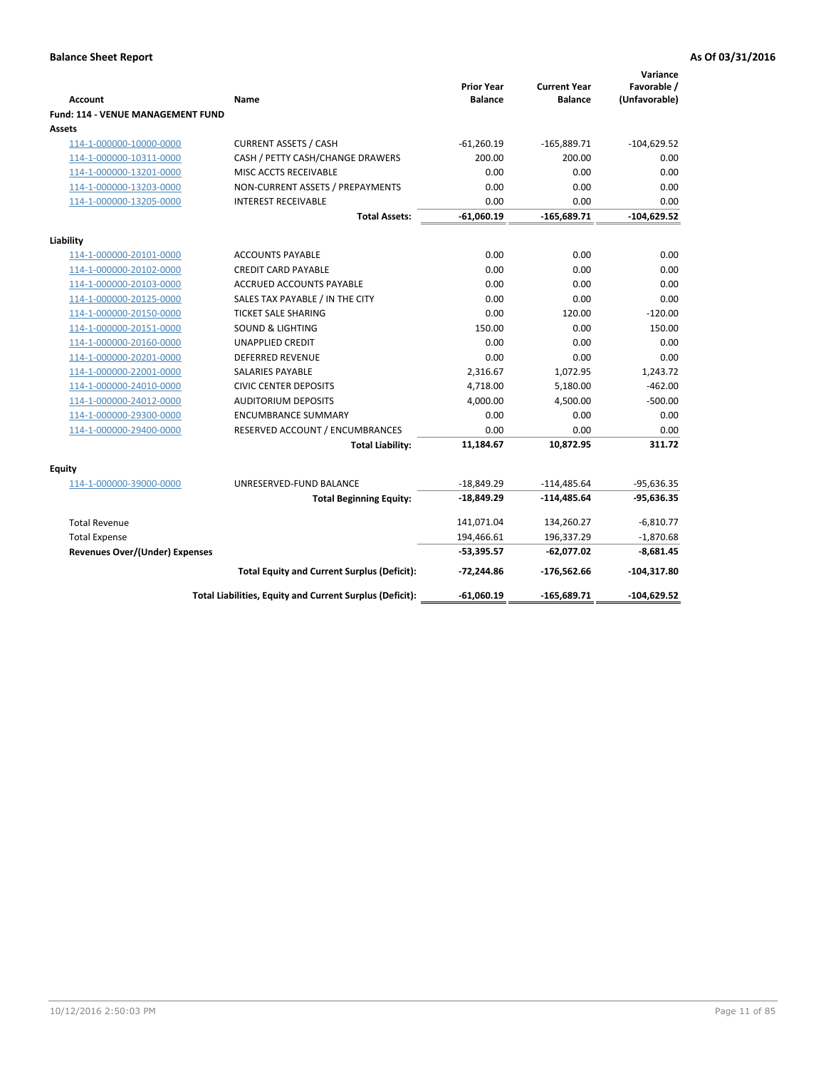**Balance Sheet Report** **As Of 03/31/2016**

| Account | Name | Prior Year Balance | Current Year Balance | Variance Favorable / (Unfavorable) |
|---|---|---|---|---|
| **Fund: 114 - VENUE MANAGEMENT FUND** | | | | |
| **Assets** | | | | |
| 114-1-000000-10000-0000 | CURRENT ASSETS / CASH | -61,260.19 | -165,889.71 | -104,629.52 |
| 114-1-000000-10311-0000 | CASH / PETTY CASH/CHANGE DRAWERS | 200.00 | 200.00 | 0.00 |
| 114-1-000000-13201-0000 | MISC ACCTS RECEIVABLE | 0.00 | 0.00 | 0.00 |
| 114-1-000000-13203-0000 | NON-CURRENT ASSETS / PREPAYMENTS | 0.00 | 0.00 | 0.00 |
| 114-1-000000-13205-0000 | INTEREST RECEIVABLE | 0.00 | 0.00 | 0.00 |
| | **Total Assets:** | **-61,060.19** | **-165,689.71** | **-104,629.52** |
| **Liability** | | | | |
| 114-1-000000-20101-0000 | ACCOUNTS PAYABLE | 0.00 | 0.00 | 0.00 |
| 114-1-000000-20102-0000 | CREDIT CARD PAYABLE | 0.00 | 0.00 | 0.00 |
| 114-1-000000-20103-0000 | ACCRUED ACCOUNTS PAYABLE | 0.00 | 0.00 | 0.00 |
| 114-1-000000-20125-0000 | SALES TAX PAYABLE / IN THE CITY | 0.00 | 0.00 | 0.00 |
| 114-1-000000-20150-0000 | TICKET SALE SHARING | 0.00 | 120.00 | -120.00 |
| 114-1-000000-20151-0000 | SOUND & LIGHTING | 150.00 | 0.00 | 150.00 |
| 114-1-000000-20160-0000 | UNAPPLIED CREDIT | 0.00 | 0.00 | 0.00 |
| 114-1-000000-20201-0000 | DEFERRED REVENUE | 0.00 | 0.00 | 0.00 |
| 114-1-000000-22001-0000 | SALARIES PAYABLE | 2,316.67 | 1,072.95 | 1,243.72 |
| 114-1-000000-24010-0000 | CIVIC CENTER DEPOSITS | 4,718.00 | 5,180.00 | -462.00 |
| 114-1-000000-24012-0000 | AUDITORIUM DEPOSITS | 4,000.00 | 4,500.00 | -500.00 |
| 114-1-000000-29300-0000 | ENCUMBRANCE SUMMARY | 0.00 | 0.00 | 0.00 |
| 114-1-000000-29400-0000 | RESERVED ACCOUNT / ENCUMBRANCES | 0.00 | 0.00 | 0.00 |
| | **Total Liability:** | **11,184.67** | **10,872.95** | **311.72** |
| **Equity** | | | | |
| 114-1-000000-39000-0000 | UNRESERVED-FUND BALANCE | -18,849.29 | -114,485.64 | -95,636.35 |
| | **Total Beginning Equity:** | **-18,849.29** | **-114,485.64** | **-95,636.35** |
| Total Revenue | | 141,071.04 | 134,260.27 | -6,810.77 |
| Total Expense | | 194,466.61 | 196,337.29 | -1,870.68 |
| **Revenues Over/(Under) Expenses** | | **-53,395.57** | **-62,077.02** | **-8,681.45** |
| | **Total Equity and Current Surplus (Deficit):** | **-72,244.86** | **-176,562.66** | **-104,317.80** |
| | **Total Liabilities, Equity and Current Surplus (Deficit):** | **-61,060.19** | **-165,689.71** | **-104,629.52** |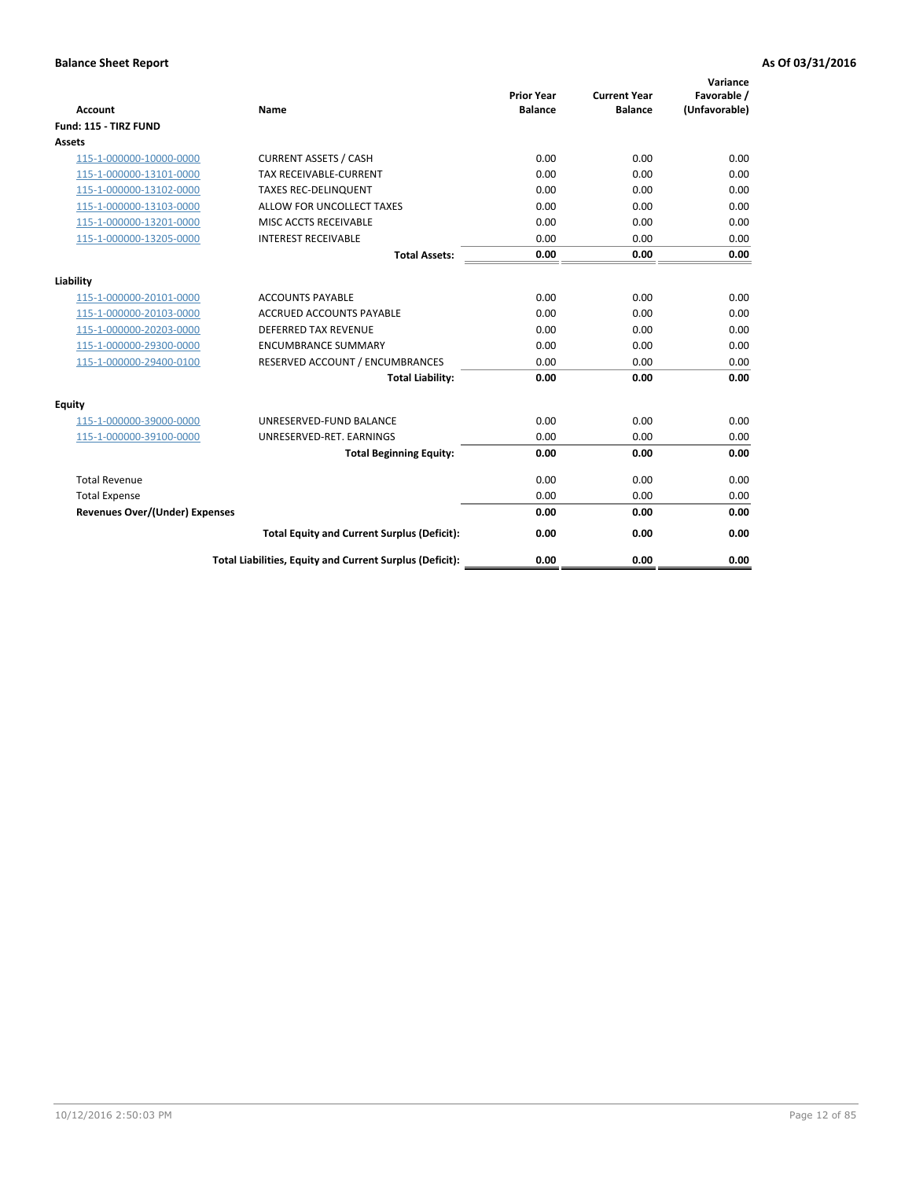**Balance Sheet Report** **As Of 03/31/2016**

| Account | Name | Prior Year Balance | Current Year Balance | Variance Favorable / (Unfavorable) |
|---|---|---|---|---|
| **Fund: 115 - TIRZ FUND** | | | | |
| **Assets** | | | | |
| 115-1-000000-10000-0000 | CURRENT ASSETS / CASH | 0.00 | 0.00 | 0.00 |
| 115-1-000000-13101-0000 | TAX RECEIVABLE-CURRENT | 0.00 | 0.00 | 0.00 |
| 115-1-000000-13102-0000 | TAXES REC-DELINQUENT | 0.00 | 0.00 | 0.00 |
| 115-1-000000-13103-0000 | ALLOW FOR UNCOLLECT TAXES | 0.00 | 0.00 | 0.00 |
| 115-1-000000-13201-0000 | MISC ACCTS RECEIVABLE | 0.00 | 0.00 | 0.00 |
| 115-1-000000-13205-0000 | INTEREST RECEIVABLE | 0.00 | 0.00 | 0.00 |
| | **Total Assets:** | **0.00** | **0.00** | **0.00** |
| **Liability** | | | | |
| 115-1-000000-20101-0000 | ACCOUNTS PAYABLE | 0.00 | 0.00 | 0.00 |
| 115-1-000000-20103-0000 | ACCRUED ACCOUNTS PAYABLE | 0.00 | 0.00 | 0.00 |
| 115-1-000000-20203-0000 | DEFERRED TAX REVENUE | 0.00 | 0.00 | 0.00 |
| 115-1-000000-29300-0000 | ENCUMBRANCE SUMMARY | 0.00 | 0.00 | 0.00 |
| 115-1-000000-29400-0100 | RESERVED ACCOUNT / ENCUMBRANCES | 0.00 | 0.00 | 0.00 |
| | **Total Liability:** | **0.00** | **0.00** | **0.00** |
| **Equity** | | | | |
| 115-1-000000-39000-0000 | UNRESERVED-FUND BALANCE | 0.00 | 0.00 | 0.00 |
| 115-1-000000-39100-0000 | UNRESERVED-RET. EARNINGS | 0.00 | 0.00 | 0.00 |
| | **Total Beginning Equity:** | **0.00** | **0.00** | **0.00** |
| Total Revenue | | 0.00 | 0.00 | 0.00 |
| Total Expense | | 0.00 | 0.00 | 0.00 |
| **Revenues Over/(Under) Expenses** | | **0.00** | **0.00** | **0.00** |
| | **Total Equity and Current Surplus (Deficit):** | **0.00** | **0.00** | **0.00** |
| | **Total Liabilities, Equity and Current Surplus (Deficit):** | **0.00** | **0.00** | **0.00** |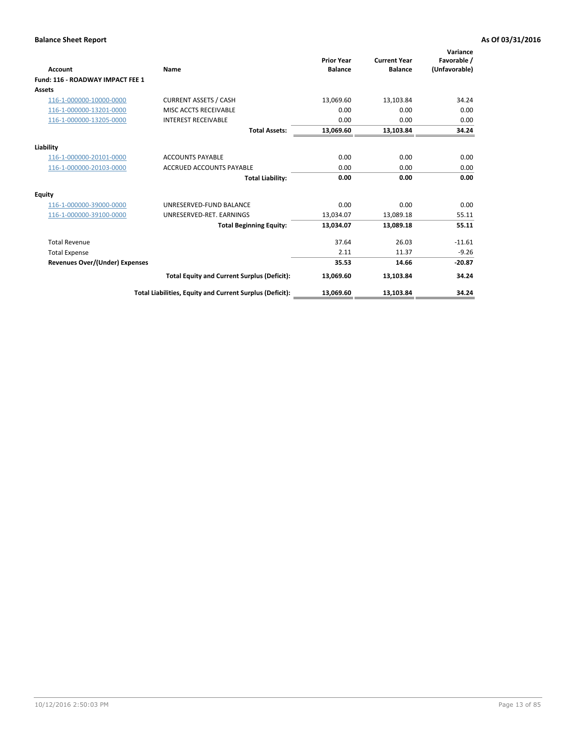# Balance Sheet Report

**As Of 03/31/2016**

| Account | Name | Prior Year Balance | Current Year Balance | Variance Favorable / (Unfavorable) |
|---|---|---|---|---|
| **Fund: 116 - ROADWAY IMPACT FEE 1** | | | | |
| **Assets** | | | | |
| 116-1-000000-10000-0000 | CURRENT ASSETS / CASH | 13,069.60 | 13,103.84 | 34.24 |
| 116-1-000000-13201-0000 | MISC ACCTS RECEIVABLE | 0.00 | 0.00 | 0.00 |
| 116-1-000000-13205-0000 | INTEREST RECEIVABLE | 0.00 | 0.00 | 0.00 |
| | **Total Assets:** | **13,069.60** | **13,103.84** | **34.24** |
| **Liability** | | | | |
| 116-1-000000-20101-0000 | ACCOUNTS PAYABLE | 0.00 | 0.00 | 0.00 |
| 116-1-000000-20103-0000 | ACCRUED ACCOUNTS PAYABLE | 0.00 | 0.00 | 0.00 |
| | **Total Liability:** | **0.00** | **0.00** | **0.00** |
| **Equity** | | | | |
| 116-1-000000-39000-0000 | UNRESERVED-FUND BALANCE | 0.00 | 0.00 | 0.00 |
| 116-1-000000-39100-0000 | UNRESERVED-RET. EARNINGS | 13,034.07 | 13,089.18 | 55.11 |
| | **Total Beginning Equity:** | **13,034.07** | **13,089.18** | **55.11** |
| Total Revenue | | 37.64 | 26.03 | -11.61 |
| Total Expense | | 2.11 | 11.37 | -9.26 |
| **Revenues Over/(Under) Expenses** | | **35.53** | **14.66** | **-20.87** |
| | **Total Equity and Current Surplus (Deficit):** | **13,069.60** | **13,103.84** | **34.24** |
| | **Total Liabilities, Equity and Current Surplus (Deficit):** | **13,069.60** | **13,103.84** | **34.24** |

10/12/2016 2:50:03 PM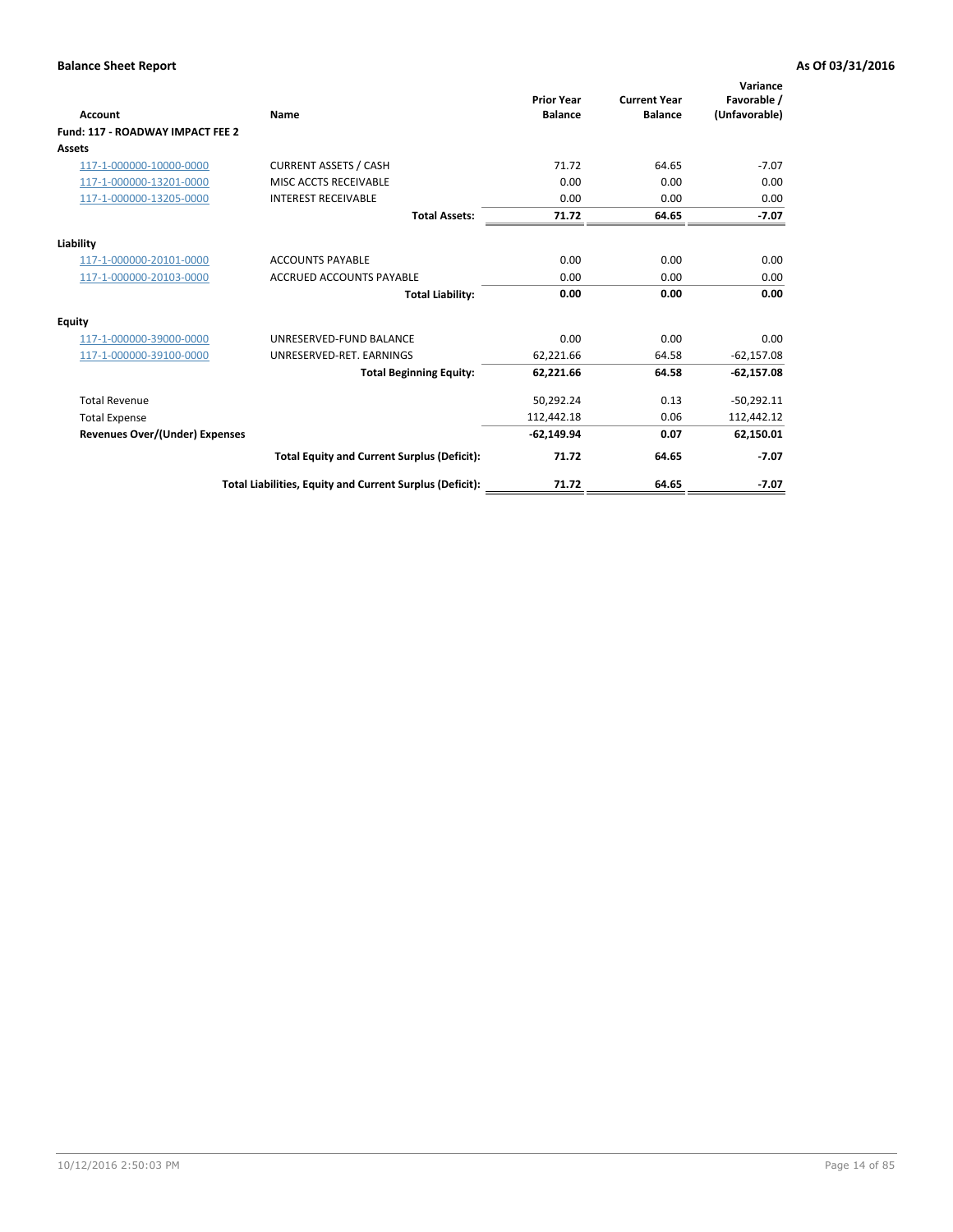# Balance Sheet Report

**As Of 03/31/2016**

| Account | Name | Prior Year Balance | Current Year Balance | Variance Favorable / (Unfavorable) |
|---|---|---|---|---|
| **Fund: 117 - ROADWAY IMPACT FEE 2** | | | | |
| **Assets** | | | | |
| 117-1-000000-10000-0000 | CURRENT ASSETS / CASH | 71.72 | 64.65 | -7.07 |
| 117-1-000000-13201-0000 | MISC ACCTS RECEIVABLE | 0.00 | 0.00 | 0.00 |
| 117-1-000000-13205-0000 | INTEREST RECEIVABLE | 0.00 | 0.00 | 0.00 |
| | **Total Assets:** | **71.72** | **64.65** | **-7.07** |
| **Liability** | | | | |
| 117-1-000000-20101-0000 | ACCOUNTS PAYABLE | 0.00 | 0.00 | 0.00 |
| 117-1-000000-20103-0000 | ACCRUED ACCOUNTS PAYABLE | 0.00 | 0.00 | 0.00 |
| | **Total Liability:** | **0.00** | **0.00** | **0.00** |
| **Equity** | | | | |
| 117-1-000000-39000-0000 | UNRESERVED-FUND BALANCE | 0.00 | 0.00 | 0.00 |
| 117-1-000000-39100-0000 | UNRESERVED-RET. EARNINGS | 62,221.66 | 64.58 | -62,157.08 |
| | **Total Beginning Equity:** | **62,221.66** | **64.58** | **-62,157.08** |
| Total Revenue | | 50,292.24 | 0.13 | -50,292.11 |
| Total Expense | | 112,442.18 | 0.06 | 112,442.12 |
| **Revenues Over/(Under) Expenses** | | **-62,149.94** | **0.07** | **62,150.01** |
| | **Total Equity and Current Surplus (Deficit):** | **71.72** | **64.65** | **-7.07** |
| | **Total Liabilities, Equity and Current Surplus (Deficit):** | **71.72** | **64.65** | **-7.07** |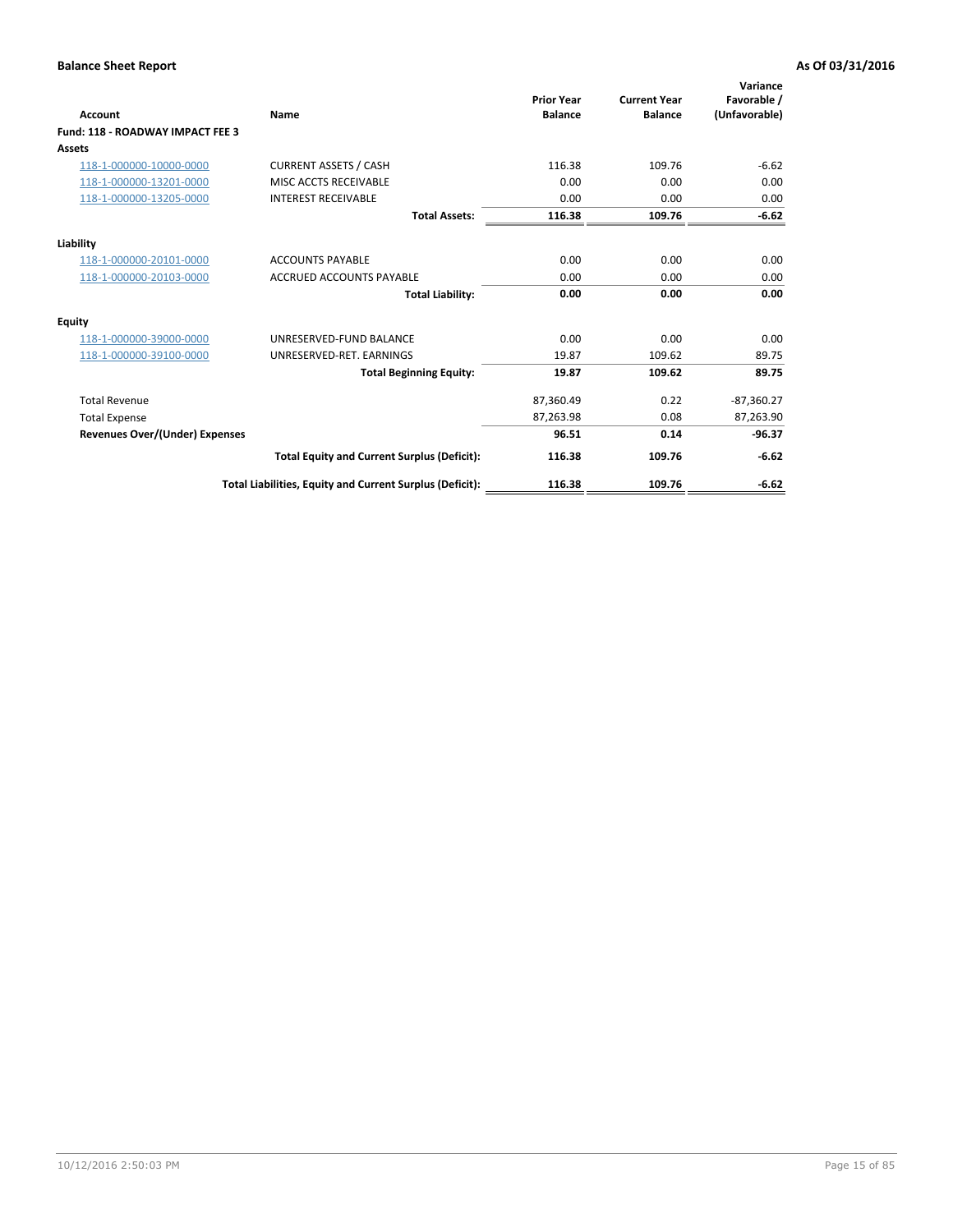**Balance Sheet Report** | **As Of 03/31/2016**

| Account | Name | Prior Year Balance | Current Year Balance | Variance Favorable / (Unfavorable) |
|---|---|---|---|---|
| **Fund: 118 - ROADWAY IMPACT FEE 3** | | | | |
| **Assets** | | | | |
| 118-1-000000-10000-0000 | CURRENT ASSETS / CASH | 116.38 | 109.76 | -6.62 |
| 118-1-000000-13201-0000 | MISC ACCTS RECEIVABLE | 0.00 | 0.00 | 0.00 |
| 118-1-000000-13205-0000 | INTEREST RECEIVABLE | 0.00 | 0.00 | 0.00 |
| | **Total Assets:** | **116.38** | **109.76** | **-6.62** |
| **Liability** | | | | |
| 118-1-000000-20101-0000 | ACCOUNTS PAYABLE | 0.00 | 0.00 | 0.00 |
| 118-1-000000-20103-0000 | ACCRUED ACCOUNTS PAYABLE | 0.00 | 0.00 | 0.00 |
| | **Total Liability:** | **0.00** | **0.00** | **0.00** |
| **Equity** | | | | |
| 118-1-000000-39000-0000 | UNRESERVED-FUND BALANCE | 0.00 | 0.00 | 0.00 |
| 118-1-000000-39100-0000 | UNRESERVED-RET. EARNINGS | 19.87 | 109.62 | 89.75 |
| | **Total Beginning Equity:** | **19.87** | **109.62** | **89.75** |
| Total Revenue | | 87,360.49 | 0.22 | -87,360.27 |
| Total Expense | | 87,263.98 | 0.08 | 87,263.90 |
| **Revenues Over/(Under) Expenses** | | **96.51** | **0.14** | **-96.37** |
| | **Total Equity and Current Surplus (Deficit):** | **116.38** | **109.76** | **-6.62** |
| | **Total Liabilities, Equity and Current Surplus (Deficit):** | **116.38** | **109.76** | **-6.62** |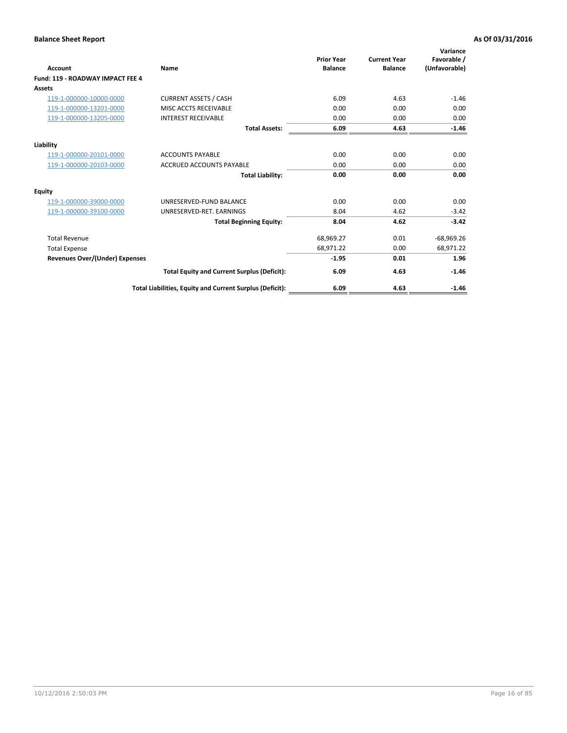**Balance Sheet Report** | **As Of 03/31/2016**

| Account | Name | Prior Year Balance | Current Year Balance | Variance Favorable / (Unfavorable) |
|---|---|---|---|---|
| **Fund: 119 - ROADWAY IMPACT FEE 4** | | | | |
| **Assets** | | | | |
| 119-1-000000-10000-0000 | CURRENT ASSETS / CASH | 6.09 | 4.63 | -1.46 |
| 119-1-000000-13201-0000 | MISC ACCTS RECEIVABLE | 0.00 | 0.00 | 0.00 |
| 119-1-000000-13205-0000 | INTEREST RECEIVABLE | 0.00 | 0.00 | 0.00 |
| | **Total Assets:** | **6.09** | **4.63** | **-1.46** |
| **Liability** | | | | |
| 119-1-000000-20101-0000 | ACCOUNTS PAYABLE | 0.00 | 0.00 | 0.00 |
| 119-1-000000-20103-0000 | ACCRUED ACCOUNTS PAYABLE | 0.00 | 0.00 | 0.00 |
| | **Total Liability:** | **0.00** | **0.00** | **0.00** |
| **Equity** | | | | |
| 119-1-000000-39000-0000 | UNRESERVED-FUND BALANCE | 0.00 | 0.00 | 0.00 |
| 119-1-000000-39100-0000 | UNRESERVED-RET. EARNINGS | 8.04 | 4.62 | -3.42 |
| | **Total Beginning Equity:** | **8.04** | **4.62** | **-3.42** |
| Total Revenue | | 68,969.27 | 0.01 | -68,969.26 |
| Total Expense | | 68,971.22 | 0.00 | 68,971.22 |
| **Revenues Over/(Under) Expenses** | | **-1.95** | **0.01** | **1.96** |
| | **Total Equity and Current Surplus (Deficit):** | **6.09** | **4.63** | **-1.46** |
| | **Total Liabilities, Equity and Current Surplus (Deficit):** | **6.09** | **4.63** | **-1.46** |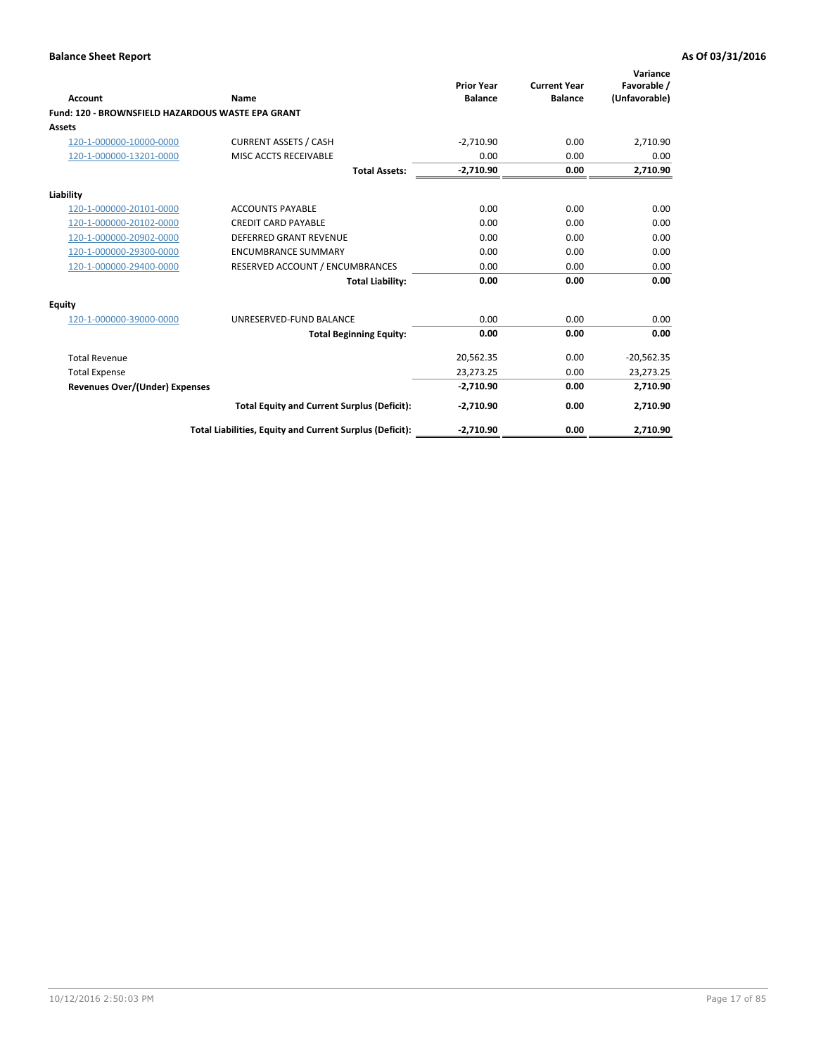**Balance Sheet Report** **As Of 03/31/2016**

| Account | Name | Prior Year Balance | Current Year Balance | Variance Favorable / (Unfavorable) |
|---|---|---|---|---|
| **Fund: 120 - BROWNSFIELD HAZARDOUS WASTE EPA GRANT** | | | | |
| **Assets** | | | | |
| 120-1-000000-10000-0000 | CURRENT ASSETS / CASH | -2,710.90 | 0.00 | 2,710.90 |
| 120-1-000000-13201-0000 | MISC ACCTS RECEIVABLE | 0.00 | 0.00 | 0.00 |
| | **Total Assets:** | **-2,710.90** | **0.00** | **2,710.90** |
| **Liability** | | | | |
| 120-1-000000-20101-0000 | ACCOUNTS PAYABLE | 0.00 | 0.00 | 0.00 |
| 120-1-000000-20102-0000 | CREDIT CARD PAYABLE | 0.00 | 0.00 | 0.00 |
| 120-1-000000-20902-0000 | DEFERRED GRANT REVENUE | 0.00 | 0.00 | 0.00 |
| 120-1-000000-29300-0000 | ENCUMBRANCE SUMMARY | 0.00 | 0.00 | 0.00 |
| 120-1-000000-29400-0000 | RESERVED ACCOUNT / ENCUMBRANCES | 0.00 | 0.00 | 0.00 |
| | **Total Liability:** | **0.00** | **0.00** | **0.00** |
| **Equity** | | | | |
| 120-1-000000-39000-0000 | UNRESERVED-FUND BALANCE | 0.00 | 0.00 | 0.00 |
| | **Total Beginning Equity:** | **0.00** | **0.00** | **0.00** |
| Total Revenue | | 20,562.35 | 0.00 | -20,562.35 |
| Total Expense | | 23,273.25 | 0.00 | 23,273.25 |
| **Revenues Over/(Under) Expenses** | | **-2,710.90** | **0.00** | **2,710.90** |
| | **Total Equity and Current Surplus (Deficit):** | **-2,710.90** | **0.00** | **2,710.90** |
| | **Total Liabilities, Equity and Current Surplus (Deficit):** | **-2,710.90** | **0.00** | **2,710.90** |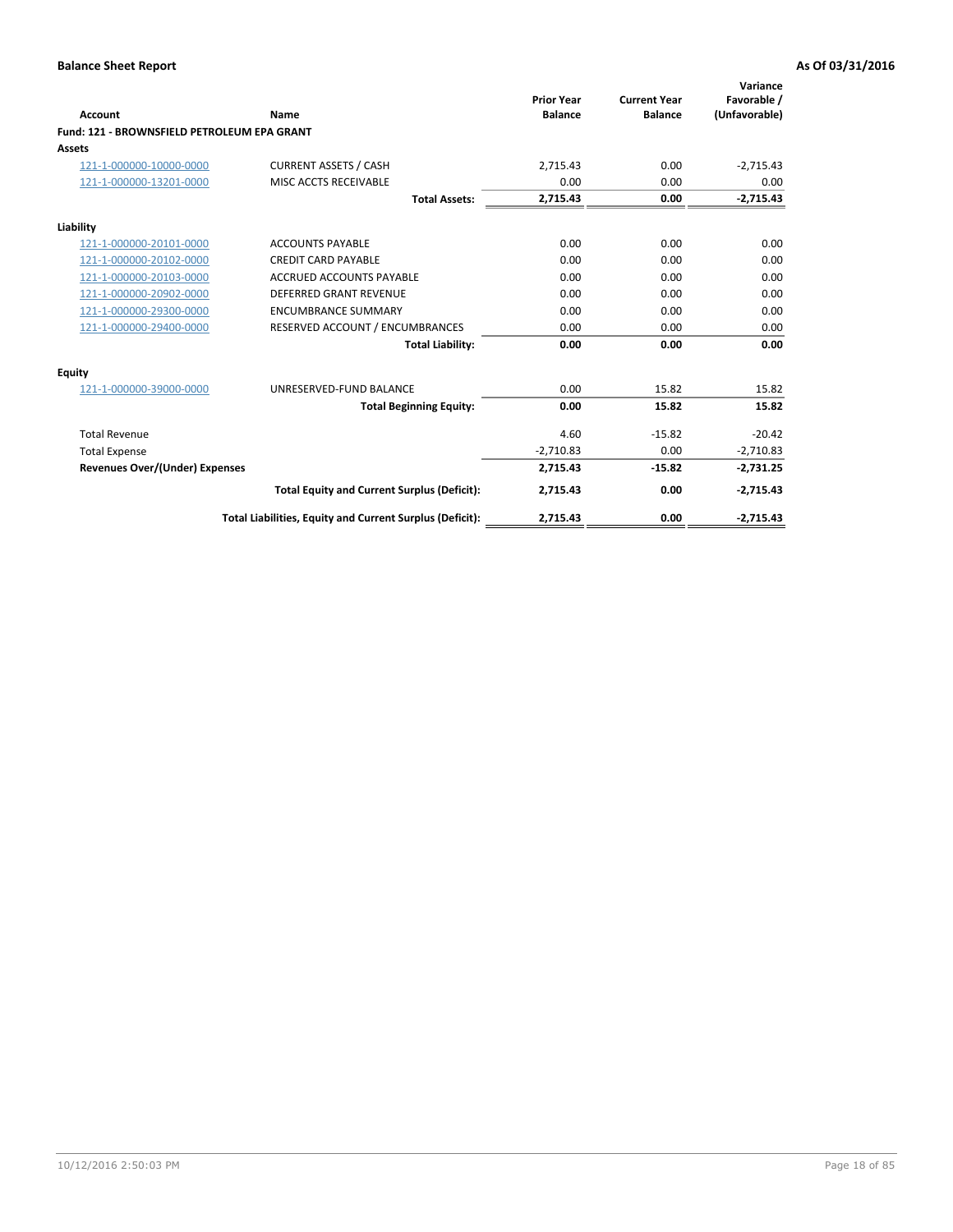**Balance Sheet Report** **As Of 03/31/2016**

| Account | Name | Prior Year Balance | Current Year Balance | Variance Favorable / (Unfavorable) |
|---|---|---|---|---|
| **Fund: 121 - BROWNSFIELD PETROLEUM EPA GRANT** | | | | |
| **Assets** | | | | |
| 121-1-000000-10000-0000 | CURRENT ASSETS / CASH | 2,715.43 | 0.00 | -2,715.43 |
| 121-1-000000-13201-0000 | MISC ACCTS RECEIVABLE | 0.00 | 0.00 | 0.00 |
| | **Total Assets:** | **2,715.43** | **0.00** | **-2,715.43** |
| **Liability** | | | | |
| 121-1-000000-20101-0000 | ACCOUNTS PAYABLE | 0.00 | 0.00 | 0.00 |
| 121-1-000000-20102-0000 | CREDIT CARD PAYABLE | 0.00 | 0.00 | 0.00 |
| 121-1-000000-20103-0000 | ACCRUED ACCOUNTS PAYABLE | 0.00 | 0.00 | 0.00 |
| 121-1-000000-20902-0000 | DEFERRED GRANT REVENUE | 0.00 | 0.00 | 0.00 |
| 121-1-000000-29300-0000 | ENCUMBRANCE SUMMARY | 0.00 | 0.00 | 0.00 |
| 121-1-000000-29400-0000 | RESERVED ACCOUNT / ENCUMBRANCES | 0.00 | 0.00 | 0.00 |
| | **Total Liability:** | **0.00** | **0.00** | **0.00** |
| **Equity** | | | | |
| 121-1-000000-39000-0000 | UNRESERVED-FUND BALANCE | 0.00 | 15.82 | 15.82 |
| | **Total Beginning Equity:** | **0.00** | **15.82** | **15.82** |
| Total Revenue | | 4.60 | -15.82 | -20.42 |
| Total Expense | | -2,710.83 | 0.00 | -2,710.83 |
| **Revenues Over/(Under) Expenses** | | **2,715.43** | **-15.82** | **-2,731.25** |
| | **Total Equity and Current Surplus (Deficit):** | **2,715.43** | **0.00** | **-2,715.43** |
| | **Total Liabilities, Equity and Current Surplus (Deficit):** | **2,715.43** | **0.00** | **-2,715.43** |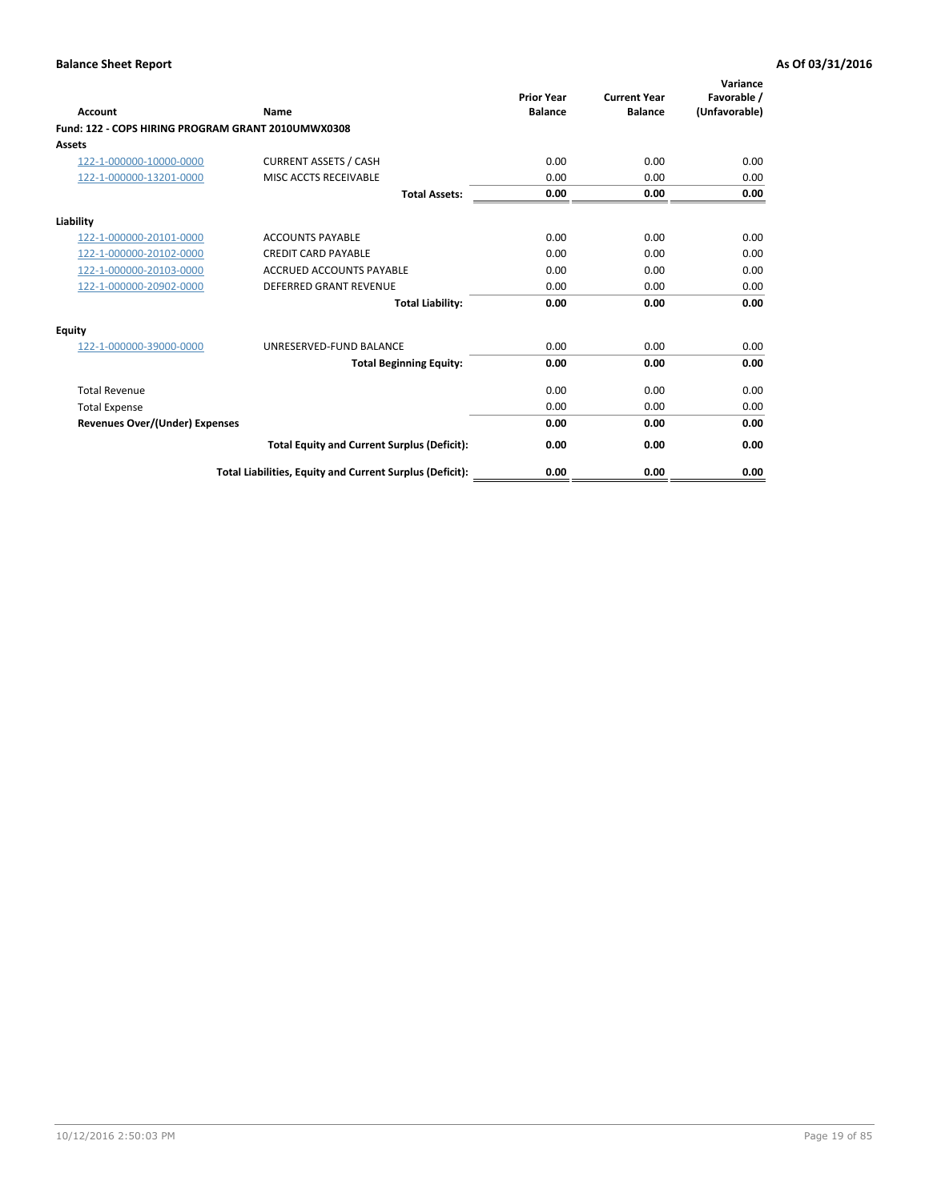## Balance Sheet Report

**As Of 03/31/2016**

| Account | Name | Prior Year Balance | Current Year Balance | Variance Favorable / (Unfavorable) |
|---|---|---|---|---|
| **Fund: 122 - COPS HIRING PROGRAM GRANT 2010UMWX0308** | | | | |
| **Assets** | | | | |
| 122-1-000000-10000-0000 | CURRENT ASSETS / CASH | 0.00 | 0.00 | 0.00 |
| 122-1-000000-13201-0000 | MISC ACCTS RECEIVABLE | 0.00 | 0.00 | 0.00 |
| | **Total Assets:** | **0.00** | **0.00** | **0.00** |
| **Liability** | | | | |
| 122-1-000000-20101-0000 | ACCOUNTS PAYABLE | 0.00 | 0.00 | 0.00 |
| 122-1-000000-20102-0000 | CREDIT CARD PAYABLE | 0.00 | 0.00 | 0.00 |
| 122-1-000000-20103-0000 | ACCRUED ACCOUNTS PAYABLE | 0.00 | 0.00 | 0.00 |
| 122-1-000000-20902-0000 | DEFERRED GRANT REVENUE | 0.00 | 0.00 | 0.00 |
| | **Total Liability:** | **0.00** | **0.00** | **0.00** |
| **Equity** | | | | |
| 122-1-000000-39000-0000 | UNRESERVED-FUND BALANCE | 0.00 | 0.00 | 0.00 |
| | **Total Beginning Equity:** | **0.00** | **0.00** | **0.00** |
| Total Revenue | | 0.00 | 0.00 | 0.00 |
| Total Expense | | 0.00 | 0.00 | 0.00 |
| **Revenues Over/(Under) Expenses** | | **0.00** | **0.00** | **0.00** |
| | **Total Equity and Current Surplus (Deficit):** | **0.00** | **0.00** | **0.00** |
| | **Total Liabilities, Equity and Current Surplus (Deficit):** | **0.00** | **0.00** | **0.00** |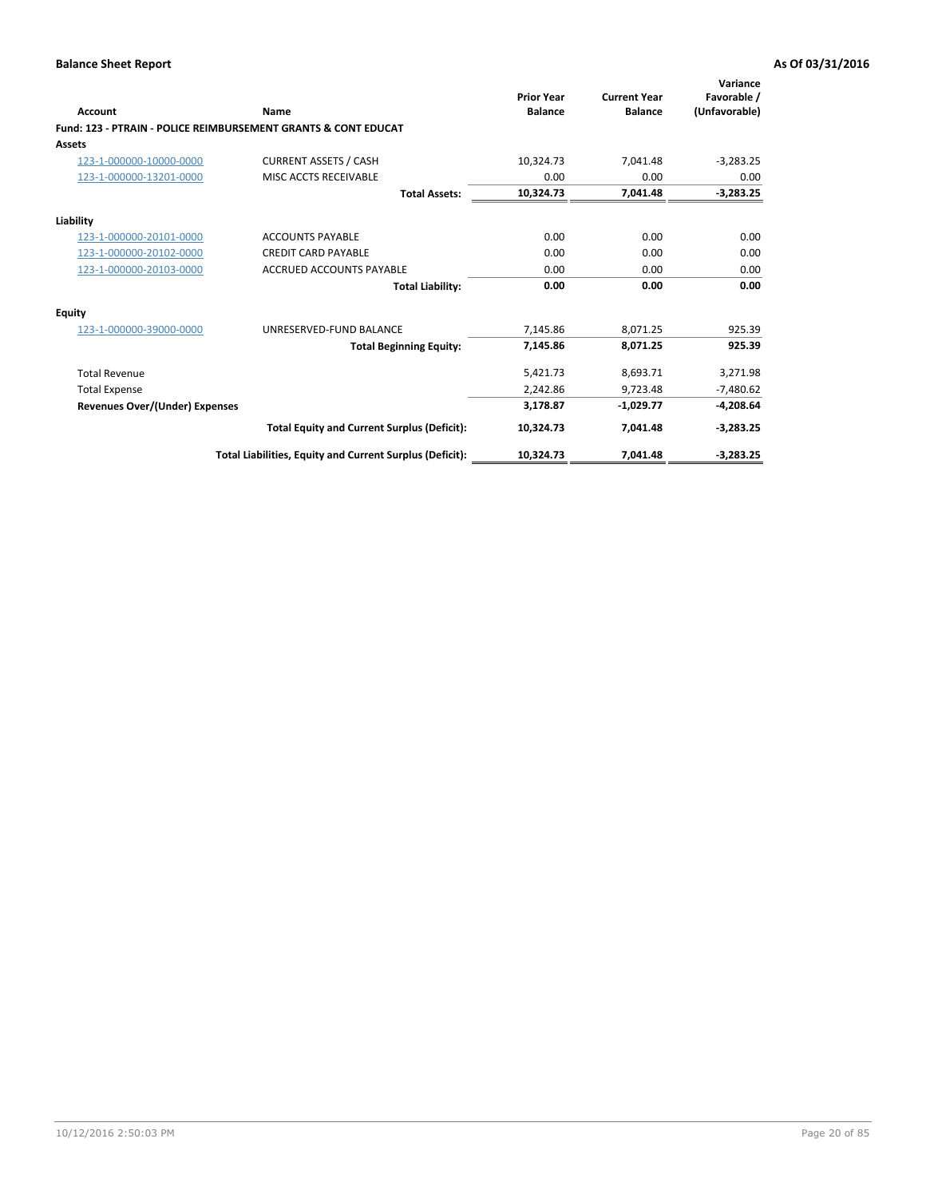**Balance Sheet Report** | **As Of 03/31/2016**

| Account | Name | Prior Year Balance | Current Year Balance | Variance Favorable / (Unfavorable) |
|---|---|---|---|---|
| **Fund: 123 - PTRAIN - POLICE REIMBURSEMENT GRANTS & CONT EDUCAT** | | | | |
| **Assets** | | | | |
| 123-1-000000-10000-0000 | CURRENT ASSETS / CASH | 10,324.73 | 7,041.48 | -3,283.25 |
| 123-1-000000-13201-0000 | MISC ACCTS RECEIVABLE | 0.00 | 0.00 | 0.00 |
| | **Total Assets:** | **10,324.73** | **7,041.48** | **-3,283.25** |
| **Liability** | | | | |
| 123-1-000000-20101-0000 | ACCOUNTS PAYABLE | 0.00 | 0.00 | 0.00 |
| 123-1-000000-20102-0000 | CREDIT CARD PAYABLE | 0.00 | 0.00 | 0.00 |
| 123-1-000000-20103-0000 | ACCRUED ACCOUNTS PAYABLE | 0.00 | 0.00 | 0.00 |
| | **Total Liability:** | **0.00** | **0.00** | **0.00** |
| **Equity** | | | | |
| 123-1-000000-39000-0000 | UNRESERVED-FUND BALANCE | 7,145.86 | 8,071.25 | 925.39 |
| | **Total Beginning Equity:** | **7,145.86** | **8,071.25** | **925.39** |
| Total Revenue | | 5,421.73 | 8,693.71 | 3,271.98 |
| Total Expense | | 2,242.86 | 9,723.48 | -7,480.62 |
| **Revenues Over/(Under) Expenses** | | **3,178.87** | **-1,029.77** | **-4,208.64** |
| | **Total Equity and Current Surplus (Deficit):** | **10,324.73** | **7,041.48** | **-3,283.25** |
| | **Total Liabilities, Equity and Current Surplus (Deficit):** | **10,324.73** | **7,041.48** | **-3,283.25** |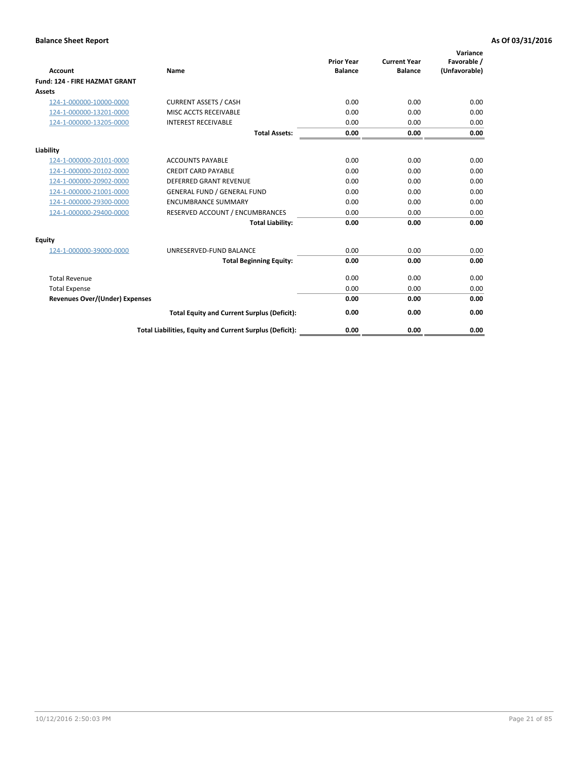# Balance Sheet Report

**As Of 03/31/2016**

| Account | Name | Prior Year Balance | Current Year Balance | Variance Favorable / (Unfavorable) |
|---|---|---|---|---|
| **Fund: 124 - FIRE HAZMAT GRANT** | | | | |
| **Assets** | | | | |
| 124-1-000000-10000-0000 | CURRENT ASSETS / CASH | 0.00 | 0.00 | 0.00 |
| 124-1-000000-13201-0000 | MISC ACCTS RECEIVABLE | 0.00 | 0.00 | 0.00 |
| 124-1-000000-13205-0000 | INTEREST RECEIVABLE | 0.00 | 0.00 | 0.00 |
| | **Total Assets:** | **0.00** | **0.00** | **0.00** |
| **Liability** | | | | |
| 124-1-000000-20101-0000 | ACCOUNTS PAYABLE | 0.00 | 0.00 | 0.00 |
| 124-1-000000-20102-0000 | CREDIT CARD PAYABLE | 0.00 | 0.00 | 0.00 |
| 124-1-000000-20902-0000 | DEFERRED GRANT REVENUE | 0.00 | 0.00 | 0.00 |
| 124-1-000000-21001-0000 | GENERAL FUND / GENERAL FUND | 0.00 | 0.00 | 0.00 |
| 124-1-000000-29300-0000 | ENCUMBRANCE SUMMARY | 0.00 | 0.00 | 0.00 |
| 124-1-000000-29400-0000 | RESERVED ACCOUNT / ENCUMBRANCES | 0.00 | 0.00 | 0.00 |
| | **Total Liability:** | **0.00** | **0.00** | **0.00** |
| **Equity** | | | | |
| 124-1-000000-39000-0000 | UNRESERVED-FUND BALANCE | 0.00 | 0.00 | 0.00 |
| | **Total Beginning Equity:** | **0.00** | **0.00** | **0.00** |
| Total Revenue | | 0.00 | 0.00 | 0.00 |
| Total Expense | | 0.00 | 0.00 | 0.00 |
| **Revenues Over/(Under) Expenses** | | **0.00** | **0.00** | **0.00** |
| | **Total Equity and Current Surplus (Deficit):** | **0.00** | **0.00** | **0.00** |
| | **Total Liabilities, Equity and Current Surplus (Deficit):** | **0.00** | **0.00** | **0.00** |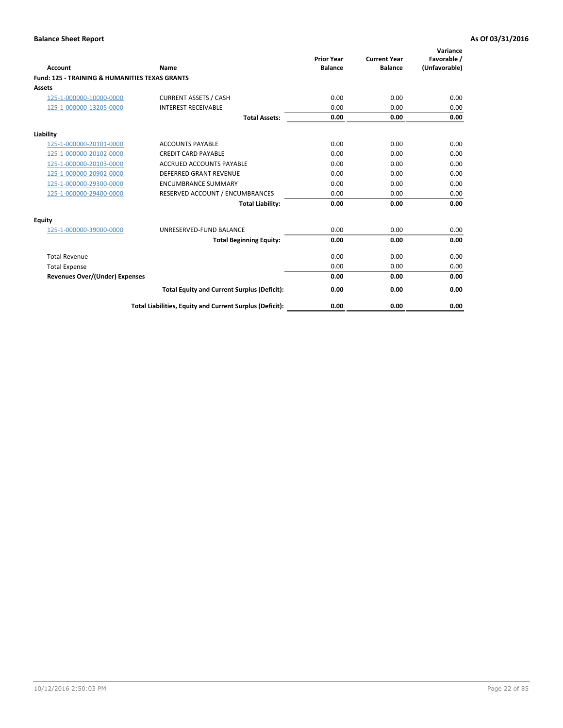**Balance Sheet Report** | **As Of 03/31/2016**

| Account | Name | Prior Year Balance | Current Year Balance | Variance Favorable / (Unfavorable) |
|---|---|---|---|---|
| **Fund: 125 - TRAINING & HUMANITIES TEXAS GRANTS** | | | | |
| **Assets** | | | | |
| 125-1-000000-10000-0000 | CURRENT ASSETS / CASH | 0.00 | 0.00 | 0.00 |
| 125-1-000000-13205-0000 | INTEREST RECEIVABLE | 0.00 | 0.00 | 0.00 |
| | **Total Assets:** | **0.00** | **0.00** | **0.00** |
| **Liability** | | | | |
| 125-1-000000-20101-0000 | ACCOUNTS PAYABLE | 0.00 | 0.00 | 0.00 |
| 125-1-000000-20102-0000 | CREDIT CARD PAYABLE | 0.00 | 0.00 | 0.00 |
| 125-1-000000-20103-0000 | ACCRUED ACCOUNTS PAYABLE | 0.00 | 0.00 | 0.00 |
| 125-1-000000-20902-0000 | DEFERRED GRANT REVENUE | 0.00 | 0.00 | 0.00 |
| 125-1-000000-29300-0000 | ENCUMBRANCE SUMMARY | 0.00 | 0.00 | 0.00 |
| 125-1-000000-29400-0000 | RESERVED ACCOUNT / ENCUMBRANCES | 0.00 | 0.00 | 0.00 |
| | **Total Liability:** | **0.00** | **0.00** | **0.00** |
| **Equity** | | | | |
| 125-1-000000-39000-0000 | UNRESERVED-FUND BALANCE | 0.00 | 0.00 | 0.00 |
| | **Total Beginning Equity:** | **0.00** | **0.00** | **0.00** |
| Total Revenue | | 0.00 | 0.00 | 0.00 |
| Total Expense | | 0.00 | 0.00 | 0.00 |
| **Revenues Over/(Under) Expenses** | | **0.00** | **0.00** | **0.00** |
| | **Total Equity and Current Surplus (Deficit):** | **0.00** | **0.00** | **0.00** |
| | **Total Liabilities, Equity and Current Surplus (Deficit):** | **0.00** | **0.00** | **0.00** |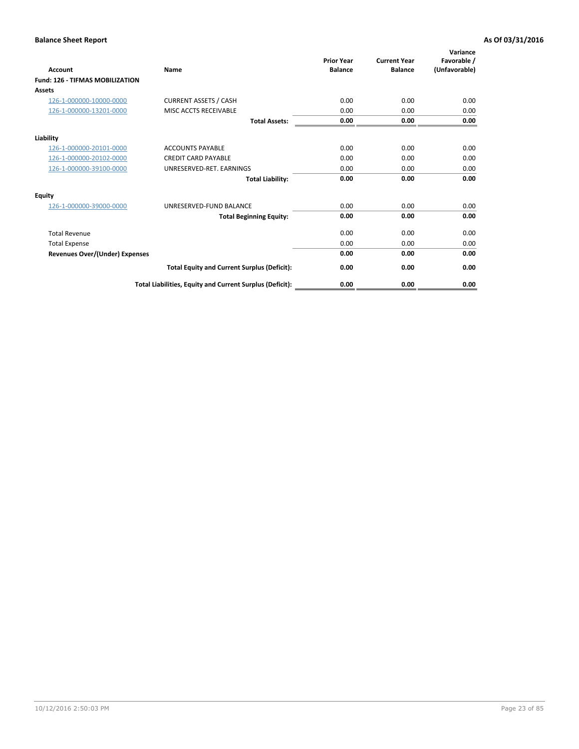**Balance Sheet Report** **As Of 03/31/2016**

| Account | Name | Prior Year Balance | Current Year Balance | Variance Favorable / (Unfavorable) |
|---|---|---|---|---|
| **Fund: 126 - TIFMAS MOBILIZATION** | | | | |
| **Assets** | | | | |
| 126-1-000000-10000-0000 | CURRENT ASSETS / CASH | 0.00 | 0.00 | 0.00 |
| 126-1-000000-13201-0000 | MISC ACCTS RECEIVABLE | 0.00 | 0.00 | 0.00 |
| | **Total Assets:** | **0.00** | **0.00** | **0.00** |
| **Liability** | | | | |
| 126-1-000000-20101-0000 | ACCOUNTS PAYABLE | 0.00 | 0.00 | 0.00 |
| 126-1-000000-20102-0000 | CREDIT CARD PAYABLE | 0.00 | 0.00 | 0.00 |
| 126-1-000000-39100-0000 | UNRESERVED-RET. EARNINGS | 0.00 | 0.00 | 0.00 |
| | **Total Liability:** | **0.00** | **0.00** | **0.00** |
| **Equity** | | | | |
| 126-1-000000-39000-0000 | UNRESERVED-FUND BALANCE | 0.00 | 0.00 | 0.00 |
| | **Total Beginning Equity:** | **0.00** | **0.00** | **0.00** |
| Total Revenue | | 0.00 | 0.00 | 0.00 |
| Total Expense | | 0.00 | 0.00 | 0.00 |
| **Revenues Over/(Under) Expenses** | | **0.00** | **0.00** | **0.00** |
| | **Total Equity and Current Surplus (Deficit):** | **0.00** | **0.00** | **0.00** |
| | **Total Liabilities, Equity and Current Surplus (Deficit):** | **0.00** | **0.00** | **0.00** |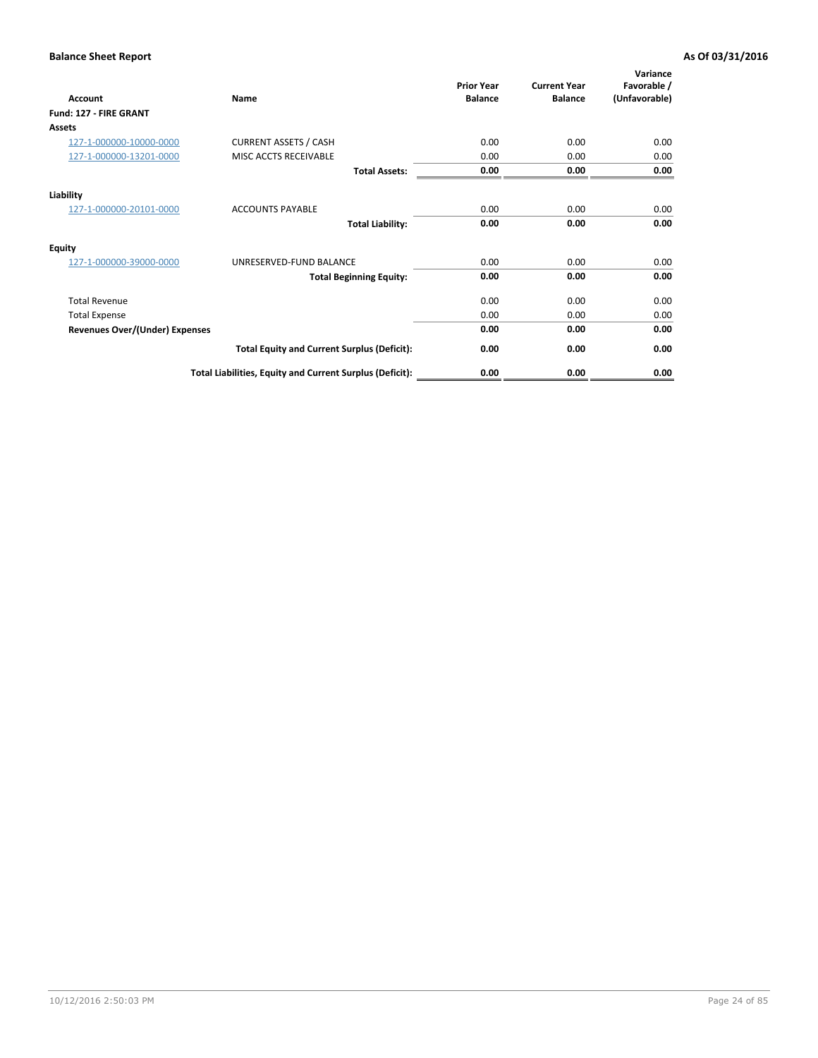**Balance Sheet Report** **As Of 03/31/2016**

| Account | Name | Prior Year Balance | Current Year Balance | Variance Favorable / (Unfavorable) |
|---|---|---|---|---|
| **Fund: 127 - FIRE GRANT** | | | | |
| **Assets** | | | | |
| 127-1-000000-10000-0000 | CURRENT ASSETS / CASH | 0.00 | 0.00 | 0.00 |
| 127-1-000000-13201-0000 | MISC ACCTS RECEIVABLE | 0.00 | 0.00 | 0.00 |
| | **Total Assets:** | **0.00** | **0.00** | **0.00** |
| **Liability** | | | | |
| 127-1-000000-20101-0000 | ACCOUNTS PAYABLE | 0.00 | 0.00 | 0.00 |
| | **Total Liability:** | **0.00** | **0.00** | **0.00** |
| **Equity** | | | | |
| 127-1-000000-39000-0000 | UNRESERVED-FUND BALANCE | 0.00 | 0.00 | 0.00 |
| | **Total Beginning Equity:** | **0.00** | **0.00** | **0.00** |
| Total Revenue | | 0.00 | 0.00 | 0.00 |
| Total Expense | | 0.00 | 0.00 | 0.00 |
| **Revenues Over/(Under) Expenses** | | **0.00** | **0.00** | **0.00** |
| | **Total Equity and Current Surplus (Deficit):** | **0.00** | **0.00** | **0.00** |
| | **Total Liabilities, Equity and Current Surplus (Deficit):** | **0.00** | **0.00** | **0.00** |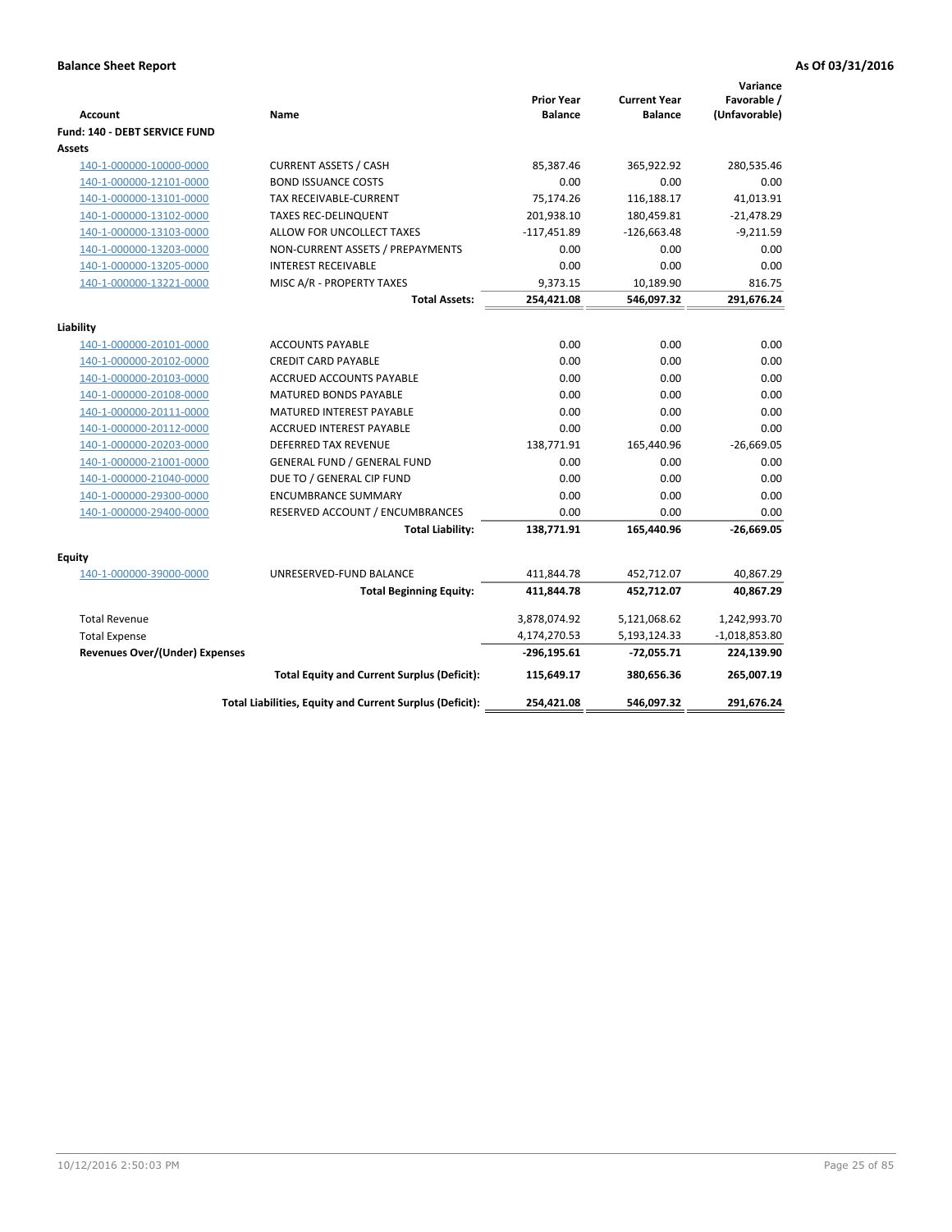**Balance Sheet Report** **As Of 03/31/2016**

| Account | Name | Prior Year Balance | Current Year Balance | Variance Favorable / (Unfavorable) |
|---|---|---|---|---|
| **Fund: 140 - DEBT SERVICE FUND** | | | | |
| **Assets** | | | | |
| 140-1-000000-10000-0000 | CURRENT ASSETS / CASH | 85,387.46 | 365,922.92 | 280,535.46 |
| 140-1-000000-12101-0000 | BOND ISSUANCE COSTS | 0.00 | 0.00 | 0.00 |
| 140-1-000000-13101-0000 | TAX RECEIVABLE-CURRENT | 75,174.26 | 116,188.17 | 41,013.91 |
| 140-1-000000-13102-0000 | TAXES REC-DELINQUENT | 201,938.10 | 180,459.81 | -21,478.29 |
| 140-1-000000-13103-0000 | ALLOW FOR UNCOLLECT TAXES | -117,451.89 | -126,663.48 | -9,211.59 |
| 140-1-000000-13203-0000 | NON-CURRENT ASSETS / PREPAYMENTS | 0.00 | 0.00 | 0.00 |
| 140-1-000000-13205-0000 | INTEREST RECEIVABLE | 0.00 | 0.00 | 0.00 |
| 140-1-000000-13221-0000 | MISC A/R - PROPERTY TAXES | 9,373.15 | 10,189.90 | 816.75 |
| | **Total Assets:** | **254,421.08** | **546,097.32** | **291,676.24** |
| **Liability** | | | | |
| 140-1-000000-20101-0000 | ACCOUNTS PAYABLE | 0.00 | 0.00 | 0.00 |
| 140-1-000000-20102-0000 | CREDIT CARD PAYABLE | 0.00 | 0.00 | 0.00 |
| 140-1-000000-20103-0000 | ACCRUED ACCOUNTS PAYABLE | 0.00 | 0.00 | 0.00 |
| 140-1-000000-20108-0000 | MATURED BONDS PAYABLE | 0.00 | 0.00 | 0.00 |
| 140-1-000000-20111-0000 | MATURED INTEREST PAYABLE | 0.00 | 0.00 | 0.00 |
| 140-1-000000-20112-0000 | ACCRUED INTEREST PAYABLE | 0.00 | 0.00 | 0.00 |
| 140-1-000000-20203-0000 | DEFERRED TAX REVENUE | 138,771.91 | 165,440.96 | -26,669.05 |
| 140-1-000000-21001-0000 | GENERAL FUND / GENERAL FUND | 0.00 | 0.00 | 0.00 |
| 140-1-000000-21040-0000 | DUE TO / GENERAL CIP FUND | 0.00 | 0.00 | 0.00 |
| 140-1-000000-29300-0000 | ENCUMBRANCE SUMMARY | 0.00 | 0.00 | 0.00 |
| 140-1-000000-29400-0000 | RESERVED ACCOUNT / ENCUMBRANCES | 0.00 | 0.00 | 0.00 |
| | **Total Liability:** | **138,771.91** | **165,440.96** | **-26,669.05** |
| **Equity** | | | | |
| 140-1-000000-39000-0000 | UNRESERVED-FUND BALANCE | 411,844.78 | 452,712.07 | 40,867.29 |
| | **Total Beginning Equity:** | **411,844.78** | **452,712.07** | **40,867.29** |
| Total Revenue | | 3,878,074.92 | 5,121,068.62 | 1,242,993.70 |
| Total Expense | | 4,174,270.53 | 5,193,124.33 | -1,018,853.80 |
| **Revenues Over/(Under) Expenses** | | **-296,195.61** | **-72,055.71** | **224,139.90** |
| | **Total Equity and Current Surplus (Deficit):** | **115,649.17** | **380,656.36** | **265,007.19** |
| | **Total Liabilities, Equity and Current Surplus (Deficit):** | **254,421.08** | **546,097.32** | **291,676.24** |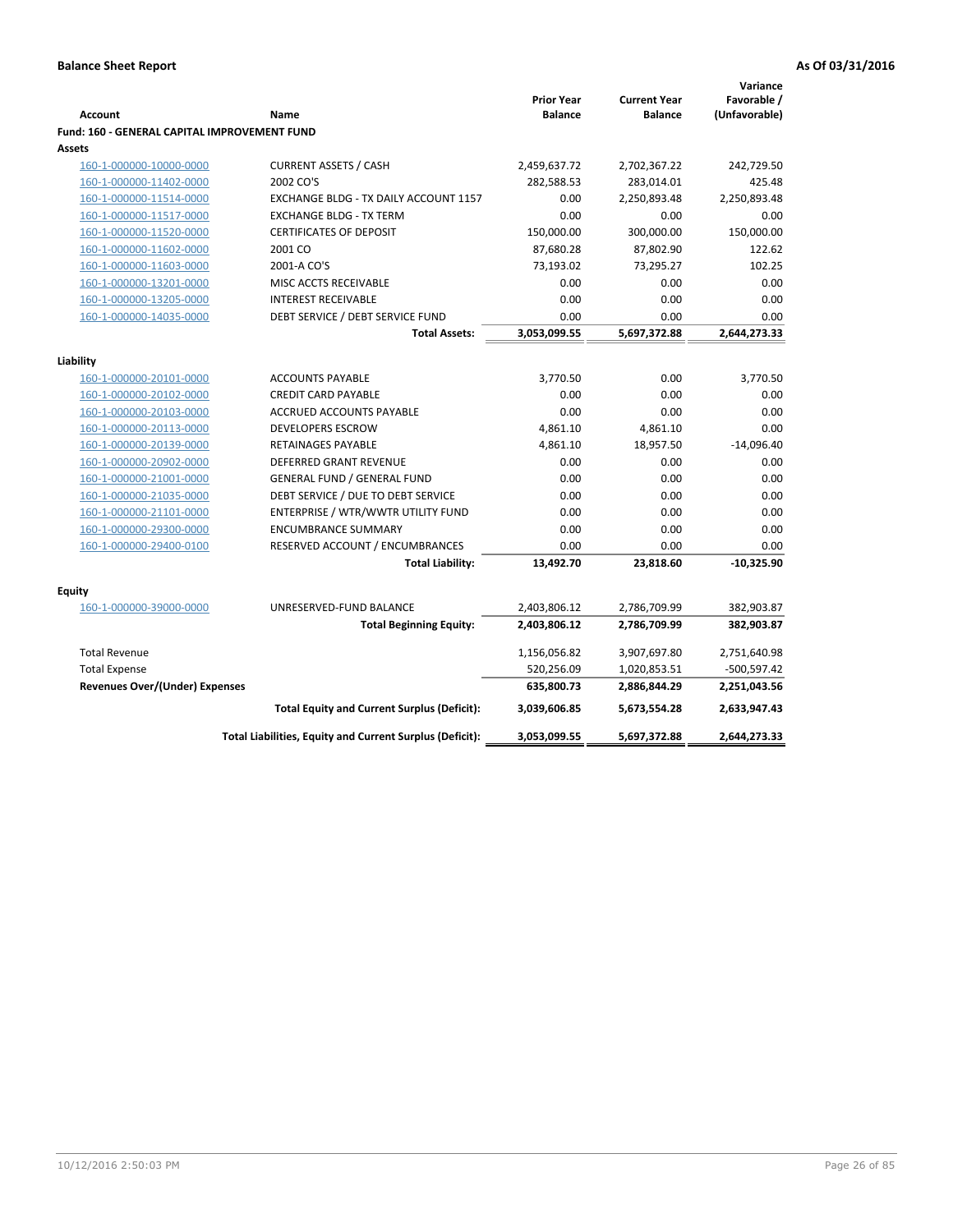**Balance Sheet Report** — **As Of 03/31/2016**

| Account | Name | Prior Year Balance | Current Year Balance | Variance Favorable / (Unfavorable) |
|---|---|---|---|---|
| **Fund: 160 - GENERAL CAPITAL IMPROVEMENT FUND** | | | | |
| **Assets** | | | | |
| 160-1-000000-10000-0000 | CURRENT ASSETS / CASH | 2,459,637.72 | 2,702,367.22 | 242,729.50 |
| 160-1-000000-11402-0000 | 2002 CO'S | 282,588.53 | 283,014.01 | 425.48 |
| 160-1-000000-11514-0000 | EXCHANGE BLDG - TX DAILY ACCOUNT 1157 | 0.00 | 2,250,893.48 | 2,250,893.48 |
| 160-1-000000-11517-0000 | EXCHANGE BLDG - TX TERM | 0.00 | 0.00 | 0.00 |
| 160-1-000000-11520-0000 | CERTIFICATES OF DEPOSIT | 150,000.00 | 300,000.00 | 150,000.00 |
| 160-1-000000-11602-0000 | 2001 CO | 87,680.28 | 87,802.90 | 122.62 |
| 160-1-000000-11603-0000 | 2001-A CO'S | 73,193.02 | 73,295.27 | 102.25 |
| 160-1-000000-13201-0000 | MISC ACCTS RECEIVABLE | 0.00 | 0.00 | 0.00 |
| 160-1-000000-13205-0000 | INTEREST RECEIVABLE | 0.00 | 0.00 | 0.00 |
| 160-1-000000-14035-0000 | DEBT SERVICE / DEBT SERVICE FUND | 0.00 | 0.00 | 0.00 |
| | **Total Assets:** | **3,053,099.55** | **5,697,372.88** | **2,644,273.33** |
| **Liability** | | | | |
| 160-1-000000-20101-0000 | ACCOUNTS PAYABLE | 3,770.50 | 0.00 | 3,770.50 |
| 160-1-000000-20102-0000 | CREDIT CARD PAYABLE | 0.00 | 0.00 | 0.00 |
| 160-1-000000-20103-0000 | ACCRUED ACCOUNTS PAYABLE | 0.00 | 0.00 | 0.00 |
| 160-1-000000-20113-0000 | DEVELOPERS ESCROW | 4,861.10 | 4,861.10 | 0.00 |
| 160-1-000000-20139-0000 | RETAINAGES PAYABLE | 4,861.10 | 18,957.50 | -14,096.40 |
| 160-1-000000-20902-0000 | DEFERRED GRANT REVENUE | 0.00 | 0.00 | 0.00 |
| 160-1-000000-21001-0000 | GENERAL FUND / GENERAL FUND | 0.00 | 0.00 | 0.00 |
| 160-1-000000-21035-0000 | DEBT SERVICE / DUE TO DEBT SERVICE | 0.00 | 0.00 | 0.00 |
| 160-1-000000-21101-0000 | ENTERPRISE / WTR/WWTR UTILITY FUND | 0.00 | 0.00 | 0.00 |
| 160-1-000000-29300-0000 | ENCUMBRANCE SUMMARY | 0.00 | 0.00 | 0.00 |
| 160-1-000000-29400-0100 | RESERVED ACCOUNT / ENCUMBRANCES | 0.00 | 0.00 | 0.00 |
| | **Total Liability:** | **13,492.70** | **23,818.60** | **-10,325.90** |
| **Equity** | | | | |
| 160-1-000000-39000-0000 | UNRESERVED-FUND BALANCE | 2,403,806.12 | 2,786,709.99 | 382,903.87 |
| | **Total Beginning Equity:** | **2,403,806.12** | **2,786,709.99** | **382,903.87** |
| Total Revenue | | 1,156,056.82 | 3,907,697.80 | 2,751,640.98 |
| Total Expense | | 520,256.09 | 1,020,853.51 | -500,597.42 |
| **Revenues Over/(Under) Expenses** | | **635,800.73** | **2,886,844.29** | **2,251,043.56** |
| | **Total Equity and Current Surplus (Deficit):** | **3,039,606.85** | **5,673,554.28** | **2,633,947.43** |
| | **Total Liabilities, Equity and Current Surplus (Deficit):** | **3,053,099.55** | **5,697,372.88** | **2,644,273.33** |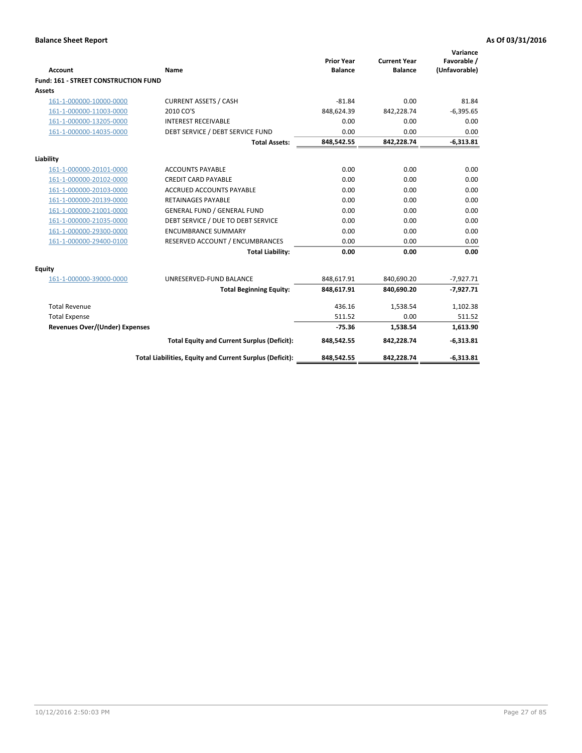**Balance Sheet Report** — **As Of 03/31/2016**

| Account | Name | Prior Year Balance | Current Year Balance | Variance Favorable / (Unfavorable) |
|---|---|---|---|---|
| **Fund: 161 - STREET CONSTRUCTION FUND** | | | | |
| **Assets** | | | | |
| 161-1-000000-10000-0000 | CURRENT ASSETS / CASH | -81.84 | 0.00 | 81.84 |
| 161-1-000000-11003-0000 | 2010 CO'S | 848,624.39 | 842,228.74 | -6,395.65 |
| 161-1-000000-13205-0000 | INTEREST RECEIVABLE | 0.00 | 0.00 | 0.00 |
| 161-1-000000-14035-0000 | DEBT SERVICE / DEBT SERVICE FUND | 0.00 | 0.00 | 0.00 |
| | **Total Assets:** | **848,542.55** | **842,228.74** | **-6,313.81** |
| **Liability** | | | | |
| 161-1-000000-20101-0000 | ACCOUNTS PAYABLE | 0.00 | 0.00 | 0.00 |
| 161-1-000000-20102-0000 | CREDIT CARD PAYABLE | 0.00 | 0.00 | 0.00 |
| 161-1-000000-20103-0000 | ACCRUED ACCOUNTS PAYABLE | 0.00 | 0.00 | 0.00 |
| 161-1-000000-20139-0000 | RETAINAGES PAYABLE | 0.00 | 0.00 | 0.00 |
| 161-1-000000-21001-0000 | GENERAL FUND / GENERAL FUND | 0.00 | 0.00 | 0.00 |
| 161-1-000000-21035-0000 | DEBT SERVICE / DUE TO DEBT SERVICE | 0.00 | 0.00 | 0.00 |
| 161-1-000000-29300-0000 | ENCUMBRANCE SUMMARY | 0.00 | 0.00 | 0.00 |
| 161-1-000000-29400-0100 | RESERVED ACCOUNT / ENCUMBRANCES | 0.00 | 0.00 | 0.00 |
| | **Total Liability:** | **0.00** | **0.00** | **0.00** |
| **Equity** | | | | |
| 161-1-000000-39000-0000 | UNRESERVED-FUND BALANCE | 848,617.91 | 840,690.20 | -7,927.71 |
| | **Total Beginning Equity:** | **848,617.91** | **840,690.20** | **-7,927.71** |
| Total Revenue | | 436.16 | 1,538.54 | 1,102.38 |
| Total Expense | | 511.52 | 0.00 | 511.52 |
| **Revenues Over/(Under) Expenses** | | **-75.36** | **1,538.54** | **1,613.90** |
| | **Total Equity and Current Surplus (Deficit):** | **848,542.55** | **842,228.74** | **-6,313.81** |
| | **Total Liabilities, Equity and Current Surplus (Deficit):** | **848,542.55** | **842,228.74** | **-6,313.81** |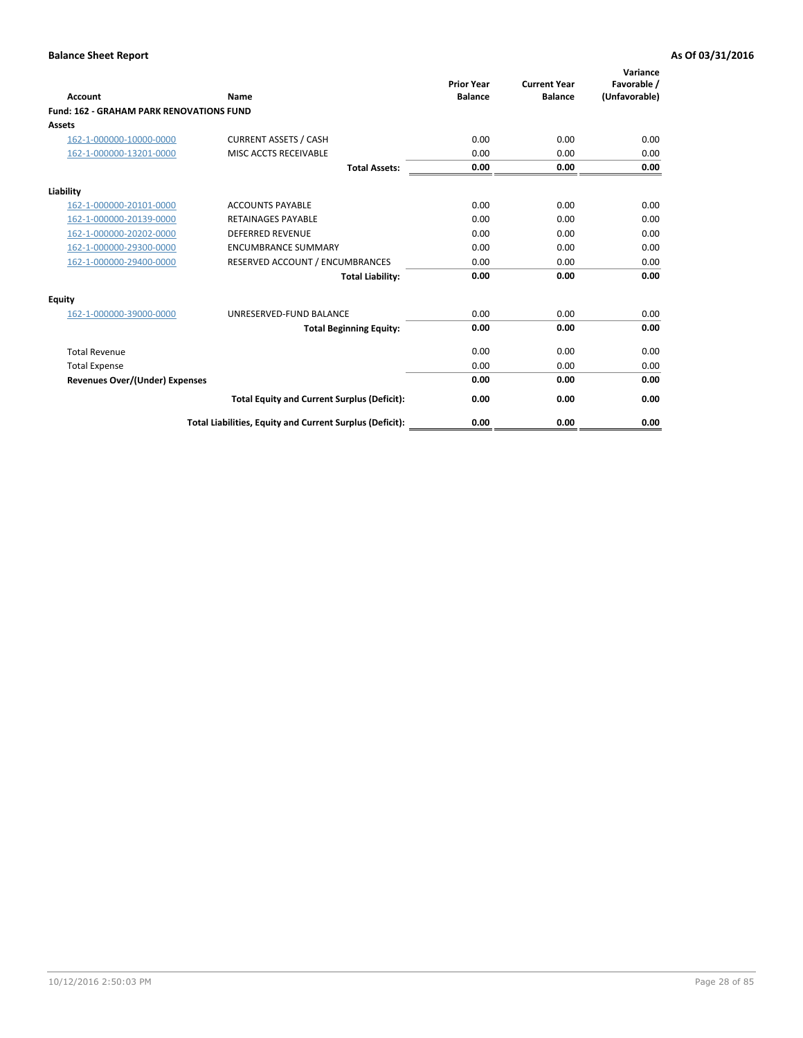# Balance Sheet Report

As Of 03/31/2016

| Account | Name | Prior Year Balance | Current Year Balance | Variance Favorable / (Unfavorable) |
|---|---|---|---|---|
| **Fund: 162 - GRAHAM PARK RENOVATIONS FUND** | | | | |
| **Assets** | | | | |
| 162-1-000000-10000-0000 | CURRENT ASSETS / CASH | 0.00 | 0.00 | 0.00 |
| 162-1-000000-13201-0000 | MISC ACCTS RECEIVABLE | 0.00 | 0.00 | 0.00 |
| | **Total Assets:** | **0.00** | **0.00** | **0.00** |
| **Liability** | | | | |
| 162-1-000000-20101-0000 | ACCOUNTS PAYABLE | 0.00 | 0.00 | 0.00 |
| 162-1-000000-20139-0000 | RETAINAGES PAYABLE | 0.00 | 0.00 | 0.00 |
| 162-1-000000-20202-0000 | DEFERRED REVENUE | 0.00 | 0.00 | 0.00 |
| 162-1-000000-29300-0000 | ENCUMBRANCE SUMMARY | 0.00 | 0.00 | 0.00 |
| 162-1-000000-29400-0000 | RESERVED ACCOUNT / ENCUMBRANCES | 0.00 | 0.00 | 0.00 |
| | **Total Liability:** | **0.00** | **0.00** | **0.00** |
| **Equity** | | | | |
| 162-1-000000-39000-0000 | UNRESERVED-FUND BALANCE | 0.00 | 0.00 | 0.00 |
| | **Total Beginning Equity:** | **0.00** | **0.00** | **0.00** |
| Total Revenue | | 0.00 | 0.00 | 0.00 |
| Total Expense | | 0.00 | 0.00 | 0.00 |
| **Revenues Over/(Under) Expenses** | | **0.00** | **0.00** | **0.00** |
| | **Total Equity and Current Surplus (Deficit):** | **0.00** | **0.00** | **0.00** |
| | **Total Liabilities, Equity and Current Surplus (Deficit):** | **0.00** | **0.00** | **0.00** |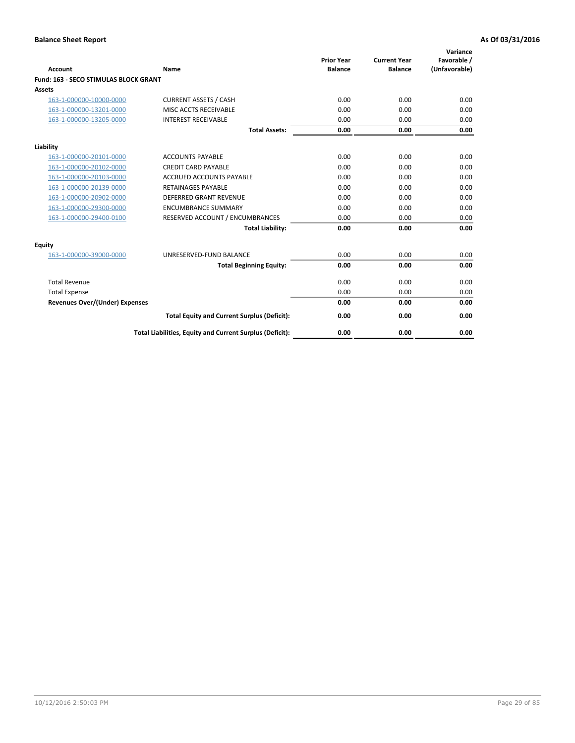**Balance Sheet Report** **As Of 03/31/2016**

| Account | Name | Prior Year Balance | Current Year Balance | Variance Favorable / (Unfavorable) |
|---|---|---|---|---|
| **Fund: 163 - SECO STIMULAS BLOCK GRANT** | | | | |
| **Assets** | | | | |
| 163-1-000000-10000-0000 | CURRENT ASSETS / CASH | 0.00 | 0.00 | 0.00 |
| 163-1-000000-13201-0000 | MISC ACCTS RECEIVABLE | 0.00 | 0.00 | 0.00 |
| 163-1-000000-13205-0000 | INTEREST RECEIVABLE | 0.00 | 0.00 | 0.00 |
| | **Total Assets:** | **0.00** | **0.00** | **0.00** |
| **Liability** | | | | |
| 163-1-000000-20101-0000 | ACCOUNTS PAYABLE | 0.00 | 0.00 | 0.00 |
| 163-1-000000-20102-0000 | CREDIT CARD PAYABLE | 0.00 | 0.00 | 0.00 |
| 163-1-000000-20103-0000 | ACCRUED ACCOUNTS PAYABLE | 0.00 | 0.00 | 0.00 |
| 163-1-000000-20139-0000 | RETAINAGES PAYABLE | 0.00 | 0.00 | 0.00 |
| 163-1-000000-20902-0000 | DEFERRED GRANT REVENUE | 0.00 | 0.00 | 0.00 |
| 163-1-000000-29300-0000 | ENCUMBRANCE SUMMARY | 0.00 | 0.00 | 0.00 |
| 163-1-000000-29400-0100 | RESERVED ACCOUNT / ENCUMBRANCES | 0.00 | 0.00 | 0.00 |
| | **Total Liability:** | **0.00** | **0.00** | **0.00** |
| **Equity** | | | | |
| 163-1-000000-39000-0000 | UNRESERVED-FUND BALANCE | 0.00 | 0.00 | 0.00 |
| | **Total Beginning Equity:** | **0.00** | **0.00** | **0.00** |
| Total Revenue | | 0.00 | 0.00 | 0.00 |
| Total Expense | | 0.00 | 0.00 | 0.00 |
| **Revenues Over/(Under) Expenses** | | **0.00** | **0.00** | **0.00** |
| | **Total Equity and Current Surplus (Deficit):** | **0.00** | **0.00** | **0.00** |
| | **Total Liabilities, Equity and Current Surplus (Deficit):** | **0.00** | **0.00** | **0.00** |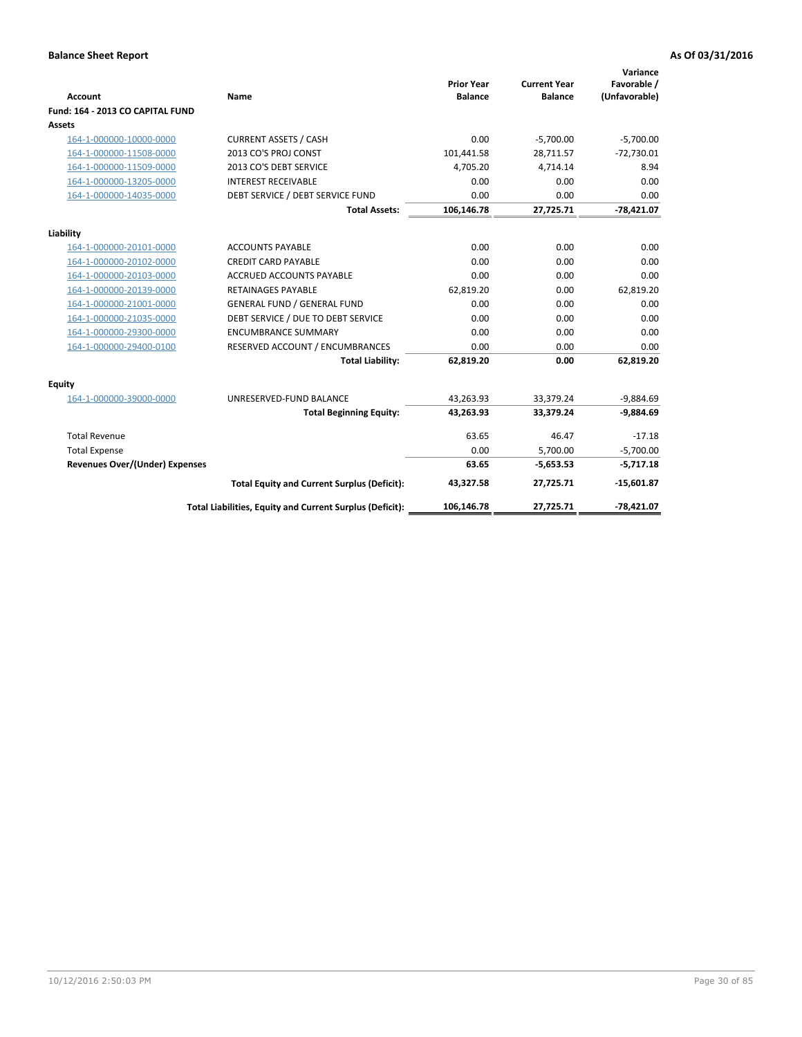## Balance Sheet Report

**As Of 03/31/2016**

| Account | Name | Prior Year Balance | Current Year Balance | Variance Favorable / (Unfavorable) |
|---|---|---|---|---|
| **Fund: 164 - 2013 CO CAPITAL FUND** | | | | |
| **Assets** | | | | |
| 164-1-000000-10000-0000 | CURRENT ASSETS / CASH | 0.00 | -5,700.00 | -5,700.00 |
| 164-1-000000-11508-0000 | 2013 CO'S PROJ CONST | 101,441.58 | 28,711.57 | -72,730.01 |
| 164-1-000000-11509-0000 | 2013 CO'S DEBT SERVICE | 4,705.20 | 4,714.14 | 8.94 |
| 164-1-000000-13205-0000 | INTEREST RECEIVABLE | 0.00 | 0.00 | 0.00 |
| 164-1-000000-14035-0000 | DEBT SERVICE / DEBT SERVICE FUND | 0.00 | 0.00 | 0.00 |
| | **Total Assets:** | **106,146.78** | **27,725.71** | **-78,421.07** |
| **Liability** | | | | |
| 164-1-000000-20101-0000 | ACCOUNTS PAYABLE | 0.00 | 0.00 | 0.00 |
| 164-1-000000-20102-0000 | CREDIT CARD PAYABLE | 0.00 | 0.00 | 0.00 |
| 164-1-000000-20103-0000 | ACCRUED ACCOUNTS PAYABLE | 0.00 | 0.00 | 0.00 |
| 164-1-000000-20139-0000 | RETAINAGES PAYABLE | 62,819.20 | 0.00 | 62,819.20 |
| 164-1-000000-21001-0000 | GENERAL FUND / GENERAL FUND | 0.00 | 0.00 | 0.00 |
| 164-1-000000-21035-0000 | DEBT SERVICE / DUE TO DEBT SERVICE | 0.00 | 0.00 | 0.00 |
| 164-1-000000-29300-0000 | ENCUMBRANCE SUMMARY | 0.00 | 0.00 | 0.00 |
| 164-1-000000-29400-0100 | RESERVED ACCOUNT / ENCUMBRANCES | 0.00 | 0.00 | 0.00 |
| | **Total Liability:** | **62,819.20** | **0.00** | **62,819.20** |
| **Equity** | | | | |
| 164-1-000000-39000-0000 | UNRESERVED-FUND BALANCE | 43,263.93 | 33,379.24 | -9,884.69 |
| | **Total Beginning Equity:** | **43,263.93** | **33,379.24** | **-9,884.69** |
| Total Revenue | | 63.65 | 46.47 | -17.18 |
| Total Expense | | 0.00 | 5,700.00 | -5,700.00 |
| **Revenues Over/(Under) Expenses** | | **63.65** | **-5,653.53** | **-5,717.18** |
| | **Total Equity and Current Surplus (Deficit):** | **43,327.58** | **27,725.71** | **-15,601.87** |
| | **Total Liabilities, Equity and Current Surplus (Deficit):** | **106,146.78** | **27,725.71** | **-78,421.07** |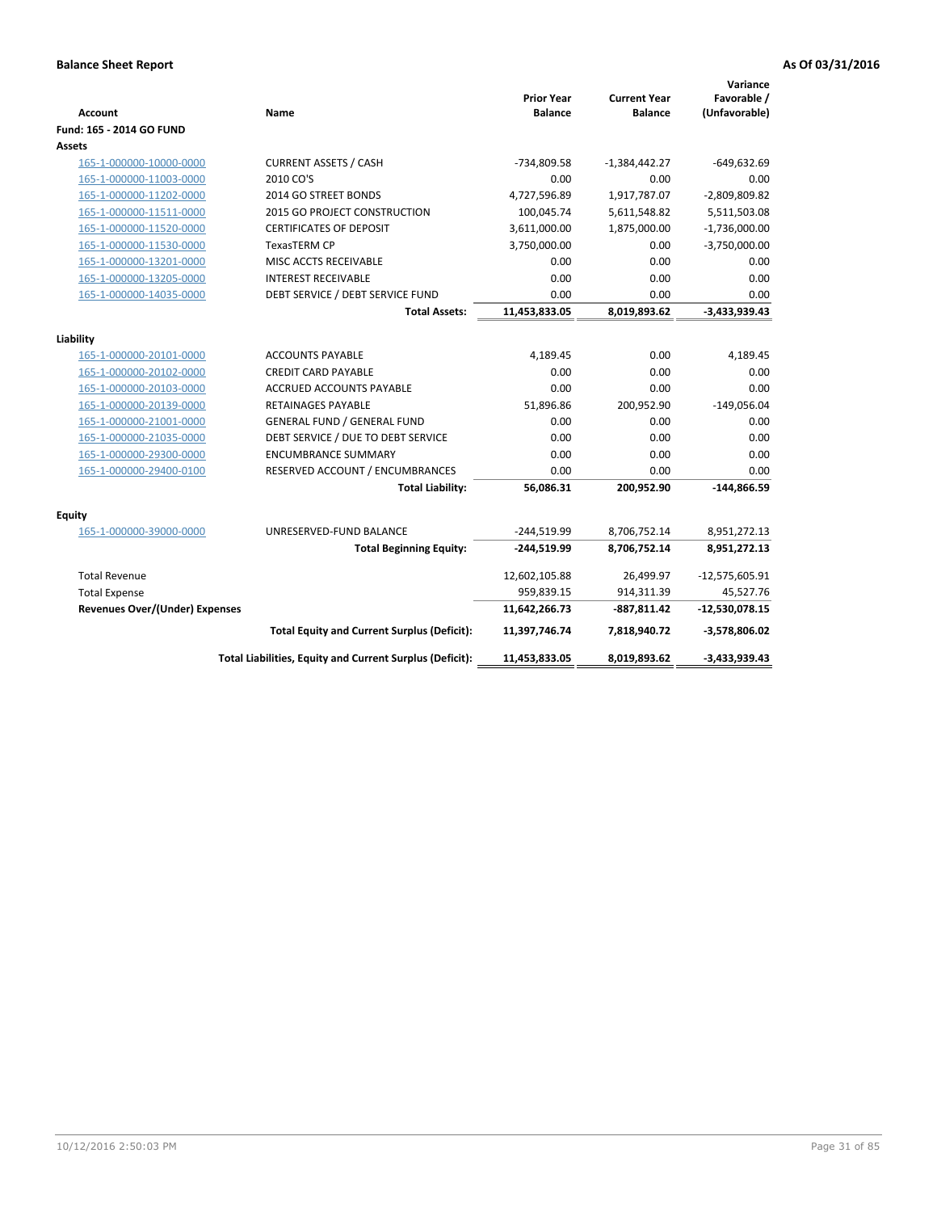**Balance Sheet Report** — **As Of 03/31/2016**

| Account | Name | Prior Year Balance | Current Year Balance | Variance Favorable / (Unfavorable) |
|---|---|---|---|---|
| **Fund: 165 - 2014 GO FUND** | | | | |
| **Assets** | | | | |
| 165-1-000000-10000-0000 | CURRENT ASSETS / CASH | -734,809.58 | -1,384,442.27 | -649,632.69 |
| 165-1-000000-11003-0000 | 2010 CO'S | 0.00 | 0.00 | 0.00 |
| 165-1-000000-11202-0000 | 2014 GO STREET BONDS | 4,727,596.89 | 1,917,787.07 | -2,809,809.82 |
| 165-1-000000-11511-0000 | 2015 GO PROJECT CONSTRUCTION | 100,045.74 | 5,611,548.82 | 5,511,503.08 |
| 165-1-000000-11520-0000 | CERTIFICATES OF DEPOSIT | 3,611,000.00 | 1,875,000.00 | -1,736,000.00 |
| 165-1-000000-11530-0000 | TexasTERM CP | 3,750,000.00 | 0.00 | -3,750,000.00 |
| 165-1-000000-13201-0000 | MISC ACCTS RECEIVABLE | 0.00 | 0.00 | 0.00 |
| 165-1-000000-13205-0000 | INTEREST RECEIVABLE | 0.00 | 0.00 | 0.00 |
| 165-1-000000-14035-0000 | DEBT SERVICE / DEBT SERVICE FUND | 0.00 | 0.00 | 0.00 |
| | **Total Assets:** | **11,453,833.05** | **8,019,893.62** | **-3,433,939.43** |
| **Liability** | | | | |
| 165-1-000000-20101-0000 | ACCOUNTS PAYABLE | 4,189.45 | 0.00 | 4,189.45 |
| 165-1-000000-20102-0000 | CREDIT CARD PAYABLE | 0.00 | 0.00 | 0.00 |
| 165-1-000000-20103-0000 | ACCRUED ACCOUNTS PAYABLE | 0.00 | 0.00 | 0.00 |
| 165-1-000000-20139-0000 | RETAINAGES PAYABLE | 51,896.86 | 200,952.90 | -149,056.04 |
| 165-1-000000-21001-0000 | GENERAL FUND / GENERAL FUND | 0.00 | 0.00 | 0.00 |
| 165-1-000000-21035-0000 | DEBT SERVICE / DUE TO DEBT SERVICE | 0.00 | 0.00 | 0.00 |
| 165-1-000000-29300-0000 | ENCUMBRANCE SUMMARY | 0.00 | 0.00 | 0.00 |
| 165-1-000000-29400-0100 | RESERVED ACCOUNT / ENCUMBRANCES | 0.00 | 0.00 | 0.00 |
| | **Total Liability:** | **56,086.31** | **200,952.90** | **-144,866.59** |
| **Equity** | | | | |
| 165-1-000000-39000-0000 | UNRESERVED-FUND BALANCE | -244,519.99 | 8,706,752.14 | 8,951,272.13 |
| | **Total Beginning Equity:** | **-244,519.99** | **8,706,752.14** | **8,951,272.13** |
| Total Revenue | | 12,602,105.88 | 26,499.97 | -12,575,605.91 |
| Total Expense | | 959,839.15 | 914,311.39 | 45,527.76 |
| **Revenues Over/(Under) Expenses** | | **11,642,266.73** | **-887,811.42** | **-12,530,078.15** |
| | **Total Equity and Current Surplus (Deficit):** | **11,397,746.74** | **7,818,940.72** | **-3,578,806.02** |
| | **Total Liabilities, Equity and Current Surplus (Deficit):** | **11,453,833.05** | **8,019,893.62** | **-3,433,939.43** |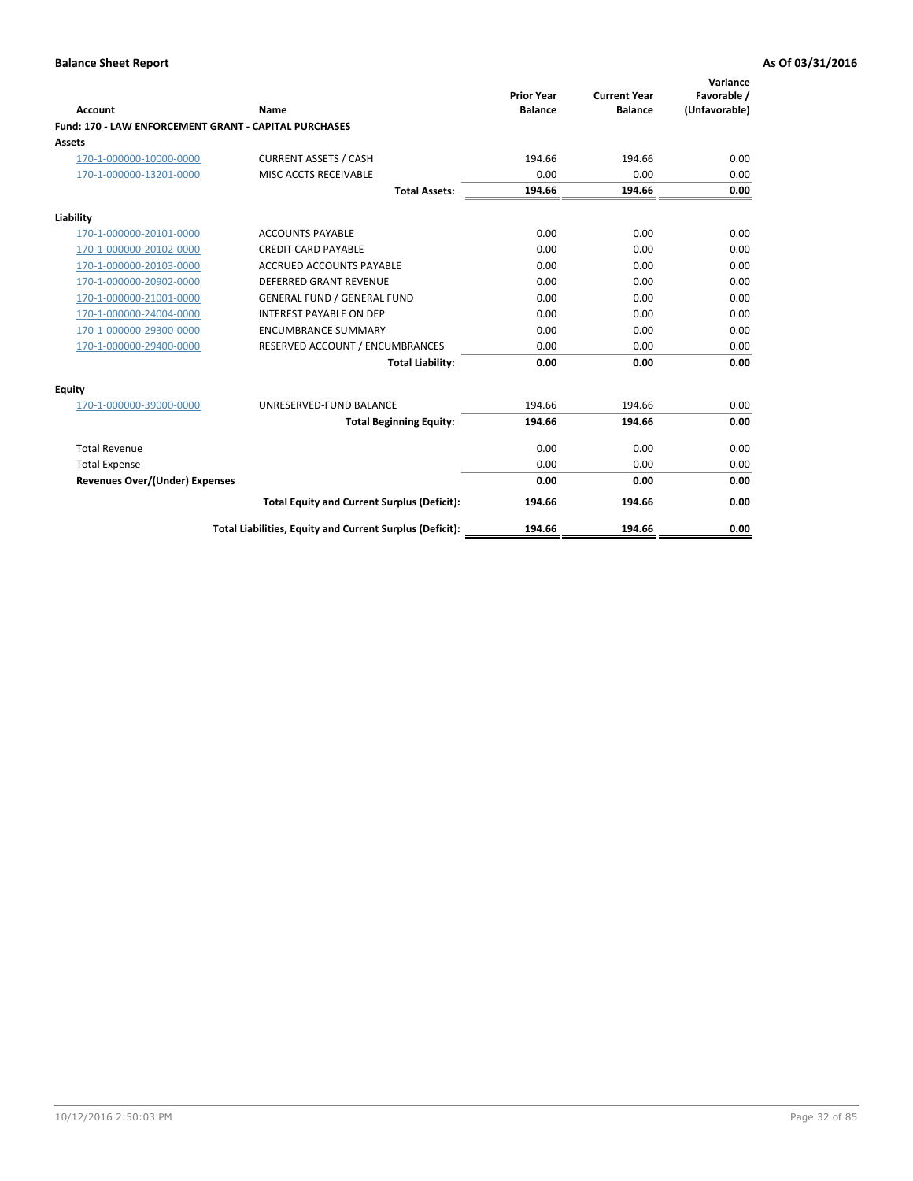**Balance Sheet Report** | **As Of 03/31/2016**

| Account | Name | Prior Year Balance | Current Year Balance | Variance Favorable / (Unfavorable) |
|---|---|---|---|---|
| **Fund: 170 - LAW ENFORCEMENT GRANT - CAPITAL PURCHASES** | | | | |
| **Assets** | | | | |
| 170-1-000000-10000-0000 | CURRENT ASSETS / CASH | 194.66 | 194.66 | 0.00 |
| 170-1-000000-13201-0000 | MISC ACCTS RECEIVABLE | 0.00 | 0.00 | 0.00 |
| | **Total Assets:** | **194.66** | **194.66** | **0.00** |
| **Liability** | | | | |
| 170-1-000000-20101-0000 | ACCOUNTS PAYABLE | 0.00 | 0.00 | 0.00 |
| 170-1-000000-20102-0000 | CREDIT CARD PAYABLE | 0.00 | 0.00 | 0.00 |
| 170-1-000000-20103-0000 | ACCRUED ACCOUNTS PAYABLE | 0.00 | 0.00 | 0.00 |
| 170-1-000000-20902-0000 | DEFERRED GRANT REVENUE | 0.00 | 0.00 | 0.00 |
| 170-1-000000-21001-0000 | GENERAL FUND / GENERAL FUND | 0.00 | 0.00 | 0.00 |
| 170-1-000000-24004-0000 | INTEREST PAYABLE ON DEP | 0.00 | 0.00 | 0.00 |
| 170-1-000000-29300-0000 | ENCUMBRANCE SUMMARY | 0.00 | 0.00 | 0.00 |
| 170-1-000000-29400-0000 | RESERVED ACCOUNT / ENCUMBRANCES | 0.00 | 0.00 | 0.00 |
| | **Total Liability:** | **0.00** | **0.00** | **0.00** |
| **Equity** | | | | |
| 170-1-000000-39000-0000 | UNRESERVED-FUND BALANCE | 194.66 | 194.66 | 0.00 |
| | **Total Beginning Equity:** | **194.66** | **194.66** | **0.00** |
| Total Revenue | | 0.00 | 0.00 | 0.00 |
| Total Expense | | 0.00 | 0.00 | 0.00 |
| **Revenues Over/(Under) Expenses** | | **0.00** | **0.00** | **0.00** |
| | **Total Equity and Current Surplus (Deficit):** | **194.66** | **194.66** | **0.00** |
| | **Total Liabilities, Equity and Current Surplus (Deficit):** | **194.66** | **194.66** | **0.00** |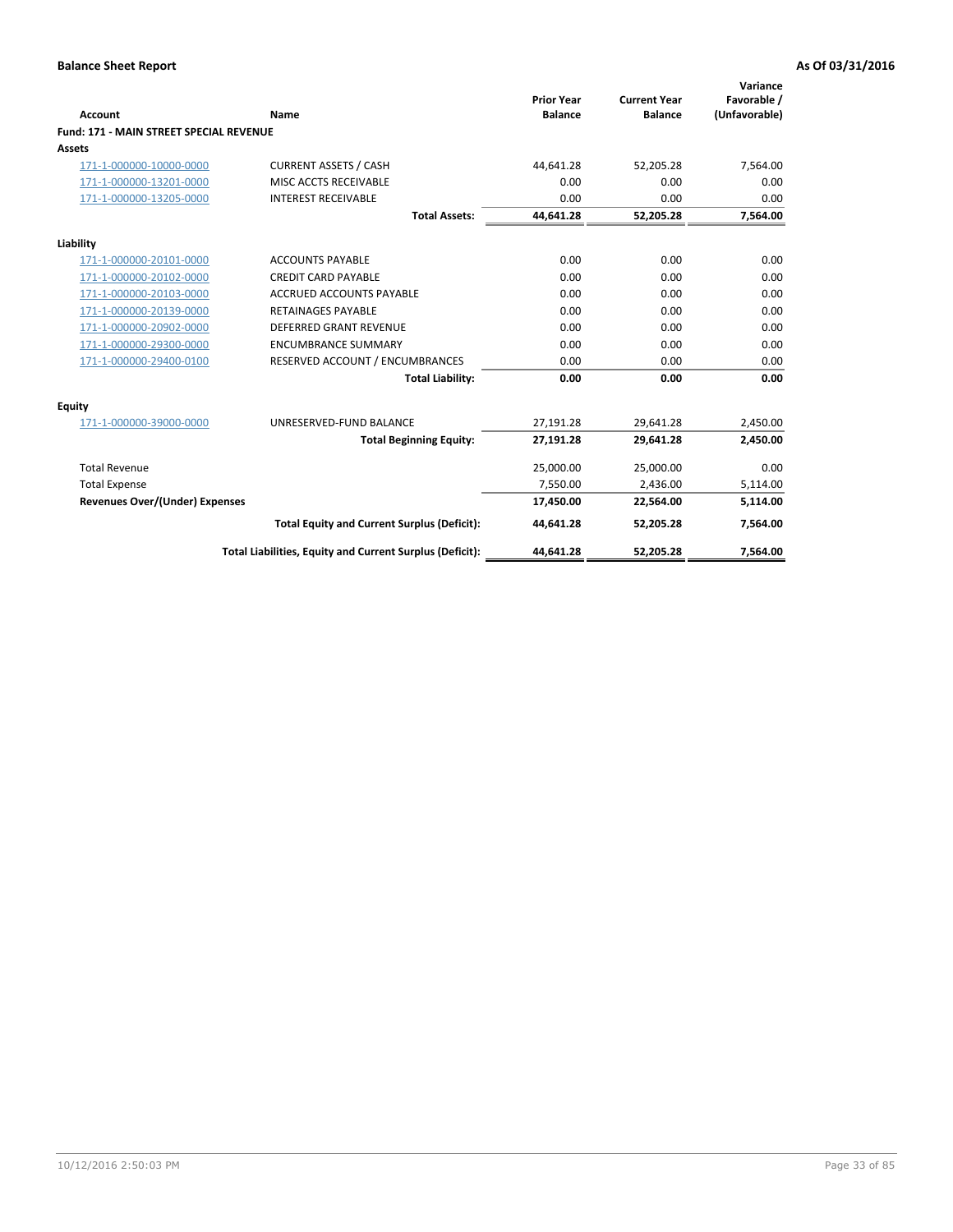**Balance Sheet Report** **As Of 03/31/2016**

| Account | Name | Prior Year Balance | Current Year Balance | Variance Favorable / (Unfavorable) |
|---|---|---|---|---|
| **Fund: 171 - MAIN STREET SPECIAL REVENUE** | | | | |
| **Assets** | | | | |
| 171-1-000000-10000-0000 | CURRENT ASSETS / CASH | 44,641.28 | 52,205.28 | 7,564.00 |
| 171-1-000000-13201-0000 | MISC ACCTS RECEIVABLE | 0.00 | 0.00 | 0.00 |
| 171-1-000000-13205-0000 | INTEREST RECEIVABLE | 0.00 | 0.00 | 0.00 |
| | **Total Assets:** | **44,641.28** | **52,205.28** | **7,564.00** |
| **Liability** | | | | |
| 171-1-000000-20101-0000 | ACCOUNTS PAYABLE | 0.00 | 0.00 | 0.00 |
| 171-1-000000-20102-0000 | CREDIT CARD PAYABLE | 0.00 | 0.00 | 0.00 |
| 171-1-000000-20103-0000 | ACCRUED ACCOUNTS PAYABLE | 0.00 | 0.00 | 0.00 |
| 171-1-000000-20139-0000 | RETAINAGES PAYABLE | 0.00 | 0.00 | 0.00 |
| 171-1-000000-20902-0000 | DEFERRED GRANT REVENUE | 0.00 | 0.00 | 0.00 |
| 171-1-000000-29300-0000 | ENCUMBRANCE SUMMARY | 0.00 | 0.00 | 0.00 |
| 171-1-000000-29400-0100 | RESERVED ACCOUNT / ENCUMBRANCES | 0.00 | 0.00 | 0.00 |
| | **Total Liability:** | **0.00** | **0.00** | **0.00** |
| **Equity** | | | | |
| 171-1-000000-39000-0000 | UNRESERVED-FUND BALANCE | 27,191.28 | 29,641.28 | 2,450.00 |
| | **Total Beginning Equity:** | **27,191.28** | **29,641.28** | **2,450.00** |
| Total Revenue | | 25,000.00 | 25,000.00 | 0.00 |
| Total Expense | | 7,550.00 | 2,436.00 | 5,114.00 |
| **Revenues Over/(Under) Expenses** | | **17,450.00** | **22,564.00** | **5,114.00** |
| | **Total Equity and Current Surplus (Deficit):** | **44,641.28** | **52,205.28** | **7,564.00** |
| | **Total Liabilities, Equity and Current Surplus (Deficit):** | **44,641.28** | **52,205.28** | **7,564.00** |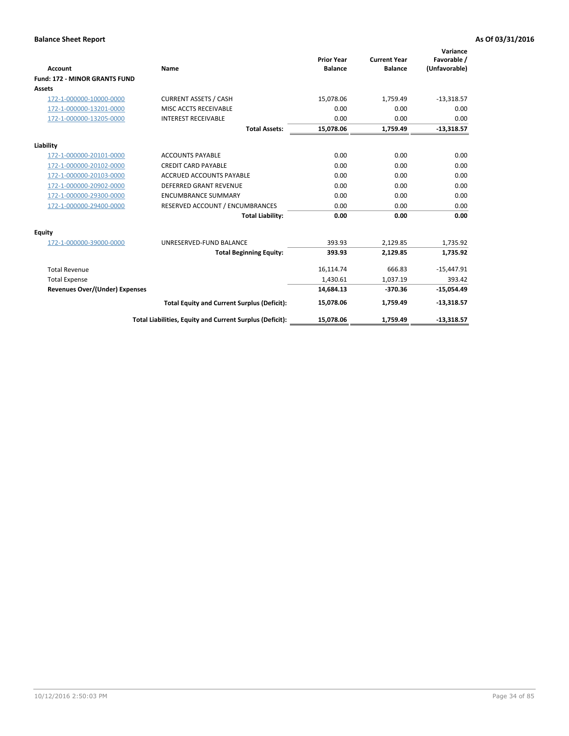**Balance Sheet Report** — As Of 03/31/2016

| Account | Name | Prior Year Balance | Current Year Balance | Variance Favorable / (Unfavorable) |
|---|---|---|---|---|
| **Fund: 172 - MINOR GRANTS FUND** | | | | |
| **Assets** | | | | |
| 172-1-000000-10000-0000 | CURRENT ASSETS / CASH | 15,078.06 | 1,759.49 | -13,318.57 |
| 172-1-000000-13201-0000 | MISC ACCTS RECEIVABLE | 0.00 | 0.00 | 0.00 |
| 172-1-000000-13205-0000 | INTEREST RECEIVABLE | 0.00 | 0.00 | 0.00 |
| | **Total Assets:** | **15,078.06** | **1,759.49** | **-13,318.57** |
| **Liability** | | | | |
| 172-1-000000-20101-0000 | ACCOUNTS PAYABLE | 0.00 | 0.00 | 0.00 |
| 172-1-000000-20102-0000 | CREDIT CARD PAYABLE | 0.00 | 0.00 | 0.00 |
| 172-1-000000-20103-0000 | ACCRUED ACCOUNTS PAYABLE | 0.00 | 0.00 | 0.00 |
| 172-1-000000-20902-0000 | DEFERRED GRANT REVENUE | 0.00 | 0.00 | 0.00 |
| 172-1-000000-29300-0000 | ENCUMBRANCE SUMMARY | 0.00 | 0.00 | 0.00 |
| 172-1-000000-29400-0000 | RESERVED ACCOUNT / ENCUMBRANCES | 0.00 | 0.00 | 0.00 |
| | **Total Liability:** | **0.00** | **0.00** | **0.00** |
| **Equity** | | | | |
| 172-1-000000-39000-0000 | UNRESERVED-FUND BALANCE | 393.93 | 2,129.85 | 1,735.92 |
| | **Total Beginning Equity:** | **393.93** | **2,129.85** | **1,735.92** |
| Total Revenue | | 16,114.74 | 666.83 | -15,447.91 |
| Total Expense | | 1,430.61 | 1,037.19 | 393.42 |
| **Revenues Over/(Under) Expenses** | | **14,684.13** | **-370.36** | **-15,054.49** |
| | **Total Equity and Current Surplus (Deficit):** | **15,078.06** | **1,759.49** | **-13,318.57** |
| | **Total Liabilities, Equity and Current Surplus (Deficit):** | **15,078.06** | **1,759.49** | **-13,318.57** |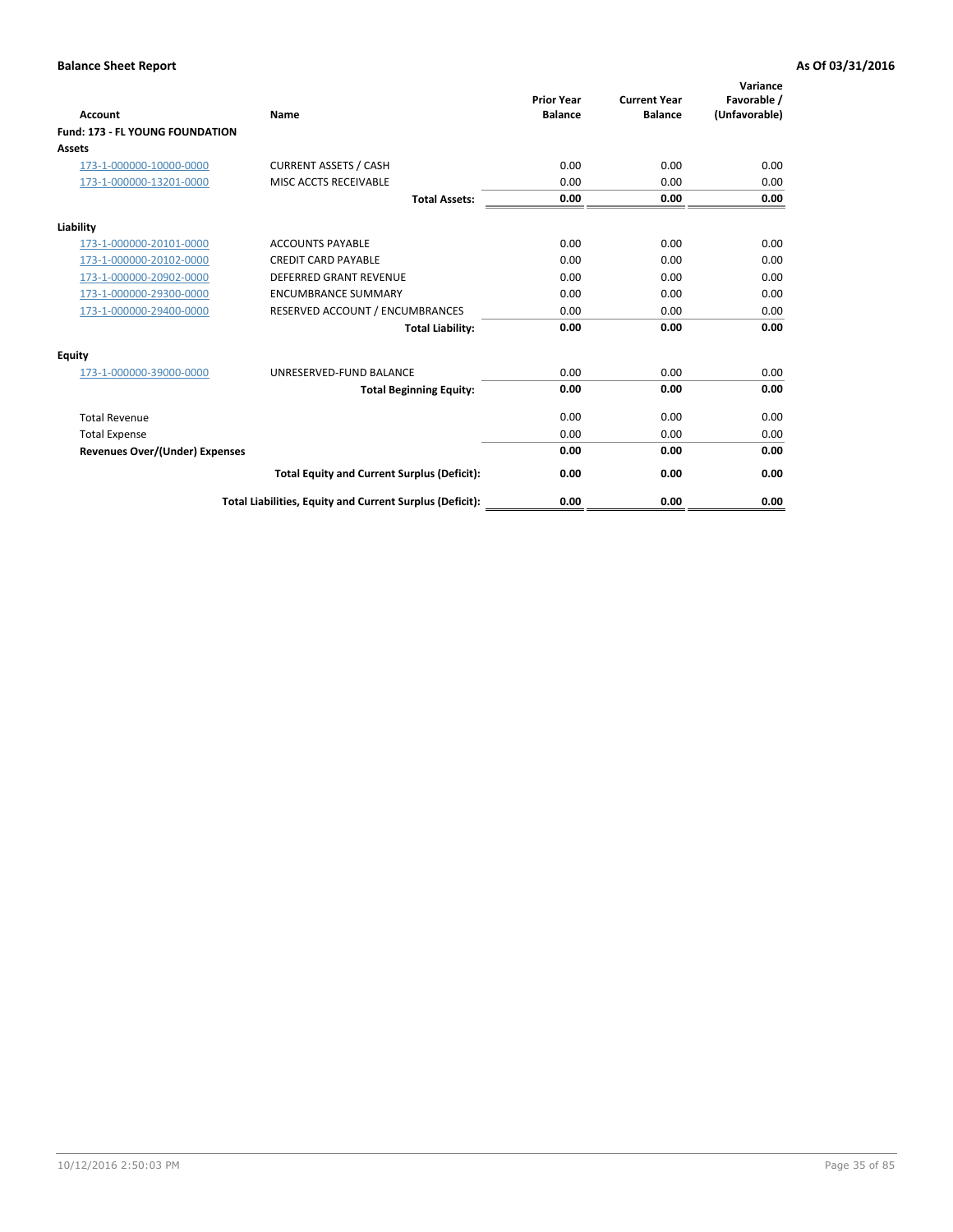**Balance Sheet Report** **As Of 03/31/2016**

| Account | Name | Prior Year Balance | Current Year Balance | Variance Favorable / (Unfavorable) |
|---|---|---|---|---|
| **Fund: 173 - FL YOUNG FOUNDATION** | | | | |
| **Assets** | | | | |
| 173-1-000000-10000-0000 | CURRENT ASSETS / CASH | 0.00 | 0.00 | 0.00 |
| 173-1-000000-13201-0000 | MISC ACCTS RECEIVABLE | 0.00 | 0.00 | 0.00 |
| | **Total Assets:** | **0.00** | **0.00** | **0.00** |
| **Liability** | | | | |
| 173-1-000000-20101-0000 | ACCOUNTS PAYABLE | 0.00 | 0.00 | 0.00 |
| 173-1-000000-20102-0000 | CREDIT CARD PAYABLE | 0.00 | 0.00 | 0.00 |
| 173-1-000000-20902-0000 | DEFERRED GRANT REVENUE | 0.00 | 0.00 | 0.00 |
| 173-1-000000-29300-0000 | ENCUMBRANCE SUMMARY | 0.00 | 0.00 | 0.00 |
| 173-1-000000-29400-0000 | RESERVED ACCOUNT / ENCUMBRANCES | 0.00 | 0.00 | 0.00 |
| | **Total Liability:** | **0.00** | **0.00** | **0.00** |
| **Equity** | | | | |
| 173-1-000000-39000-0000 | UNRESERVED-FUND BALANCE | 0.00 | 0.00 | 0.00 |
| | **Total Beginning Equity:** | **0.00** | **0.00** | **0.00** |
| Total Revenue | | 0.00 | 0.00 | 0.00 |
| Total Expense | | 0.00 | 0.00 | 0.00 |
| **Revenues Over/(Under) Expenses** | | **0.00** | **0.00** | **0.00** |
| | **Total Equity and Current Surplus (Deficit):** | **0.00** | **0.00** | **0.00** |
| | **Total Liabilities, Equity and Current Surplus (Deficit):** | **0.00** | **0.00** | **0.00** |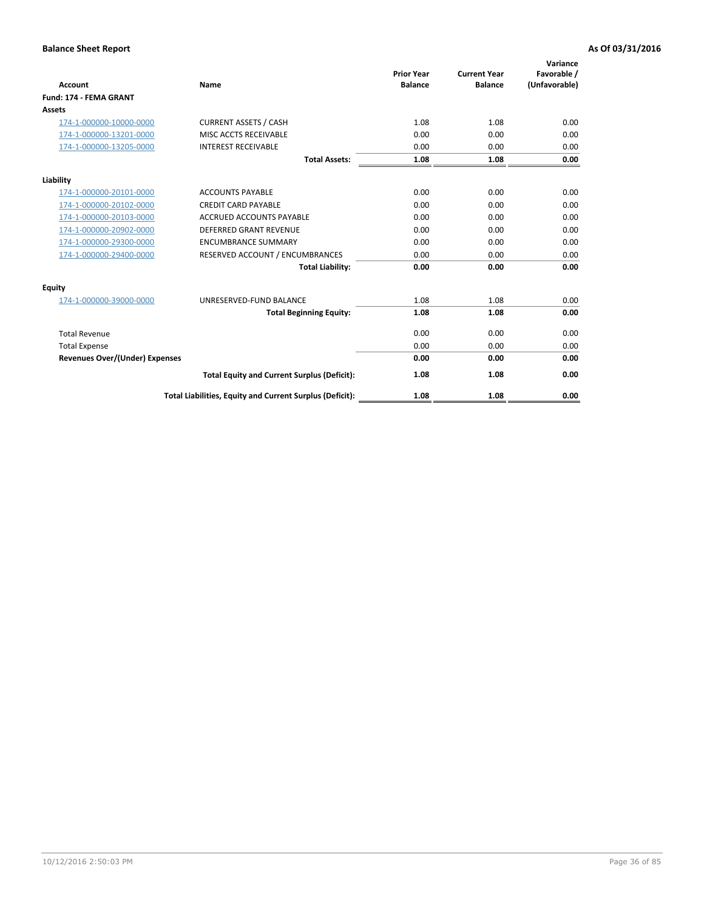**Balance Sheet Report** | **As Of 03/31/2016**

| Account | Name | Prior Year Balance | Current Year Balance | Variance Favorable / (Unfavorable) |
|---|---|---|---|---|
| **Fund: 174 - FEMA GRANT** | | | | |
| **Assets** | | | | |
| 174-1-000000-10000-0000 | CURRENT ASSETS / CASH | 1.08 | 1.08 | 0.00 |
| 174-1-000000-13201-0000 | MISC ACCTS RECEIVABLE | 0.00 | 0.00 | 0.00 |
| 174-1-000000-13205-0000 | INTEREST RECEIVABLE | 0.00 | 0.00 | 0.00 |
| | **Total Assets:** | **1.08** | **1.08** | **0.00** |
| **Liability** | | | | |
| 174-1-000000-20101-0000 | ACCOUNTS PAYABLE | 0.00 | 0.00 | 0.00 |
| 174-1-000000-20102-0000 | CREDIT CARD PAYABLE | 0.00 | 0.00 | 0.00 |
| 174-1-000000-20103-0000 | ACCRUED ACCOUNTS PAYABLE | 0.00 | 0.00 | 0.00 |
| 174-1-000000-20902-0000 | DEFERRED GRANT REVENUE | 0.00 | 0.00 | 0.00 |
| 174-1-000000-29300-0000 | ENCUMBRANCE SUMMARY | 0.00 | 0.00 | 0.00 |
| 174-1-000000-29400-0000 | RESERVED ACCOUNT / ENCUMBRANCES | 0.00 | 0.00 | 0.00 |
| | **Total Liability:** | **0.00** | **0.00** | **0.00** |
| **Equity** | | | | |
| 174-1-000000-39000-0000 | UNRESERVED-FUND BALANCE | 1.08 | 1.08 | 0.00 |
| | **Total Beginning Equity:** | **1.08** | **1.08** | **0.00** |
| Total Revenue | | 0.00 | 0.00 | 0.00 |
| Total Expense | | 0.00 | 0.00 | 0.00 |
| **Revenues Over/(Under) Expenses** | | **0.00** | **0.00** | **0.00** |
| | **Total Equity and Current Surplus (Deficit):** | **1.08** | **1.08** | **0.00** |
| | **Total Liabilities, Equity and Current Surplus (Deficit):** | **1.08** | **1.08** | **0.00** |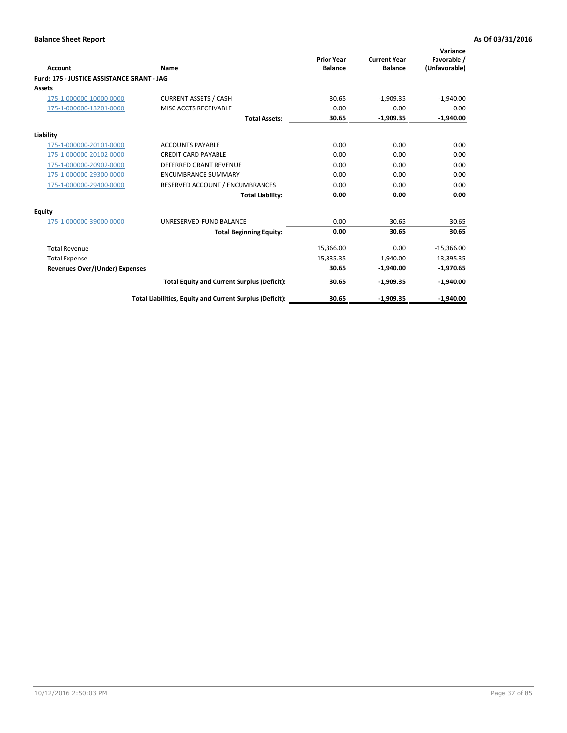**Balance Sheet Report** | **As Of 03/31/2016**

| Account | Name | Prior Year Balance | Current Year Balance | Variance Favorable / (Unfavorable) |
|---|---|---|---|---|
| **Fund: 175 - JUSTICE ASSISTANCE GRANT - JAG** | | | | |
| **Assets** | | | | |
| 175-1-000000-10000-0000 | CURRENT ASSETS / CASH | 30.65 | -1,909.35 | -1,940.00 |
| 175-1-000000-13201-0000 | MISC ACCTS RECEIVABLE | 0.00 | 0.00 | 0.00 |
| | **Total Assets:** | **30.65** | **-1,909.35** | **-1,940.00** |
| **Liability** | | | | |
| 175-1-000000-20101-0000 | ACCOUNTS PAYABLE | 0.00 | 0.00 | 0.00 |
| 175-1-000000-20102-0000 | CREDIT CARD PAYABLE | 0.00 | 0.00 | 0.00 |
| 175-1-000000-20902-0000 | DEFERRED GRANT REVENUE | 0.00 | 0.00 | 0.00 |
| 175-1-000000-29300-0000 | ENCUMBRANCE SUMMARY | 0.00 | 0.00 | 0.00 |
| 175-1-000000-29400-0000 | RESERVED ACCOUNT / ENCUMBRANCES | 0.00 | 0.00 | 0.00 |
| | **Total Liability:** | **0.00** | **0.00** | **0.00** |
| **Equity** | | | | |
| 175-1-000000-39000-0000 | UNRESERVED-FUND BALANCE | 0.00 | 30.65 | 30.65 |
| | **Total Beginning Equity:** | **0.00** | **30.65** | **30.65** |
| Total Revenue | | 15,366.00 | 0.00 | -15,366.00 |
| Total Expense | | 15,335.35 | 1,940.00 | 13,395.35 |
| **Revenues Over/(Under) Expenses** | | **30.65** | **-1,940.00** | **-1,970.65** |
| | **Total Equity and Current Surplus (Deficit):** | **30.65** | **-1,909.35** | **-1,940.00** |
| | **Total Liabilities, Equity and Current Surplus (Deficit):** | **30.65** | **-1,909.35** | **-1,940.00** |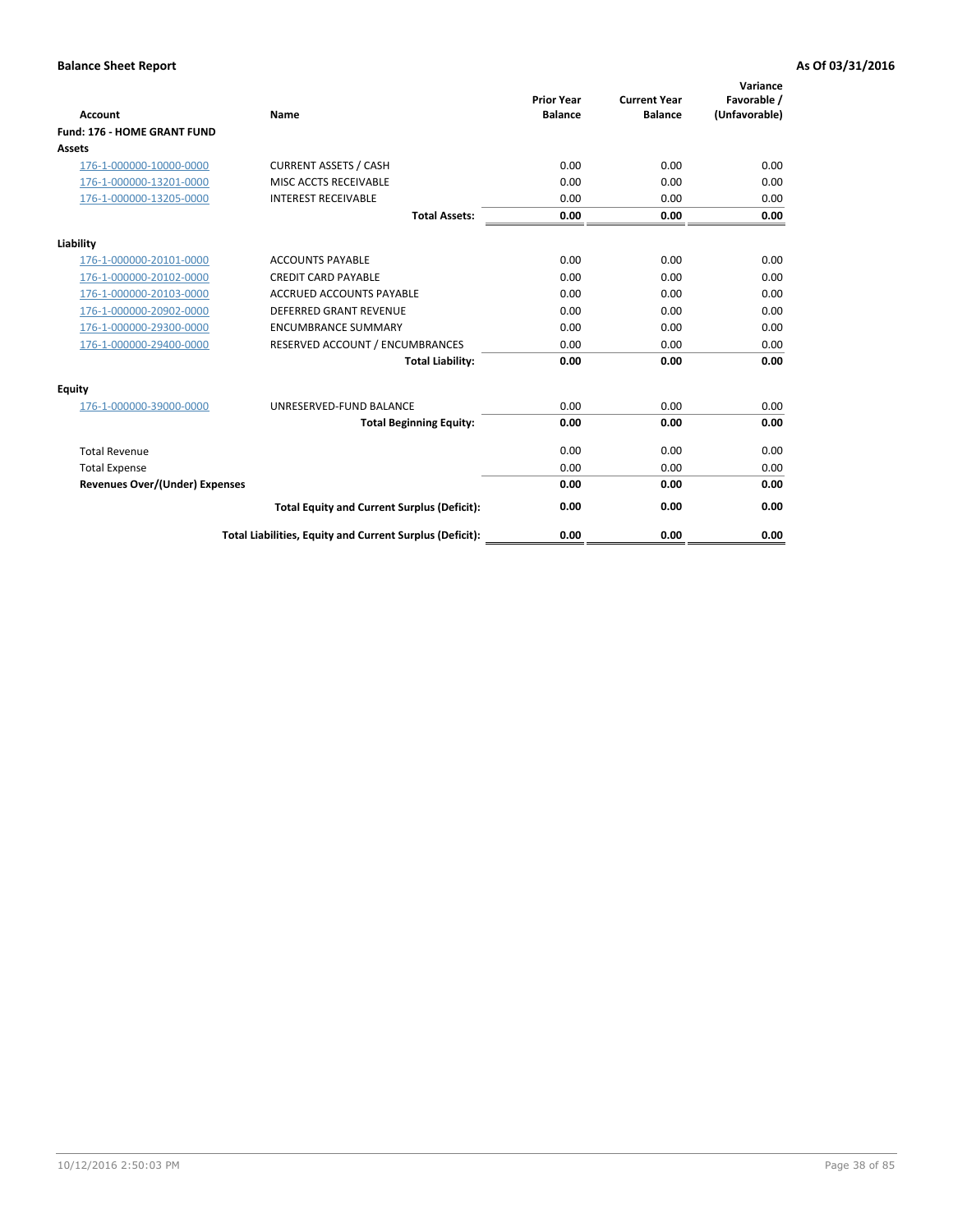## Balance Sheet Report

**As Of 03/31/2016**

| Account | Name | Prior Year Balance | Current Year Balance | Variance Favorable / (Unfavorable) |
|---|---|---|---|---|
| **Fund: 176 - HOME GRANT FUND** | | | | |
| **Assets** | | | | |
| 176-1-000000-10000-0000 | CURRENT ASSETS / CASH | 0.00 | 0.00 | 0.00 |
| 176-1-000000-13201-0000 | MISC ACCTS RECEIVABLE | 0.00 | 0.00 | 0.00 |
| 176-1-000000-13205-0000 | INTEREST RECEIVABLE | 0.00 | 0.00 | 0.00 |
| | **Total Assets:** | **0.00** | **0.00** | **0.00** |
| **Liability** | | | | |
| 176-1-000000-20101-0000 | ACCOUNTS PAYABLE | 0.00 | 0.00 | 0.00 |
| 176-1-000000-20102-0000 | CREDIT CARD PAYABLE | 0.00 | 0.00 | 0.00 |
| 176-1-000000-20103-0000 | ACCRUED ACCOUNTS PAYABLE | 0.00 | 0.00 | 0.00 |
| 176-1-000000-20902-0000 | DEFERRED GRANT REVENUE | 0.00 | 0.00 | 0.00 |
| 176-1-000000-29300-0000 | ENCUMBRANCE SUMMARY | 0.00 | 0.00 | 0.00 |
| 176-1-000000-29400-0000 | RESERVED ACCOUNT / ENCUMBRANCES | 0.00 | 0.00 | 0.00 |
| | **Total Liability:** | **0.00** | **0.00** | **0.00** |
| **Equity** | | | | |
| 176-1-000000-39000-0000 | UNRESERVED-FUND BALANCE | 0.00 | 0.00 | 0.00 |
| | **Total Beginning Equity:** | **0.00** | **0.00** | **0.00** |
| Total Revenue | | 0.00 | 0.00 | 0.00 |
| Total Expense | | 0.00 | 0.00 | 0.00 |
| **Revenues Over/(Under) Expenses** | | **0.00** | **0.00** | **0.00** |
| | **Total Equity and Current Surplus (Deficit):** | **0.00** | **0.00** | **0.00** |
| | **Total Liabilities, Equity and Current Surplus (Deficit):** | **0.00** | **0.00** | **0.00** |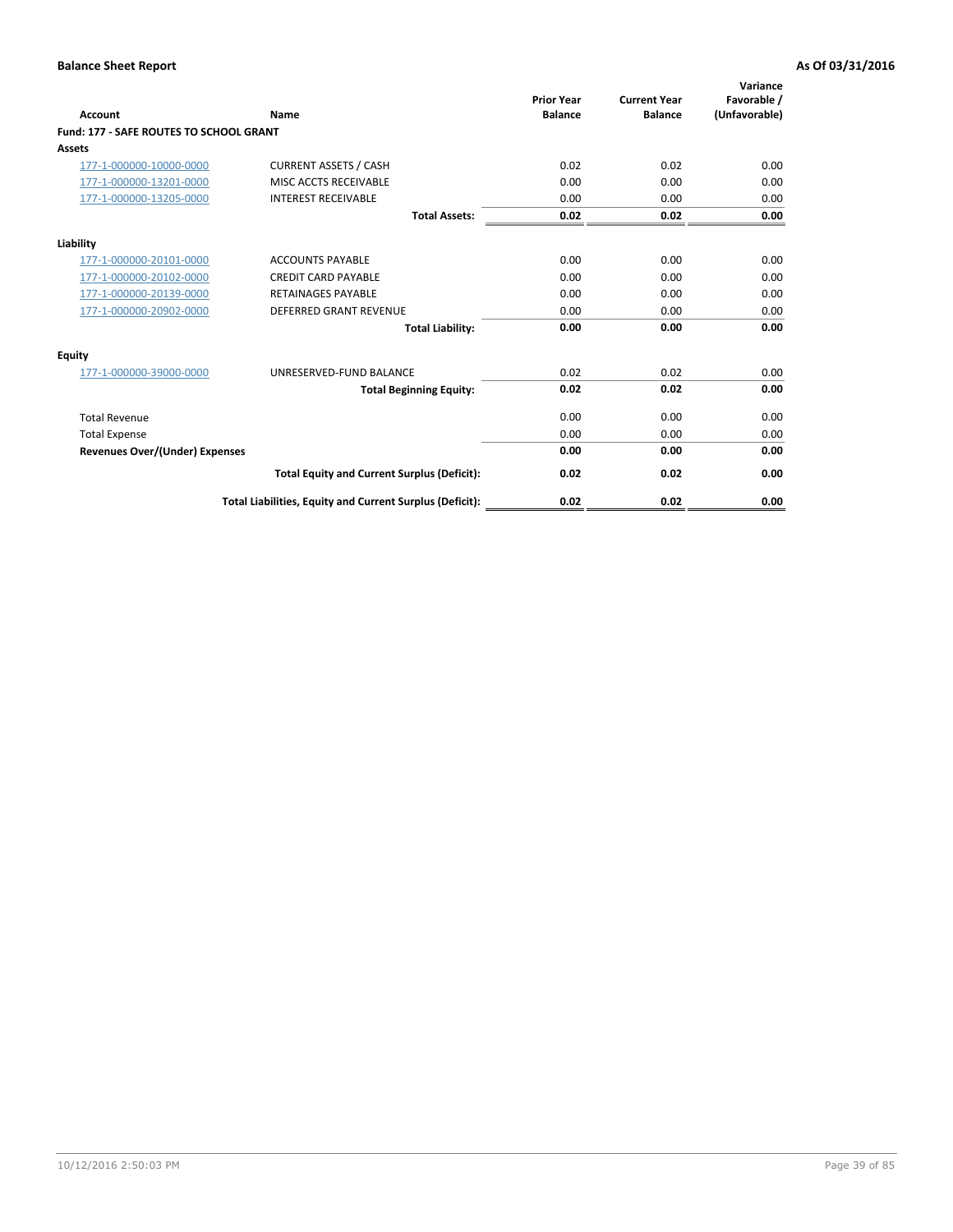**Balance Sheet Report** — As Of 03/31/2016

| Account | Name | Prior Year Balance | Current Year Balance | Variance Favorable / (Unfavorable) |
|---|---|---|---|---|
| **Fund: 177 - SAFE ROUTES TO SCHOOL GRANT** | | | | |
| **Assets** | | | | |
| 177-1-000000-10000-0000 | CURRENT ASSETS / CASH | 0.02 | 0.02 | 0.00 |
| 177-1-000000-13201-0000 | MISC ACCTS RECEIVABLE | 0.00 | 0.00 | 0.00 |
| 177-1-000000-13205-0000 | INTEREST RECEIVABLE | 0.00 | 0.00 | 0.00 |
| | **Total Assets:** | **0.02** | **0.02** | **0.00** |
| **Liability** | | | | |
| 177-1-000000-20101-0000 | ACCOUNTS PAYABLE | 0.00 | 0.00 | 0.00 |
| 177-1-000000-20102-0000 | CREDIT CARD PAYABLE | 0.00 | 0.00 | 0.00 |
| 177-1-000000-20139-0000 | RETAINAGES PAYABLE | 0.00 | 0.00 | 0.00 |
| 177-1-000000-20902-0000 | DEFERRED GRANT REVENUE | 0.00 | 0.00 | 0.00 |
| | **Total Liability:** | **0.00** | **0.00** | **0.00** |
| **Equity** | | | | |
| 177-1-000000-39000-0000 | UNRESERVED-FUND BALANCE | 0.02 | 0.02 | 0.00 |
| | **Total Beginning Equity:** | **0.02** | **0.02** | **0.00** |
| Total Revenue | | 0.00 | 0.00 | 0.00 |
| Total Expense | | 0.00 | 0.00 | 0.00 |
| **Revenues Over/(Under) Expenses** | | **0.00** | **0.00** | **0.00** |
| | **Total Equity and Current Surplus (Deficit):** | **0.02** | **0.02** | **0.00** |
| | **Total Liabilities, Equity and Current Surplus (Deficit):** | **0.02** | **0.02** | **0.00** |

10/12/2016 2:50:03 PM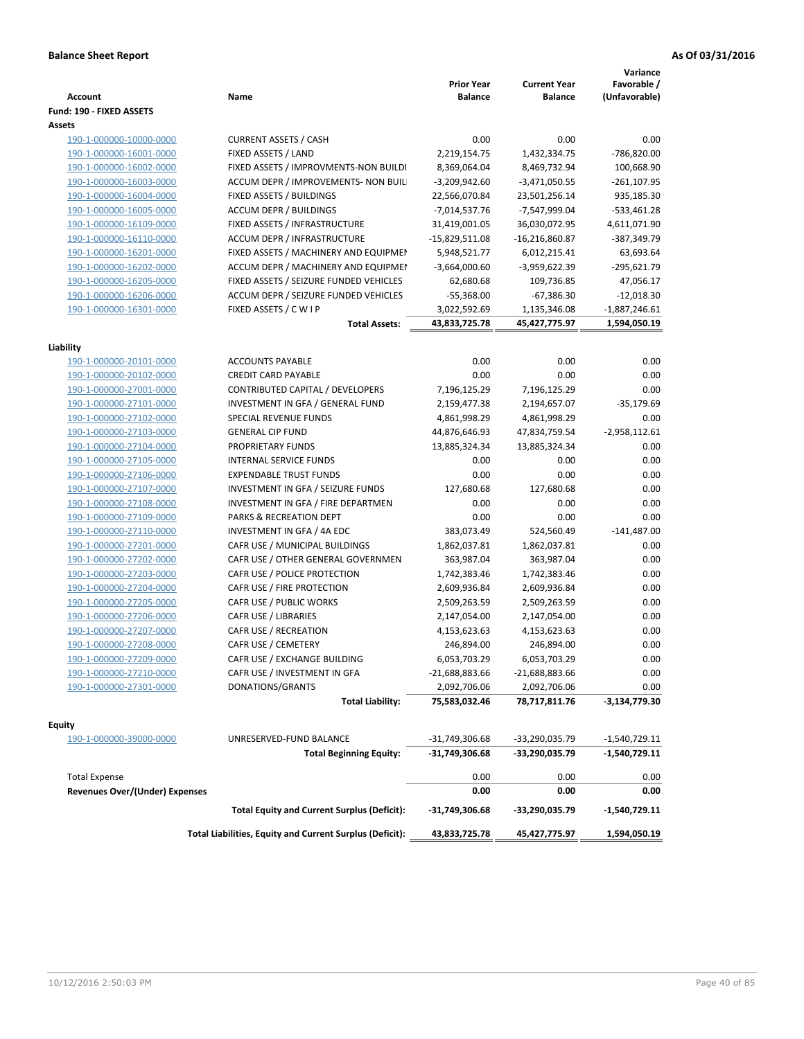**Balance Sheet Report** | **As Of 03/31/2016**

| Account | Name | Prior Year Balance | Current Year Balance | Variance Favorable / (Unfavorable) |
|---|---|---|---|---|
| **Fund: 190 - FIXED ASSETS** | | | | |
| **Assets** | | | | |
| 190-1-000000-10000-0000 | CURRENT ASSETS / CASH | 0.00 | 0.00 | 0.00 |
| 190-1-000000-16001-0000 | FIXED ASSETS / LAND | 2,219,154.75 | 1,432,334.75 | -786,820.00 |
| 190-1-000000-16002-0000 | FIXED ASSETS / IMPROVMENTS-NON BUILDI | 8,369,064.04 | 8,469,732.94 | 100,668.90 |
| 190-1-000000-16003-0000 | ACCUM DEPR / IMPROVEMENTS- NON BUIL | -3,209,942.60 | -3,471,050.55 | -261,107.95 |
| 190-1-000000-16004-0000 | FIXED ASSETS / BUILDINGS | 22,566,070.84 | 23,501,256.14 | 935,185.30 |
| 190-1-000000-16005-0000 | ACCUM DEPR / BUILDINGS | -7,014,537.76 | -7,547,999.04 | -533,461.28 |
| 190-1-000000-16109-0000 | FIXED ASSETS / INFRASTRUCTURE | 31,419,001.05 | 36,030,072.95 | 4,611,071.90 |
| 190-1-000000-16110-0000 | ACCUM DEPR / INFRASTRUCTURE | -15,829,511.08 | -16,216,860.87 | -387,349.79 |
| 190-1-000000-16201-0000 | FIXED ASSETS / MACHINERY AND EQUIPMEI | 5,948,521.77 | 6,012,215.41 | 63,693.64 |
| 190-1-000000-16202-0000 | ACCUM DEPR / MACHINERY AND EQUIPMEI | -3,664,000.60 | -3,959,622.39 | -295,621.79 |
| 190-1-000000-16205-0000 | FIXED ASSETS / SEIZURE FUNDED VEHICLES | 62,680.68 | 109,736.85 | 47,056.17 |
| 190-1-000000-16206-0000 | ACCUM DEPR / SEIZURE FUNDED VEHICLES | -55,368.00 | -67,386.30 | -12,018.30 |
| 190-1-000000-16301-0000 | FIXED ASSETS / C W I P | 3,022,592.69 | 1,135,346.08 | -1,887,246.61 |
| | **Total Assets:** | **43,833,725.78** | **45,427,775.97** | **1,594,050.19** |
| **Liability** | | | | |
| 190-1-000000-20101-0000 | ACCOUNTS PAYABLE | 0.00 | 0.00 | 0.00 |
| 190-1-000000-20102-0000 | CREDIT CARD PAYABLE | 0.00 | 0.00 | 0.00 |
| 190-1-000000-27001-0000 | CONTRIBUTED CAPITAL / DEVELOPERS | 7,196,125.29 | 7,196,125.29 | 0.00 |
| 190-1-000000-27101-0000 | INVESTMENT IN GFA / GENERAL FUND | 2,159,477.38 | 2,194,657.07 | -35,179.69 |
| 190-1-000000-27102-0000 | SPECIAL REVENUE FUNDS | 4,861,998.29 | 4,861,998.29 | 0.00 |
| 190-1-000000-27103-0000 | GENERAL CIP FUND | 44,876,646.93 | 47,834,759.54 | -2,958,112.61 |
| 190-1-000000-27104-0000 | PROPRIETARY FUNDS | 13,885,324.34 | 13,885,324.34 | 0.00 |
| 190-1-000000-27105-0000 | INTERNAL SERVICE FUNDS | 0.00 | 0.00 | 0.00 |
| 190-1-000000-27106-0000 | EXPENDABLE TRUST FUNDS | 0.00 | 0.00 | 0.00 |
| 190-1-000000-27107-0000 | INVESTMENT IN GFA / SEIZURE FUNDS | 127,680.68 | 127,680.68 | 0.00 |
| 190-1-000000-27108-0000 | INVESTMENT IN GFA / FIRE DEPARTMEN | 0.00 | 0.00 | 0.00 |
| 190-1-000000-27109-0000 | PARKS & RECREATION DEPT | 0.00 | 0.00 | 0.00 |
| 190-1-000000-27110-0000 | INVESTMENT IN GFA / 4A EDC | 383,073.49 | 524,560.49 | -141,487.00 |
| 190-1-000000-27201-0000 | CAFR USE / MUNICIPAL BUILDINGS | 1,862,037.81 | 1,862,037.81 | 0.00 |
| 190-1-000000-27202-0000 | CAFR USE / OTHER GENERAL GOVERNMEN | 363,987.04 | 363,987.04 | 0.00 |
| 190-1-000000-27203-0000 | CAFR USE / POLICE PROTECTION | 1,742,383.46 | 1,742,383.46 | 0.00 |
| 190-1-000000-27204-0000 | CAFR USE / FIRE PROTECTION | 2,609,936.84 | 2,609,936.84 | 0.00 |
| 190-1-000000-27205-0000 | CAFR USE / PUBLIC WORKS | 2,509,263.59 | 2,509,263.59 | 0.00 |
| 190-1-000000-27206-0000 | CAFR USE / LIBRARIES | 2,147,054.00 | 2,147,054.00 | 0.00 |
| 190-1-000000-27207-0000 | CAFR USE / RECREATION | 4,153,623.63 | 4,153,623.63 | 0.00 |
| 190-1-000000-27208-0000 | CAFR USE / CEMETERY | 246,894.00 | 246,894.00 | 0.00 |
| 190-1-000000-27209-0000 | CAFR USE / EXCHANGE BUILDING | 6,053,703.29 | 6,053,703.29 | 0.00 |
| 190-1-000000-27210-0000 | CAFR USE / INVESTMENT IN GFA | -21,688,883.66 | -21,688,883.66 | 0.00 |
| 190-1-000000-27301-0000 | DONATIONS/GRANTS | 2,092,706.06 | 2,092,706.06 | 0.00 |
| | **Total Liability:** | **75,583,032.46** | **78,717,811.76** | **-3,134,779.30** |
| **Equity** | | | | |
| 190-1-000000-39000-0000 | UNRESERVED-FUND BALANCE | -31,749,306.68 | -33,290,035.79 | -1,540,729.11 |
| | **Total Beginning Equity:** | **-31,749,306.68** | **-33,290,035.79** | **-1,540,729.11** |
| Total Expense | | 0.00 | 0.00 | 0.00 |
| **Revenues Over/(Under) Expenses** | | **0.00** | **0.00** | **0.00** |
| | **Total Equity and Current Surplus (Deficit):** | **-31,749,306.68** | **-33,290,035.79** | **-1,540,729.11** |
| | **Total Liabilities, Equity and Current Surplus (Deficit):** | **43,833,725.78** | **45,427,775.97** | **1,594,050.19** |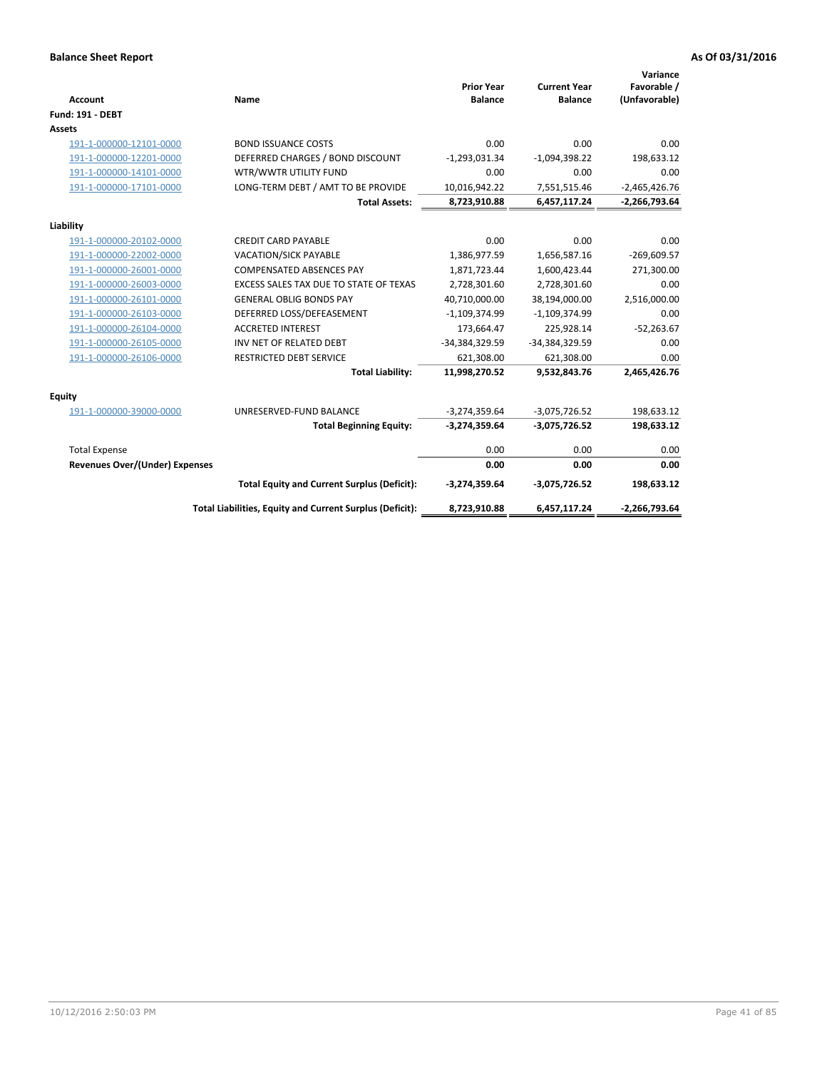**Balance Sheet Report** **As Of 03/31/2016**

| Account | Name | Prior Year Balance | Current Year Balance | Variance Favorable / (Unfavorable) |
|---|---|---|---|---|
| **Fund: 191 - DEBT** | | | | |
| **Assets** | | | | |
| 191-1-000000-12101-0000 | BOND ISSUANCE COSTS | 0.00 | 0.00 | 0.00 |
| 191-1-000000-12201-0000 | DEFERRED CHARGES / BOND DISCOUNT | -1,293,031.34 | -1,094,398.22 | 198,633.12 |
| 191-1-000000-14101-0000 | WTR/WWTR UTILITY FUND | 0.00 | 0.00 | 0.00 |
| 191-1-000000-17101-0000 | LONG-TERM DEBT / AMT TO BE PROVIDE | 10,016,942.22 | 7,551,515.46 | -2,465,426.76 |
| | **Total Assets:** | **8,723,910.88** | **6,457,117.24** | **-2,266,793.64** |
| **Liability** | | | | |
| 191-1-000000-20102-0000 | CREDIT CARD PAYABLE | 0.00 | 0.00 | 0.00 |
| 191-1-000000-22002-0000 | VACATION/SICK PAYABLE | 1,386,977.59 | 1,656,587.16 | -269,609.57 |
| 191-1-000000-26001-0000 | COMPENSATED ABSENCES PAY | 1,871,723.44 | 1,600,423.44 | 271,300.00 |
| 191-1-000000-26003-0000 | EXCESS SALES TAX DUE TO STATE OF TEXAS | 2,728,301.60 | 2,728,301.60 | 0.00 |
| 191-1-000000-26101-0000 | GENERAL OBLIG BONDS PAY | 40,710,000.00 | 38,194,000.00 | 2,516,000.00 |
| 191-1-000000-26103-0000 | DEFERRED LOSS/DEFEASEMENT | -1,109,374.99 | -1,109,374.99 | 0.00 |
| 191-1-000000-26104-0000 | ACCRETED INTEREST | 173,664.47 | 225,928.14 | -52,263.67 |
| 191-1-000000-26105-0000 | INV NET OF RELATED DEBT | -34,384,329.59 | -34,384,329.59 | 0.00 |
| 191-1-000000-26106-0000 | RESTRICTED DEBT SERVICE | 621,308.00 | 621,308.00 | 0.00 |
| | **Total Liability:** | **11,998,270.52** | **9,532,843.76** | **2,465,426.76** |
| **Equity** | | | | |
| 191-1-000000-39000-0000 | UNRESERVED-FUND BALANCE | -3,274,359.64 | -3,075,726.52 | 198,633.12 |
| | **Total Beginning Equity:** | **-3,274,359.64** | **-3,075,726.52** | **198,633.12** |
| Total Expense | | 0.00 | 0.00 | 0.00 |
| **Revenues Over/(Under) Expenses** | | **0.00** | **0.00** | **0.00** |
| | **Total Equity and Current Surplus (Deficit):** | **-3,274,359.64** | **-3,075,726.52** | **198,633.12** |
| | **Total Liabilities, Equity and Current Surplus (Deficit):** | **8,723,910.88** | **6,457,117.24** | **-2,266,793.64** |

10/12/2016 2:50:03 PM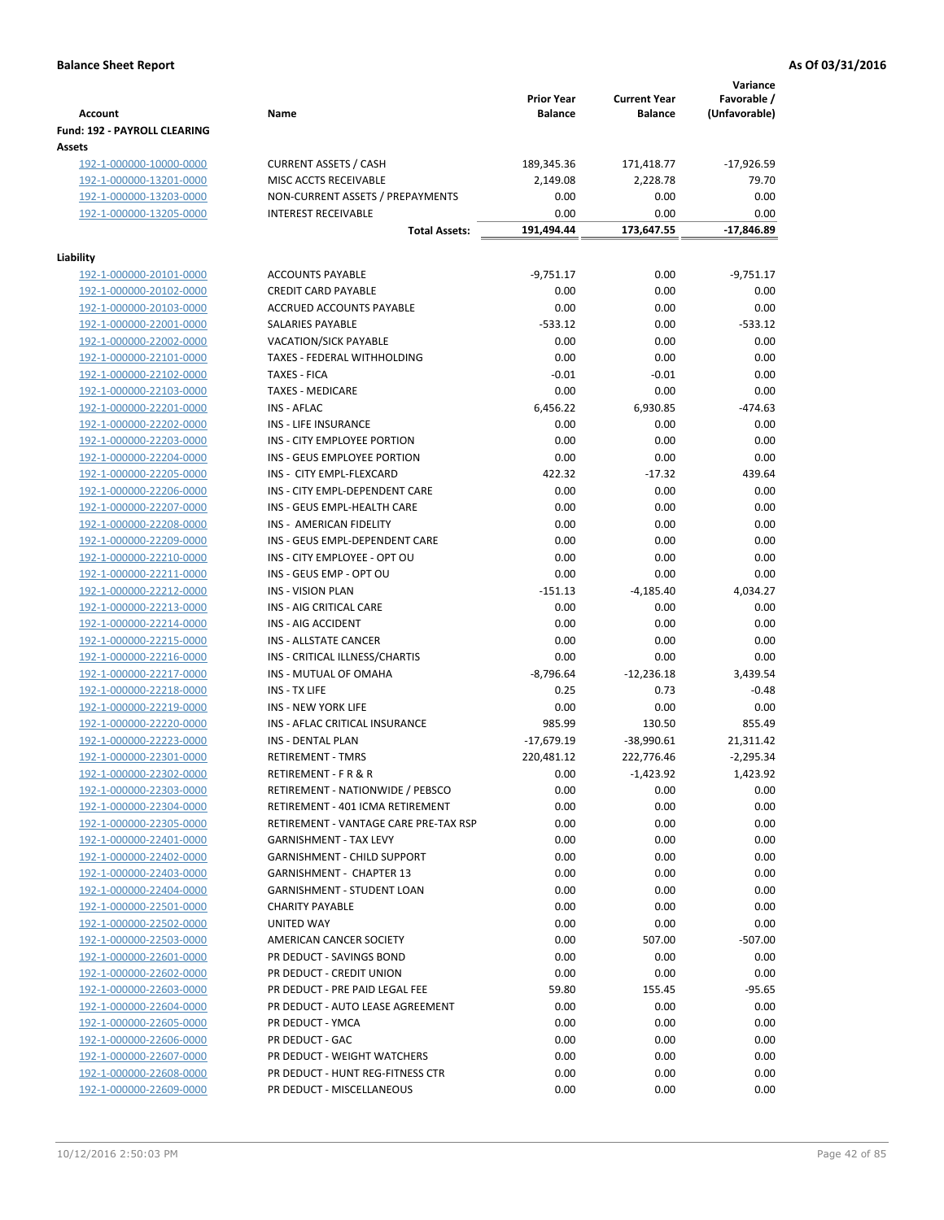**Balance Sheet Report** — **As Of 03/31/2016**

| Account | Name | Prior Year Balance | Current Year Balance | Variance Favorable / (Unfavorable) |
|---|---|---|---|---|
| **Fund: 192 - PAYROLL CLEARING** | | | | |
| **Assets** | | | | |
| 192-1-000000-10000-0000 | CURRENT ASSETS / CASH | 189,345.36 | 171,418.77 | -17,926.59 |
| 192-1-000000-13201-0000 | MISC ACCTS RECEIVABLE | 2,149.08 | 2,228.78 | 79.70 |
| 192-1-000000-13203-0000 | NON-CURRENT ASSETS / PREPAYMENTS | 0.00 | 0.00 | 0.00 |
| 192-1-000000-13205-0000 | INTEREST RECEIVABLE | 0.00 | 0.00 | 0.00 |
| | **Total Assets:** | **191,494.44** | **173,647.55** | **-17,846.89** |
| **Liability** | | | | |
| 192-1-000000-20101-0000 | ACCOUNTS PAYABLE | -9,751.17 | 0.00 | -9,751.17 |
| 192-1-000000-20102-0000 | CREDIT CARD PAYABLE | 0.00 | 0.00 | 0.00 |
| 192-1-000000-20103-0000 | ACCRUED ACCOUNTS PAYABLE | 0.00 | 0.00 | 0.00 |
| 192-1-000000-22001-0000 | SALARIES PAYABLE | -533.12 | 0.00 | -533.12 |
| 192-1-000000-22002-0000 | VACATION/SICK PAYABLE | 0.00 | 0.00 | 0.00 |
| 192-1-000000-22101-0000 | TAXES - FEDERAL WITHHOLDING | 0.00 | 0.00 | 0.00 |
| 192-1-000000-22102-0000 | TAXES - FICA | -0.01 | -0.01 | 0.00 |
| 192-1-000000-22103-0000 | TAXES - MEDICARE | 0.00 | 0.00 | 0.00 |
| 192-1-000000-22201-0000 | INS - AFLAC | 6,456.22 | 6,930.85 | -474.63 |
| 192-1-000000-22202-0000 | INS - LIFE INSURANCE | 0.00 | 0.00 | 0.00 |
| 192-1-000000-22203-0000 | INS - CITY EMPLOYEE PORTION | 0.00 | 0.00 | 0.00 |
| 192-1-000000-22204-0000 | INS - GEUS EMPLOYEE PORTION | 0.00 | 0.00 | 0.00 |
| 192-1-000000-22205-0000 | INS - CITY EMPL-FLEXCARD | 422.32 | -17.32 | 439.64 |
| 192-1-000000-22206-0000 | INS - CITY EMPL-DEPENDENT CARE | 0.00 | 0.00 | 0.00 |
| 192-1-000000-22207-0000 | INS - GEUS EMPL-HEALTH CARE | 0.00 | 0.00 | 0.00 |
| 192-1-000000-22208-0000 | INS - AMERICAN FIDELITY | 0.00 | 0.00 | 0.00 |
| 192-1-000000-22209-0000 | INS - GEUS EMPL-DEPENDENT CARE | 0.00 | 0.00 | 0.00 |
| 192-1-000000-22210-0000 | INS - CITY EMPLOYEE - OPT OU | 0.00 | 0.00 | 0.00 |
| 192-1-000000-22211-0000 | INS - GEUS EMP - OPT OU | 0.00 | 0.00 | 0.00 |
| 192-1-000000-22212-0000 | INS - VISION PLAN | -151.13 | -4,185.40 | 4,034.27 |
| 192-1-000000-22213-0000 | INS - AIG CRITICAL CARE | 0.00 | 0.00 | 0.00 |
| 192-1-000000-22214-0000 | INS - AIG ACCIDENT | 0.00 | 0.00 | 0.00 |
| 192-1-000000-22215-0000 | INS - ALLSTATE CANCER | 0.00 | 0.00 | 0.00 |
| 192-1-000000-22216-0000 | INS - CRITICAL ILLNESS/CHARTIS | 0.00 | 0.00 | 0.00 |
| 192-1-000000-22217-0000 | INS - MUTUAL OF OMAHA | -8,796.64 | -12,236.18 | 3,439.54 |
| 192-1-000000-22218-0000 | INS - TX LIFE | 0.25 | 0.73 | -0.48 |
| 192-1-000000-22219-0000 | INS - NEW YORK LIFE | 0.00 | 0.00 | 0.00 |
| 192-1-000000-22220-0000 | INS - AFLAC CRITICAL INSURANCE | 985.99 | 130.50 | 855.49 |
| 192-1-000000-22223-0000 | INS - DENTAL PLAN | -17,679.19 | -38,990.61 | 21,311.42 |
| 192-1-000000-22301-0000 | RETIREMENT - TMRS | 220,481.12 | 222,776.46 | -2,295.34 |
| 192-1-000000-22302-0000 | RETIREMENT - F R & R | 0.00 | -1,423.92 | 1,423.92 |
| 192-1-000000-22303-0000 | RETIREMENT - NATIONWIDE / PEBSCO | 0.00 | 0.00 | 0.00 |
| 192-1-000000-22304-0000 | RETIREMENT - 401 ICMA RETIREMENT | 0.00 | 0.00 | 0.00 |
| 192-1-000000-22305-0000 | RETIREMENT - VANTAGE CARE PRE-TAX RSP | 0.00 | 0.00 | 0.00 |
| 192-1-000000-22401-0000 | GARNISHMENT - TAX LEVY | 0.00 | 0.00 | 0.00 |
| 192-1-000000-22402-0000 | GARNISHMENT - CHILD SUPPORT | 0.00 | 0.00 | 0.00 |
| 192-1-000000-22403-0000 | GARNISHMENT - CHAPTER 13 | 0.00 | 0.00 | 0.00 |
| 192-1-000000-22404-0000 | GARNISHMENT - STUDENT LOAN | 0.00 | 0.00 | 0.00 |
| 192-1-000000-22501-0000 | CHARITY PAYABLE | 0.00 | 0.00 | 0.00 |
| 192-1-000000-22502-0000 | UNITED WAY | 0.00 | 0.00 | 0.00 |
| 192-1-000000-22503-0000 | AMERICAN CANCER SOCIETY | 0.00 | 507.00 | -507.00 |
| 192-1-000000-22601-0000 | PR DEDUCT - SAVINGS BOND | 0.00 | 0.00 | 0.00 |
| 192-1-000000-22602-0000 | PR DEDUCT - CREDIT UNION | 0.00 | 0.00 | 0.00 |
| 192-1-000000-22603-0000 | PR DEDUCT - PRE PAID LEGAL FEE | 59.80 | 155.45 | -95.65 |
| 192-1-000000-22604-0000 | PR DEDUCT - AUTO LEASE AGREEMENT | 0.00 | 0.00 | 0.00 |
| 192-1-000000-22605-0000 | PR DEDUCT - YMCA | 0.00 | 0.00 | 0.00 |
| 192-1-000000-22606-0000 | PR DEDUCT - GAC | 0.00 | 0.00 | 0.00 |
| 192-1-000000-22607-0000 | PR DEDUCT - WEIGHT WATCHERS | 0.00 | 0.00 | 0.00 |
| 192-1-000000-22608-0000 | PR DEDUCT - HUNT REG-FITNESS CTR | 0.00 | 0.00 | 0.00 |
| 192-1-000000-22609-0000 | PR DEDUCT - MISCELLANEOUS | 0.00 | 0.00 | 0.00 |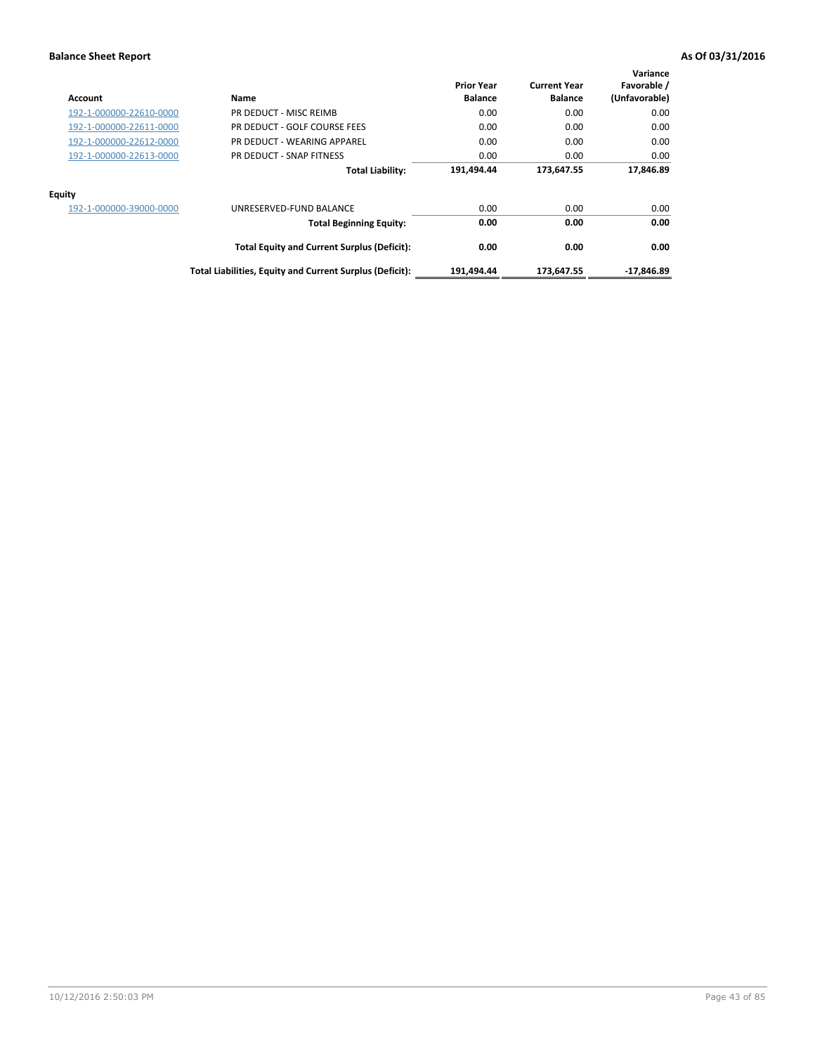**Balance Sheet Report** | **As Of 03/31/2016**

| Account | Name | Prior Year Balance | Current Year Balance | Variance Favorable / (Unfavorable) |
|---|---|---|---|---|
| 192-1-000000-22610-0000 | PR DEDUCT - MISC REIMB | 0.00 | 0.00 | 0.00 |
| 192-1-000000-22611-0000 | PR DEDUCT - GOLF COURSE FEES | 0.00 | 0.00 | 0.00 |
| 192-1-000000-22612-0000 | PR DEDUCT - WEARING APPAREL | 0.00 | 0.00 | 0.00 |
| 192-1-000000-22613-0000 | PR DEDUCT - SNAP FITNESS | 0.00 | 0.00 | 0.00 |
| | **Total Liability:** | **191,494.44** | **173,647.55** | **17,846.89** |
| **Equity** | | | | |
| 192-1-000000-39000-0000 | UNRESERVED-FUND BALANCE | 0.00 | 0.00 | 0.00 |
| | **Total Beginning Equity:** | **0.00** | **0.00** | **0.00** |
| | **Total Equity and Current Surplus (Deficit):** | **0.00** | **0.00** | **0.00** |
| | **Total Liabilities, Equity and Current Surplus (Deficit):** | **191,494.44** | **173,647.55** | **-17,846.89** |

10/12/2016 2:50:03 PM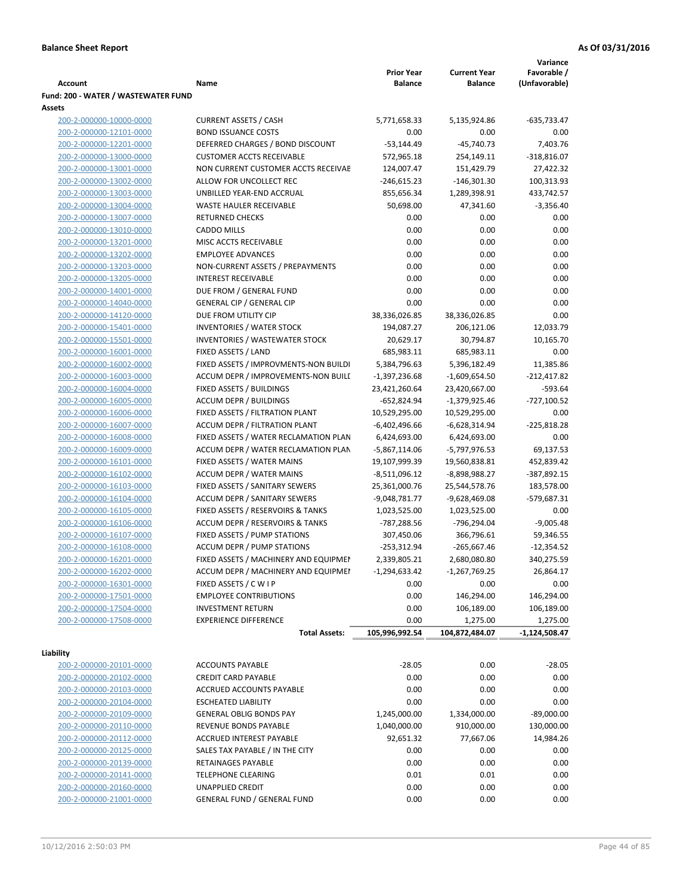**Balance Sheet Report** | **As Of 03/31/2016**

| Account | Name | Prior Year Balance | Current Year Balance | Variance Favorable / (Unfavorable) |
|---|---|---|---|---|
| **Fund: 200 - WATER / WASTEWATER FUND** | | | | |
| **Assets** | | | | |
| 200-2-000000-10000-0000 | CURRENT ASSETS / CASH | 5,771,658.33 | 5,135,924.86 | -635,733.47 |
| 200-2-000000-12101-0000 | BOND ISSUANCE COSTS | 0.00 | 0.00 | 0.00 |
| 200-2-000000-12201-0000 | DEFERRED CHARGES / BOND DISCOUNT | -53,144.49 | -45,740.73 | 7,403.76 |
| 200-2-000000-13000-0000 | CUSTOMER ACCTS RECEIVABLE | 572,965.18 | 254,149.11 | -318,816.07 |
| 200-2-000000-13001-0000 | NON CURRENT CUSTOMER ACCTS RECEIVAE | 124,007.47 | 151,429.79 | 27,422.32 |
| 200-2-000000-13002-0000 | ALLOW FOR UNCOLLECT REC | -246,615.23 | -146,301.30 | 100,313.93 |
| 200-2-000000-13003-0000 | UNBILLED YEAR-END ACCRUAL | 855,656.34 | 1,289,398.91 | 433,742.57 |
| 200-2-000000-13004-0000 | WASTE HAULER RECEIVABLE | 50,698.00 | 47,341.60 | -3,356.40 |
| 200-2-000000-13007-0000 | RETURNED CHECKS | 0.00 | 0.00 | 0.00 |
| 200-2-000000-13010-0000 | CADDO MILLS | 0.00 | 0.00 | 0.00 |
| 200-2-000000-13201-0000 | MISC ACCTS RECEIVABLE | 0.00 | 0.00 | 0.00 |
| 200-2-000000-13202-0000 | EMPLOYEE ADVANCES | 0.00 | 0.00 | 0.00 |
| 200-2-000000-13203-0000 | NON-CURRENT ASSETS / PREPAYMENTS | 0.00 | 0.00 | 0.00 |
| 200-2-000000-13205-0000 | INTEREST RECEIVABLE | 0.00 | 0.00 | 0.00 |
| 200-2-000000-14001-0000 | DUE FROM / GENERAL FUND | 0.00 | 0.00 | 0.00 |
| 200-2-000000-14040-0000 | GENERAL CIP / GENERAL CIP | 0.00 | 0.00 | 0.00 |
| 200-2-000000-14120-0000 | DUE FROM UTILITY CIP | 38,336,026.85 | 38,336,026.85 | 0.00 |
| 200-2-000000-15401-0000 | INVENTORIES / WATER STOCK | 194,087.27 | 206,121.06 | 12,033.79 |
| 200-2-000000-15501-0000 | INVENTORIES / WASTEWATER STOCK | 20,629.17 | 30,794.87 | 10,165.70 |
| 200-2-000000-16001-0000 | FIXED ASSETS / LAND | 685,983.11 | 685,983.11 | 0.00 |
| 200-2-000000-16002-0000 | FIXED ASSETS / IMPROVMENTS-NON BUILDI | 5,384,796.63 | 5,396,182.49 | 11,385.86 |
| 200-2-000000-16003-0000 | ACCUM DEPR / IMPROVEMENTS-NON BUILI | -1,397,236.68 | -1,609,654.50 | -212,417.82 |
| 200-2-000000-16004-0000 | FIXED ASSETS / BUILDINGS | 23,421,260.64 | 23,420,667.00 | -593.64 |
| 200-2-000000-16005-0000 | ACCUM DEPR / BUILDINGS | -652,824.94 | -1,379,925.46 | -727,100.52 |
| 200-2-000000-16006-0000 | FIXED ASSETS / FILTRATION PLANT | 10,529,295.00 | 10,529,295.00 | 0.00 |
| 200-2-000000-16007-0000 | ACCUM DEPR / FILTRATION PLANT | -6,402,496.66 | -6,628,314.94 | -225,818.28 |
| 200-2-000000-16008-0000 | FIXED ASSETS / WATER RECLAMATION PLAN | 6,424,693.00 | 6,424,693.00 | 0.00 |
| 200-2-000000-16009-0000 | ACCUM DEPR / WATER RECLAMATION PLAN | -5,867,114.06 | -5,797,976.53 | 69,137.53 |
| 200-2-000000-16101-0000 | FIXED ASSETS / WATER MAINS | 19,107,999.39 | 19,560,838.81 | 452,839.42 |
| 200-2-000000-16102-0000 | ACCUM DEPR / WATER MAINS | -8,511,096.12 | -8,898,988.27 | -387,892.15 |
| 200-2-000000-16103-0000 | FIXED ASSETS / SANITARY SEWERS | 25,361,000.76 | 25,544,578.76 | 183,578.00 |
| 200-2-000000-16104-0000 | ACCUM DEPR / SANITARY SEWERS | -9,048,781.77 | -9,628,469.08 | -579,687.31 |
| 200-2-000000-16105-0000 | FIXED ASSETS / RESERVOIRS & TANKS | 1,023,525.00 | 1,023,525.00 | 0.00 |
| 200-2-000000-16106-0000 | ACCUM DEPR / RESERVOIRS & TANKS | -787,288.56 | -796,294.04 | -9,005.48 |
| 200-2-000000-16107-0000 | FIXED ASSETS / PUMP STATIONS | 307,450.06 | 366,796.61 | 59,346.55 |
| 200-2-000000-16108-0000 | ACCUM DEPR / PUMP STATIONS | -253,312.94 | -265,667.46 | -12,354.52 |
| 200-2-000000-16201-0000 | FIXED ASSETS / MACHINERY AND EQUIPMEI | 2,339,805.21 | 2,680,080.80 | 340,275.59 |
| 200-2-000000-16202-0000 | ACCUM DEPR / MACHINERY AND EQUIPMEI | -1,294,633.42 | -1,267,769.25 | 26,864.17 |
| 200-2-000000-16301-0000 | FIXED ASSETS / C W I P | 0.00 | 0.00 | 0.00 |
| 200-2-000000-17501-0000 | EMPLOYEE CONTRIBUTIONS | 0.00 | 146,294.00 | 146,294.00 |
| 200-2-000000-17504-0000 | INVESTMENT RETURN | 0.00 | 106,189.00 | 106,189.00 |
| 200-2-000000-17508-0000 | EXPERIENCE DIFFERENCE | 0.00 | 1,275.00 | 1,275.00 |
| | **Total Assets:** | **105,996,992.54** | **104,872,484.07** | **-1,124,508.47** |
| **Liability** | | | | |
| 200-2-000000-20101-0000 | ACCOUNTS PAYABLE | -28.05 | 0.00 | -28.05 |
| 200-2-000000-20102-0000 | CREDIT CARD PAYABLE | 0.00 | 0.00 | 0.00 |
| 200-2-000000-20103-0000 | ACCRUED ACCOUNTS PAYABLE | 0.00 | 0.00 | 0.00 |
| 200-2-000000-20104-0000 | ESCHEATED LIABILITY | 0.00 | 0.00 | 0.00 |
| 200-2-000000-20109-0000 | GENERAL OBLIG BONDS PAY | 1,245,000.00 | 1,334,000.00 | -89,000.00 |
| 200-2-000000-20110-0000 | REVENUE BONDS PAYABLE | 1,040,000.00 | 910,000.00 | 130,000.00 |
| 200-2-000000-20112-0000 | ACCRUED INTEREST PAYABLE | 92,651.32 | 77,667.06 | 14,984.26 |
| 200-2-000000-20125-0000 | SALES TAX PAYABLE / IN THE CITY | 0.00 | 0.00 | 0.00 |
| 200-2-000000-20139-0000 | RETAINAGES PAYABLE | 0.00 | 0.00 | 0.00 |
| 200-2-000000-20141-0000 | TELEPHONE CLEARING | 0.01 | 0.01 | 0.00 |
| 200-2-000000-20160-0000 | UNAPPLIED CREDIT | 0.00 | 0.00 | 0.00 |
| 200-2-000000-21001-0000 | GENERAL FUND / GENERAL FUND | 0.00 | 0.00 | 0.00 |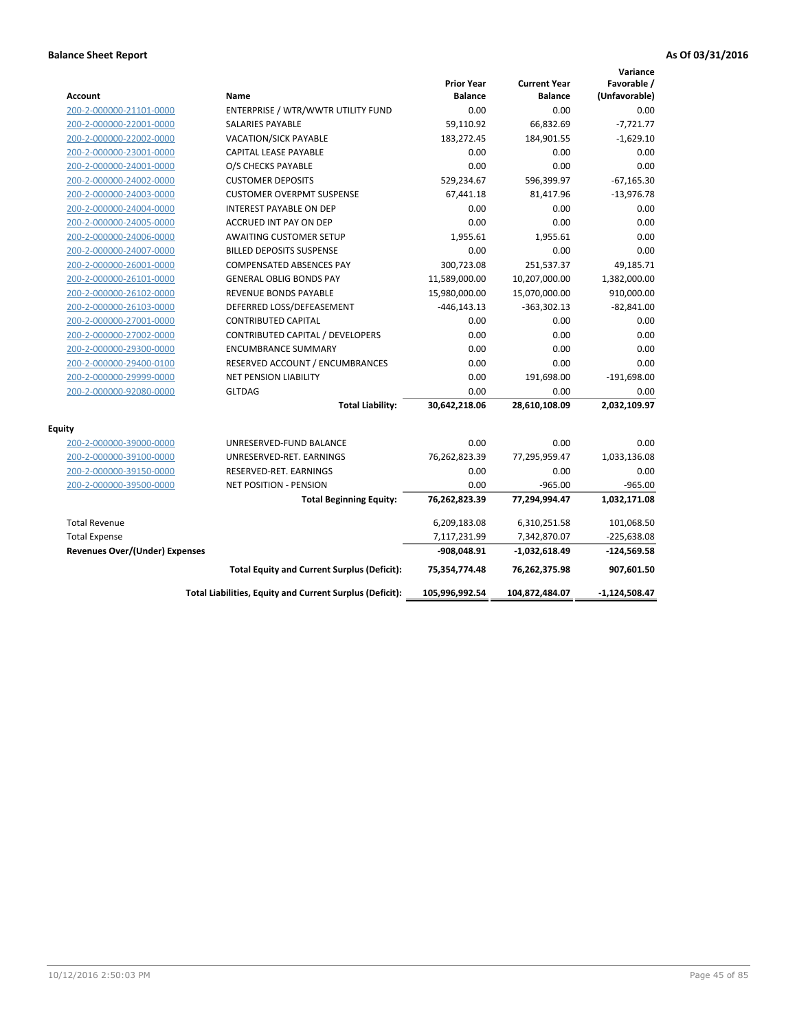**Balance Sheet Report** **As Of 03/31/2016**

| Account | Name | Prior Year Balance | Current Year Balance | Variance Favorable / (Unfavorable) |
|---|---|---|---|---|
| 200-2-000000-21101-0000 | ENTERPRISE / WTR/WWTR UTILITY FUND | 0.00 | 0.00 | 0.00 |
| 200-2-000000-22001-0000 | SALARIES PAYABLE | 59,110.92 | 66,832.69 | -7,721.77 |
| 200-2-000000-22002-0000 | VACATION/SICK PAYABLE | 183,272.45 | 184,901.55 | -1,629.10 |
| 200-2-000000-23001-0000 | CAPITAL LEASE PAYABLE | 0.00 | 0.00 | 0.00 |
| 200-2-000000-24001-0000 | O/S CHECKS PAYABLE | 0.00 | 0.00 | 0.00 |
| 200-2-000000-24002-0000 | CUSTOMER DEPOSITS | 529,234.67 | 596,399.97 | -67,165.30 |
| 200-2-000000-24003-0000 | CUSTOMER OVERPMT SUSPENSE | 67,441.18 | 81,417.96 | -13,976.78 |
| 200-2-000000-24004-0000 | INTEREST PAYABLE ON DEP | 0.00 | 0.00 | 0.00 |
| 200-2-000000-24005-0000 | ACCRUED INT PAY ON DEP | 0.00 | 0.00 | 0.00 |
| 200-2-000000-24006-0000 | AWAITING CUSTOMER SETUP | 1,955.61 | 1,955.61 | 0.00 |
| 200-2-000000-24007-0000 | BILLED DEPOSITS SUSPENSE | 0.00 | 0.00 | 0.00 |
| 200-2-000000-26001-0000 | COMPENSATED ABSENCES PAY | 300,723.08 | 251,537.37 | 49,185.71 |
| 200-2-000000-26101-0000 | GENERAL OBLIG BONDS PAY | 11,589,000.00 | 10,207,000.00 | 1,382,000.00 |
| 200-2-000000-26102-0000 | REVENUE BONDS PAYABLE | 15,980,000.00 | 15,070,000.00 | 910,000.00 |
| 200-2-000000-26103-0000 | DEFERRED LOSS/DEFEASEMENT | -446,143.13 | -363,302.13 | -82,841.00 |
| 200-2-000000-27001-0000 | CONTRIBUTED CAPITAL | 0.00 | 0.00 | 0.00 |
| 200-2-000000-27002-0000 | CONTRIBUTED CAPITAL / DEVELOPERS | 0.00 | 0.00 | 0.00 |
| 200-2-000000-29300-0000 | ENCUMBRANCE SUMMARY | 0.00 | 0.00 | 0.00 |
| 200-2-000000-29400-0100 | RESERVED ACCOUNT / ENCUMBRANCES | 0.00 | 0.00 | 0.00 |
| 200-2-000000-29999-0000 | NET PENSION LIABILITY | 0.00 | 191,698.00 | -191,698.00 |
| 200-2-000000-92080-0000 | GLTDAG | 0.00 | 0.00 | 0.00 |
| | **Total Liability:** | **30,642,218.06** | **28,610,108.09** | **2,032,109.97** |
| **Equity** | | | | |
| 200-2-000000-39000-0000 | UNRESERVED-FUND BALANCE | 0.00 | 0.00 | 0.00 |
| 200-2-000000-39100-0000 | UNRESERVED-RET. EARNINGS | 76,262,823.39 | 77,295,959.47 | 1,033,136.08 |
| 200-2-000000-39150-0000 | RESERVED-RET. EARNINGS | 0.00 | 0.00 | 0.00 |
| 200-2-000000-39500-0000 | NET POSITION - PENSION | 0.00 | -965.00 | -965.00 |
| | **Total Beginning Equity:** | **76,262,823.39** | **77,294,994.47** | **1,032,171.08** |
| Total Revenue | | 6,209,183.08 | 6,310,251.58 | 101,068.50 |
| Total Expense | | 7,117,231.99 | 7,342,870.07 | -225,638.08 |
| **Revenues Over/(Under) Expenses** | | **-908,048.91** | **-1,032,618.49** | **-124,569.58** |
| | **Total Equity and Current Surplus (Deficit):** | **75,354,774.48** | **76,262,375.98** | **907,601.50** |
| | **Total Liabilities, Equity and Current Surplus (Deficit):** | **105,996,992.54** | **104,872,484.07** | **-1,124,508.47** |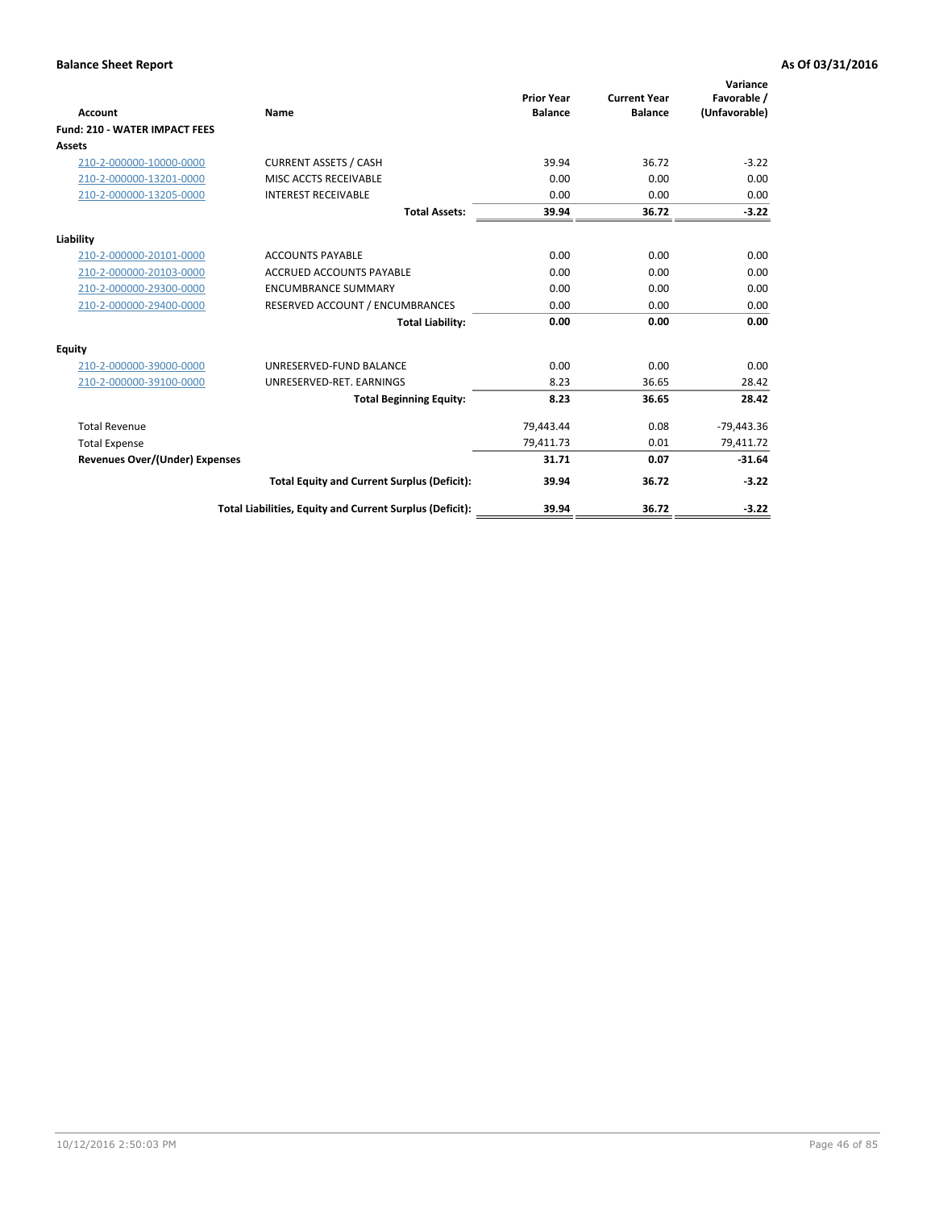**Balance Sheet Report** — **As Of 03/31/2016**

| Account | Name | Prior Year Balance | Current Year Balance | Variance Favorable / (Unfavorable) |
|---|---|---|---|---|
| **Fund: 210 - WATER IMPACT FEES** | | | | |
| **Assets** | | | | |
| 210-2-000000-10000-0000 | CURRENT ASSETS / CASH | 39.94 | 36.72 | -3.22 |
| 210-2-000000-13201-0000 | MISC ACCTS RECEIVABLE | 0.00 | 0.00 | 0.00 |
| 210-2-000000-13205-0000 | INTEREST RECEIVABLE | 0.00 | 0.00 | 0.00 |
| | **Total Assets:** | **39.94** | **36.72** | **-3.22** |
| **Liability** | | | | |
| 210-2-000000-20101-0000 | ACCOUNTS PAYABLE | 0.00 | 0.00 | 0.00 |
| 210-2-000000-20103-0000 | ACCRUED ACCOUNTS PAYABLE | 0.00 | 0.00 | 0.00 |
| 210-2-000000-29300-0000 | ENCUMBRANCE SUMMARY | 0.00 | 0.00 | 0.00 |
| 210-2-000000-29400-0000 | RESERVED ACCOUNT / ENCUMBRANCES | 0.00 | 0.00 | 0.00 |
| | **Total Liability:** | **0.00** | **0.00** | **0.00** |
| **Equity** | | | | |
| 210-2-000000-39000-0000 | UNRESERVED-FUND BALANCE | 0.00 | 0.00 | 0.00 |
| 210-2-000000-39100-0000 | UNRESERVED-RET. EARNINGS | 8.23 | 36.65 | 28.42 |
| | **Total Beginning Equity:** | **8.23** | **36.65** | **28.42** |
| Total Revenue | | 79,443.44 | 0.08 | -79,443.36 |
| Total Expense | | 79,411.73 | 0.01 | 79,411.72 |
| **Revenues Over/(Under) Expenses** | | **31.71** | **0.07** | **-31.64** |
| | **Total Equity and Current Surplus (Deficit):** | **39.94** | **36.72** | **-3.22** |
| | **Total Liabilities, Equity and Current Surplus (Deficit):** | **39.94** | **36.72** | **-3.22** |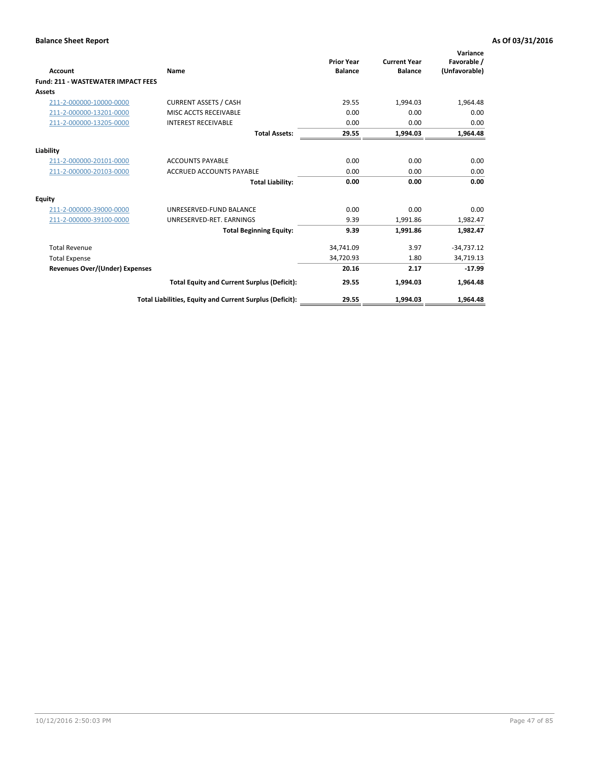**Balance Sheet Report** | **As Of 03/31/2016**

| Account | Name | Prior Year Balance | Current Year Balance | Variance Favorable / (Unfavorable) |
|---|---|---|---|---|
| **Fund: 211 - WASTEWATER IMPACT FEES** | | | | |
| **Assets** | | | | |
| 211-2-000000-10000-0000 | CURRENT ASSETS / CASH | 29.55 | 1,994.03 | 1,964.48 |
| 211-2-000000-13201-0000 | MISC ACCTS RECEIVABLE | 0.00 | 0.00 | 0.00 |
| 211-2-000000-13205-0000 | INTEREST RECEIVABLE | 0.00 | 0.00 | 0.00 |
| | **Total Assets:** | **29.55** | **1,994.03** | **1,964.48** |
| **Liability** | | | | |
| 211-2-000000-20101-0000 | ACCOUNTS PAYABLE | 0.00 | 0.00 | 0.00 |
| 211-2-000000-20103-0000 | ACCRUED ACCOUNTS PAYABLE | 0.00 | 0.00 | 0.00 |
| | **Total Liability:** | **0.00** | **0.00** | **0.00** |
| **Equity** | | | | |
| 211-2-000000-39000-0000 | UNRESERVED-FUND BALANCE | 0.00 | 0.00 | 0.00 |
| 211-2-000000-39100-0000 | UNRESERVED-RET. EARNINGS | 9.39 | 1,991.86 | 1,982.47 |
| | **Total Beginning Equity:** | **9.39** | **1,991.86** | **1,982.47** |
| Total Revenue | | 34,741.09 | 3.97 | -34,737.12 |
| Total Expense | | 34,720.93 | 1.80 | 34,719.13 |
| **Revenues Over/(Under) Expenses** | | **20.16** | **2.17** | **-17.99** |
| | **Total Equity and Current Surplus (Deficit):** | **29.55** | **1,994.03** | **1,964.48** |
| | **Total Liabilities, Equity and Current Surplus (Deficit):** | **29.55** | **1,994.03** | **1,964.48** |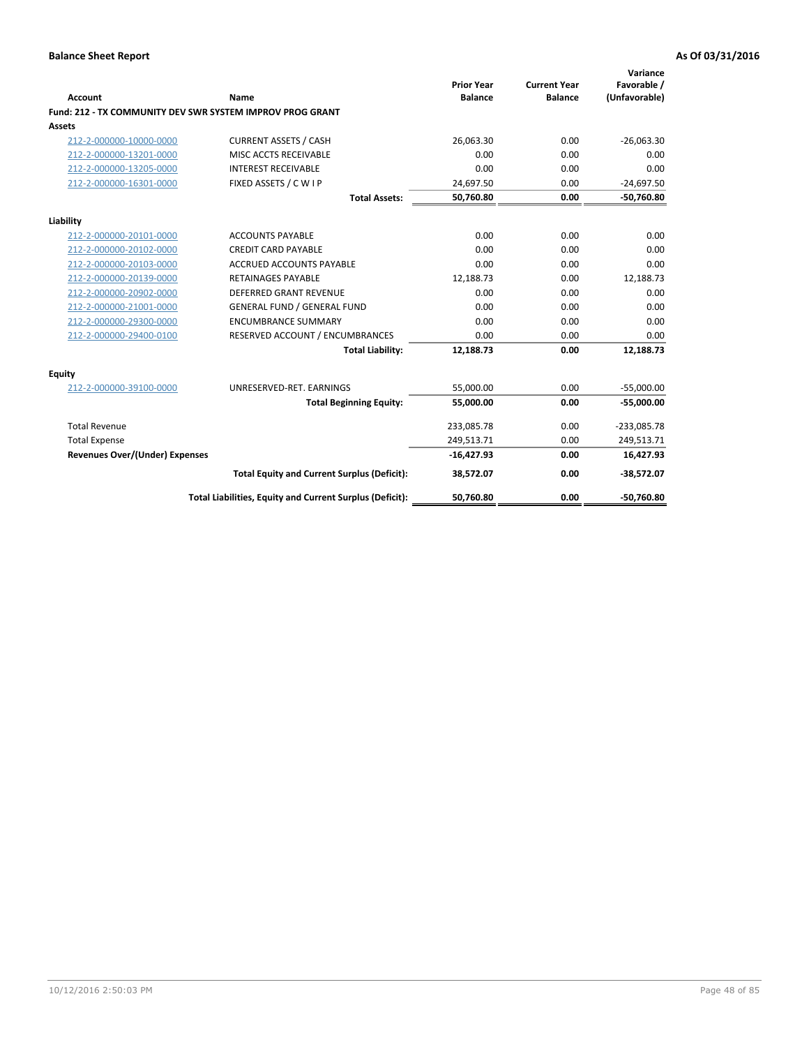**Balance Sheet Report** — As Of 03/31/2016

| Account | Name | Prior Year Balance | Current Year Balance | Variance Favorable / (Unfavorable) |
|---|---|---|---|---|
| **Fund: 212 - TX COMMUNITY DEV SWR SYSTEM IMPROV PROG GRANT** | | | | |
| **Assets** | | | | |
| 212-2-000000-10000-0000 | CURRENT ASSETS / CASH | 26,063.30 | 0.00 | -26,063.30 |
| 212-2-000000-13201-0000 | MISC ACCTS RECEIVABLE | 0.00 | 0.00 | 0.00 |
| 212-2-000000-13205-0000 | INTEREST RECEIVABLE | 0.00 | 0.00 | 0.00 |
| 212-2-000000-16301-0000 | FIXED ASSETS / C W I P | 24,697.50 | 0.00 | -24,697.50 |
| | **Total Assets:** | **50,760.80** | **0.00** | **-50,760.80** |
| **Liability** | | | | |
| 212-2-000000-20101-0000 | ACCOUNTS PAYABLE | 0.00 | 0.00 | 0.00 |
| 212-2-000000-20102-0000 | CREDIT CARD PAYABLE | 0.00 | 0.00 | 0.00 |
| 212-2-000000-20103-0000 | ACCRUED ACCOUNTS PAYABLE | 0.00 | 0.00 | 0.00 |
| 212-2-000000-20139-0000 | RETAINAGES PAYABLE | 12,188.73 | 0.00 | 12,188.73 |
| 212-2-000000-20902-0000 | DEFERRED GRANT REVENUE | 0.00 | 0.00 | 0.00 |
| 212-2-000000-21001-0000 | GENERAL FUND / GENERAL FUND | 0.00 | 0.00 | 0.00 |
| 212-2-000000-29300-0000 | ENCUMBRANCE SUMMARY | 0.00 | 0.00 | 0.00 |
| 212-2-000000-29400-0100 | RESERVED ACCOUNT / ENCUMBRANCES | 0.00 | 0.00 | 0.00 |
| | **Total Liability:** | **12,188.73** | **0.00** | **12,188.73** |
| **Equity** | | | | |
| 212-2-000000-39100-0000 | UNRESERVED-RET. EARNINGS | 55,000.00 | 0.00 | -55,000.00 |
| | **Total Beginning Equity:** | **55,000.00** | **0.00** | **-55,000.00** |
| Total Revenue | | 233,085.78 | 0.00 | -233,085.78 |
| Total Expense | | 249,513.71 | 0.00 | 249,513.71 |
| **Revenues Over/(Under) Expenses** | | **-16,427.93** | **0.00** | **16,427.93** |
| | **Total Equity and Current Surplus (Deficit):** | **38,572.07** | **0.00** | **-38,572.07** |
| | **Total Liabilities, Equity and Current Surplus (Deficit):** | **50,760.80** | **0.00** | **-50,760.80** |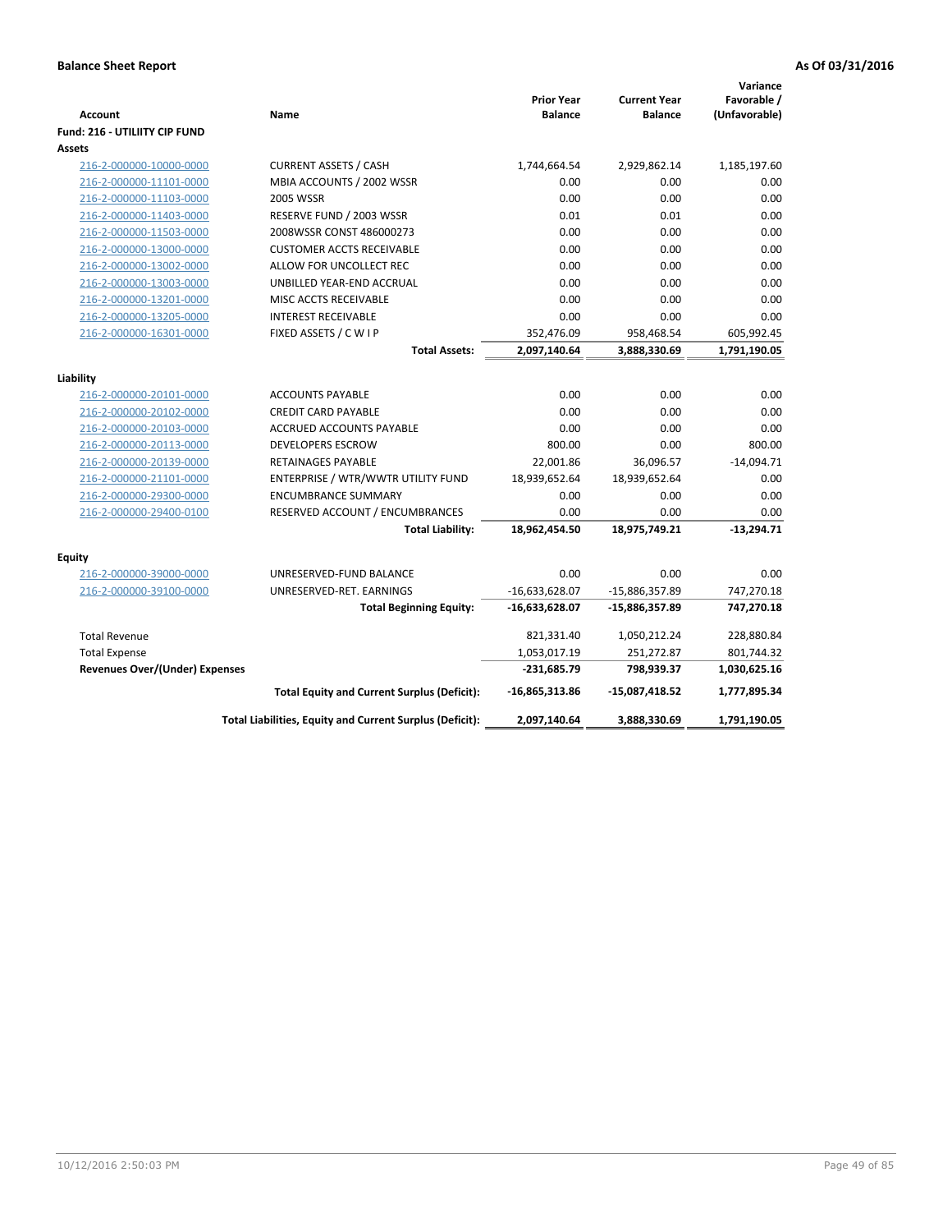**Balance Sheet Report** | **As Of 03/31/2016**

| Account | Name | Prior Year Balance | Current Year Balance | Variance Favorable / (Unfavorable) |
|---|---|---|---|---|
| **Fund: 216 - UTILIITY CIP FUND** | | | | |
| **Assets** | | | | |
| 216-2-000000-10000-0000 | CURRENT ASSETS / CASH | 1,744,664.54 | 2,929,862.14 | 1,185,197.60 |
| 216-2-000000-11101-0000 | MBIA ACCOUNTS / 2002 WSSR | 0.00 | 0.00 | 0.00 |
| 216-2-000000-11103-0000 | 2005 WSSR | 0.00 | 0.00 | 0.00 |
| 216-2-000000-11403-0000 | RESERVE FUND / 2003 WSSR | 0.01 | 0.01 | 0.00 |
| 216-2-000000-11503-0000 | 2008WSSR CONST 486000273 | 0.00 | 0.00 | 0.00 |
| 216-2-000000-13000-0000 | CUSTOMER ACCTS RECEIVABLE | 0.00 | 0.00 | 0.00 |
| 216-2-000000-13002-0000 | ALLOW FOR UNCOLLECT REC | 0.00 | 0.00 | 0.00 |
| 216-2-000000-13003-0000 | UNBILLED YEAR-END ACCRUAL | 0.00 | 0.00 | 0.00 |
| 216-2-000000-13201-0000 | MISC ACCTS RECEIVABLE | 0.00 | 0.00 | 0.00 |
| 216-2-000000-13205-0000 | INTEREST RECEIVABLE | 0.00 | 0.00 | 0.00 |
| 216-2-000000-16301-0000 | FIXED ASSETS / C W I P | 352,476.09 | 958,468.54 | 605,992.45 |
| | **Total Assets:** | **2,097,140.64** | **3,888,330.69** | **1,791,190.05** |
| **Liability** | | | | |
| 216-2-000000-20101-0000 | ACCOUNTS PAYABLE | 0.00 | 0.00 | 0.00 |
| 216-2-000000-20102-0000 | CREDIT CARD PAYABLE | 0.00 | 0.00 | 0.00 |
| 216-2-000000-20103-0000 | ACCRUED ACCOUNTS PAYABLE | 0.00 | 0.00 | 0.00 |
| 216-2-000000-20113-0000 | DEVELOPERS ESCROW | 800.00 | 0.00 | 800.00 |
| 216-2-000000-20139-0000 | RETAINAGES PAYABLE | 22,001.86 | 36,096.57 | -14,094.71 |
| 216-2-000000-21101-0000 | ENTERPRISE / WTR/WWTR UTILITY FUND | 18,939,652.64 | 18,939,652.64 | 0.00 |
| 216-2-000000-29300-0000 | ENCUMBRANCE SUMMARY | 0.00 | 0.00 | 0.00 |
| 216-2-000000-29400-0100 | RESERVED ACCOUNT / ENCUMBRANCES | 0.00 | 0.00 | 0.00 |
| | **Total Liability:** | **18,962,454.50** | **18,975,749.21** | **-13,294.71** |
| **Equity** | | | | |
| 216-2-000000-39000-0000 | UNRESERVED-FUND BALANCE | 0.00 | 0.00 | 0.00 |
| 216-2-000000-39100-0000 | UNRESERVED-RET. EARNINGS | -16,633,628.07 | -15,886,357.89 | 747,270.18 |
| | **Total Beginning Equity:** | **-16,633,628.07** | **-15,886,357.89** | **747,270.18** |
| Total Revenue | | 821,331.40 | 1,050,212.24 | 228,880.84 |
| Total Expense | | 1,053,017.19 | 251,272.87 | 801,744.32 |
| **Revenues Over/(Under) Expenses** | | **-231,685.79** | **798,939.37** | **1,030,625.16** |
| | **Total Equity and Current Surplus (Deficit):** | **-16,865,313.86** | **-15,087,418.52** | **1,777,895.34** |
| | **Total Liabilities, Equity and Current Surplus (Deficit):** | **2,097,140.64** | **3,888,330.69** | **1,791,190.05** |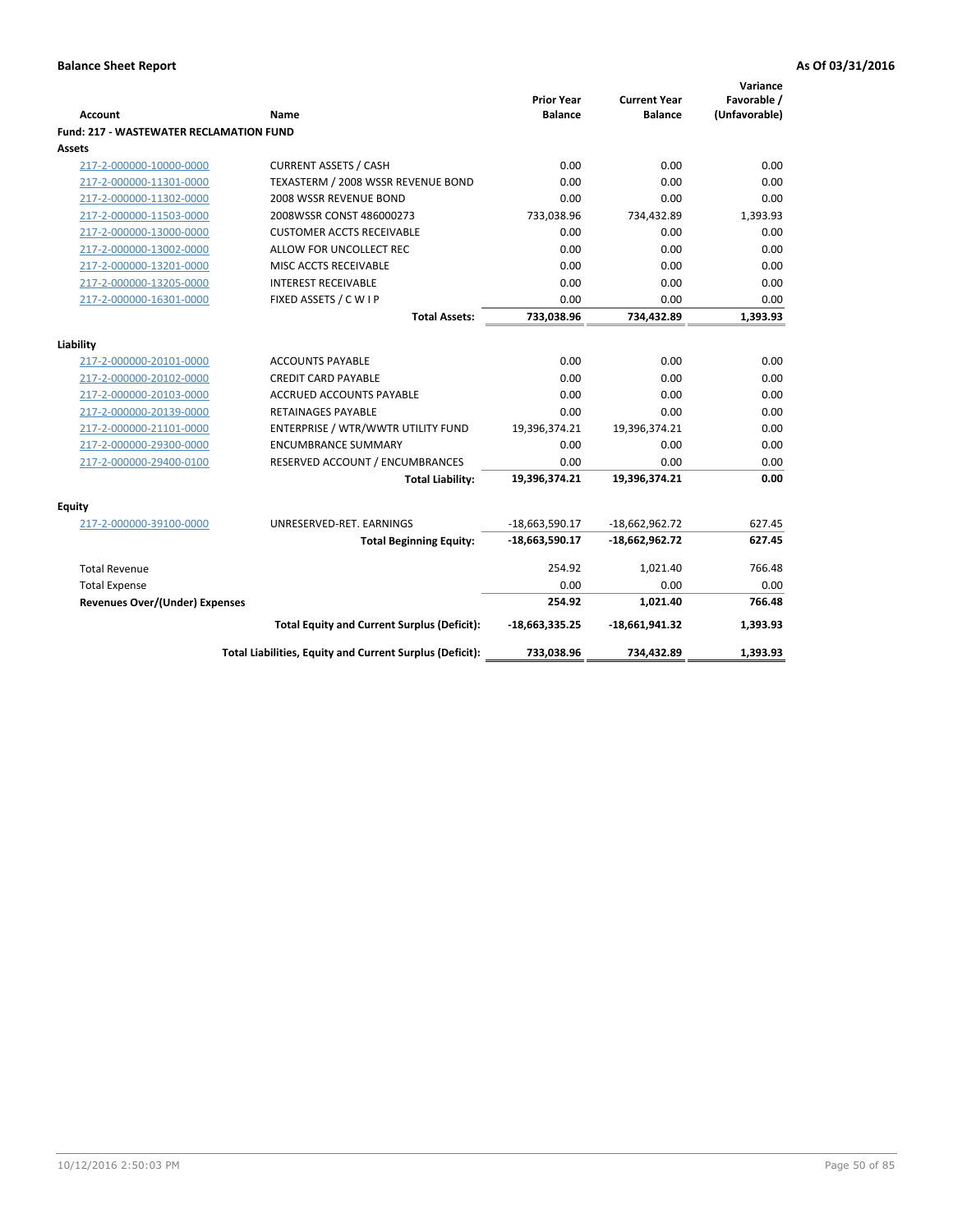**Balance Sheet Report** — **As Of 03/31/2016**

| Account | Name | Prior Year Balance | Current Year Balance | Variance Favorable / (Unfavorable) |
|---|---|---|---|---|
| **Fund: 217 - WASTEWATER RECLAMATION FUND** | | | | |
| **Assets** | | | | |
| 217-2-000000-10000-0000 | CURRENT ASSETS / CASH | 0.00 | 0.00 | 0.00 |
| 217-2-000000-11301-0000 | TEXASTERM / 2008 WSSR REVENUE BOND | 0.00 | 0.00 | 0.00 |
| 217-2-000000-11302-0000 | 2008 WSSR REVENUE BOND | 0.00 | 0.00 | 0.00 |
| 217-2-000000-11503-0000 | 2008WSSR CONST 486000273 | 733,038.96 | 734,432.89 | 1,393.93 |
| 217-2-000000-13000-0000 | CUSTOMER ACCTS RECEIVABLE | 0.00 | 0.00 | 0.00 |
| 217-2-000000-13002-0000 | ALLOW FOR UNCOLLECT REC | 0.00 | 0.00 | 0.00 |
| 217-2-000000-13201-0000 | MISC ACCTS RECEIVABLE | 0.00 | 0.00 | 0.00 |
| 217-2-000000-13205-0000 | INTEREST RECEIVABLE | 0.00 | 0.00 | 0.00 |
| 217-2-000000-16301-0000 | FIXED ASSETS / C W I P | 0.00 | 0.00 | 0.00 |
| | **Total Assets:** | **733,038.96** | **734,432.89** | **1,393.93** |
| **Liability** | | | | |
| 217-2-000000-20101-0000 | ACCOUNTS PAYABLE | 0.00 | 0.00 | 0.00 |
| 217-2-000000-20102-0000 | CREDIT CARD PAYABLE | 0.00 | 0.00 | 0.00 |
| 217-2-000000-20103-0000 | ACCRUED ACCOUNTS PAYABLE | 0.00 | 0.00 | 0.00 |
| 217-2-000000-20139-0000 | RETAINAGES PAYABLE | 0.00 | 0.00 | 0.00 |
| 217-2-000000-21101-0000 | ENTERPRISE / WTR/WWTR UTILITY FUND | 19,396,374.21 | 19,396,374.21 | 0.00 |
| 217-2-000000-29300-0000 | ENCUMBRANCE SUMMARY | 0.00 | 0.00 | 0.00 |
| 217-2-000000-29400-0100 | RESERVED ACCOUNT / ENCUMBRANCES | 0.00 | 0.00 | 0.00 |
| | **Total Liability:** | **19,396,374.21** | **19,396,374.21** | **0.00** |
| **Equity** | | | | |
| 217-2-000000-39100-0000 | UNRESERVED-RET. EARNINGS | -18,663,590.17 | -18,662,962.72 | 627.45 |
| | **Total Beginning Equity:** | **-18,663,590.17** | **-18,662,962.72** | **627.45** |
| Total Revenue | | 254.92 | 1,021.40 | 766.48 |
| Total Expense | | 0.00 | 0.00 | 0.00 |
| **Revenues Over/(Under) Expenses** | | **254.92** | **1,021.40** | **766.48** |
| | **Total Equity and Current Surplus (Deficit):** | **-18,663,335.25** | **-18,661,941.32** | **1,393.93** |
| | **Total Liabilities, Equity and Current Surplus (Deficit):** | **733,038.96** | **734,432.89** | **1,393.93** |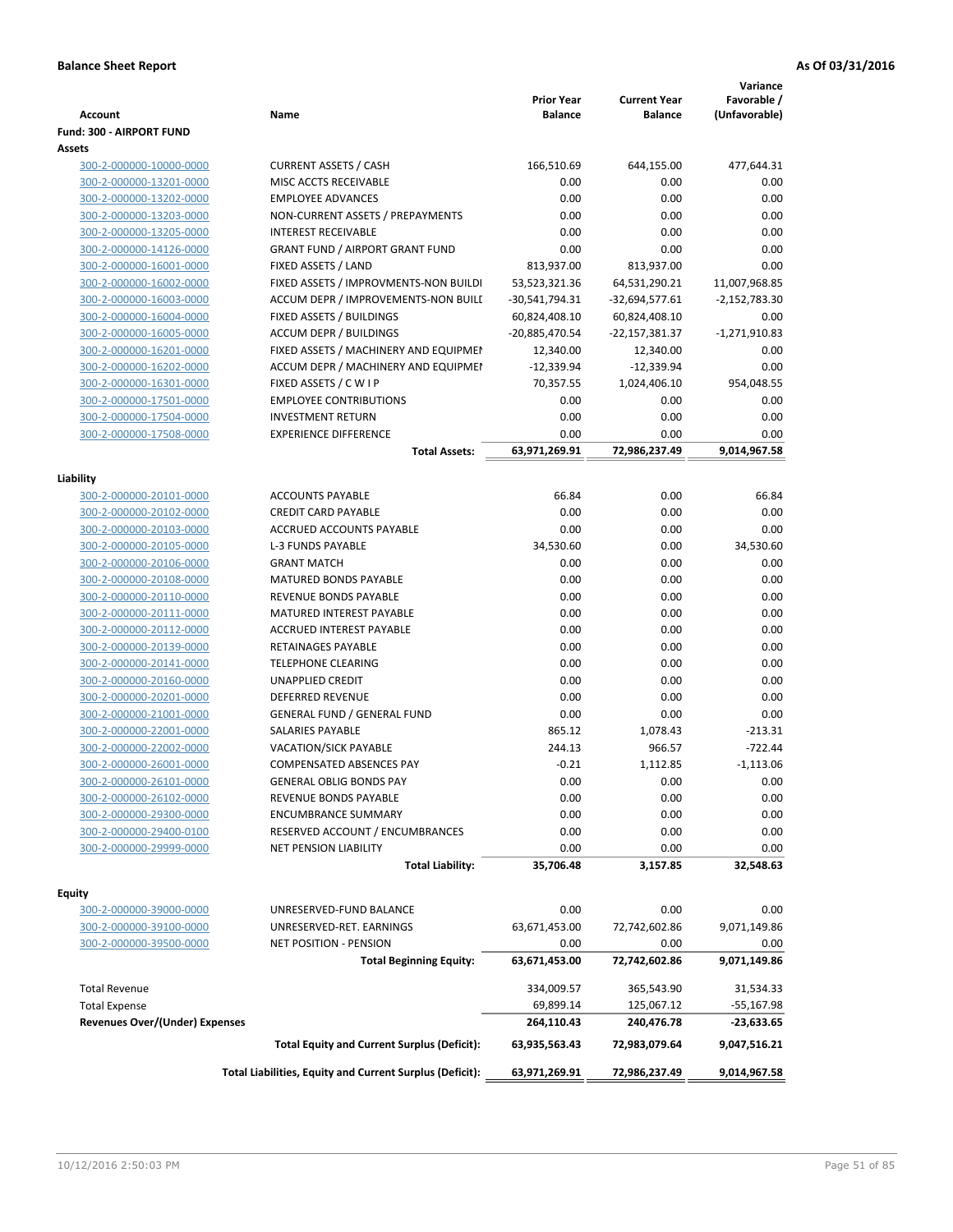**Balance Sheet Report** — As Of 03/31/2016

| Account | Name | Prior Year Balance | Current Year Balance | Variance Favorable / (Unfavorable) |
|---|---|---|---|---|
| **Fund: 300 - AIRPORT FUND** | | | | |
| **Assets** | | | | |
| 300-2-000000-10000-0000 | CURRENT ASSETS / CASH | 166,510.69 | 644,155.00 | 477,644.31 |
| 300-2-000000-13201-0000 | MISC ACCTS RECEIVABLE | 0.00 | 0.00 | 0.00 |
| 300-2-000000-13202-0000 | EMPLOYEE ADVANCES | 0.00 | 0.00 | 0.00 |
| 300-2-000000-13203-0000 | NON-CURRENT ASSETS / PREPAYMENTS | 0.00 | 0.00 | 0.00 |
| 300-2-000000-13205-0000 | INTEREST RECEIVABLE | 0.00 | 0.00 | 0.00 |
| 300-2-000000-14126-0000 | GRANT FUND / AIRPORT GRANT FUND | 0.00 | 0.00 | 0.00 |
| 300-2-000000-16001-0000 | FIXED ASSETS / LAND | 813,937.00 | 813,937.00 | 0.00 |
| 300-2-000000-16002-0000 | FIXED ASSETS / IMPROVMENTS-NON BUILDI | 53,523,321.36 | 64,531,290.21 | 11,007,968.85 |
| 300-2-000000-16003-0000 | ACCUM DEPR / IMPROVEMENTS-NON BUILI | -30,541,794.31 | -32,694,577.61 | -2,152,783.30 |
| 300-2-000000-16004-0000 | FIXED ASSETS / BUILDINGS | 60,824,408.10 | 60,824,408.10 | 0.00 |
| 300-2-000000-16005-0000 | ACCUM DEPR / BUILDINGS | -20,885,470.54 | -22,157,381.37 | -1,271,910.83 |
| 300-2-000000-16201-0000 | FIXED ASSETS / MACHINERY AND EQUIPMEI | 12,340.00 | 12,340.00 | 0.00 |
| 300-2-000000-16202-0000 | ACCUM DEPR / MACHINERY AND EQUIPMEI | -12,339.94 | -12,339.94 | 0.00 |
| 300-2-000000-16301-0000 | FIXED ASSETS / C W I P | 70,357.55 | 1,024,406.10 | 954,048.55 |
| 300-2-000000-17501-0000 | EMPLOYEE CONTRIBUTIONS | 0.00 | 0.00 | 0.00 |
| 300-2-000000-17504-0000 | INVESTMENT RETURN | 0.00 | 0.00 | 0.00 |
| 300-2-000000-17508-0000 | EXPERIENCE DIFFERENCE | 0.00 | 0.00 | 0.00 |
| | **Total Assets:** | **63,971,269.91** | **72,986,237.49** | **9,014,967.58** |
| **Liability** | | | | |
| 300-2-000000-20101-0000 | ACCOUNTS PAYABLE | 66.84 | 0.00 | 66.84 |
| 300-2-000000-20102-0000 | CREDIT CARD PAYABLE | 0.00 | 0.00 | 0.00 |
| 300-2-000000-20103-0000 | ACCRUED ACCOUNTS PAYABLE | 0.00 | 0.00 | 0.00 |
| 300-2-000000-20105-0000 | L-3 FUNDS PAYABLE | 34,530.60 | 0.00 | 34,530.60 |
| 300-2-000000-20106-0000 | GRANT MATCH | 0.00 | 0.00 | 0.00 |
| 300-2-000000-20108-0000 | MATURED BONDS PAYABLE | 0.00 | 0.00 | 0.00 |
| 300-2-000000-20110-0000 | REVENUE BONDS PAYABLE | 0.00 | 0.00 | 0.00 |
| 300-2-000000-20111-0000 | MATURED INTEREST PAYABLE | 0.00 | 0.00 | 0.00 |
| 300-2-000000-20112-0000 | ACCRUED INTEREST PAYABLE | 0.00 | 0.00 | 0.00 |
| 300-2-000000-20139-0000 | RETAINAGES PAYABLE | 0.00 | 0.00 | 0.00 |
| 300-2-000000-20141-0000 | TELEPHONE CLEARING | 0.00 | 0.00 | 0.00 |
| 300-2-000000-20160-0000 | UNAPPLIED CREDIT | 0.00 | 0.00 | 0.00 |
| 300-2-000000-20201-0000 | DEFERRED REVENUE | 0.00 | 0.00 | 0.00 |
| 300-2-000000-21001-0000 | GENERAL FUND / GENERAL FUND | 0.00 | 0.00 | 0.00 |
| 300-2-000000-22001-0000 | SALARIES PAYABLE | 865.12 | 1,078.43 | -213.31 |
| 300-2-000000-22002-0000 | VACATION/SICK PAYABLE | 244.13 | 966.57 | -722.44 |
| 300-2-000000-26001-0000 | COMPENSATED ABSENCES PAY | -0.21 | 1,112.85 | -1,113.06 |
| 300-2-000000-26101-0000 | GENERAL OBLIG BONDS PAY | 0.00 | 0.00 | 0.00 |
| 300-2-000000-26102-0000 | REVENUE BONDS PAYABLE | 0.00 | 0.00 | 0.00 |
| 300-2-000000-29300-0000 | ENCUMBRANCE SUMMARY | 0.00 | 0.00 | 0.00 |
| 300-2-000000-29400-0100 | RESERVED ACCOUNT / ENCUMBRANCES | 0.00 | 0.00 | 0.00 |
| 300-2-000000-29999-0000 | NET PENSION LIABILITY | 0.00 | 0.00 | 0.00 |
| | **Total Liability:** | **35,706.48** | **3,157.85** | **32,548.63** |
| **Equity** | | | | |
| 300-2-000000-39000-0000 | UNRESERVED-FUND BALANCE | 0.00 | 0.00 | 0.00 |
| 300-2-000000-39100-0000 | UNRESERVED-RET. EARNINGS | 63,671,453.00 | 72,742,602.86 | 9,071,149.86 |
| 300-2-000000-39500-0000 | NET POSITION - PENSION | 0.00 | 0.00 | 0.00 |
| | **Total Beginning Equity:** | **63,671,453.00** | **72,742,602.86** | **9,071,149.86** |
| Total Revenue | | 334,009.57 | 365,543.90 | 31,534.33 |
| Total Expense | | 69,899.14 | 125,067.12 | -55,167.98 |
| **Revenues Over/(Under) Expenses** | | **264,110.43** | **240,476.78** | **-23,633.65** |
| | **Total Equity and Current Surplus (Deficit):** | **63,935,563.43** | **72,983,079.64** | **9,047,516.21** |
| | **Total Liabilities, Equity and Current Surplus (Deficit):** | **63,971,269.91** | **72,986,237.49** | **9,014,967.58** |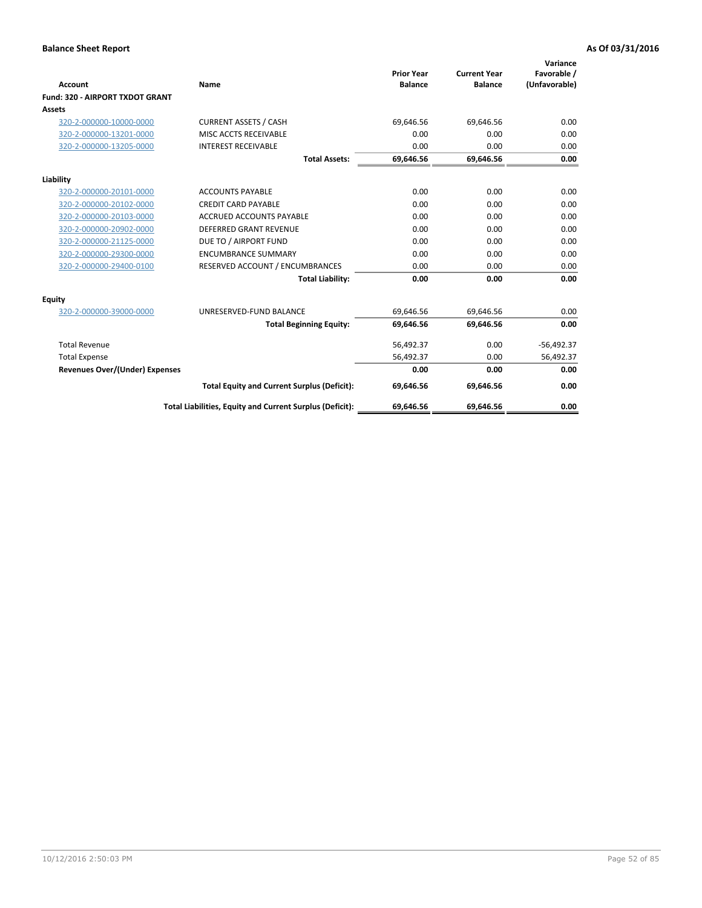**Balance Sheet Report** | **As Of 03/31/2016**

| Account | Name | Prior Year Balance | Current Year Balance | Variance Favorable / (Unfavorable) |
|---|---|---|---|---|
| **Fund: 320 - AIRPORT TXDOT GRANT** | | | | |
| **Assets** | | | | |
| 320-2-000000-10000-0000 | CURRENT ASSETS / CASH | 69,646.56 | 69,646.56 | 0.00 |
| 320-2-000000-13201-0000 | MISC ACCTS RECEIVABLE | 0.00 | 0.00 | 0.00 |
| 320-2-000000-13205-0000 | INTEREST RECEIVABLE | 0.00 | 0.00 | 0.00 |
| | **Total Assets:** | **69,646.56** | **69,646.56** | **0.00** |
| **Liability** | | | | |
| 320-2-000000-20101-0000 | ACCOUNTS PAYABLE | 0.00 | 0.00 | 0.00 |
| 320-2-000000-20102-0000 | CREDIT CARD PAYABLE | 0.00 | 0.00 | 0.00 |
| 320-2-000000-20103-0000 | ACCRUED ACCOUNTS PAYABLE | 0.00 | 0.00 | 0.00 |
| 320-2-000000-20902-0000 | DEFERRED GRANT REVENUE | 0.00 | 0.00 | 0.00 |
| 320-2-000000-21125-0000 | DUE TO / AIRPORT FUND | 0.00 | 0.00 | 0.00 |
| 320-2-000000-29300-0000 | ENCUMBRANCE SUMMARY | 0.00 | 0.00 | 0.00 |
| 320-2-000000-29400-0100 | RESERVED ACCOUNT / ENCUMBRANCES | 0.00 | 0.00 | 0.00 |
| | **Total Liability:** | **0.00** | **0.00** | **0.00** |
| **Equity** | | | | |
| 320-2-000000-39000-0000 | UNRESERVED-FUND BALANCE | 69,646.56 | 69,646.56 | 0.00 |
| | **Total Beginning Equity:** | **69,646.56** | **69,646.56** | **0.00** |
| Total Revenue | | 56,492.37 | 0.00 | -56,492.37 |
| Total Expense | | 56,492.37 | 0.00 | 56,492.37 |
| **Revenues Over/(Under) Expenses** | | **0.00** | **0.00** | **0.00** |
| | **Total Equity and Current Surplus (Deficit):** | **69,646.56** | **69,646.56** | **0.00** |
| | **Total Liabilities, Equity and Current Surplus (Deficit):** | **69,646.56** | **69,646.56** | **0.00** |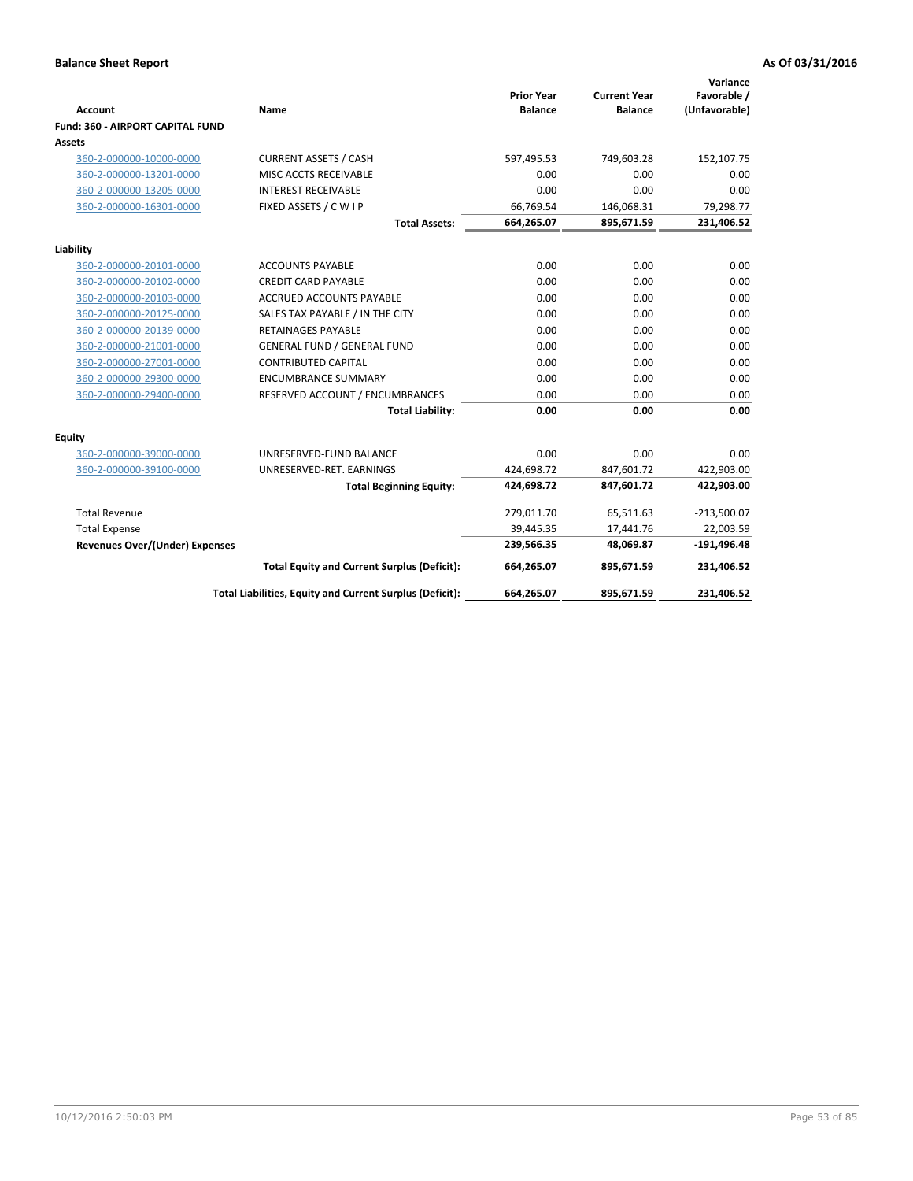**Balance Sheet Report** — **As Of 03/31/2016**

| Account | Name | Prior Year Balance | Current Year Balance | Variance Favorable / (Unfavorable) |
|---|---|---|---|---|
| **Fund: 360 - AIRPORT CAPITAL FUND** | | | | |
| **Assets** | | | | |
| 360-2-000000-10000-0000 | CURRENT ASSETS / CASH | 597,495.53 | 749,603.28 | 152,107.75 |
| 360-2-000000-13201-0000 | MISC ACCTS RECEIVABLE | 0.00 | 0.00 | 0.00 |
| 360-2-000000-13205-0000 | INTEREST RECEIVABLE | 0.00 | 0.00 | 0.00 |
| 360-2-000000-16301-0000 | FIXED ASSETS / C W I P | 66,769.54 | 146,068.31 | 79,298.77 |
| | **Total Assets:** | **664,265.07** | **895,671.59** | **231,406.52** |
| **Liability** | | | | |
| 360-2-000000-20101-0000 | ACCOUNTS PAYABLE | 0.00 | 0.00 | 0.00 |
| 360-2-000000-20102-0000 | CREDIT CARD PAYABLE | 0.00 | 0.00 | 0.00 |
| 360-2-000000-20103-0000 | ACCRUED ACCOUNTS PAYABLE | 0.00 | 0.00 | 0.00 |
| 360-2-000000-20125-0000 | SALES TAX PAYABLE / IN THE CITY | 0.00 | 0.00 | 0.00 |
| 360-2-000000-20139-0000 | RETAINAGES PAYABLE | 0.00 | 0.00 | 0.00 |
| 360-2-000000-21001-0000 | GENERAL FUND / GENERAL FUND | 0.00 | 0.00 | 0.00 |
| 360-2-000000-27001-0000 | CONTRIBUTED CAPITAL | 0.00 | 0.00 | 0.00 |
| 360-2-000000-29300-0000 | ENCUMBRANCE SUMMARY | 0.00 | 0.00 | 0.00 |
| 360-2-000000-29400-0000 | RESERVED ACCOUNT / ENCUMBRANCES | 0.00 | 0.00 | 0.00 |
| | **Total Liability:** | **0.00** | **0.00** | **0.00** |
| **Equity** | | | | |
| 360-2-000000-39000-0000 | UNRESERVED-FUND BALANCE | 0.00 | 0.00 | 0.00 |
| 360-2-000000-39100-0000 | UNRESERVED-RET. EARNINGS | 424,698.72 | 847,601.72 | 422,903.00 |
| | **Total Beginning Equity:** | **424,698.72** | **847,601.72** | **422,903.00** |
| Total Revenue | | 279,011.70 | 65,511.63 | -213,500.07 |
| Total Expense | | 39,445.35 | 17,441.76 | 22,003.59 |
| **Revenues Over/(Under) Expenses** | | **239,566.35** | **48,069.87** | **-191,496.48** |
| | **Total Equity and Current Surplus (Deficit):** | **664,265.07** | **895,671.59** | **231,406.52** |
| | **Total Liabilities, Equity and Current Surplus (Deficit):** | **664,265.07** | **895,671.59** | **231,406.52** |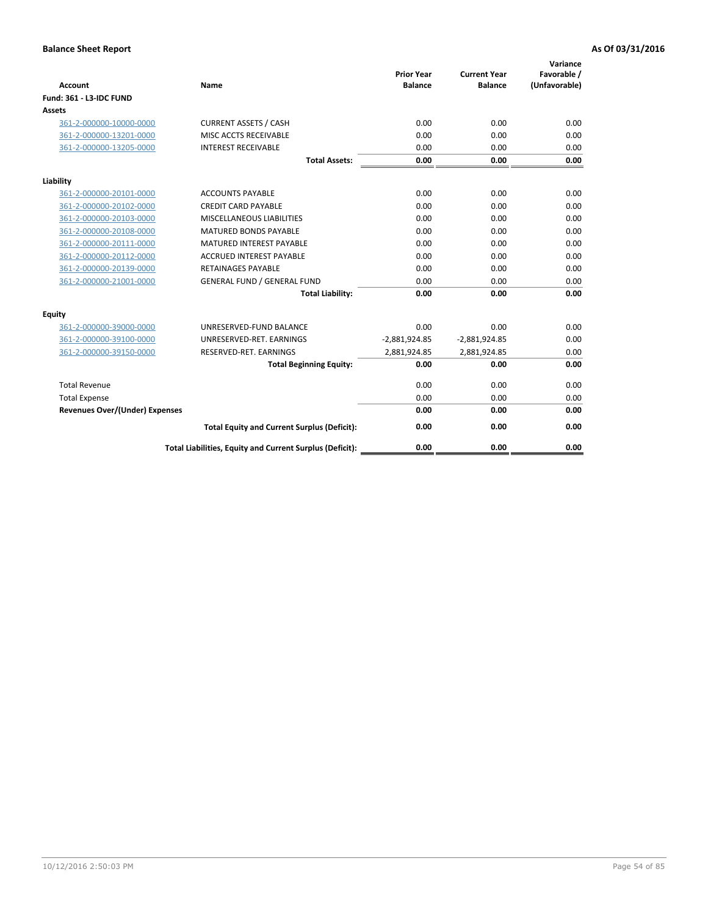**Balance Sheet Report** | **As Of 03/31/2016**

| Account | Name | Prior Year Balance | Current Year Balance | Variance Favorable / (Unfavorable) |
|---|---|---|---|---|
| **Fund: 361 - L3-IDC FUND** | | | | |
| **Assets** | | | | |
| 361-2-000000-10000-0000 | CURRENT ASSETS / CASH | 0.00 | 0.00 | 0.00 |
| 361-2-000000-13201-0000 | MISC ACCTS RECEIVABLE | 0.00 | 0.00 | 0.00 |
| 361-2-000000-13205-0000 | INTEREST RECEIVABLE | 0.00 | 0.00 | 0.00 |
| | **Total Assets:** | **0.00** | **0.00** | **0.00** |
| **Liability** | | | | |
| 361-2-000000-20101-0000 | ACCOUNTS PAYABLE | 0.00 | 0.00 | 0.00 |
| 361-2-000000-20102-0000 | CREDIT CARD PAYABLE | 0.00 | 0.00 | 0.00 |
| 361-2-000000-20103-0000 | MISCELLANEOUS LIABILITIES | 0.00 | 0.00 | 0.00 |
| 361-2-000000-20108-0000 | MATURED BONDS PAYABLE | 0.00 | 0.00 | 0.00 |
| 361-2-000000-20111-0000 | MATURED INTEREST PAYABLE | 0.00 | 0.00 | 0.00 |
| 361-2-000000-20112-0000 | ACCRUED INTEREST PAYABLE | 0.00 | 0.00 | 0.00 |
| 361-2-000000-20139-0000 | RETAINAGES PAYABLE | 0.00 | 0.00 | 0.00 |
| 361-2-000000-21001-0000 | GENERAL FUND / GENERAL FUND | 0.00 | 0.00 | 0.00 |
| | **Total Liability:** | **0.00** | **0.00** | **0.00** |
| **Equity** | | | | |
| 361-2-000000-39000-0000 | UNRESERVED-FUND BALANCE | 0.00 | 0.00 | 0.00 |
| 361-2-000000-39100-0000 | UNRESERVED-RET. EARNINGS | -2,881,924.85 | -2,881,924.85 | 0.00 |
| 361-2-000000-39150-0000 | RESERVED-RET. EARNINGS | 2,881,924.85 | 2,881,924.85 | 0.00 |
| | **Total Beginning Equity:** | **0.00** | **0.00** | **0.00** |
| Total Revenue | | 0.00 | 0.00 | 0.00 |
| Total Expense | | 0.00 | 0.00 | 0.00 |
| **Revenues Over/(Under) Expenses** | | **0.00** | **0.00** | **0.00** |
| | **Total Equity and Current Surplus (Deficit):** | **0.00** | **0.00** | **0.00** |
| | **Total Liabilities, Equity and Current Surplus (Deficit):** | **0.00** | **0.00** | **0.00** |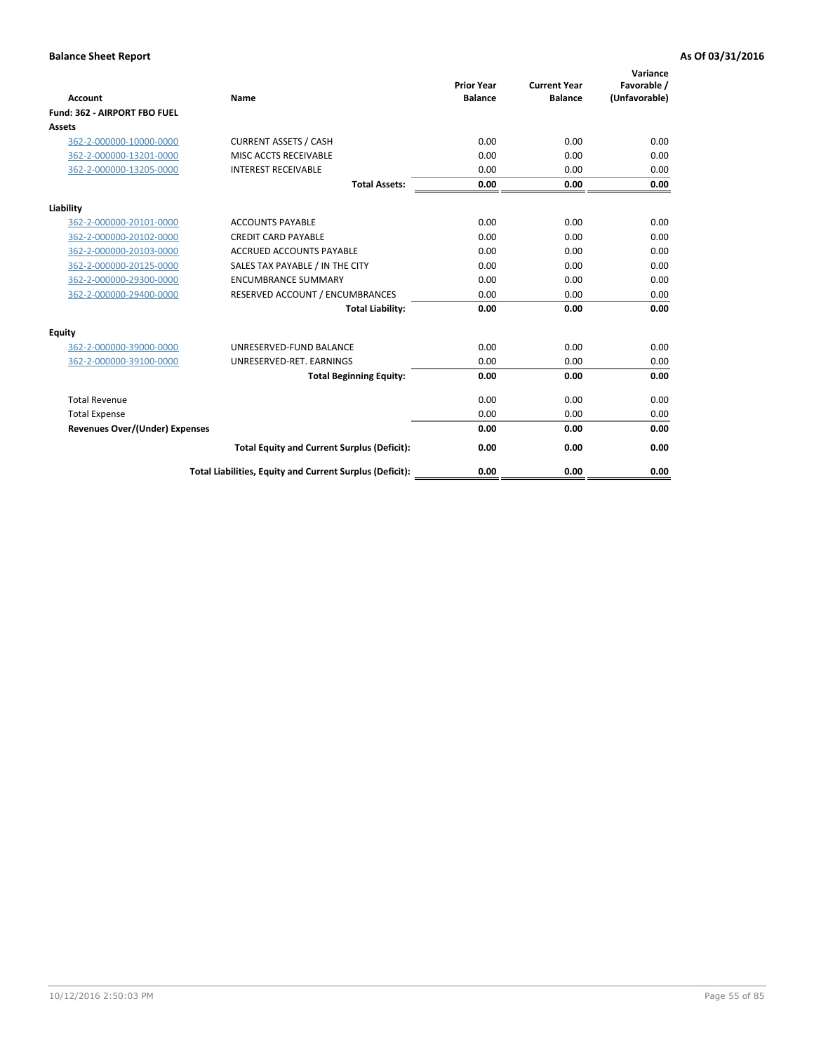**Balance Sheet Report** **As Of 03/31/2016**

| Account | Name | Prior Year Balance | Current Year Balance | Variance Favorable / (Unfavorable) |
|---|---|---|---|---|
| **Fund: 362 - AIRPORT FBO FUEL** | | | | |
| **Assets** | | | | |
| 362-2-000000-10000-0000 | CURRENT ASSETS / CASH | 0.00 | 0.00 | 0.00 |
| 362-2-000000-13201-0000 | MISC ACCTS RECEIVABLE | 0.00 | 0.00 | 0.00 |
| 362-2-000000-13205-0000 | INTEREST RECEIVABLE | 0.00 | 0.00 | 0.00 |
| | **Total Assets:** | **0.00** | **0.00** | **0.00** |
| **Liability** | | | | |
| 362-2-000000-20101-0000 | ACCOUNTS PAYABLE | 0.00 | 0.00 | 0.00 |
| 362-2-000000-20102-0000 | CREDIT CARD PAYABLE | 0.00 | 0.00 | 0.00 |
| 362-2-000000-20103-0000 | ACCRUED ACCOUNTS PAYABLE | 0.00 | 0.00 | 0.00 |
| 362-2-000000-20125-0000 | SALES TAX PAYABLE / IN THE CITY | 0.00 | 0.00 | 0.00 |
| 362-2-000000-29300-0000 | ENCUMBRANCE SUMMARY | 0.00 | 0.00 | 0.00 |
| 362-2-000000-29400-0000 | RESERVED ACCOUNT / ENCUMBRANCES | 0.00 | 0.00 | 0.00 |
| | **Total Liability:** | **0.00** | **0.00** | **0.00** |
| **Equity** | | | | |
| 362-2-000000-39000-0000 | UNRESERVED-FUND BALANCE | 0.00 | 0.00 | 0.00 |
| 362-2-000000-39100-0000 | UNRESERVED-RET. EARNINGS | 0.00 | 0.00 | 0.00 |
| | **Total Beginning Equity:** | **0.00** | **0.00** | **0.00** |
| Total Revenue | | 0.00 | 0.00 | 0.00 |
| Total Expense | | 0.00 | 0.00 | 0.00 |
| **Revenues Over/(Under) Expenses** | | **0.00** | **0.00** | **0.00** |
| | **Total Equity and Current Surplus (Deficit):** | **0.00** | **0.00** | **0.00** |
| | **Total Liabilities, Equity and Current Surplus (Deficit):** | **0.00** | **0.00** | **0.00** |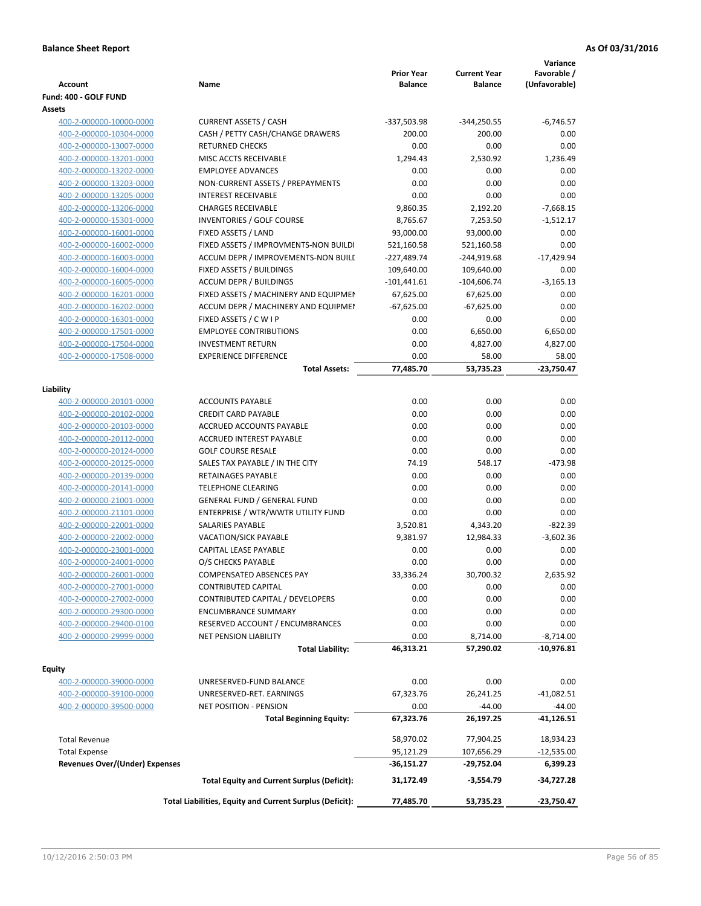**Balance Sheet Report** **As Of 03/31/2016**

| Account | Name | Prior Year Balance | Current Year Balance | Variance Favorable / (Unfavorable) |
|---|---|---|---|---|
| **Fund: 400 - GOLF FUND** | | | | |
| **Assets** | | | | |
| 400-2-000000-10000-0000 | CURRENT ASSETS / CASH | -337,503.98 | -344,250.55 | -6,746.57 |
| 400-2-000000-10304-0000 | CASH / PETTY CASH/CHANGE DRAWERS | 200.00 | 200.00 | 0.00 |
| 400-2-000000-13007-0000 | RETURNED CHECKS | 0.00 | 0.00 | 0.00 |
| 400-2-000000-13201-0000 | MISC ACCTS RECEIVABLE | 1,294.43 | 2,530.92 | 1,236.49 |
| 400-2-000000-13202-0000 | EMPLOYEE ADVANCES | 0.00 | 0.00 | 0.00 |
| 400-2-000000-13203-0000 | NON-CURRENT ASSETS / PREPAYMENTS | 0.00 | 0.00 | 0.00 |
| 400-2-000000-13205-0000 | INTEREST RECEIVABLE | 0.00 | 0.00 | 0.00 |
| 400-2-000000-13206-0000 | CHARGES RECEIVABLE | 9,860.35 | 2,192.20 | -7,668.15 |
| 400-2-000000-15301-0000 | INVENTORIES / GOLF COURSE | 8,765.67 | 7,253.50 | -1,512.17 |
| 400-2-000000-16001-0000 | FIXED ASSETS / LAND | 93,000.00 | 93,000.00 | 0.00 |
| 400-2-000000-16002-0000 | FIXED ASSETS / IMPROVMENTS-NON BUILDI | 521,160.58 | 521,160.58 | 0.00 |
| 400-2-000000-16003-0000 | ACCUM DEPR / IMPROVEMENTS-NON BUILD | -227,489.74 | -244,919.68 | -17,429.94 |
| 400-2-000000-16004-0000 | FIXED ASSETS / BUILDINGS | 109,640.00 | 109,640.00 | 0.00 |
| 400-2-000000-16005-0000 | ACCUM DEPR / BUILDINGS | -101,441.61 | -104,606.74 | -3,165.13 |
| 400-2-000000-16201-0000 | FIXED ASSETS / MACHINERY AND EQUIPMEN | 67,625.00 | 67,625.00 | 0.00 |
| 400-2-000000-16202-0000 | ACCUM DEPR / MACHINERY AND EQUIPMEN | -67,625.00 | -67,625.00 | 0.00 |
| 400-2-000000-16301-0000 | FIXED ASSETS / C W I P | 0.00 | 0.00 | 0.00 |
| 400-2-000000-17501-0000 | EMPLOYEE CONTRIBUTIONS | 0.00 | 6,650.00 | 6,650.00 |
| 400-2-000000-17504-0000 | INVESTMENT RETURN | 0.00 | 4,827.00 | 4,827.00 |
| 400-2-000000-17508-0000 | EXPERIENCE DIFFERENCE | 0.00 | 58.00 | 58.00 |
| | **Total Assets:** | **77,485.70** | **53,735.23** | **-23,750.47** |
| **Liability** | | | | |
| 400-2-000000-20101-0000 | ACCOUNTS PAYABLE | 0.00 | 0.00 | 0.00 |
| 400-2-000000-20102-0000 | CREDIT CARD PAYABLE | 0.00 | 0.00 | 0.00 |
| 400-2-000000-20103-0000 | ACCRUED ACCOUNTS PAYABLE | 0.00 | 0.00 | 0.00 |
| 400-2-000000-20112-0000 | ACCRUED INTEREST PAYABLE | 0.00 | 0.00 | 0.00 |
| 400-2-000000-20124-0000 | GOLF COURSE RESALE | 0.00 | 0.00 | 0.00 |
| 400-2-000000-20125-0000 | SALES TAX PAYABLE / IN THE CITY | 74.19 | 548.17 | -473.98 |
| 400-2-000000-20139-0000 | RETAINAGES PAYABLE | 0.00 | 0.00 | 0.00 |
| 400-2-000000-20141-0000 | TELEPHONE CLEARING | 0.00 | 0.00 | 0.00 |
| 400-2-000000-21001-0000 | GENERAL FUND / GENERAL FUND | 0.00 | 0.00 | 0.00 |
| 400-2-000000-21101-0000 | ENTERPRISE / WTR/WWTR UTILITY FUND | 0.00 | 0.00 | 0.00 |
| 400-2-000000-22001-0000 | SALARIES PAYABLE | 3,520.81 | 4,343.20 | -822.39 |
| 400-2-000000-22002-0000 | VACATION/SICK PAYABLE | 9,381.97 | 12,984.33 | -3,602.36 |
| 400-2-000000-23001-0000 | CAPITAL LEASE PAYABLE | 0.00 | 0.00 | 0.00 |
| 400-2-000000-24001-0000 | O/S CHECKS PAYABLE | 0.00 | 0.00 | 0.00 |
| 400-2-000000-26001-0000 | COMPENSATED ABSENCES PAY | 33,336.24 | 30,700.32 | 2,635.92 |
| 400-2-000000-27001-0000 | CONTRIBUTED CAPITAL | 0.00 | 0.00 | 0.00 |
| 400-2-000000-27002-0000 | CONTRIBUTED CAPITAL / DEVELOPERS | 0.00 | 0.00 | 0.00 |
| 400-2-000000-29300-0000 | ENCUMBRANCE SUMMARY | 0.00 | 0.00 | 0.00 |
| 400-2-000000-29400-0100 | RESERVED ACCOUNT / ENCUMBRANCES | 0.00 | 0.00 | 0.00 |
| 400-2-000000-29999-0000 | NET PENSION LIABILITY | 0.00 | 8,714.00 | -8,714.00 |
| | **Total Liability:** | **46,313.21** | **57,290.02** | **-10,976.81** |
| **Equity** | | | | |
| 400-2-000000-39000-0000 | UNRESERVED-FUND BALANCE | 0.00 | 0.00 | 0.00 |
| 400-2-000000-39100-0000 | UNRESERVED-RET. EARNINGS | 67,323.76 | 26,241.25 | -41,082.51 |
| 400-2-000000-39500-0000 | NET POSITION - PENSION | 0.00 | -44.00 | -44.00 |
| | **Total Beginning Equity:** | **67,323.76** | **26,197.25** | **-41,126.51** |
| Total Revenue | | 58,970.02 | 77,904.25 | 18,934.23 |
| Total Expense | | 95,121.29 | 107,656.29 | -12,535.00 |
| **Revenues Over/(Under) Expenses** | | **-36,151.27** | **-29,752.04** | **6,399.23** |
| | **Total Equity and Current Surplus (Deficit):** | **31,172.49** | **-3,554.79** | **-34,727.28** |
| | **Total Liabilities, Equity and Current Surplus (Deficit):** | **77,485.70** | **53,735.23** | **-23,750.47** |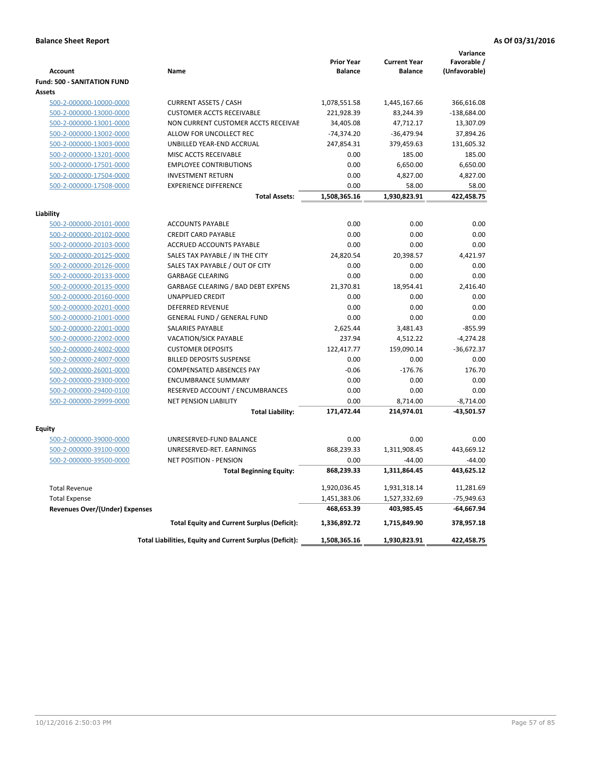**Balance Sheet Report** | **As Of 03/31/2016**

| Account | Name | Prior Year Balance | Current Year Balance | Variance Favorable / (Unfavorable) |
|---|---|---|---|---|
| **Fund: 500 - SANITATION FUND** | | | | |
| **Assets** | | | | |
| 500-2-000000-10000-0000 | CURRENT ASSETS / CASH | 1,078,551.58 | 1,445,167.66 | 366,616.08 |
| 500-2-000000-13000-0000 | CUSTOMER ACCTS RECEIVABLE | 221,928.39 | 83,244.39 | -138,684.00 |
| 500-2-000000-13001-0000 | NON CURRENT CUSTOMER ACCTS RECEIVAE | 34,405.08 | 47,712.17 | 13,307.09 |
| 500-2-000000-13002-0000 | ALLOW FOR UNCOLLECT REC | -74,374.20 | -36,479.94 | 37,894.26 |
| 500-2-000000-13003-0000 | UNBILLED YEAR-END ACCRUAL | 247,854.31 | 379,459.63 | 131,605.32 |
| 500-2-000000-13201-0000 | MISC ACCTS RECEIVABLE | 0.00 | 185.00 | 185.00 |
| 500-2-000000-17501-0000 | EMPLOYEE CONTRIBUTIONS | 0.00 | 6,650.00 | 6,650.00 |
| 500-2-000000-17504-0000 | INVESTMENT RETURN | 0.00 | 4,827.00 | 4,827.00 |
| 500-2-000000-17508-0000 | EXPERIENCE DIFFERENCE | 0.00 | 58.00 | 58.00 |
| | **Total Assets:** | **1,508,365.16** | **1,930,823.91** | **422,458.75** |
| **Liability** | | | | |
| 500-2-000000-20101-0000 | ACCOUNTS PAYABLE | 0.00 | 0.00 | 0.00 |
| 500-2-000000-20102-0000 | CREDIT CARD PAYABLE | 0.00 | 0.00 | 0.00 |
| 500-2-000000-20103-0000 | ACCRUED ACCOUNTS PAYABLE | 0.00 | 0.00 | 0.00 |
| 500-2-000000-20125-0000 | SALES TAX PAYABLE / IN THE CITY | 24,820.54 | 20,398.57 | 4,421.97 |
| 500-2-000000-20126-0000 | SALES TAX PAYABLE / OUT OF CITY | 0.00 | 0.00 | 0.00 |
| 500-2-000000-20133-0000 | GARBAGE CLEARING | 0.00 | 0.00 | 0.00 |
| 500-2-000000-20135-0000 | GARBAGE CLEARING / BAD DEBT EXPENS | 21,370.81 | 18,954.41 | 2,416.40 |
| 500-2-000000-20160-0000 | UNAPPLIED CREDIT | 0.00 | 0.00 | 0.00 |
| 500-2-000000-20201-0000 | DEFERRED REVENUE | 0.00 | 0.00 | 0.00 |
| 500-2-000000-21001-0000 | GENERAL FUND / GENERAL FUND | 0.00 | 0.00 | 0.00 |
| 500-2-000000-22001-0000 | SALARIES PAYABLE | 2,625.44 | 3,481.43 | -855.99 |
| 500-2-000000-22002-0000 | VACATION/SICK PAYABLE | 237.94 | 4,512.22 | -4,274.28 |
| 500-2-000000-24002-0000 | CUSTOMER DEPOSITS | 122,417.77 | 159,090.14 | -36,672.37 |
| 500-2-000000-24007-0000 | BILLED DEPOSITS SUSPENSE | 0.00 | 0.00 | 0.00 |
| 500-2-000000-26001-0000 | COMPENSATED ABSENCES PAY | -0.06 | -176.76 | 176.70 |
| 500-2-000000-29300-0000 | ENCUMBRANCE SUMMARY | 0.00 | 0.00 | 0.00 |
| 500-2-000000-29400-0100 | RESERVED ACCOUNT / ENCUMBRANCES | 0.00 | 0.00 | 0.00 |
| 500-2-000000-29999-0000 | NET PENSION LIABILITY | 0.00 | 8,714.00 | -8,714.00 |
| | **Total Liability:** | **171,472.44** | **214,974.01** | **-43,501.57** |
| **Equity** | | | | |
| 500-2-000000-39000-0000 | UNRESERVED-FUND BALANCE | 0.00 | 0.00 | 0.00 |
| 500-2-000000-39100-0000 | UNRESERVED-RET. EARNINGS | 868,239.33 | 1,311,908.45 | 443,669.12 |
| 500-2-000000-39500-0000 | NET POSITION - PENSION | 0.00 | -44.00 | -44.00 |
| | **Total Beginning Equity:** | **868,239.33** | **1,311,864.45** | **443,625.12** |
| Total Revenue | | 1,920,036.45 | 1,931,318.14 | 11,281.69 |
| Total Expense | | 1,451,383.06 | 1,527,332.69 | -75,949.63 |
| **Revenues Over/(Under) Expenses** | | **468,653.39** | **403,985.45** | **-64,667.94** |
| | **Total Equity and Current Surplus (Deficit):** | **1,336,892.72** | **1,715,849.90** | **378,957.18** |
| | **Total Liabilities, Equity and Current Surplus (Deficit):** | **1,508,365.16** | **1,930,823.91** | **422,458.75** |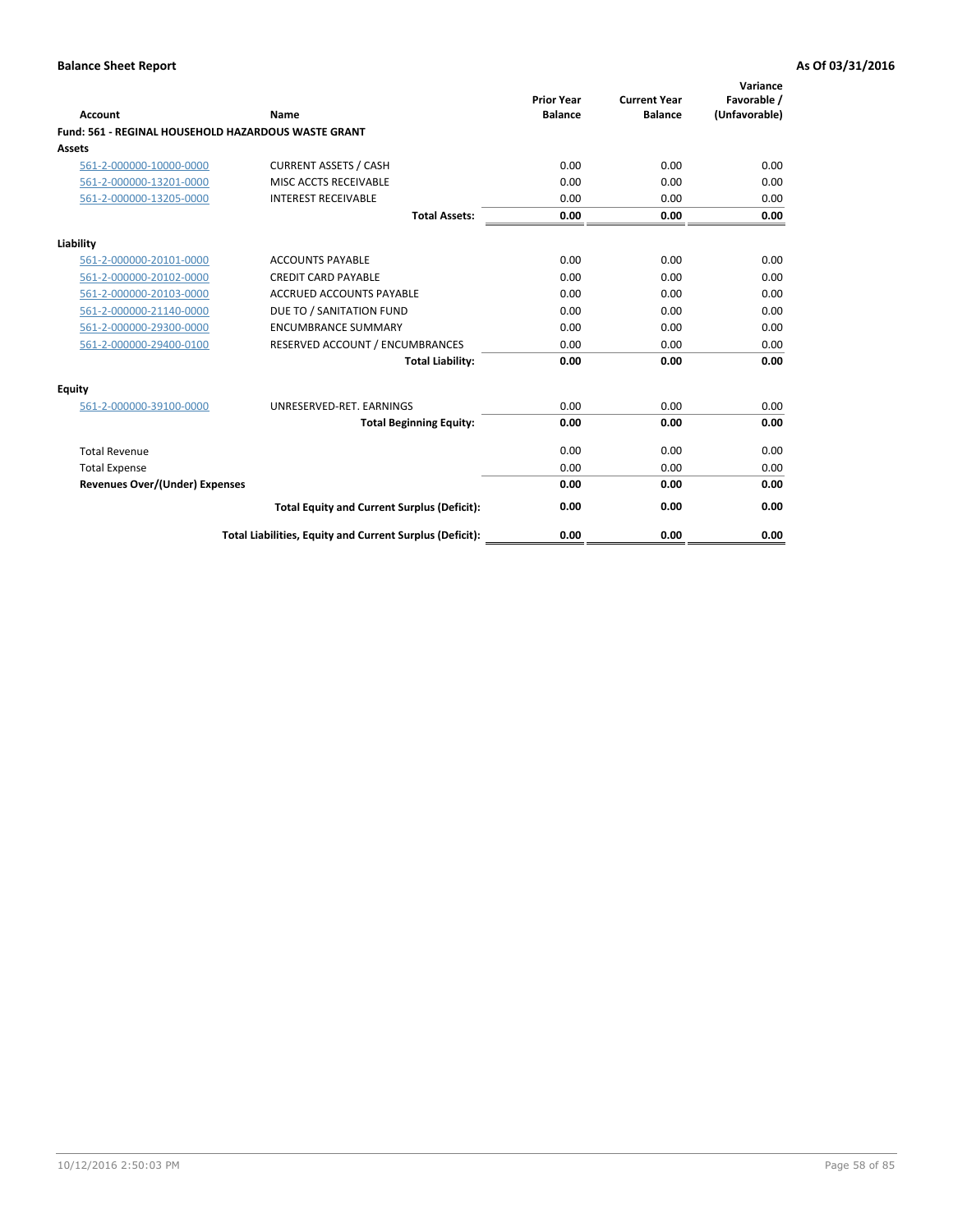**Balance Sheet Report** **As Of 03/31/2016**

| Account | Name | Prior Year Balance | Current Year Balance | Variance Favorable / (Unfavorable) |
|---|---|---|---|---|
| **Fund: 561 - REGINAL HOUSEHOLD HAZARDOUS WASTE GRANT** | | | | |
| **Assets** | | | | |
| 561-2-000000-10000-0000 | CURRENT ASSETS / CASH | 0.00 | 0.00 | 0.00 |
| 561-2-000000-13201-0000 | MISC ACCTS RECEIVABLE | 0.00 | 0.00 | 0.00 |
| 561-2-000000-13205-0000 | INTEREST RECEIVABLE | 0.00 | 0.00 | 0.00 |
| | **Total Assets:** | **0.00** | **0.00** | **0.00** |
| **Liability** | | | | |
| 561-2-000000-20101-0000 | ACCOUNTS PAYABLE | 0.00 | 0.00 | 0.00 |
| 561-2-000000-20102-0000 | CREDIT CARD PAYABLE | 0.00 | 0.00 | 0.00 |
| 561-2-000000-20103-0000 | ACCRUED ACCOUNTS PAYABLE | 0.00 | 0.00 | 0.00 |
| 561-2-000000-21140-0000 | DUE TO / SANITATION FUND | 0.00 | 0.00 | 0.00 |
| 561-2-000000-29300-0000 | ENCUMBRANCE SUMMARY | 0.00 | 0.00 | 0.00 |
| 561-2-000000-29400-0100 | RESERVED ACCOUNT / ENCUMBRANCES | 0.00 | 0.00 | 0.00 |
| | **Total Liability:** | **0.00** | **0.00** | **0.00** |
| **Equity** | | | | |
| 561-2-000000-39100-0000 | UNRESERVED-RET. EARNINGS | 0.00 | 0.00 | 0.00 |
| | **Total Beginning Equity:** | **0.00** | **0.00** | **0.00** |
| Total Revenue | | 0.00 | 0.00 | 0.00 |
| Total Expense | | 0.00 | 0.00 | 0.00 |
| **Revenues Over/(Under) Expenses** | | **0.00** | **0.00** | **0.00** |
| | **Total Equity and Current Surplus (Deficit):** | **0.00** | **0.00** | **0.00** |
| | **Total Liabilities, Equity and Current Surplus (Deficit):** | **0.00** | **0.00** | **0.00** |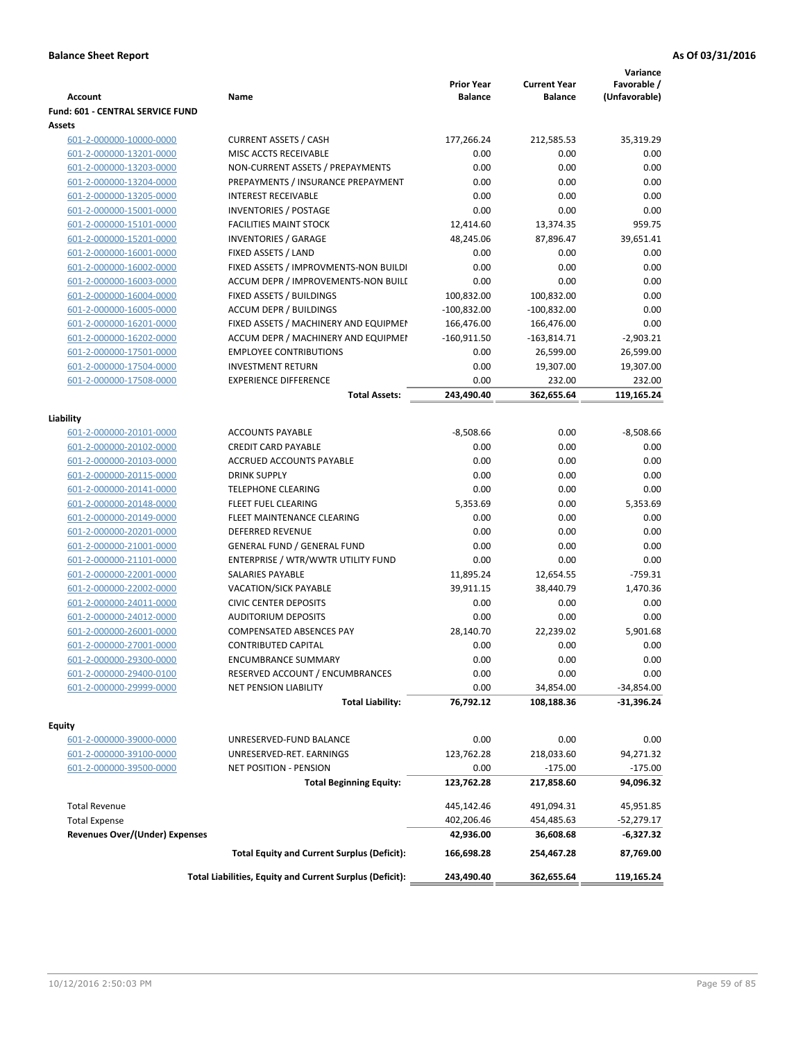**Balance Sheet Report** **As Of 03/31/2016**

| Account | Name | Prior Year Balance | Current Year Balance | Variance Favorable / (Unfavorable) |
|---|---|---|---|---|
| **Fund: 601 - CENTRAL SERVICE FUND** | | | | |
| **Assets** | | | | |
| 601-2-000000-10000-0000 | CURRENT ASSETS / CASH | 177,266.24 | 212,585.53 | 35,319.29 |
| 601-2-000000-13201-0000 | MISC ACCTS RECEIVABLE | 0.00 | 0.00 | 0.00 |
| 601-2-000000-13203-0000 | NON-CURRENT ASSETS / PREPAYMENTS | 0.00 | 0.00 | 0.00 |
| 601-2-000000-13204-0000 | PREPAYMENTS / INSURANCE PREPAYMENT | 0.00 | 0.00 | 0.00 |
| 601-2-000000-13205-0000 | INTEREST RECEIVABLE | 0.00 | 0.00 | 0.00 |
| 601-2-000000-15001-0000 | INVENTORIES / POSTAGE | 0.00 | 0.00 | 0.00 |
| 601-2-000000-15101-0000 | FACILITIES MAINT STOCK | 12,414.60 | 13,374.35 | 959.75 |
| 601-2-000000-15201-0000 | INVENTORIES / GARAGE | 48,245.06 | 87,896.47 | 39,651.41 |
| 601-2-000000-16001-0000 | FIXED ASSETS / LAND | 0.00 | 0.00 | 0.00 |
| 601-2-000000-16002-0000 | FIXED ASSETS / IMPROVMENTS-NON BUILDI | 0.00 | 0.00 | 0.00 |
| 601-2-000000-16003-0000 | ACCUM DEPR / IMPROVEMENTS-NON BUILI | 0.00 | 0.00 | 0.00 |
| 601-2-000000-16004-0000 | FIXED ASSETS / BUILDINGS | 100,832.00 | 100,832.00 | 0.00 |
| 601-2-000000-16005-0000 | ACCUM DEPR / BUILDINGS | -100,832.00 | -100,832.00 | 0.00 |
| 601-2-000000-16201-0000 | FIXED ASSETS / MACHINERY AND EQUIPMEI | 166,476.00 | 166,476.00 | 0.00 |
| 601-2-000000-16202-0000 | ACCUM DEPR / MACHINERY AND EQUIPMEI | -160,911.50 | -163,814.71 | -2,903.21 |
| 601-2-000000-17501-0000 | EMPLOYEE CONTRIBUTIONS | 0.00 | 26,599.00 | 26,599.00 |
| 601-2-000000-17504-0000 | INVESTMENT RETURN | 0.00 | 19,307.00 | 19,307.00 |
| 601-2-000000-17508-0000 | EXPERIENCE DIFFERENCE | 0.00 | 232.00 | 232.00 |
| | **Total Assets:** | **243,490.40** | **362,655.64** | **119,165.24** |
| **Liability** | | | | |
| 601-2-000000-20101-0000 | ACCOUNTS PAYABLE | -8,508.66 | 0.00 | -8,508.66 |
| 601-2-000000-20102-0000 | CREDIT CARD PAYABLE | 0.00 | 0.00 | 0.00 |
| 601-2-000000-20103-0000 | ACCRUED ACCOUNTS PAYABLE | 0.00 | 0.00 | 0.00 |
| 601-2-000000-20115-0000 | DRINK SUPPLY | 0.00 | 0.00 | 0.00 |
| 601-2-000000-20141-0000 | TELEPHONE CLEARING | 0.00 | 0.00 | 0.00 |
| 601-2-000000-20148-0000 | FLEET FUEL CLEARING | 5,353.69 | 0.00 | 5,353.69 |
| 601-2-000000-20149-0000 | FLEET MAINTENANCE CLEARING | 0.00 | 0.00 | 0.00 |
| 601-2-000000-20201-0000 | DEFERRED REVENUE | 0.00 | 0.00 | 0.00 |
| 601-2-000000-21001-0000 | GENERAL FUND / GENERAL FUND | 0.00 | 0.00 | 0.00 |
| 601-2-000000-21101-0000 | ENTERPRISE / WTR/WWTR UTILITY FUND | 0.00 | 0.00 | 0.00 |
| 601-2-000000-22001-0000 | SALARIES PAYABLE | 11,895.24 | 12,654.55 | -759.31 |
| 601-2-000000-22002-0000 | VACATION/SICK PAYABLE | 39,911.15 | 38,440.79 | 1,470.36 |
| 601-2-000000-24011-0000 | CIVIC CENTER DEPOSITS | 0.00 | 0.00 | 0.00 |
| 601-2-000000-24012-0000 | AUDITORIUM DEPOSITS | 0.00 | 0.00 | 0.00 |
| 601-2-000000-26001-0000 | COMPENSATED ABSENCES PAY | 28,140.70 | 22,239.02 | 5,901.68 |
| 601-2-000000-27001-0000 | CONTRIBUTED CAPITAL | 0.00 | 0.00 | 0.00 |
| 601-2-000000-29300-0000 | ENCUMBRANCE SUMMARY | 0.00 | 0.00 | 0.00 |
| 601-2-000000-29400-0100 | RESERVED ACCOUNT / ENCUMBRANCES | 0.00 | 0.00 | 0.00 |
| 601-2-000000-29999-0000 | NET PENSION LIABILITY | 0.00 | 34,854.00 | -34,854.00 |
| | **Total Liability:** | **76,792.12** | **108,188.36** | **-31,396.24** |
| **Equity** | | | | |
| 601-2-000000-39000-0000 | UNRESERVED-FUND BALANCE | 0.00 | 0.00 | 0.00 |
| 601-2-000000-39100-0000 | UNRESERVED-RET. EARNINGS | 123,762.28 | 218,033.60 | 94,271.32 |
| 601-2-000000-39500-0000 | NET POSITION - PENSION | 0.00 | -175.00 | -175.00 |
| | **Total Beginning Equity:** | **123,762.28** | **217,858.60** | **94,096.32** |
| Total Revenue | | 445,142.46 | 491,094.31 | 45,951.85 |
| Total Expense | | 402,206.46 | 454,485.63 | -52,279.17 |
| **Revenues Over/(Under) Expenses** | | **42,936.00** | **36,608.68** | **-6,327.32** |
| | **Total Equity and Current Surplus (Deficit):** | **166,698.28** | **254,467.28** | **87,769.00** |
| | **Total Liabilities, Equity and Current Surplus (Deficit):** | **243,490.40** | **362,655.64** | **119,165.24** |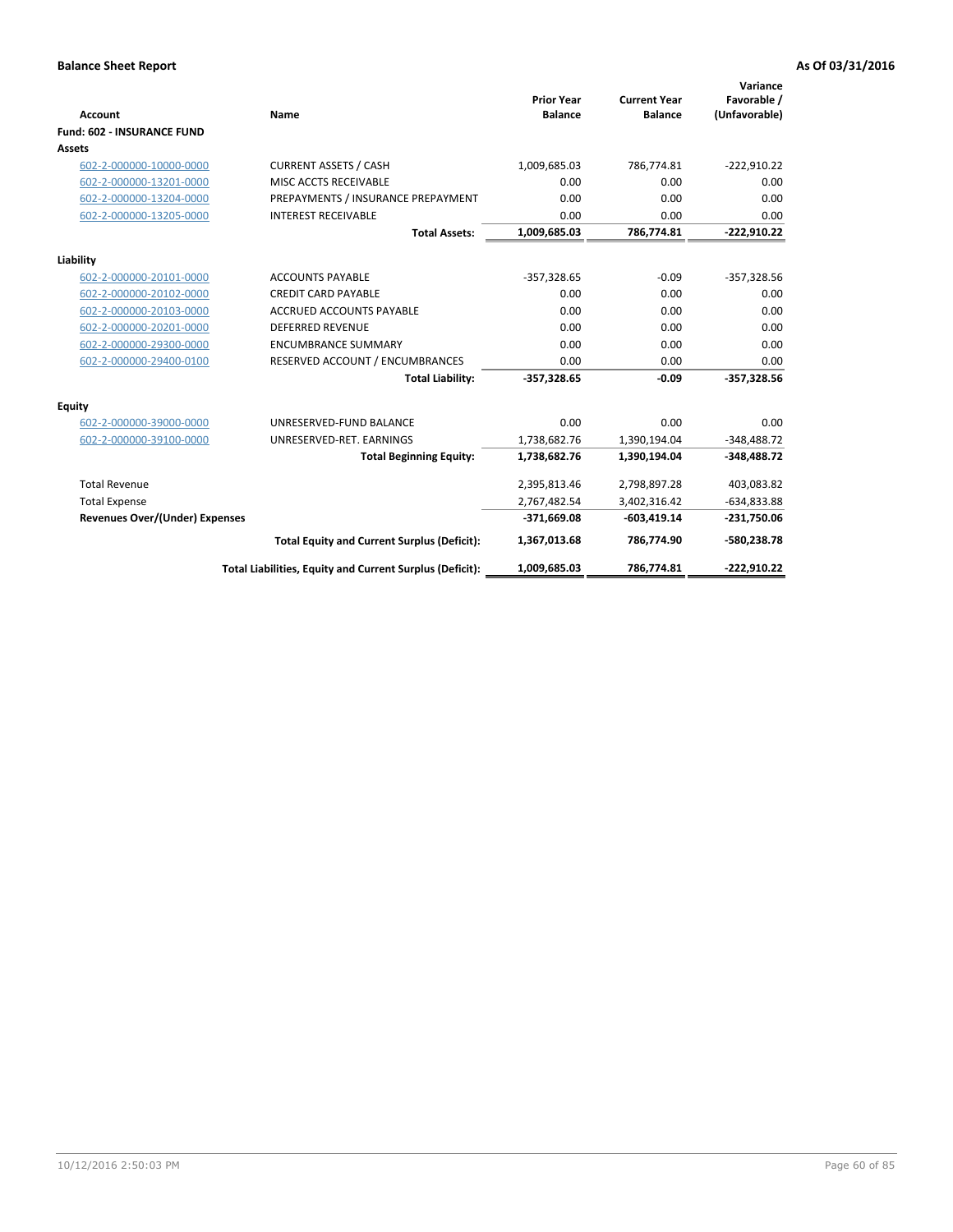**Balance Sheet Report** **As Of 03/31/2016**

| Account | Name | Prior Year Balance | Current Year Balance | Variance Favorable / (Unfavorable) |
|---|---|---|---|---|
| **Fund: 602 - INSURANCE FUND** | | | | |
| **Assets** | | | | |
| 602-2-000000-10000-0000 | CURRENT ASSETS / CASH | 1,009,685.03 | 786,774.81 | -222,910.22 |
| 602-2-000000-13201-0000 | MISC ACCTS RECEIVABLE | 0.00 | 0.00 | 0.00 |
| 602-2-000000-13204-0000 | PREPAYMENTS / INSURANCE PREPAYMENT | 0.00 | 0.00 | 0.00 |
| 602-2-000000-13205-0000 | INTEREST RECEIVABLE | 0.00 | 0.00 | 0.00 |
| | **Total Assets:** | **1,009,685.03** | **786,774.81** | **-222,910.22** |
| **Liability** | | | | |
| 602-2-000000-20101-0000 | ACCOUNTS PAYABLE | -357,328.65 | -0.09 | -357,328.56 |
| 602-2-000000-20102-0000 | CREDIT CARD PAYABLE | 0.00 | 0.00 | 0.00 |
| 602-2-000000-20103-0000 | ACCRUED ACCOUNTS PAYABLE | 0.00 | 0.00 | 0.00 |
| 602-2-000000-20201-0000 | DEFERRED REVENUE | 0.00 | 0.00 | 0.00 |
| 602-2-000000-29300-0000 | ENCUMBRANCE SUMMARY | 0.00 | 0.00 | 0.00 |
| 602-2-000000-29400-0100 | RESERVED ACCOUNT / ENCUMBRANCES | 0.00 | 0.00 | 0.00 |
| | **Total Liability:** | **-357,328.65** | **-0.09** | **-357,328.56** |
| **Equity** | | | | |
| 602-2-000000-39000-0000 | UNRESERVED-FUND BALANCE | 0.00 | 0.00 | 0.00 |
| 602-2-000000-39100-0000 | UNRESERVED-RET. EARNINGS | 1,738,682.76 | 1,390,194.04 | -348,488.72 |
| | **Total Beginning Equity:** | **1,738,682.76** | **1,390,194.04** | **-348,488.72** |
| Total Revenue | | 2,395,813.46 | 2,798,897.28 | 403,083.82 |
| Total Expense | | 2,767,482.54 | 3,402,316.42 | -634,833.88 |
| **Revenues Over/(Under) Expenses** | | **-371,669.08** | **-603,419.14** | **-231,750.06** |
| | **Total Equity and Current Surplus (Deficit):** | **1,367,013.68** | **786,774.90** | **-580,238.78** |
| | **Total Liabilities, Equity and Current Surplus (Deficit):** | **1,009,685.03** | **786,774.81** | **-222,910.22** |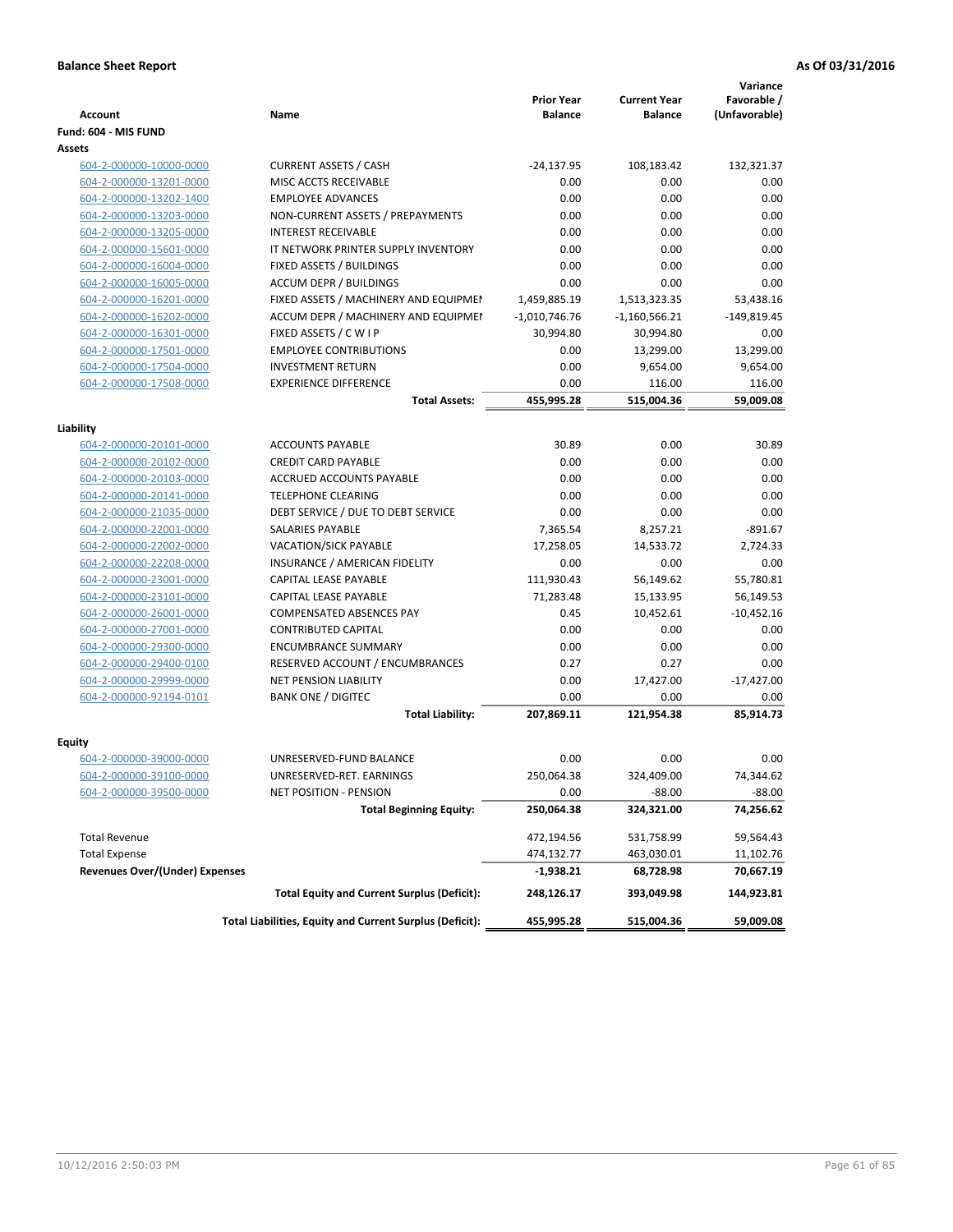**Balance Sheet Report** — **As Of 03/31/2016**

| Account | Name | Prior Year Balance | Current Year Balance | Variance Favorable / (Unfavorable) |
|---|---|---|---|---|
| **Fund: 604 - MIS FUND** | | | | |
| **Assets** | | | | |
| 604-2-000000-10000-0000 | CURRENT ASSETS / CASH | -24,137.95 | 108,183.42 | 132,321.37 |
| 604-2-000000-13201-0000 | MISC ACCTS RECEIVABLE | 0.00 | 0.00 | 0.00 |
| 604-2-000000-13202-1400 | EMPLOYEE ADVANCES | 0.00 | 0.00 | 0.00 |
| 604-2-000000-13203-0000 | NON-CURRENT ASSETS / PREPAYMENTS | 0.00 | 0.00 | 0.00 |
| 604-2-000000-13205-0000 | INTEREST RECEIVABLE | 0.00 | 0.00 | 0.00 |
| 604-2-000000-15601-0000 | IT NETWORK PRINTER SUPPLY INVENTORY | 0.00 | 0.00 | 0.00 |
| 604-2-000000-16004-0000 | FIXED ASSETS / BUILDINGS | 0.00 | 0.00 | 0.00 |
| 604-2-000000-16005-0000 | ACCUM DEPR / BUILDINGS | 0.00 | 0.00 | 0.00 |
| 604-2-000000-16201-0000 | FIXED ASSETS / MACHINERY AND EQUIPMEI | 1,459,885.19 | 1,513,323.35 | 53,438.16 |
| 604-2-000000-16202-0000 | ACCUM DEPR / MACHINERY AND EQUIPMEI | -1,010,746.76 | -1,160,566.21 | -149,819.45 |
| 604-2-000000-16301-0000 | FIXED ASSETS / C W I P | 30,994.80 | 30,994.80 | 0.00 |
| 604-2-000000-17501-0000 | EMPLOYEE CONTRIBUTIONS | 0.00 | 13,299.00 | 13,299.00 |
| 604-2-000000-17504-0000 | INVESTMENT RETURN | 0.00 | 9,654.00 | 9,654.00 |
| 604-2-000000-17508-0000 | EXPERIENCE DIFFERENCE | 0.00 | 116.00 | 116.00 |
| | **Total Assets:** | **455,995.28** | **515,004.36** | **59,009.08** |
| **Liability** | | | | |
| 604-2-000000-20101-0000 | ACCOUNTS PAYABLE | 30.89 | 0.00 | 30.89 |
| 604-2-000000-20102-0000 | CREDIT CARD PAYABLE | 0.00 | 0.00 | 0.00 |
| 604-2-000000-20103-0000 | ACCRUED ACCOUNTS PAYABLE | 0.00 | 0.00 | 0.00 |
| 604-2-000000-20141-0000 | TELEPHONE CLEARING | 0.00 | 0.00 | 0.00 |
| 604-2-000000-21035-0000 | DEBT SERVICE / DUE TO DEBT SERVICE | 0.00 | 0.00 | 0.00 |
| 604-2-000000-22001-0000 | SALARIES PAYABLE | 7,365.54 | 8,257.21 | -891.67 |
| 604-2-000000-22002-0000 | VACATION/SICK PAYABLE | 17,258.05 | 14,533.72 | 2,724.33 |
| 604-2-000000-22208-0000 | INSURANCE / AMERICAN FIDELITY | 0.00 | 0.00 | 0.00 |
| 604-2-000000-23001-0000 | CAPITAL LEASE PAYABLE | 111,930.43 | 56,149.62 | 55,780.81 |
| 604-2-000000-23101-0000 | CAPITAL LEASE PAYABLE | 71,283.48 | 15,133.95 | 56,149.53 |
| 604-2-000000-26001-0000 | COMPENSATED ABSENCES PAY | 0.45 | 10,452.61 | -10,452.16 |
| 604-2-000000-27001-0000 | CONTRIBUTED CAPITAL | 0.00 | 0.00 | 0.00 |
| 604-2-000000-29300-0000 | ENCUMBRANCE SUMMARY | 0.00 | 0.00 | 0.00 |
| 604-2-000000-29400-0100 | RESERVED ACCOUNT / ENCUMBRANCES | 0.27 | 0.27 | 0.00 |
| 604-2-000000-29999-0000 | NET PENSION LIABILITY | 0.00 | 17,427.00 | -17,427.00 |
| 604-2-000000-92194-0101 | BANK ONE / DIGITEC | 0.00 | 0.00 | 0.00 |
| | **Total Liability:** | **207,869.11** | **121,954.38** | **85,914.73** |
| **Equity** | | | | |
| 604-2-000000-39000-0000 | UNRESERVED-FUND BALANCE | 0.00 | 0.00 | 0.00 |
| 604-2-000000-39100-0000 | UNRESERVED-RET. EARNINGS | 250,064.38 | 324,409.00 | 74,344.62 |
| 604-2-000000-39500-0000 | NET POSITION - PENSION | 0.00 | -88.00 | -88.00 |
| | **Total Beginning Equity:** | **250,064.38** | **324,321.00** | **74,256.62** |
| Total Revenue | | 472,194.56 | 531,758.99 | 59,564.43 |
| Total Expense | | 474,132.77 | 463,030.01 | 11,102.76 |
| **Revenues Over/(Under) Expenses** | | **-1,938.21** | **68,728.98** | **70,667.19** |
| | **Total Equity and Current Surplus (Deficit):** | **248,126.17** | **393,049.98** | **144,923.81** |
| | **Total Liabilities, Equity and Current Surplus (Deficit):** | **455,995.28** | **515,004.36** | **59,009.08** |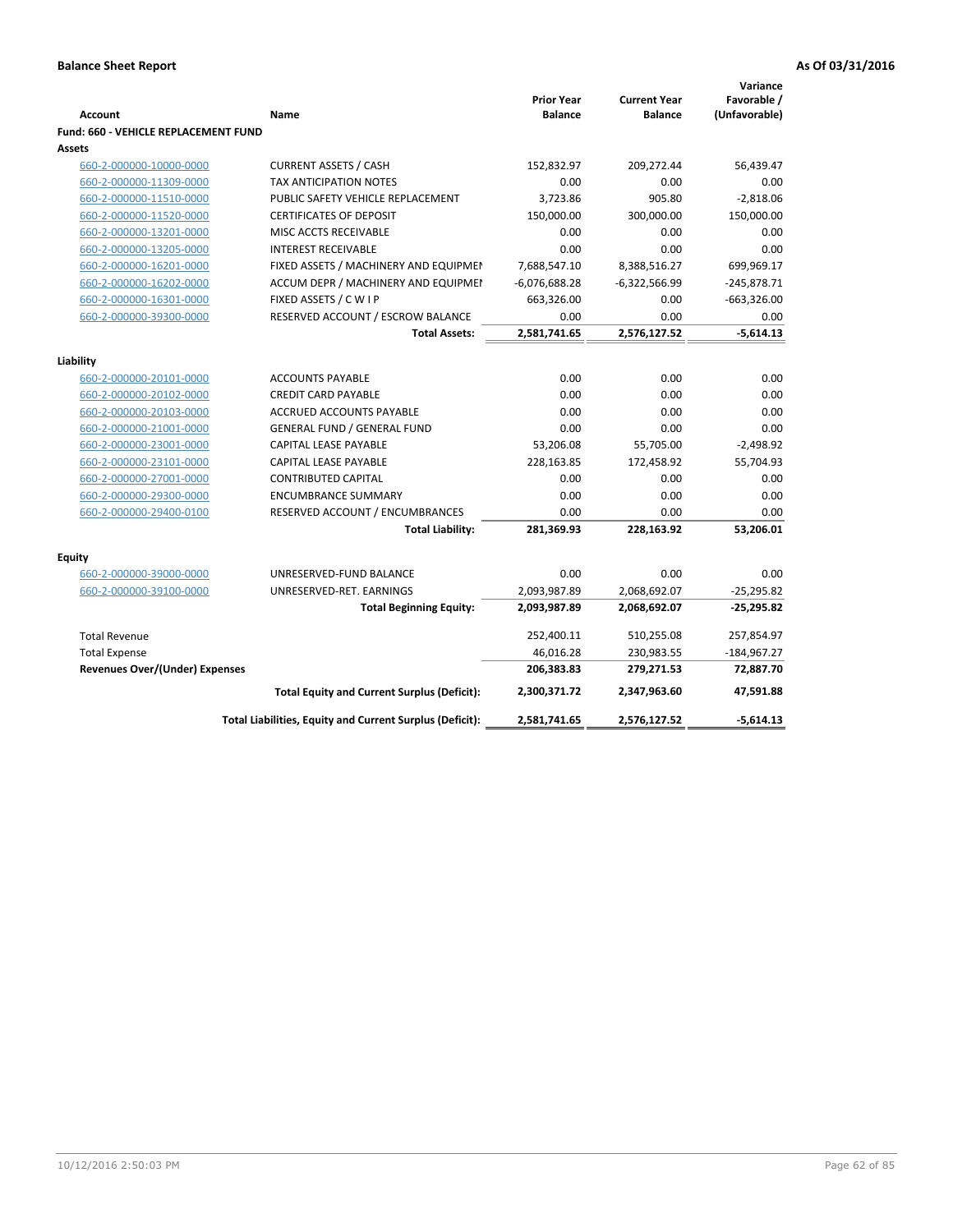**Balance Sheet Report** — **As Of 03/31/2016**

| Account | Name | Prior Year Balance | Current Year Balance | Variance Favorable / (Unfavorable) |
|---|---|---|---|---|
| **Fund: 660 - VEHICLE REPLACEMENT FUND** | | | | |
| **Assets** | | | | |
| 660-2-000000-10000-0000 | CURRENT ASSETS / CASH | 152,832.97 | 209,272.44 | 56,439.47 |
| 660-2-000000-11309-0000 | TAX ANTICIPATION NOTES | 0.00 | 0.00 | 0.00 |
| 660-2-000000-11510-0000 | PUBLIC SAFETY VEHICLE REPLACEMENT | 3,723.86 | 905.80 | -2,818.06 |
| 660-2-000000-11520-0000 | CERTIFICATES OF DEPOSIT | 150,000.00 | 300,000.00 | 150,000.00 |
| 660-2-000000-13201-0000 | MISC ACCTS RECEIVABLE | 0.00 | 0.00 | 0.00 |
| 660-2-000000-13205-0000 | INTEREST RECEIVABLE | 0.00 | 0.00 | 0.00 |
| 660-2-000000-16201-0000 | FIXED ASSETS / MACHINERY AND EQUIPMEI | 7,688,547.10 | 8,388,516.27 | 699,969.17 |
| 660-2-000000-16202-0000 | ACCUM DEPR / MACHINERY AND EQUIPMEI | -6,076,688.28 | -6,322,566.99 | -245,878.71 |
| 660-2-000000-16301-0000 | FIXED ASSETS / C W I P | 663,326.00 | 0.00 | -663,326.00 |
| 660-2-000000-39300-0000 | RESERVED ACCOUNT / ESCROW BALANCE | 0.00 | 0.00 | 0.00 |
| | **Total Assets:** | **2,581,741.65** | **2,576,127.52** | **-5,614.13** |
| **Liability** | | | | |
| 660-2-000000-20101-0000 | ACCOUNTS PAYABLE | 0.00 | 0.00 | 0.00 |
| 660-2-000000-20102-0000 | CREDIT CARD PAYABLE | 0.00 | 0.00 | 0.00 |
| 660-2-000000-20103-0000 | ACCRUED ACCOUNTS PAYABLE | 0.00 | 0.00 | 0.00 |
| 660-2-000000-21001-0000 | GENERAL FUND / GENERAL FUND | 0.00 | 0.00 | 0.00 |
| 660-2-000000-23001-0000 | CAPITAL LEASE PAYABLE | 53,206.08 | 55,705.00 | -2,498.92 |
| 660-2-000000-23101-0000 | CAPITAL LEASE PAYABLE | 228,163.85 | 172,458.92 | 55,704.93 |
| 660-2-000000-27001-0000 | CONTRIBUTED CAPITAL | 0.00 | 0.00 | 0.00 |
| 660-2-000000-29300-0000 | ENCUMBRANCE SUMMARY | 0.00 | 0.00 | 0.00 |
| 660-2-000000-29400-0100 | RESERVED ACCOUNT / ENCUMBRANCES | 0.00 | 0.00 | 0.00 |
| | **Total Liability:** | **281,369.93** | **228,163.92** | **53,206.01** |
| **Equity** | | | | |
| 660-2-000000-39000-0000 | UNRESERVED-FUND BALANCE | 0.00 | 0.00 | 0.00 |
| 660-2-000000-39100-0000 | UNRESERVED-RET. EARNINGS | 2,093,987.89 | 2,068,692.07 | -25,295.82 |
| | **Total Beginning Equity:** | **2,093,987.89** | **2,068,692.07** | **-25,295.82** |
| Total Revenue | | 252,400.11 | 510,255.08 | 257,854.97 |
| Total Expense | | 46,016.28 | 230,983.55 | -184,967.27 |
| **Revenues Over/(Under) Expenses** | | **206,383.83** | **279,271.53** | **72,887.70** |
| | **Total Equity and Current Surplus (Deficit):** | **2,300,371.72** | **2,347,963.60** | **47,591.88** |
| | **Total Liabilities, Equity and Current Surplus (Deficit):** | **2,581,741.65** | **2,576,127.52** | **-5,614.13** |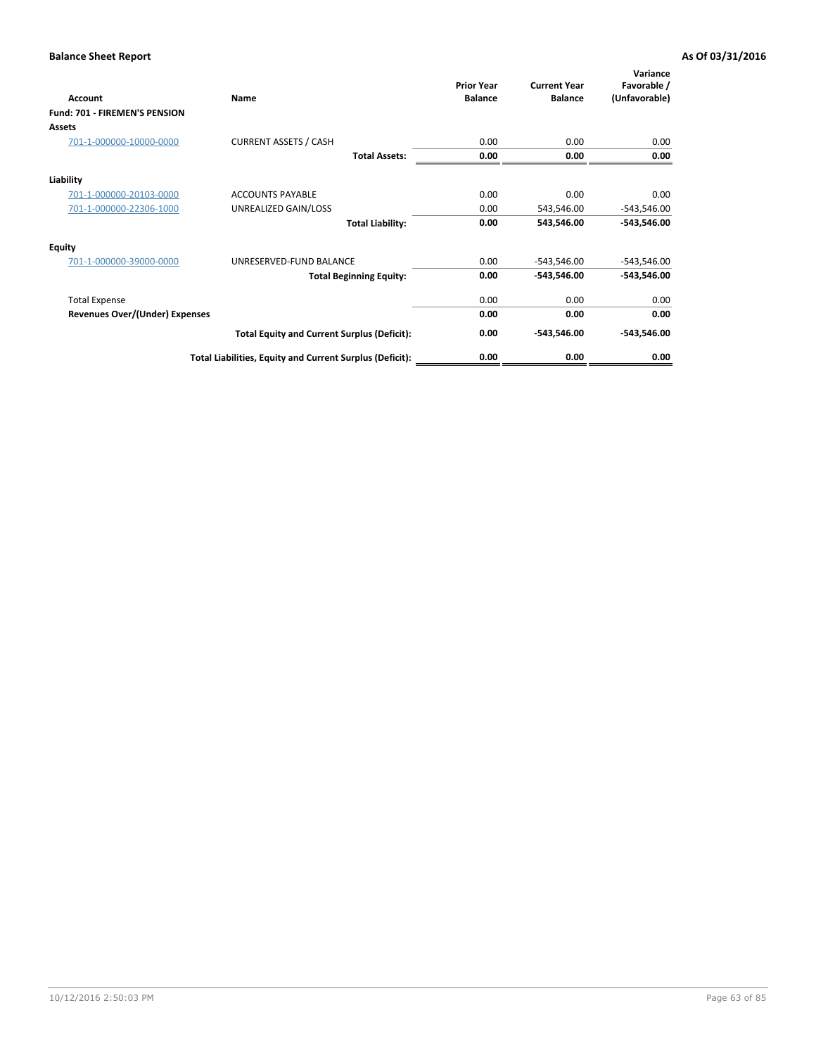**Balance Sheet Report** | **As Of 03/31/2016**

| Account | Name | Prior Year Balance | Current Year Balance | Variance Favorable / (Unfavorable) |
|---|---|---|---|---|
| **Fund: 701 - FIREMEN'S PENSION** | | | | |
| **Assets** | | | | |
| 701-1-000000-10000-0000 | CURRENT ASSETS / CASH | 0.00 | 0.00 | 0.00 |
| | **Total Assets:** | **0.00** | **0.00** | **0.00** |
| **Liability** | | | | |
| 701-1-000000-20103-0000 | ACCOUNTS PAYABLE | 0.00 | 0.00 | 0.00 |
| 701-1-000000-22306-1000 | UNREALIZED GAIN/LOSS | 0.00 | 543,546.00 | -543,546.00 |
| | **Total Liability:** | **0.00** | **543,546.00** | **-543,546.00** |
| **Equity** | | | | |
| 701-1-000000-39000-0000 | UNRESERVED-FUND BALANCE | 0.00 | -543,546.00 | -543,546.00 |
| | **Total Beginning Equity:** | **0.00** | **-543,546.00** | **-543,546.00** |
| Total Expense | | 0.00 | 0.00 | 0.00 |
| **Revenues Over/(Under) Expenses** | | **0.00** | **0.00** | **0.00** |
| | **Total Equity and Current Surplus (Deficit):** | **0.00** | **-543,546.00** | **-543,546.00** |
| | **Total Liabilities, Equity and Current Surplus (Deficit):** | **0.00** | **0.00** | **0.00** |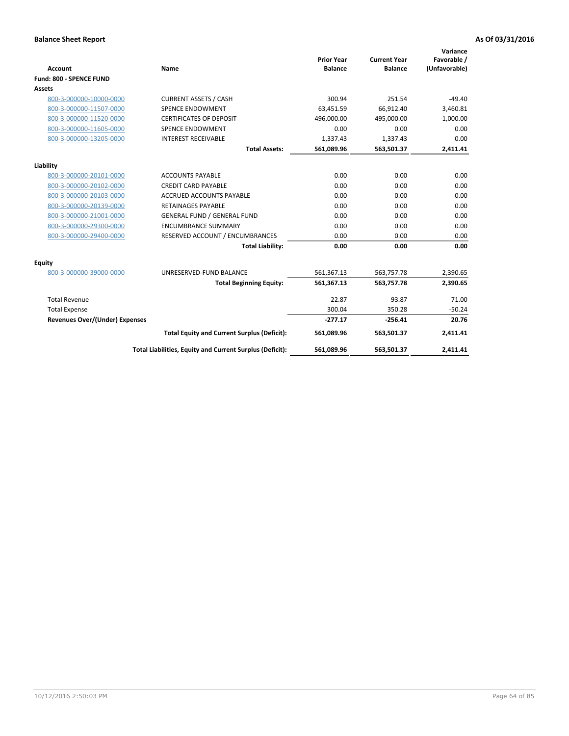**Balance Sheet Report** — As Of 03/31/2016

| Account | Name | Prior Year Balance | Current Year Balance | Variance Favorable / (Unfavorable) |
|---|---|---|---|---|
| **Fund: 800 - SPENCE FUND** | | | | |
| **Assets** | | | | |
| 800-3-000000-10000-0000 | CURRENT ASSETS / CASH | 300.94 | 251.54 | -49.40 |
| 800-3-000000-11507-0000 | SPENCE ENDOWMENT | 63,451.59 | 66,912.40 | 3,460.81 |
| 800-3-000000-11520-0000 | CERTIFICATES OF DEPOSIT | 496,000.00 | 495,000.00 | -1,000.00 |
| 800-3-000000-11605-0000 | SPENCE ENDOWMENT | 0.00 | 0.00 | 0.00 |
| 800-3-000000-13205-0000 | INTEREST RECEIVABLE | 1,337.43 | 1,337.43 | 0.00 |
| | **Total Assets:** | **561,089.96** | **563,501.37** | **2,411.41** |
| **Liability** | | | | |
| 800-3-000000-20101-0000 | ACCOUNTS PAYABLE | 0.00 | 0.00 | 0.00 |
| 800-3-000000-20102-0000 | CREDIT CARD PAYABLE | 0.00 | 0.00 | 0.00 |
| 800-3-000000-20103-0000 | ACCRUED ACCOUNTS PAYABLE | 0.00 | 0.00 | 0.00 |
| 800-3-000000-20139-0000 | RETAINAGES PAYABLE | 0.00 | 0.00 | 0.00 |
| 800-3-000000-21001-0000 | GENERAL FUND / GENERAL FUND | 0.00 | 0.00 | 0.00 |
| 800-3-000000-29300-0000 | ENCUMBRANCE SUMMARY | 0.00 | 0.00 | 0.00 |
| 800-3-000000-29400-0000 | RESERVED ACCOUNT / ENCUMBRANCES | 0.00 | 0.00 | 0.00 |
| | **Total Liability:** | **0.00** | **0.00** | **0.00** |
| **Equity** | | | | |
| 800-3-000000-39000-0000 | UNRESERVED-FUND BALANCE | 561,367.13 | 563,757.78 | 2,390.65 |
| | **Total Beginning Equity:** | **561,367.13** | **563,757.78** | **2,390.65** |
| Total Revenue | | 22.87 | 93.87 | 71.00 |
| Total Expense | | 300.04 | 350.28 | -50.24 |
| **Revenues Over/(Under) Expenses** | | **-277.17** | **-256.41** | **20.76** |
| | **Total Equity and Current Surplus (Deficit):** | **561,089.96** | **563,501.37** | **2,411.41** |
| | **Total Liabilities, Equity and Current Surplus (Deficit):** | **561,089.96** | **563,501.37** | **2,411.41** |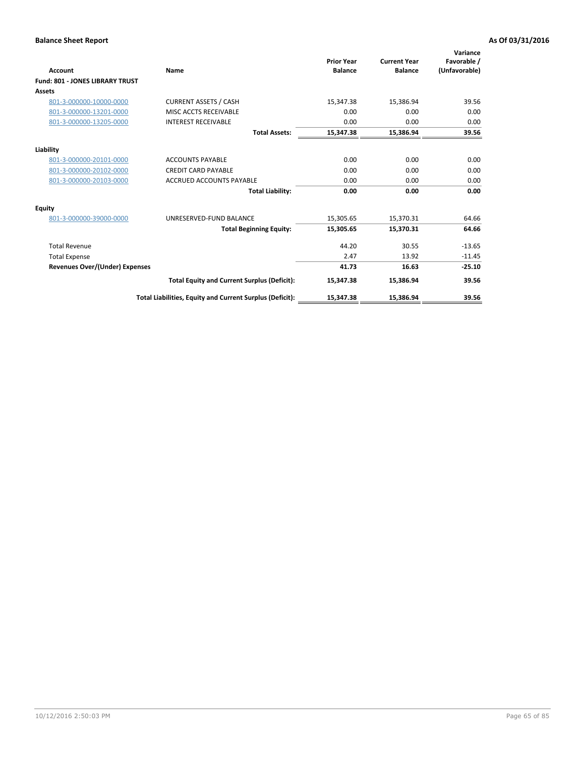**Balance Sheet Report** **As Of 03/31/2016**

| Account | Name | Prior Year Balance | Current Year Balance | Variance Favorable / (Unfavorable) |
|---|---|---|---|---|
| **Fund: 801 - JONES LIBRARY TRUST** | | | | |
| **Assets** | | | | |
| 801-3-000000-10000-0000 | CURRENT ASSETS / CASH | 15,347.38 | 15,386.94 | 39.56 |
| 801-3-000000-13201-0000 | MISC ACCTS RECEIVABLE | 0.00 | 0.00 | 0.00 |
| 801-3-000000-13205-0000 | INTEREST RECEIVABLE | 0.00 | 0.00 | 0.00 |
| | **Total Assets:** | **15,347.38** | **15,386.94** | **39.56** |
| **Liability** | | | | |
| 801-3-000000-20101-0000 | ACCOUNTS PAYABLE | 0.00 | 0.00 | 0.00 |
| 801-3-000000-20102-0000 | CREDIT CARD PAYABLE | 0.00 | 0.00 | 0.00 |
| 801-3-000000-20103-0000 | ACCRUED ACCOUNTS PAYABLE | 0.00 | 0.00 | 0.00 |
| | **Total Liability:** | **0.00** | **0.00** | **0.00** |
| **Equity** | | | | |
| 801-3-000000-39000-0000 | UNRESERVED-FUND BALANCE | 15,305.65 | 15,370.31 | 64.66 |
| | **Total Beginning Equity:** | **15,305.65** | **15,370.31** | **64.66** |
| Total Revenue | | 44.20 | 30.55 | -13.65 |
| Total Expense | | 2.47 | 13.92 | -11.45 |
| **Revenues Over/(Under) Expenses** | | **41.73** | **16.63** | **-25.10** |
| | **Total Equity and Current Surplus (Deficit):** | **15,347.38** | **15,386.94** | **39.56** |
| | **Total Liabilities, Equity and Current Surplus (Deficit):** | **15,347.38** | **15,386.94** | **39.56** |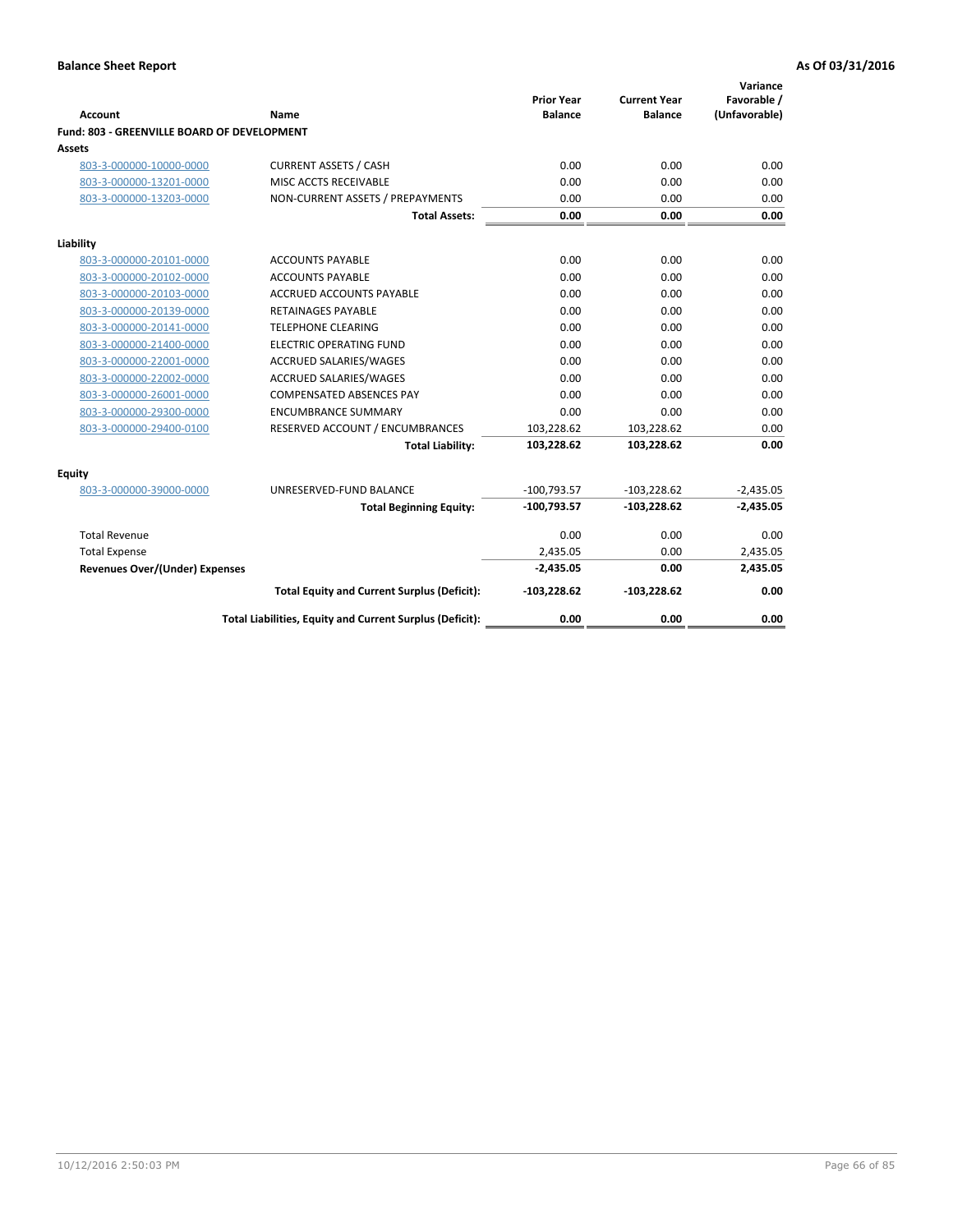## Balance Sheet Report

**As Of 03/31/2016**

| Account | Name | Prior Year Balance | Current Year Balance | Variance Favorable / (Unfavorable) |
|---|---|---|---|---|
| **Fund: 803 - GREENVILLE BOARD OF DEVELOPMENT** | | | | |
| **Assets** | | | | |
| 803-3-000000-10000-0000 | CURRENT ASSETS / CASH | 0.00 | 0.00 | 0.00 |
| 803-3-000000-13201-0000 | MISC ACCTS RECEIVABLE | 0.00 | 0.00 | 0.00 |
| 803-3-000000-13203-0000 | NON-CURRENT ASSETS / PREPAYMENTS | 0.00 | 0.00 | 0.00 |
| | **Total Assets:** | **0.00** | **0.00** | **0.00** |
| **Liability** | | | | |
| 803-3-000000-20101-0000 | ACCOUNTS PAYABLE | 0.00 | 0.00 | 0.00 |
| 803-3-000000-20102-0000 | ACCOUNTS PAYABLE | 0.00 | 0.00 | 0.00 |
| 803-3-000000-20103-0000 | ACCRUED ACCOUNTS PAYABLE | 0.00 | 0.00 | 0.00 |
| 803-3-000000-20139-0000 | RETAINAGES PAYABLE | 0.00 | 0.00 | 0.00 |
| 803-3-000000-20141-0000 | TELEPHONE CLEARING | 0.00 | 0.00 | 0.00 |
| 803-3-000000-21400-0000 | ELECTRIC OPERATING FUND | 0.00 | 0.00 | 0.00 |
| 803-3-000000-22001-0000 | ACCRUED SALARIES/WAGES | 0.00 | 0.00 | 0.00 |
| 803-3-000000-22002-0000 | ACCRUED SALARIES/WAGES | 0.00 | 0.00 | 0.00 |
| 803-3-000000-26001-0000 | COMPENSATED ABSENCES PAY | 0.00 | 0.00 | 0.00 |
| 803-3-000000-29300-0000 | ENCUMBRANCE SUMMARY | 0.00 | 0.00 | 0.00 |
| 803-3-000000-29400-0100 | RESERVED ACCOUNT / ENCUMBRANCES | 103,228.62 | 103,228.62 | 0.00 |
| | **Total Liability:** | **103,228.62** | **103,228.62** | **0.00** |
| **Equity** | | | | |
| 803-3-000000-39000-0000 | UNRESERVED-FUND BALANCE | -100,793.57 | -103,228.62 | -2,435.05 |
| | **Total Beginning Equity:** | **-100,793.57** | **-103,228.62** | **-2,435.05** |
| Total Revenue | | 0.00 | 0.00 | 0.00 |
| Total Expense | | 2,435.05 | 0.00 | 2,435.05 |
| **Revenues Over/(Under) Expenses** | | **-2,435.05** | **0.00** | **2,435.05** |
| | **Total Equity and Current Surplus (Deficit):** | **-103,228.62** | **-103,228.62** | **0.00** |
| | **Total Liabilities, Equity and Current Surplus (Deficit):** | **0.00** | **0.00** | **0.00** |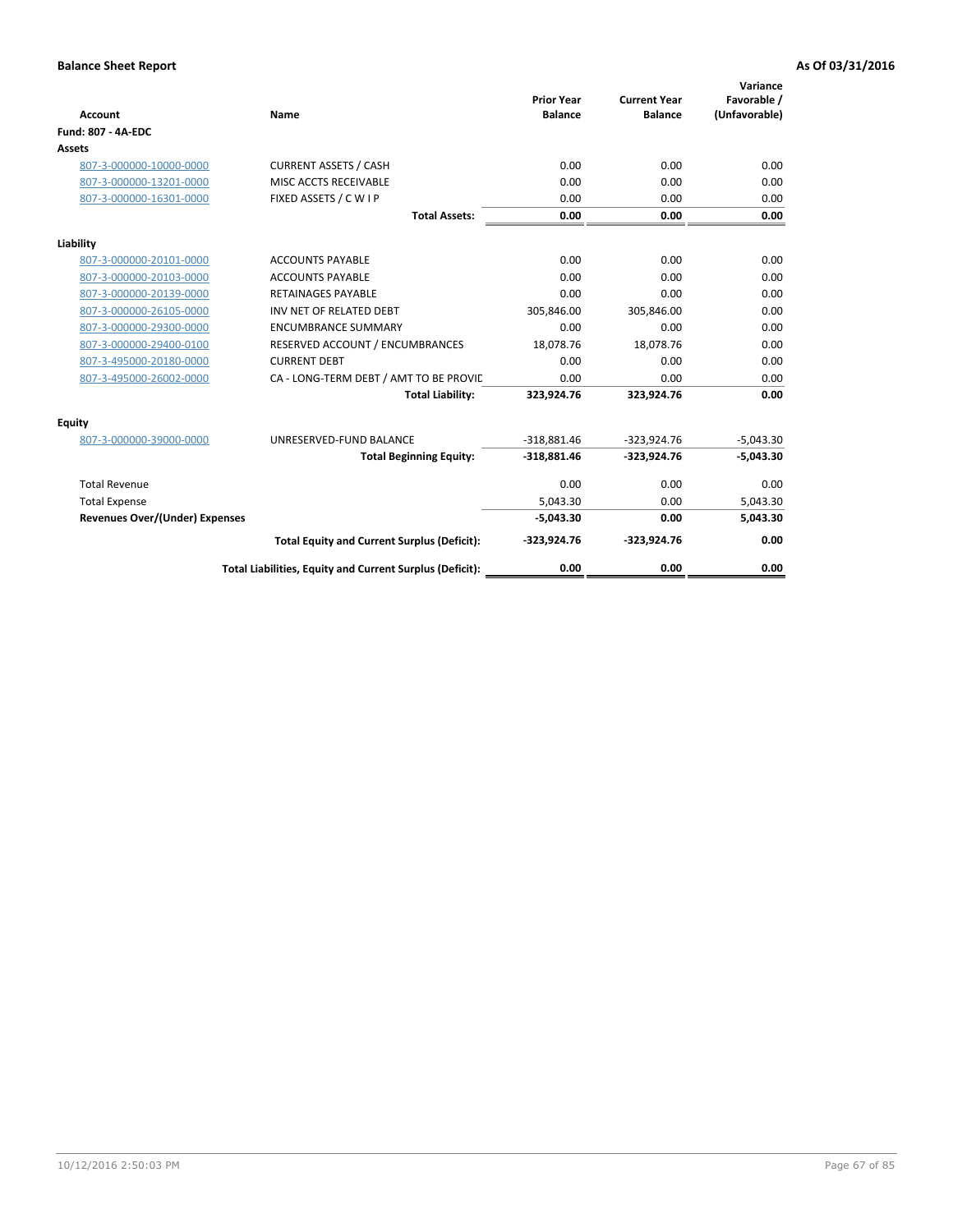**Balance Sheet Report** **As Of 03/31/2016**

| Account | Name | Prior Year Balance | Current Year Balance | Variance Favorable / (Unfavorable) |
|---|---|---|---|---|
| **Fund: 807 - 4A-EDC** | | | | |
| **Assets** | | | | |
| 807-3-000000-10000-0000 | CURRENT ASSETS / CASH | 0.00 | 0.00 | 0.00 |
| 807-3-000000-13201-0000 | MISC ACCTS RECEIVABLE | 0.00 | 0.00 | 0.00 |
| 807-3-000000-16301-0000 | FIXED ASSETS / C W I P | 0.00 | 0.00 | 0.00 |
| | **Total Assets:** | **0.00** | **0.00** | **0.00** |
| **Liability** | | | | |
| 807-3-000000-20101-0000 | ACCOUNTS PAYABLE | 0.00 | 0.00 | 0.00 |
| 807-3-000000-20103-0000 | ACCOUNTS PAYABLE | 0.00 | 0.00 | 0.00 |
| 807-3-000000-20139-0000 | RETAINAGES PAYABLE | 0.00 | 0.00 | 0.00 |
| 807-3-000000-26105-0000 | INV NET OF RELATED DEBT | 305,846.00 | 305,846.00 | 0.00 |
| 807-3-000000-29300-0000 | ENCUMBRANCE SUMMARY | 0.00 | 0.00 | 0.00 |
| 807-3-000000-29400-0100 | RESERVED ACCOUNT / ENCUMBRANCES | 18,078.76 | 18,078.76 | 0.00 |
| 807-3-495000-20180-0000 | CURRENT DEBT | 0.00 | 0.00 | 0.00 |
| 807-3-495000-26002-0000 | CA - LONG-TERM DEBT / AMT TO BE PROVIE | 0.00 | 0.00 | 0.00 |
| | **Total Liability:** | **323,924.76** | **323,924.76** | **0.00** |
| **Equity** | | | | |
| 807-3-000000-39000-0000 | UNRESERVED-FUND BALANCE | -318,881.46 | -323,924.76 | -5,043.30 |
| | **Total Beginning Equity:** | **-318,881.46** | **-323,924.76** | **-5,043.30** |
| Total Revenue | | 0.00 | 0.00 | 0.00 |
| Total Expense | | 5,043.30 | 0.00 | 5,043.30 |
| **Revenues Over/(Under) Expenses** | | **-5,043.30** | **0.00** | **5,043.30** |
| | **Total Equity and Current Surplus (Deficit):** | **-323,924.76** | **-323,924.76** | **0.00** |
| | **Total Liabilities, Equity and Current Surplus (Deficit):** | **0.00** | **0.00** | **0.00** |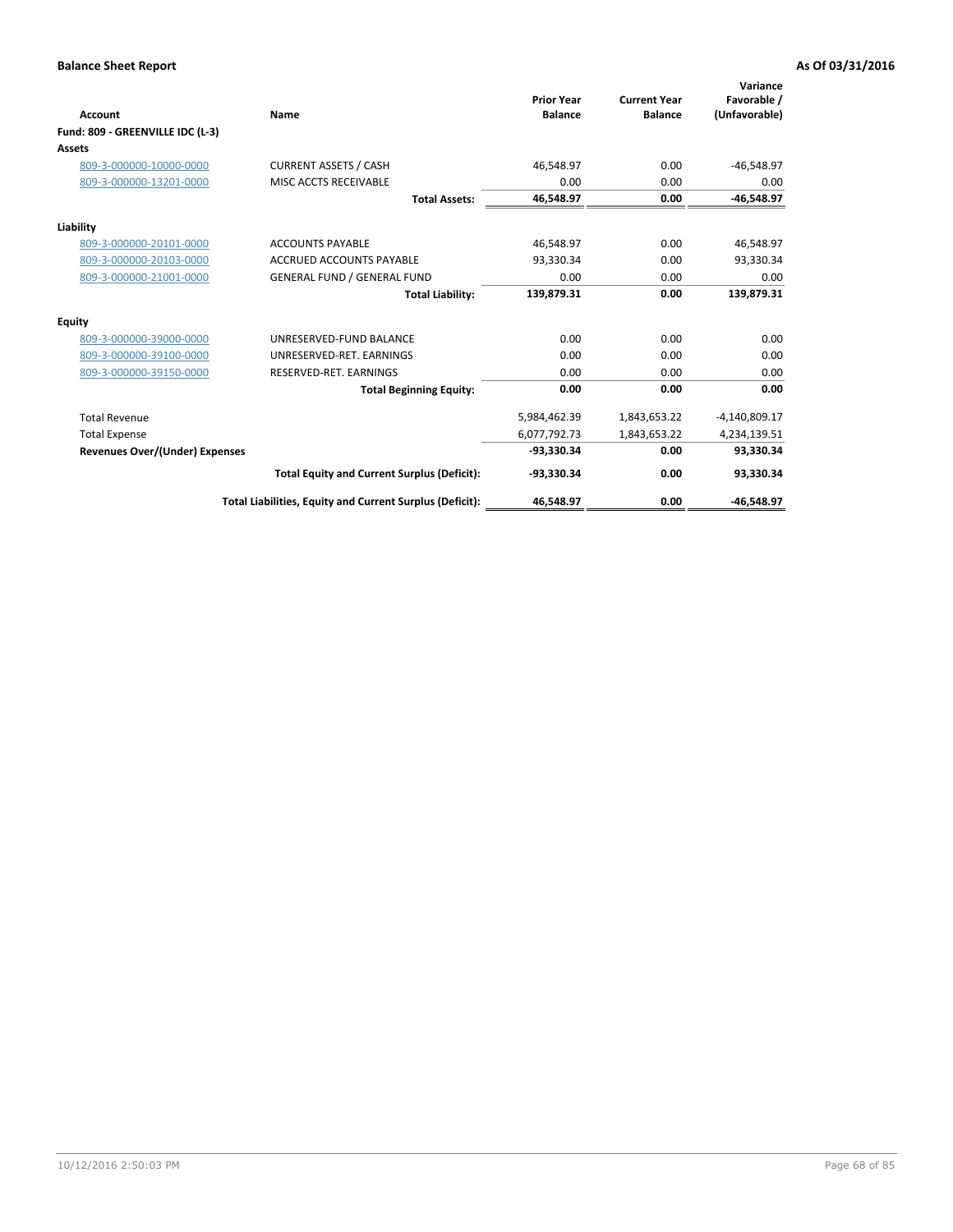**Balance Sheet Report** **As Of 03/31/2016**

| Account | Name | Prior Year Balance | Current Year Balance | Variance Favorable / (Unfavorable) |
|---|---|---|---|---|
| **Fund: 809 - GREENVILLE IDC (L-3)** | | | | |
| **Assets** | | | | |
| 809-3-000000-10000-0000 | CURRENT ASSETS / CASH | 46,548.97 | 0.00 | -46,548.97 |
| 809-3-000000-13201-0000 | MISC ACCTS RECEIVABLE | 0.00 | 0.00 | 0.00 |
| | **Total Assets:** | **46,548.97** | **0.00** | **-46,548.97** |
| **Liability** | | | | |
| 809-3-000000-20101-0000 | ACCOUNTS PAYABLE | 46,548.97 | 0.00 | 46,548.97 |
| 809-3-000000-20103-0000 | ACCRUED ACCOUNTS PAYABLE | 93,330.34 | 0.00 | 93,330.34 |
| 809-3-000000-21001-0000 | GENERAL FUND / GENERAL FUND | 0.00 | 0.00 | 0.00 |
| | **Total Liability:** | **139,879.31** | **0.00** | **139,879.31** |
| **Equity** | | | | |
| 809-3-000000-39000-0000 | UNRESERVED-FUND BALANCE | 0.00 | 0.00 | 0.00 |
| 809-3-000000-39100-0000 | UNRESERVED-RET. EARNINGS | 0.00 | 0.00 | 0.00 |
| 809-3-000000-39150-0000 | RESERVED-RET. EARNINGS | 0.00 | 0.00 | 0.00 |
| | **Total Beginning Equity:** | **0.00** | **0.00** | **0.00** |
| Total Revenue | | 5,984,462.39 | 1,843,653.22 | -4,140,809.17 |
| Total Expense | | 6,077,792.73 | 1,843,653.22 | 4,234,139.51 |
| **Revenues Over/(Under) Expenses** | | **-93,330.34** | **0.00** | **93,330.34** |
| | **Total Equity and Current Surplus (Deficit):** | **-93,330.34** | **0.00** | **93,330.34** |
| | **Total Liabilities, Equity and Current Surplus (Deficit):** | **46,548.97** | **0.00** | **-46,548.97** |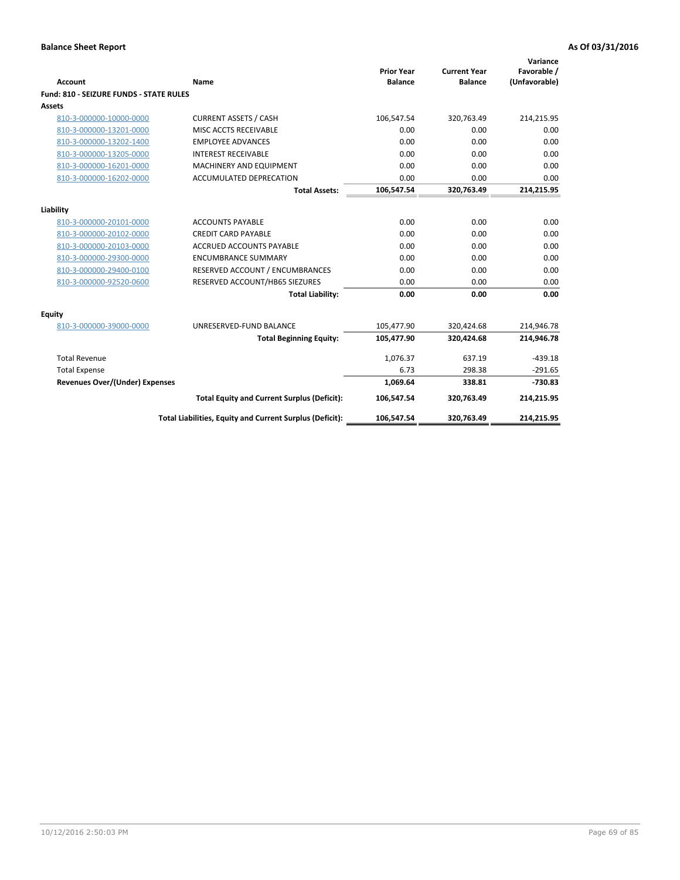**Balance Sheet Report** **As Of 03/31/2016**

| Account | Name | Prior Year Balance | Current Year Balance | Variance Favorable / (Unfavorable) |
|---|---|---|---|---|
| **Fund: 810 - SEIZURE FUNDS - STATE RULES** | | | | |
| **Assets** | | | | |
| 810-3-000000-10000-0000 | CURRENT ASSETS / CASH | 106,547.54 | 320,763.49 | 214,215.95 |
| 810-3-000000-13201-0000 | MISC ACCTS RECEIVABLE | 0.00 | 0.00 | 0.00 |
| 810-3-000000-13202-1400 | EMPLOYEE ADVANCES | 0.00 | 0.00 | 0.00 |
| 810-3-000000-13205-0000 | INTEREST RECEIVABLE | 0.00 | 0.00 | 0.00 |
| 810-3-000000-16201-0000 | MACHINERY AND EQUIPMENT | 0.00 | 0.00 | 0.00 |
| 810-3-000000-16202-0000 | ACCUMULATED DEPRECATION | 0.00 | 0.00 | 0.00 |
| | **Total Assets:** | **106,547.54** | **320,763.49** | **214,215.95** |
| **Liability** | | | | |
| 810-3-000000-20101-0000 | ACCOUNTS PAYABLE | 0.00 | 0.00 | 0.00 |
| 810-3-000000-20102-0000 | CREDIT CARD PAYABLE | 0.00 | 0.00 | 0.00 |
| 810-3-000000-20103-0000 | ACCRUED ACCOUNTS PAYABLE | 0.00 | 0.00 | 0.00 |
| 810-3-000000-29300-0000 | ENCUMBRANCE SUMMARY | 0.00 | 0.00 | 0.00 |
| 810-3-000000-29400-0100 | RESERVED ACCOUNT / ENCUMBRANCES | 0.00 | 0.00 | 0.00 |
| 810-3-000000-92520-0600 | RESERVED ACCOUNT/HB65 SIEZURES | 0.00 | 0.00 | 0.00 |
| | **Total Liability:** | **0.00** | **0.00** | **0.00** |
| **Equity** | | | | |
| 810-3-000000-39000-0000 | UNRESERVED-FUND BALANCE | 105,477.90 | 320,424.68 | 214,946.78 |
| | **Total Beginning Equity:** | **105,477.90** | **320,424.68** | **214,946.78** |
| Total Revenue | | 1,076.37 | 637.19 | -439.18 |
| Total Expense | | 6.73 | 298.38 | -291.65 |
| **Revenues Over/(Under) Expenses** | | **1,069.64** | **338.81** | **-730.83** |
| | **Total Equity and Current Surplus (Deficit):** | **106,547.54** | **320,763.49** | **214,215.95** |
| | **Total Liabilities, Equity and Current Surplus (Deficit):** | **106,547.54** | **320,763.49** | **214,215.95** |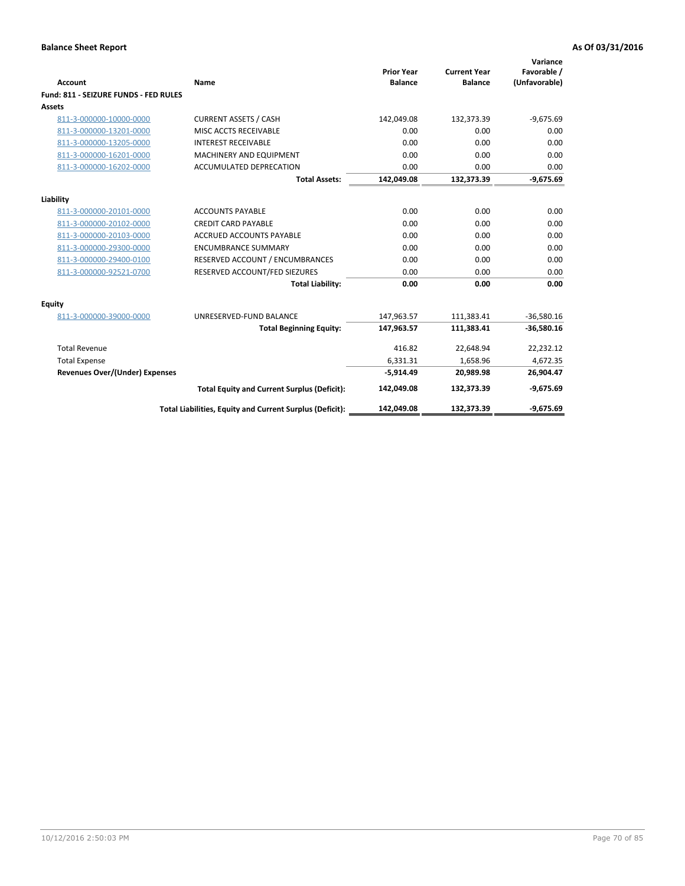**Balance Sheet Report** **As Of 03/31/2016**

| Account | Name | Prior Year Balance | Current Year Balance | Variance Favorable / (Unfavorable) |
|---|---|---|---|---|
| **Fund: 811 - SEIZURE FUNDS - FED RULES** | | | | |
| **Assets** | | | | |
| 811-3-000000-10000-0000 | CURRENT ASSETS / CASH | 142,049.08 | 132,373.39 | -9,675.69 |
| 811-3-000000-13201-0000 | MISC ACCTS RECEIVABLE | 0.00 | 0.00 | 0.00 |
| 811-3-000000-13205-0000 | INTEREST RECEIVABLE | 0.00 | 0.00 | 0.00 |
| 811-3-000000-16201-0000 | MACHINERY AND EQUIPMENT | 0.00 | 0.00 | 0.00 |
| 811-3-000000-16202-0000 | ACCUMULATED DEPRECATION | 0.00 | 0.00 | 0.00 |
| | **Total Assets:** | **142,049.08** | **132,373.39** | **-9,675.69** |
| **Liability** | | | | |
| 811-3-000000-20101-0000 | ACCOUNTS PAYABLE | 0.00 | 0.00 | 0.00 |
| 811-3-000000-20102-0000 | CREDIT CARD PAYABLE | 0.00 | 0.00 | 0.00 |
| 811-3-000000-20103-0000 | ACCRUED ACCOUNTS PAYABLE | 0.00 | 0.00 | 0.00 |
| 811-3-000000-29300-0000 | ENCUMBRANCE SUMMARY | 0.00 | 0.00 | 0.00 |
| 811-3-000000-29400-0100 | RESERVED ACCOUNT / ENCUMBRANCES | 0.00 | 0.00 | 0.00 |
| 811-3-000000-92521-0700 | RESERVED ACCOUNT/FED SIEZURES | 0.00 | 0.00 | 0.00 |
| | **Total Liability:** | **0.00** | **0.00** | **0.00** |
| **Equity** | | | | |
| 811-3-000000-39000-0000 | UNRESERVED-FUND BALANCE | 147,963.57 | 111,383.41 | -36,580.16 |
| | **Total Beginning Equity:** | **147,963.57** | **111,383.41** | **-36,580.16** |
| Total Revenue | | 416.82 | 22,648.94 | 22,232.12 |
| Total Expense | | 6,331.31 | 1,658.96 | 4,672.35 |
| **Revenues Over/(Under) Expenses** | | **-5,914.49** | **20,989.98** | **26,904.47** |
| | **Total Equity and Current Surplus (Deficit):** | **142,049.08** | **132,373.39** | **-9,675.69** |
| | **Total Liabilities, Equity and Current Surplus (Deficit):** | **142,049.08** | **132,373.39** | **-9,675.69** |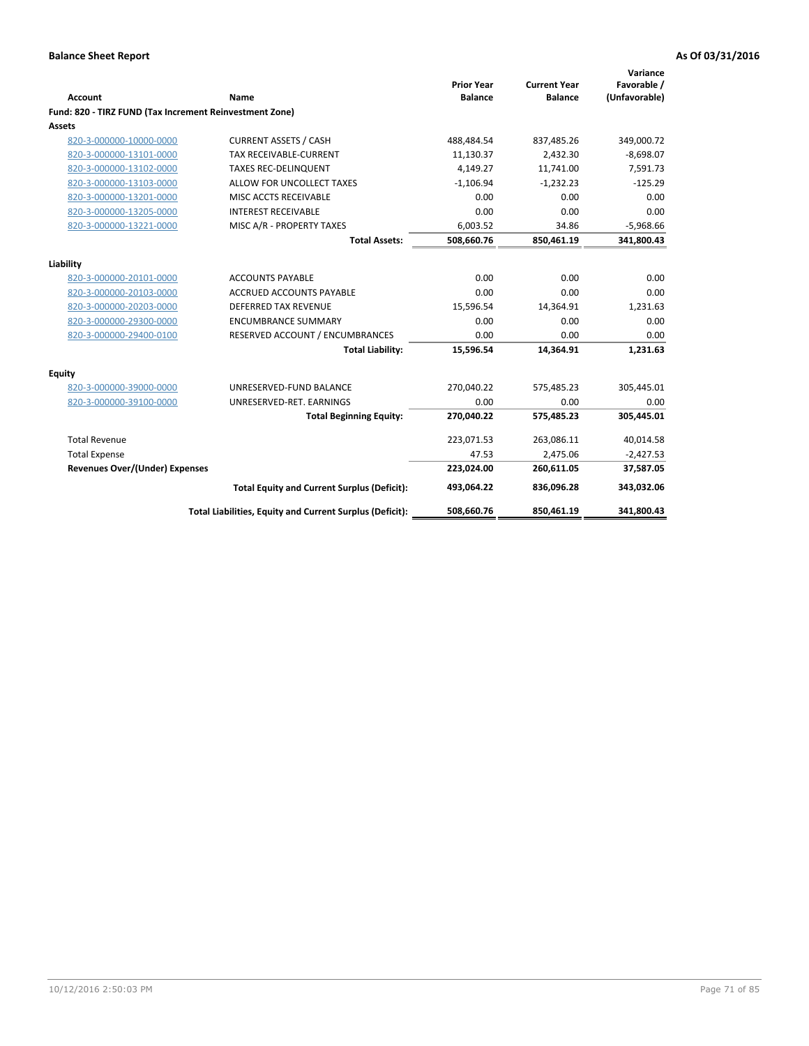**Balance Sheet Report** | **As Of 03/31/2016**

| Account | Name | Prior Year Balance | Current Year Balance | Variance Favorable / (Unfavorable) |
|---|---|---|---|---|
| **Fund: 820 - TIRZ FUND (Tax Increment Reinvestment Zone)** | | | | |
| **Assets** | | | | |
| 820-3-000000-10000-0000 | CURRENT ASSETS / CASH | 488,484.54 | 837,485.26 | 349,000.72 |
| 820-3-000000-13101-0000 | TAX RECEIVABLE-CURRENT | 11,130.37 | 2,432.30 | -8,698.07 |
| 820-3-000000-13102-0000 | TAXES REC-DELINQUENT | 4,149.27 | 11,741.00 | 7,591.73 |
| 820-3-000000-13103-0000 | ALLOW FOR UNCOLLECT TAXES | -1,106.94 | -1,232.23 | -125.29 |
| 820-3-000000-13201-0000 | MISC ACCTS RECEIVABLE | 0.00 | 0.00 | 0.00 |
| 820-3-000000-13205-0000 | INTEREST RECEIVABLE | 0.00 | 0.00 | 0.00 |
| 820-3-000000-13221-0000 | MISC A/R - PROPERTY TAXES | 6,003.52 | 34.86 | -5,968.66 |
| | **Total Assets:** | **508,660.76** | **850,461.19** | **341,800.43** |
| **Liability** | | | | |
| 820-3-000000-20101-0000 | ACCOUNTS PAYABLE | 0.00 | 0.00 | 0.00 |
| 820-3-000000-20103-0000 | ACCRUED ACCOUNTS PAYABLE | 0.00 | 0.00 | 0.00 |
| 820-3-000000-20203-0000 | DEFERRED TAX REVENUE | 15,596.54 | 14,364.91 | 1,231.63 |
| 820-3-000000-29300-0000 | ENCUMBRANCE SUMMARY | 0.00 | 0.00 | 0.00 |
| 820-3-000000-29400-0100 | RESERVED ACCOUNT / ENCUMBRANCES | 0.00 | 0.00 | 0.00 |
| | **Total Liability:** | **15,596.54** | **14,364.91** | **1,231.63** |
| **Equity** | | | | |
| 820-3-000000-39000-0000 | UNRESERVED-FUND BALANCE | 270,040.22 | 575,485.23 | 305,445.01 |
| 820-3-000000-39100-0000 | UNRESERVED-RET. EARNINGS | 0.00 | 0.00 | 0.00 |
| | **Total Beginning Equity:** | **270,040.22** | **575,485.23** | **305,445.01** |
| Total Revenue | | 223,071.53 | 263,086.11 | 40,014.58 |
| Total Expense | | 47.53 | 2,475.06 | -2,427.53 |
| **Revenues Over/(Under) Expenses** | | **223,024.00** | **260,611.05** | **37,587.05** |
| | **Total Equity and Current Surplus (Deficit):** | **493,064.22** | **836,096.28** | **343,032.06** |
| | **Total Liabilities, Equity and Current Surplus (Deficit):** | **508,660.76** | **850,461.19** | **341,800.43** |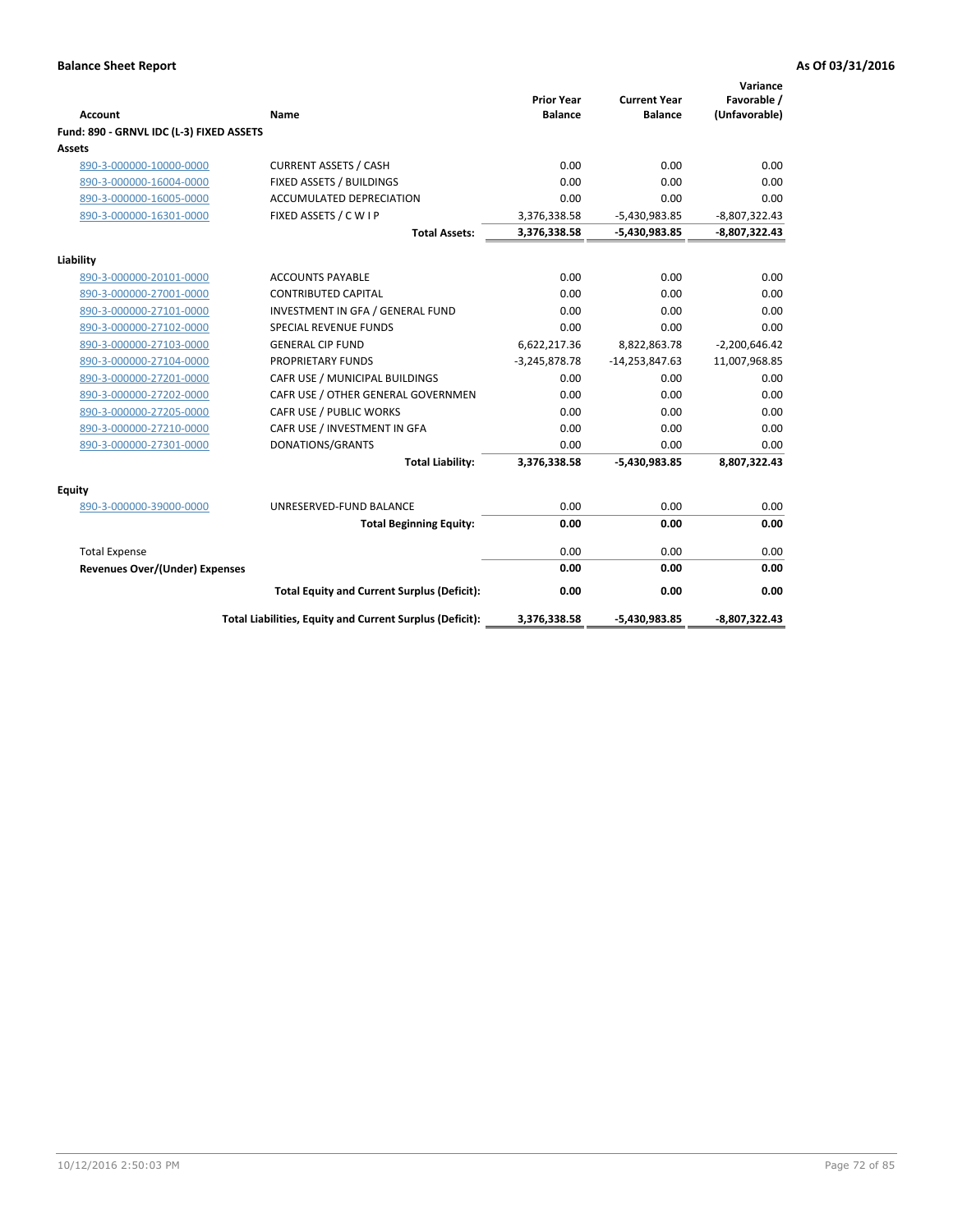**Balance Sheet Report** **As Of 03/31/2016**

| Account | Name | Prior Year Balance | Current Year Balance | Variance Favorable / (Unfavorable) |
|---|---|---|---|---|
| **Fund: 890 - GRNVL IDC (L-3) FIXED ASSETS** | | | | |
| **Assets** | | | | |
| 890-3-000000-10000-0000 | CURRENT ASSETS / CASH | 0.00 | 0.00 | 0.00 |
| 890-3-000000-16004-0000 | FIXED ASSETS / BUILDINGS | 0.00 | 0.00 | 0.00 |
| 890-3-000000-16005-0000 | ACCUMULATED DEPRECIATION | 0.00 | 0.00 | 0.00 |
| 890-3-000000-16301-0000 | FIXED ASSETS / C W I P | 3,376,338.58 | -5,430,983.85 | -8,807,322.43 |
| | **Total Assets:** | **3,376,338.58** | **-5,430,983.85** | **-8,807,322.43** |
| **Liability** | | | | |
| 890-3-000000-20101-0000 | ACCOUNTS PAYABLE | 0.00 | 0.00 | 0.00 |
| 890-3-000000-27001-0000 | CONTRIBUTED CAPITAL | 0.00 | 0.00 | 0.00 |
| 890-3-000000-27101-0000 | INVESTMENT IN GFA / GENERAL FUND | 0.00 | 0.00 | 0.00 |
| 890-3-000000-27102-0000 | SPECIAL REVENUE FUNDS | 0.00 | 0.00 | 0.00 |
| 890-3-000000-27103-0000 | GENERAL CIP FUND | 6,622,217.36 | 8,822,863.78 | -2,200,646.42 |
| 890-3-000000-27104-0000 | PROPRIETARY FUNDS | -3,245,878.78 | -14,253,847.63 | 11,007,968.85 |
| 890-3-000000-27201-0000 | CAFR USE / MUNICIPAL BUILDINGS | 0.00 | 0.00 | 0.00 |
| 890-3-000000-27202-0000 | CAFR USE / OTHER GENERAL GOVERNMEN | 0.00 | 0.00 | 0.00 |
| 890-3-000000-27205-0000 | CAFR USE / PUBLIC WORKS | 0.00 | 0.00 | 0.00 |
| 890-3-000000-27210-0000 | CAFR USE / INVESTMENT IN GFA | 0.00 | 0.00 | 0.00 |
| 890-3-000000-27301-0000 | DONATIONS/GRANTS | 0.00 | 0.00 | 0.00 |
| | **Total Liability:** | **3,376,338.58** | **-5,430,983.85** | **8,807,322.43** |
| **Equity** | | | | |
| 890-3-000000-39000-0000 | UNRESERVED-FUND BALANCE | 0.00 | 0.00 | 0.00 |
| | **Total Beginning Equity:** | **0.00** | **0.00** | **0.00** |
| Total Expense | | 0.00 | 0.00 | 0.00 |
| **Revenues Over/(Under) Expenses** | | **0.00** | **0.00** | **0.00** |
| | **Total Equity and Current Surplus (Deficit):** | **0.00** | **0.00** | **0.00** |
| | **Total Liabilities, Equity and Current Surplus (Deficit):** | **3,376,338.58** | **-5,430,983.85** | **-8,807,322.43** |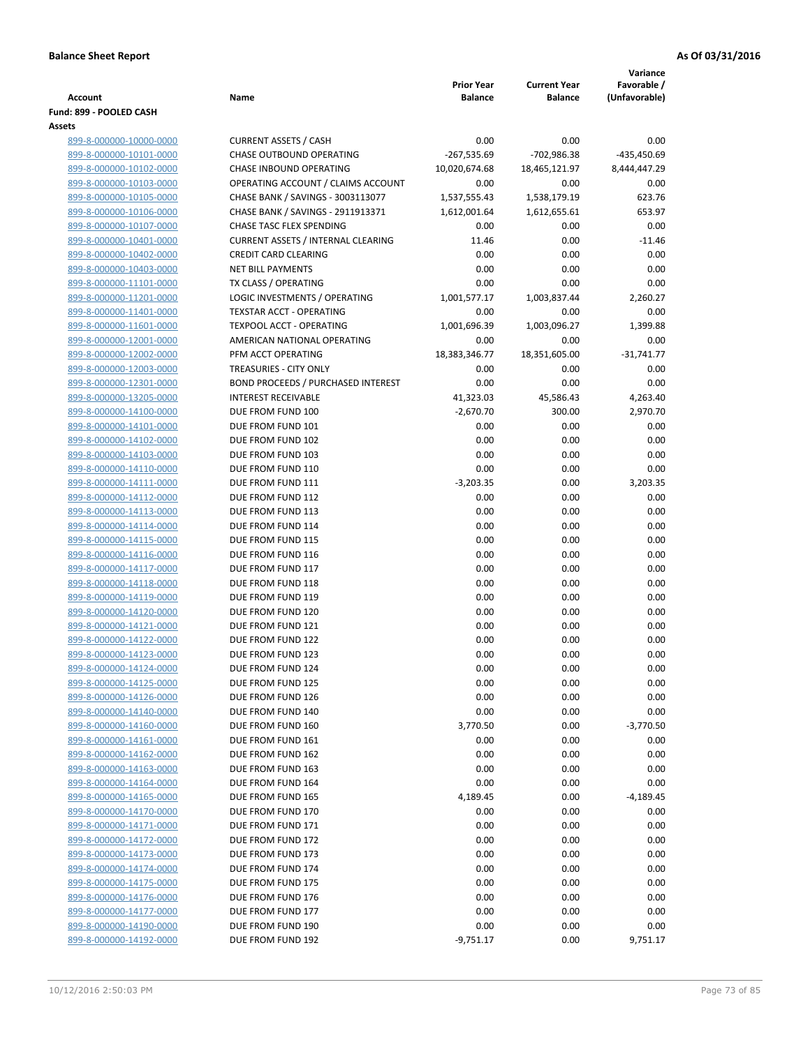**Balance Sheet Report** **As Of 03/31/2016**

| Account | Name | Prior Year Balance | Current Year Balance | Variance Favorable / (Unfavorable) |
|---|---|---|---|---|
| **Fund: 899 - POOLED CASH** | | | | |
| **Assets** | | | | |
| 899-8-000000-10000-0000 | CURRENT ASSETS / CASH | 0.00 | 0.00 | 0.00 |
| 899-8-000000-10101-0000 | CHASE OUTBOUND OPERATING | -267,535.69 | -702,986.38 | -435,450.69 |
| 899-8-000000-10102-0000 | CHASE INBOUND OPERATING | 10,020,674.68 | 18,465,121.97 | 8,444,447.29 |
| 899-8-000000-10103-0000 | OPERATING ACCOUNT / CLAIMS ACCOUNT | 0.00 | 0.00 | 0.00 |
| 899-8-000000-10105-0000 | CHASE BANK / SAVINGS - 3003113077 | 1,537,555.43 | 1,538,179.19 | 623.76 |
| 899-8-000000-10106-0000 | CHASE BANK / SAVINGS - 2911913371 | 1,612,001.64 | 1,612,655.61 | 653.97 |
| 899-8-000000-10107-0000 | CHASE TASC FLEX SPENDING | 0.00 | 0.00 | 0.00 |
| 899-8-000000-10401-0000 | CURRENT ASSETS / INTERNAL CLEARING | 11.46 | 0.00 | -11.46 |
| 899-8-000000-10402-0000 | CREDIT CARD CLEARING | 0.00 | 0.00 | 0.00 |
| 899-8-000000-10403-0000 | NET BILL PAYMENTS | 0.00 | 0.00 | 0.00 |
| 899-8-000000-11101-0000 | TX CLASS / OPERATING | 0.00 | 0.00 | 0.00 |
| 899-8-000000-11201-0000 | LOGIC INVESTMENTS / OPERATING | 1,001,577.17 | 1,003,837.44 | 2,260.27 |
| 899-8-000000-11401-0000 | TEXSTAR ACCT - OPERATING | 0.00 | 0.00 | 0.00 |
| 899-8-000000-11601-0000 | TEXPOOL ACCT - OPERATING | 1,001,696.39 | 1,003,096.27 | 1,399.88 |
| 899-8-000000-12001-0000 | AMERICAN NATIONAL OPERATING | 0.00 | 0.00 | 0.00 |
| 899-8-000000-12002-0000 | PFM ACCT OPERATING | 18,383,346.77 | 18,351,605.00 | -31,741.77 |
| 899-8-000000-12003-0000 | TREASURIES - CITY ONLY | 0.00 | 0.00 | 0.00 |
| 899-8-000000-12301-0000 | BOND PROCEEDS / PURCHASED INTEREST | 0.00 | 0.00 | 0.00 |
| 899-8-000000-13205-0000 | INTEREST RECEIVABLE | 41,323.03 | 45,586.43 | 4,263.40 |
| 899-8-000000-14100-0000 | DUE FROM FUND 100 | -2,670.70 | 300.00 | 2,970.70 |
| 899-8-000000-14101-0000 | DUE FROM FUND 101 | 0.00 | 0.00 | 0.00 |
| 899-8-000000-14102-0000 | DUE FROM FUND 102 | 0.00 | 0.00 | 0.00 |
| 899-8-000000-14103-0000 | DUE FROM FUND 103 | 0.00 | 0.00 | 0.00 |
| 899-8-000000-14110-0000 | DUE FROM FUND 110 | 0.00 | 0.00 | 0.00 |
| 899-8-000000-14111-0000 | DUE FROM FUND 111 | -3,203.35 | 0.00 | 3,203.35 |
| 899-8-000000-14112-0000 | DUE FROM FUND 112 | 0.00 | 0.00 | 0.00 |
| 899-8-000000-14113-0000 | DUE FROM FUND 113 | 0.00 | 0.00 | 0.00 |
| 899-8-000000-14114-0000 | DUE FROM FUND 114 | 0.00 | 0.00 | 0.00 |
| 899-8-000000-14115-0000 | DUE FROM FUND 115 | 0.00 | 0.00 | 0.00 |
| 899-8-000000-14116-0000 | DUE FROM FUND 116 | 0.00 | 0.00 | 0.00 |
| 899-8-000000-14117-0000 | DUE FROM FUND 117 | 0.00 | 0.00 | 0.00 |
| 899-8-000000-14118-0000 | DUE FROM FUND 118 | 0.00 | 0.00 | 0.00 |
| 899-8-000000-14119-0000 | DUE FROM FUND 119 | 0.00 | 0.00 | 0.00 |
| 899-8-000000-14120-0000 | DUE FROM FUND 120 | 0.00 | 0.00 | 0.00 |
| 899-8-000000-14121-0000 | DUE FROM FUND 121 | 0.00 | 0.00 | 0.00 |
| 899-8-000000-14122-0000 | DUE FROM FUND 122 | 0.00 | 0.00 | 0.00 |
| 899-8-000000-14123-0000 | DUE FROM FUND 123 | 0.00 | 0.00 | 0.00 |
| 899-8-000000-14124-0000 | DUE FROM FUND 124 | 0.00 | 0.00 | 0.00 |
| 899-8-000000-14125-0000 | DUE FROM FUND 125 | 0.00 | 0.00 | 0.00 |
| 899-8-000000-14126-0000 | DUE FROM FUND 126 | 0.00 | 0.00 | 0.00 |
| 899-8-000000-14140-0000 | DUE FROM FUND 140 | 0.00 | 0.00 | 0.00 |
| 899-8-000000-14160-0000 | DUE FROM FUND 160 | 3,770.50 | 0.00 | -3,770.50 |
| 899-8-000000-14161-0000 | DUE FROM FUND 161 | 0.00 | 0.00 | 0.00 |
| 899-8-000000-14162-0000 | DUE FROM FUND 162 | 0.00 | 0.00 | 0.00 |
| 899-8-000000-14163-0000 | DUE FROM FUND 163 | 0.00 | 0.00 | 0.00 |
| 899-8-000000-14164-0000 | DUE FROM FUND 164 | 0.00 | 0.00 | 0.00 |
| 899-8-000000-14165-0000 | DUE FROM FUND 165 | 4,189.45 | 0.00 | -4,189.45 |
| 899-8-000000-14170-0000 | DUE FROM FUND 170 | 0.00 | 0.00 | 0.00 |
| 899-8-000000-14171-0000 | DUE FROM FUND 171 | 0.00 | 0.00 | 0.00 |
| 899-8-000000-14172-0000 | DUE FROM FUND 172 | 0.00 | 0.00 | 0.00 |
| 899-8-000000-14173-0000 | DUE FROM FUND 173 | 0.00 | 0.00 | 0.00 |
| 899-8-000000-14174-0000 | DUE FROM FUND 174 | 0.00 | 0.00 | 0.00 |
| 899-8-000000-14175-0000 | DUE FROM FUND 175 | 0.00 | 0.00 | 0.00 |
| 899-8-000000-14176-0000 | DUE FROM FUND 176 | 0.00 | 0.00 | 0.00 |
| 899-8-000000-14177-0000 | DUE FROM FUND 177 | 0.00 | 0.00 | 0.00 |
| 899-8-000000-14190-0000 | DUE FROM FUND 190 | 0.00 | 0.00 | 0.00 |
| 899-8-000000-14192-0000 | DUE FROM FUND 192 | -9,751.17 | 0.00 | 9,751.17 |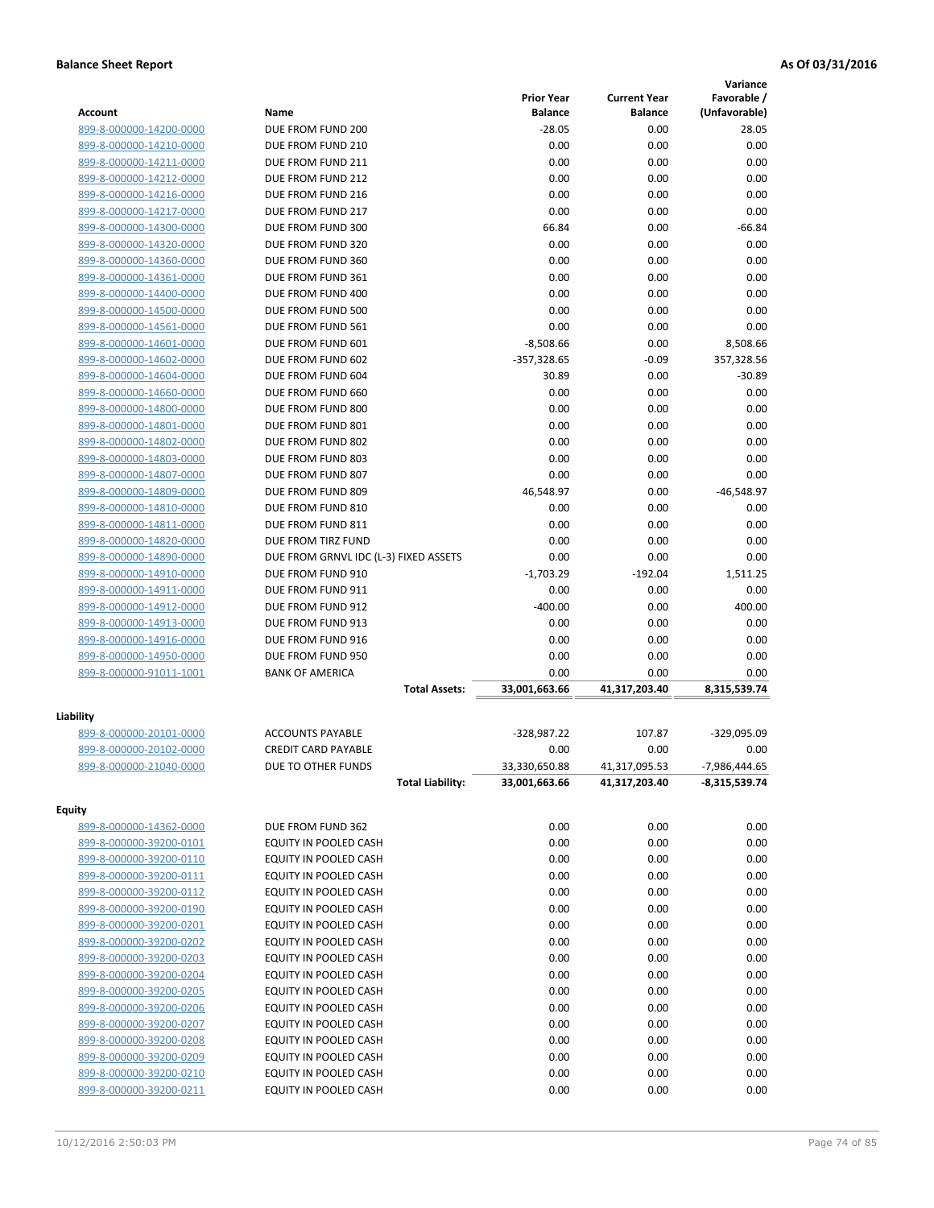**Balance Sheet Report** **As Of 03/31/2016**

| Account | Name | Prior Year Balance | Current Year Balance | Variance Favorable / (Unfavorable) |
|---|---|---|---|---|
| 899-8-000000-14200-0000 | DUE FROM FUND 200 | -28.05 | 0.00 | 28.05 |
| 899-8-000000-14210-0000 | DUE FROM FUND 210 | 0.00 | 0.00 | 0.00 |
| 899-8-000000-14211-0000 | DUE FROM FUND 211 | 0.00 | 0.00 | 0.00 |
| 899-8-000000-14212-0000 | DUE FROM FUND 212 | 0.00 | 0.00 | 0.00 |
| 899-8-000000-14216-0000 | DUE FROM FUND 216 | 0.00 | 0.00 | 0.00 |
| 899-8-000000-14217-0000 | DUE FROM FUND 217 | 0.00 | 0.00 | 0.00 |
| 899-8-000000-14300-0000 | DUE FROM FUND 300 | 66.84 | 0.00 | -66.84 |
| 899-8-000000-14320-0000 | DUE FROM FUND 320 | 0.00 | 0.00 | 0.00 |
| 899-8-000000-14360-0000 | DUE FROM FUND 360 | 0.00 | 0.00 | 0.00 |
| 899-8-000000-14361-0000 | DUE FROM FUND 361 | 0.00 | 0.00 | 0.00 |
| 899-8-000000-14400-0000 | DUE FROM FUND 400 | 0.00 | 0.00 | 0.00 |
| 899-8-000000-14500-0000 | DUE FROM FUND 500 | 0.00 | 0.00 | 0.00 |
| 899-8-000000-14561-0000 | DUE FROM FUND 561 | 0.00 | 0.00 | 0.00 |
| 899-8-000000-14601-0000 | DUE FROM FUND 601 | -8,508.66 | 0.00 | 8,508.66 |
| 899-8-000000-14602-0000 | DUE FROM FUND 602 | -357,328.65 | -0.09 | 357,328.56 |
| 899-8-000000-14604-0000 | DUE FROM FUND 604 | 30.89 | 0.00 | -30.89 |
| 899-8-000000-14660-0000 | DUE FROM FUND 660 | 0.00 | 0.00 | 0.00 |
| 899-8-000000-14800-0000 | DUE FROM FUND 800 | 0.00 | 0.00 | 0.00 |
| 899-8-000000-14801-0000 | DUE FROM FUND 801 | 0.00 | 0.00 | 0.00 |
| 899-8-000000-14802-0000 | DUE FROM FUND 802 | 0.00 | 0.00 | 0.00 |
| 899-8-000000-14803-0000 | DUE FROM FUND 803 | 0.00 | 0.00 | 0.00 |
| 899-8-000000-14807-0000 | DUE FROM FUND 807 | 0.00 | 0.00 | 0.00 |
| 899-8-000000-14809-0000 | DUE FROM FUND 809 | 46,548.97 | 0.00 | -46,548.97 |
| 899-8-000000-14810-0000 | DUE FROM FUND 810 | 0.00 | 0.00 | 0.00 |
| 899-8-000000-14811-0000 | DUE FROM FUND 811 | 0.00 | 0.00 | 0.00 |
| 899-8-000000-14820-0000 | DUE FROM TIRZ FUND | 0.00 | 0.00 | 0.00 |
| 899-8-000000-14890-0000 | DUE FROM GRNVL IDC (L-3) FIXED ASSETS | 0.00 | 0.00 | 0.00 |
| 899-8-000000-14910-0000 | DUE FROM FUND 910 | -1,703.29 | -192.04 | 1,511.25 |
| 899-8-000000-14911-0000 | DUE FROM FUND 911 | 0.00 | 0.00 | 0.00 |
| 899-8-000000-14912-0000 | DUE FROM FUND 912 | -400.00 | 0.00 | 400.00 |
| 899-8-000000-14913-0000 | DUE FROM FUND 913 | 0.00 | 0.00 | 0.00 |
| 899-8-000000-14916-0000 | DUE FROM FUND 916 | 0.00 | 0.00 | 0.00 |
| 899-8-000000-14950-0000 | DUE FROM FUND 950 | 0.00 | 0.00 | 0.00 |
| 899-8-000000-91011-1001 | BANK OF AMERICA | 0.00 | 0.00 | 0.00 |
| | **Total Assets:** | **33,001,663.66** | **41,317,203.40** | **8,315,539.74** |

**Liability**

| Account | Name | Prior Year Balance | Current Year Balance | Variance Favorable / (Unfavorable) |
|---|---|---|---|---|
| 899-8-000000-20101-0000 | ACCOUNTS PAYABLE | -328,987.22 | 107.87 | -329,095.09 |
| 899-8-000000-20102-0000 | CREDIT CARD PAYABLE | 0.00 | 0.00 | 0.00 |
| 899-8-000000-21040-0000 | DUE TO OTHER FUNDS | 33,330,650.88 | 41,317,095.53 | -7,986,444.65 |
| | **Total Liability:** | **33,001,663.66** | **41,317,203.40** | **-8,315,539.74** |

**Equity**

| Account | Name | Prior Year Balance | Current Year Balance | Variance Favorable / (Unfavorable) |
|---|---|---|---|---|
| 899-8-000000-14362-0000 | DUE FROM FUND 362 | 0.00 | 0.00 | 0.00 |
| 899-8-000000-39200-0101 | EQUITY IN POOLED CASH | 0.00 | 0.00 | 0.00 |
| 899-8-000000-39200-0110 | EQUITY IN POOLED CASH | 0.00 | 0.00 | 0.00 |
| 899-8-000000-39200-0111 | EQUITY IN POOLED CASH | 0.00 | 0.00 | 0.00 |
| 899-8-000000-39200-0112 | EQUITY IN POOLED CASH | 0.00 | 0.00 | 0.00 |
| 899-8-000000-39200-0190 | EQUITY IN POOLED CASH | 0.00 | 0.00 | 0.00 |
| 899-8-000000-39200-0201 | EQUITY IN POOLED CASH | 0.00 | 0.00 | 0.00 |
| 899-8-000000-39200-0202 | EQUITY IN POOLED CASH | 0.00 | 0.00 | 0.00 |
| 899-8-000000-39200-0203 | EQUITY IN POOLED CASH | 0.00 | 0.00 | 0.00 |
| 899-8-000000-39200-0204 | EQUITY IN POOLED CASH | 0.00 | 0.00 | 0.00 |
| 899-8-000000-39200-0205 | EQUITY IN POOLED CASH | 0.00 | 0.00 | 0.00 |
| 899-8-000000-39200-0206 | EQUITY IN POOLED CASH | 0.00 | 0.00 | 0.00 |
| 899-8-000000-39200-0207 | EQUITY IN POOLED CASH | 0.00 | 0.00 | 0.00 |
| 899-8-000000-39200-0208 | EQUITY IN POOLED CASH | 0.00 | 0.00 | 0.00 |
| 899-8-000000-39200-0209 | EQUITY IN POOLED CASH | 0.00 | 0.00 | 0.00 |
| 899-8-000000-39200-0210 | EQUITY IN POOLED CASH | 0.00 | 0.00 | 0.00 |
| 899-8-000000-39200-0211 | EQUITY IN POOLED CASH | 0.00 | 0.00 | 0.00 |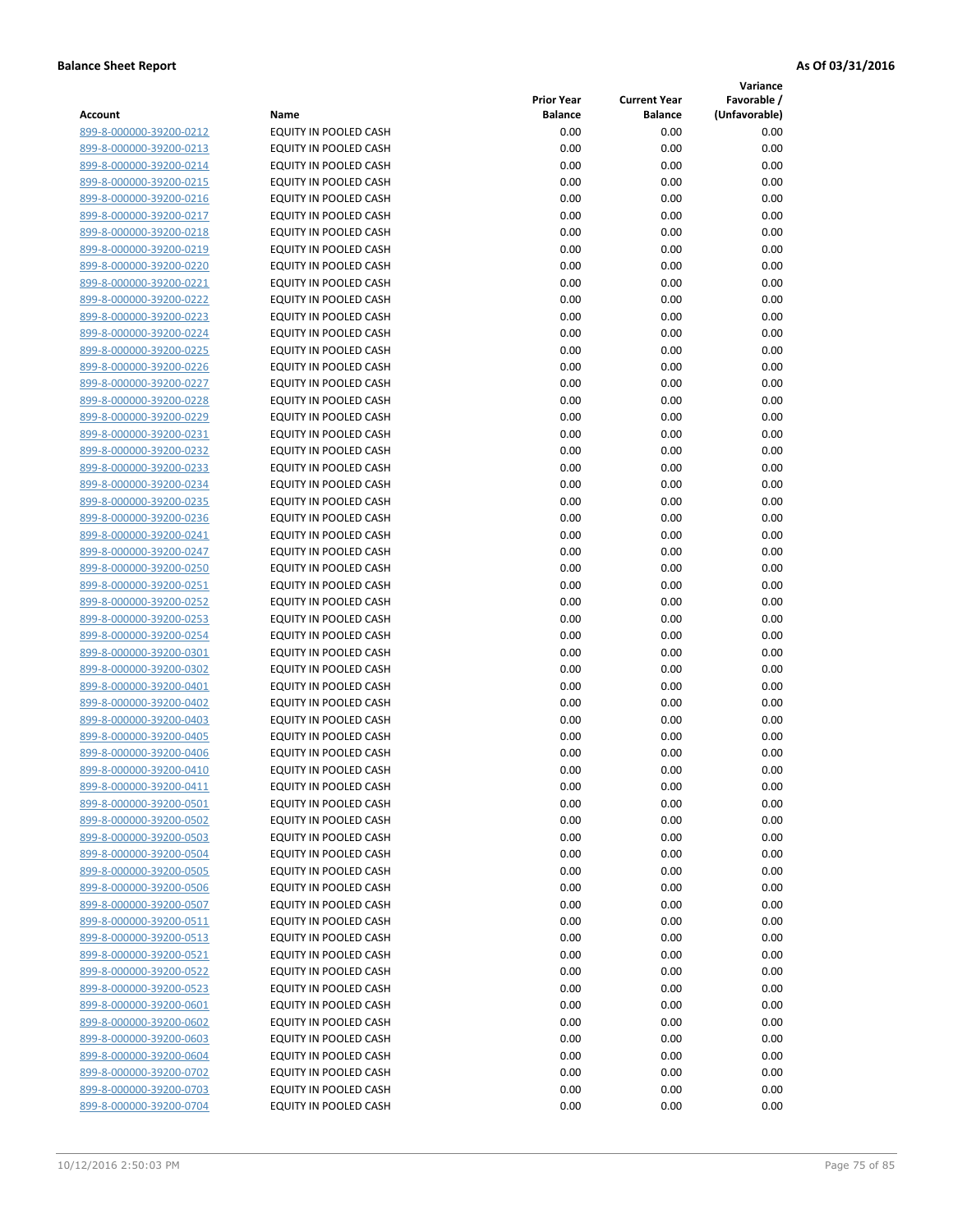**Balance Sheet Report** **As Of 03/31/2016**

| Account | Name | Prior Year Balance | Current Year Balance | Variance Favorable / (Unfavorable) |
|---|---|---|---|---|
| 899-8-000000-39200-0212 | EQUITY IN POOLED CASH | 0.00 | 0.00 | 0.00 |
| 899-8-000000-39200-0213 | EQUITY IN POOLED CASH | 0.00 | 0.00 | 0.00 |
| 899-8-000000-39200-0214 | EQUITY IN POOLED CASH | 0.00 | 0.00 | 0.00 |
| 899-8-000000-39200-0215 | EQUITY IN POOLED CASH | 0.00 | 0.00 | 0.00 |
| 899-8-000000-39200-0216 | EQUITY IN POOLED CASH | 0.00 | 0.00 | 0.00 |
| 899-8-000000-39200-0217 | EQUITY IN POOLED CASH | 0.00 | 0.00 | 0.00 |
| 899-8-000000-39200-0218 | EQUITY IN POOLED CASH | 0.00 | 0.00 | 0.00 |
| 899-8-000000-39200-0219 | EQUITY IN POOLED CASH | 0.00 | 0.00 | 0.00 |
| 899-8-000000-39200-0220 | EQUITY IN POOLED CASH | 0.00 | 0.00 | 0.00 |
| 899-8-000000-39200-0221 | EQUITY IN POOLED CASH | 0.00 | 0.00 | 0.00 |
| 899-8-000000-39200-0222 | EQUITY IN POOLED CASH | 0.00 | 0.00 | 0.00 |
| 899-8-000000-39200-0223 | EQUITY IN POOLED CASH | 0.00 | 0.00 | 0.00 |
| 899-8-000000-39200-0224 | EQUITY IN POOLED CASH | 0.00 | 0.00 | 0.00 |
| 899-8-000000-39200-0225 | EQUITY IN POOLED CASH | 0.00 | 0.00 | 0.00 |
| 899-8-000000-39200-0226 | EQUITY IN POOLED CASH | 0.00 | 0.00 | 0.00 |
| 899-8-000000-39200-0227 | EQUITY IN POOLED CASH | 0.00 | 0.00 | 0.00 |
| 899-8-000000-39200-0228 | EQUITY IN POOLED CASH | 0.00 | 0.00 | 0.00 |
| 899-8-000000-39200-0229 | EQUITY IN POOLED CASH | 0.00 | 0.00 | 0.00 |
| 899-8-000000-39200-0231 | EQUITY IN POOLED CASH | 0.00 | 0.00 | 0.00 |
| 899-8-000000-39200-0232 | EQUITY IN POOLED CASH | 0.00 | 0.00 | 0.00 |
| 899-8-000000-39200-0233 | EQUITY IN POOLED CASH | 0.00 | 0.00 | 0.00 |
| 899-8-000000-39200-0234 | EQUITY IN POOLED CASH | 0.00 | 0.00 | 0.00 |
| 899-8-000000-39200-0235 | EQUITY IN POOLED CASH | 0.00 | 0.00 | 0.00 |
| 899-8-000000-39200-0236 | EQUITY IN POOLED CASH | 0.00 | 0.00 | 0.00 |
| 899-8-000000-39200-0241 | EQUITY IN POOLED CASH | 0.00 | 0.00 | 0.00 |
| 899-8-000000-39200-0247 | EQUITY IN POOLED CASH | 0.00 | 0.00 | 0.00 |
| 899-8-000000-39200-0250 | EQUITY IN POOLED CASH | 0.00 | 0.00 | 0.00 |
| 899-8-000000-39200-0251 | EQUITY IN POOLED CASH | 0.00 | 0.00 | 0.00 |
| 899-8-000000-39200-0252 | EQUITY IN POOLED CASH | 0.00 | 0.00 | 0.00 |
| 899-8-000000-39200-0253 | EQUITY IN POOLED CASH | 0.00 | 0.00 | 0.00 |
| 899-8-000000-39200-0254 | EQUITY IN POOLED CASH | 0.00 | 0.00 | 0.00 |
| 899-8-000000-39200-0301 | EQUITY IN POOLED CASH | 0.00 | 0.00 | 0.00 |
| 899-8-000000-39200-0302 | EQUITY IN POOLED CASH | 0.00 | 0.00 | 0.00 |
| 899-8-000000-39200-0401 | EQUITY IN POOLED CASH | 0.00 | 0.00 | 0.00 |
| 899-8-000000-39200-0402 | EQUITY IN POOLED CASH | 0.00 | 0.00 | 0.00 |
| 899-8-000000-39200-0403 | EQUITY IN POOLED CASH | 0.00 | 0.00 | 0.00 |
| 899-8-000000-39200-0405 | EQUITY IN POOLED CASH | 0.00 | 0.00 | 0.00 |
| 899-8-000000-39200-0406 | EQUITY IN POOLED CASH | 0.00 | 0.00 | 0.00 |
| 899-8-000000-39200-0410 | EQUITY IN POOLED CASH | 0.00 | 0.00 | 0.00 |
| 899-8-000000-39200-0411 | EQUITY IN POOLED CASH | 0.00 | 0.00 | 0.00 |
| 899-8-000000-39200-0501 | EQUITY IN POOLED CASH | 0.00 | 0.00 | 0.00 |
| 899-8-000000-39200-0502 | EQUITY IN POOLED CASH | 0.00 | 0.00 | 0.00 |
| 899-8-000000-39200-0503 | EQUITY IN POOLED CASH | 0.00 | 0.00 | 0.00 |
| 899-8-000000-39200-0504 | EQUITY IN POOLED CASH | 0.00 | 0.00 | 0.00 |
| 899-8-000000-39200-0505 | EQUITY IN POOLED CASH | 0.00 | 0.00 | 0.00 |
| 899-8-000000-39200-0506 | EQUITY IN POOLED CASH | 0.00 | 0.00 | 0.00 |
| 899-8-000000-39200-0507 | EQUITY IN POOLED CASH | 0.00 | 0.00 | 0.00 |
| 899-8-000000-39200-0511 | EQUITY IN POOLED CASH | 0.00 | 0.00 | 0.00 |
| 899-8-000000-39200-0513 | EQUITY IN POOLED CASH | 0.00 | 0.00 | 0.00 |
| 899-8-000000-39200-0521 | EQUITY IN POOLED CASH | 0.00 | 0.00 | 0.00 |
| 899-8-000000-39200-0522 | EQUITY IN POOLED CASH | 0.00 | 0.00 | 0.00 |
| 899-8-000000-39200-0523 | EQUITY IN POOLED CASH | 0.00 | 0.00 | 0.00 |
| 899-8-000000-39200-0601 | EQUITY IN POOLED CASH | 0.00 | 0.00 | 0.00 |
| 899-8-000000-39200-0602 | EQUITY IN POOLED CASH | 0.00 | 0.00 | 0.00 |
| 899-8-000000-39200-0603 | EQUITY IN POOLED CASH | 0.00 | 0.00 | 0.00 |
| 899-8-000000-39200-0604 | EQUITY IN POOLED CASH | 0.00 | 0.00 | 0.00 |
| 899-8-000000-39200-0702 | EQUITY IN POOLED CASH | 0.00 | 0.00 | 0.00 |
| 899-8-000000-39200-0703 | EQUITY IN POOLED CASH | 0.00 | 0.00 | 0.00 |
| 899-8-000000-39200-0704 | EQUITY IN POOLED CASH | 0.00 | 0.00 | 0.00 |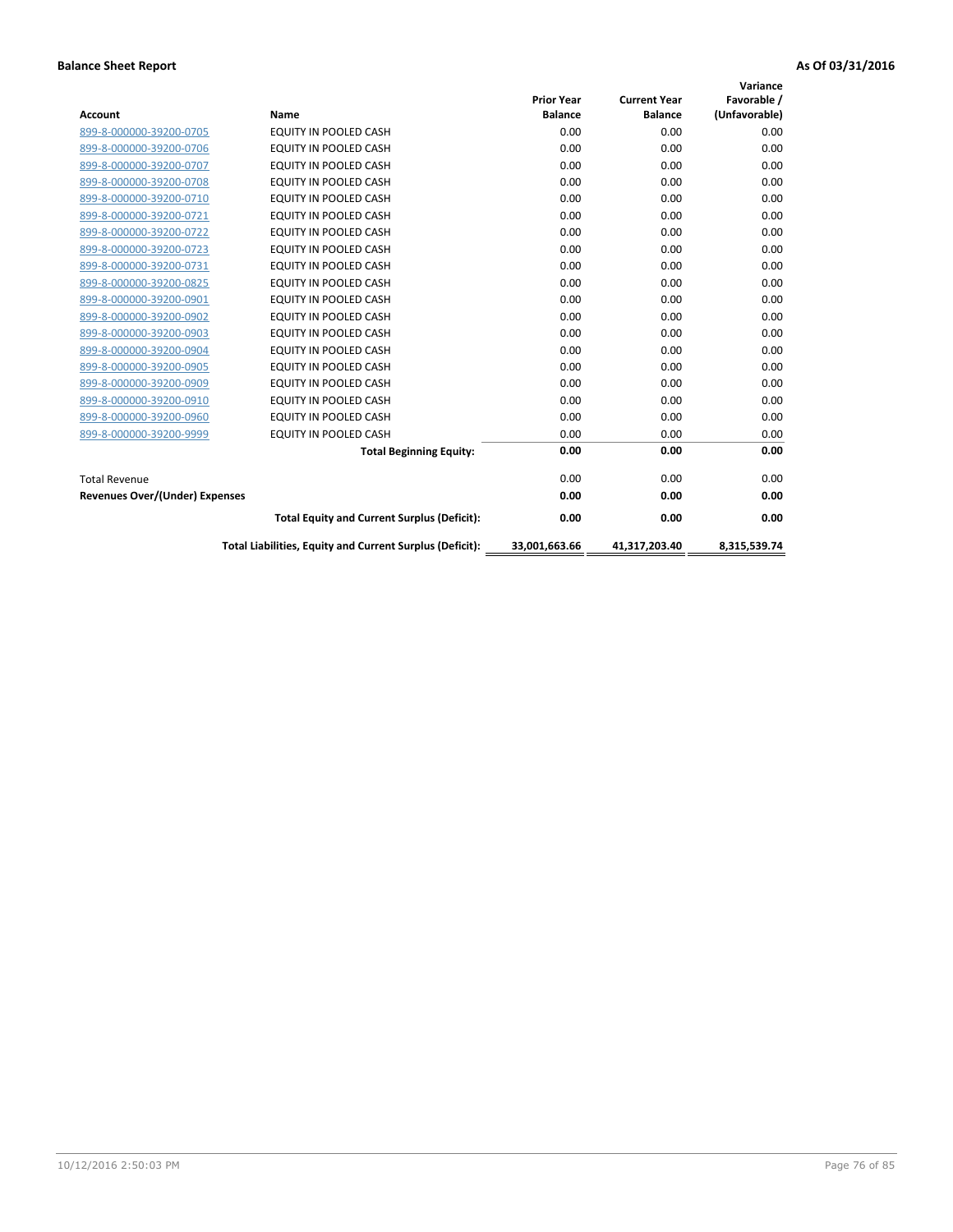**Balance Sheet Report** **As Of 03/31/2016**

| Account | Name | Prior Year Balance | Current Year Balance | Variance Favorable / (Unfavorable) |
|---|---|---|---|---|
| 899-8-000000-39200-0705 | EQUITY IN POOLED CASH | 0.00 | 0.00 | 0.00 |
| 899-8-000000-39200-0706 | EQUITY IN POOLED CASH | 0.00 | 0.00 | 0.00 |
| 899-8-000000-39200-0707 | EQUITY IN POOLED CASH | 0.00 | 0.00 | 0.00 |
| 899-8-000000-39200-0708 | EQUITY IN POOLED CASH | 0.00 | 0.00 | 0.00 |
| 899-8-000000-39200-0710 | EQUITY IN POOLED CASH | 0.00 | 0.00 | 0.00 |
| 899-8-000000-39200-0721 | EQUITY IN POOLED CASH | 0.00 | 0.00 | 0.00 |
| 899-8-000000-39200-0722 | EQUITY IN POOLED CASH | 0.00 | 0.00 | 0.00 |
| 899-8-000000-39200-0723 | EQUITY IN POOLED CASH | 0.00 | 0.00 | 0.00 |
| 899-8-000000-39200-0731 | EQUITY IN POOLED CASH | 0.00 | 0.00 | 0.00 |
| 899-8-000000-39200-0825 | EQUITY IN POOLED CASH | 0.00 | 0.00 | 0.00 |
| 899-8-000000-39200-0901 | EQUITY IN POOLED CASH | 0.00 | 0.00 | 0.00 |
| 899-8-000000-39200-0902 | EQUITY IN POOLED CASH | 0.00 | 0.00 | 0.00 |
| 899-8-000000-39200-0903 | EQUITY IN POOLED CASH | 0.00 | 0.00 | 0.00 |
| 899-8-000000-39200-0904 | EQUITY IN POOLED CASH | 0.00 | 0.00 | 0.00 |
| 899-8-000000-39200-0905 | EQUITY IN POOLED CASH | 0.00 | 0.00 | 0.00 |
| 899-8-000000-39200-0909 | EQUITY IN POOLED CASH | 0.00 | 0.00 | 0.00 |
| 899-8-000000-39200-0910 | EQUITY IN POOLED CASH | 0.00 | 0.00 | 0.00 |
| 899-8-000000-39200-0960 | EQUITY IN POOLED CASH | 0.00 | 0.00 | 0.00 |
| 899-8-000000-39200-9999 | EQUITY IN POOLED CASH | 0.00 | 0.00 | 0.00 |
| | **Total Beginning Equity:** | **0.00** | **0.00** | **0.00** |
| Total Revenue | | 0.00 | 0.00 | 0.00 |
| **Revenues Over/(Under) Expenses** | | **0.00** | **0.00** | **0.00** |
| | **Total Equity and Current Surplus (Deficit):** | **0.00** | **0.00** | **0.00** |
| | **Total Liabilities, Equity and Current Surplus (Deficit):** | **33,001,663.66** | **41,317,203.40** | **8,315,539.74** |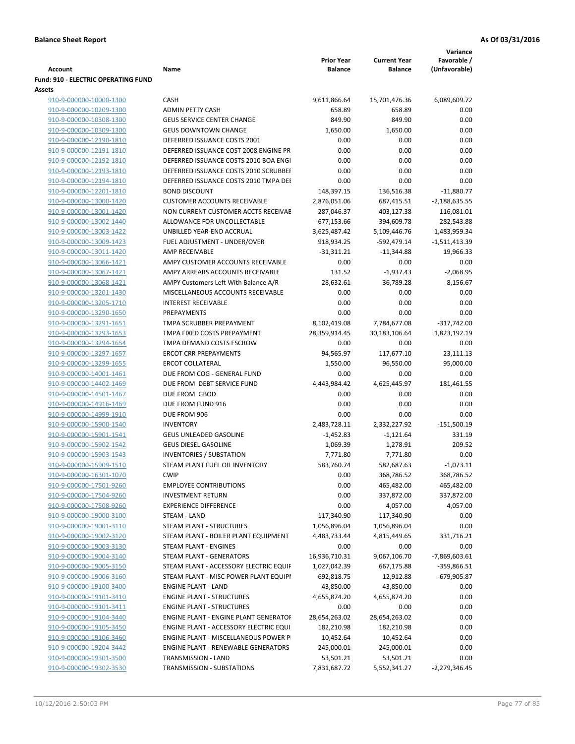**Balance Sheet Report** **As Of 03/31/2016**

| Account | Name | Prior Year Balance | Current Year Balance | Variance Favorable / (Unfavorable) |
|---|---|---|---|---|
| **Fund: 910 - ELECTRIC OPERATING FUND** | | | | |
| **Assets** | | | | |
| 910-9-000000-10000-1300 | CASH | 9,611,866.64 | 15,701,476.36 | 6,089,609.72 |
| 910-9-000000-10209-1300 | ADMIN PETTY CASH | 658.89 | 658.89 | 0.00 |
| 910-9-000000-10308-1300 | GEUS SERVICE CENTER CHANGE | 849.90 | 849.90 | 0.00 |
| 910-9-000000-10309-1300 | GEUS DOWNTOWN CHANGE | 1,650.00 | 1,650.00 | 0.00 |
| 910-9-000000-12190-1810 | DEFERRED ISSUANCE COSTS 2001 | 0.00 | 0.00 | 0.00 |
| 910-9-000000-12191-1810 | DEFERRED ISSUANCE COST 2008 ENGINE PR | 0.00 | 0.00 | 0.00 |
| 910-9-000000-12192-1810 | DEFERRED ISSUANCE COSTS 2010 BOA ENGI | 0.00 | 0.00 | 0.00 |
| 910-9-000000-12193-1810 | DEFERRED ISSUANCE COSTS 2010 SCRUBBEI | 0.00 | 0.00 | 0.00 |
| 910-9-000000-12194-1810 | DEFERRED ISSUANCE COSTS 2010 TMPA DEI | 0.00 | 0.00 | 0.00 |
| 910-9-000000-12201-1810 | BOND DISCOUNT | 148,397.15 | 136,516.38 | -11,880.77 |
| 910-9-000000-13000-1420 | CUSTOMER ACCOUNTS RECEIVABLE | 2,876,051.06 | 687,415.51 | -2,188,635.55 |
| 910-9-000000-13001-1420 | NON CURRENT CUSTOMER ACCTS RECEIVAE | 287,046.37 | 403,127.38 | 116,081.01 |
| 910-9-000000-13002-1440 | ALLOWANCE FOR UNCOLLECTABLE | -677,153.66 | -394,609.78 | 282,543.88 |
| 910-9-000000-13003-1422 | UNBILLED YEAR-END ACCRUAL | 3,625,487.42 | 5,109,446.76 | 1,483,959.34 |
| 910-9-000000-13009-1423 | FUEL ADJUSTMENT - UNDER/OVER | 918,934.25 | -592,479.14 | -1,511,413.39 |
| 910-9-000000-13011-1420 | AMP RECEIVABLE | -31,311.21 | -11,344.88 | 19,966.33 |
| 910-9-000000-13066-1421 | AMPY CUSTOMER ACCOUNTS RECEIVABLE | 0.00 | 0.00 | 0.00 |
| 910-9-000000-13067-1421 | AMPY ARREARS ACCOUNTS RECEIVABLE | 131.52 | -1,937.43 | -2,068.95 |
| 910-9-000000-13068-1421 | AMPY Customers Left With Balance A/R | 28,632.61 | 36,789.28 | 8,156.67 |
| 910-9-000000-13201-1430 | MISCELLANEOUS ACCOUNTS RECEIVABLE | 0.00 | 0.00 | 0.00 |
| 910-9-000000-13205-1710 | INTEREST RECEIVABLE | 0.00 | 0.00 | 0.00 |
| 910-9-000000-13290-1650 | PREPAYMENTS | 0.00 | 0.00 | 0.00 |
| 910-9-000000-13291-1651 | TMPA SCRUBBER PREPAYMENT | 8,102,419.08 | 7,784,677.08 | -317,742.00 |
| 910-9-000000-13293-1653 | TMPA FIXED COSTS PREPAYMENT | 28,359,914.45 | 30,183,106.64 | 1,823,192.19 |
| 910-9-000000-13294-1654 | TMPA DEMAND COSTS ESCROW | 0.00 | 0.00 | 0.00 |
| 910-9-000000-13297-1657 | ERCOT CRR PREPAYMENTS | 94,565.97 | 117,677.10 | 23,111.13 |
| 910-9-000000-13299-1655 | ERCOT COLLATERAL | 1,550.00 | 96,550.00 | 95,000.00 |
| 910-9-000000-14001-1461 | DUE FROM COG - GENERAL FUND | 0.00 | 0.00 | 0.00 |
| 910-9-000000-14402-1469 | DUE FROM DEBT SERVICE FUND | 4,443,984.42 | 4,625,445.97 | 181,461.55 |
| 910-9-000000-14501-1467 | DUE FROM GBOD | 0.00 | 0.00 | 0.00 |
| 910-9-000000-14916-1469 | DUE FROM FUND 916 | 0.00 | 0.00 | 0.00 |
| 910-9-000000-14999-1910 | DUE FROM 906 | 0.00 | 0.00 | 0.00 |
| 910-9-000000-15900-1540 | INVENTORY | 2,483,728.11 | 2,332,227.92 | -151,500.19 |
| 910-9-000000-15901-1541 | GEUS UNLEADED GASOLINE | -1,452.83 | -1,121.64 | 331.19 |
| 910-9-000000-15902-1542 | GEUS DIESEL GASOLINE | 1,069.39 | 1,278.91 | 209.52 |
| 910-9-000000-15903-1543 | INVENTORIES / SUBSTATION | 7,771.80 | 7,771.80 | 0.00 |
| 910-9-000000-15909-1510 | STEAM PLANT FUEL OIL INVENTORY | 583,760.74 | 582,687.63 | -1,073.11 |
| 910-9-000000-16301-1070 | CWIP | 0.00 | 368,786.52 | 368,786.52 |
| 910-9-000000-17501-9260 | EMPLOYEE CONTRIBUTIONS | 0.00 | 465,482.00 | 465,482.00 |
| 910-9-000000-17504-9260 | INVESTMENT RETURN | 0.00 | 337,872.00 | 337,872.00 |
| 910-9-000000-17508-9260 | EXPERIENCE DIFFERENCE | 0.00 | 4,057.00 | 4,057.00 |
| 910-9-000000-19000-3100 | STEAM - LAND | 117,340.90 | 117,340.90 | 0.00 |
| 910-9-000000-19001-3110 | STEAM PLANT - STRUCTURES | 1,056,896.04 | 1,056,896.04 | 0.00 |
| 910-9-000000-19002-3120 | STEAM PLANT - BOILER PLANT EQUIPMENT | 4,483,733.44 | 4,815,449.65 | 331,716.21 |
| 910-9-000000-19003-3130 | STEAM PLANT - ENGINES | 0.00 | 0.00 | 0.00 |
| 910-9-000000-19004-3140 | STEAM PLANT - GENERATORS | 16,936,710.31 | 9,067,106.70 | -7,869,603.61 |
| 910-9-000000-19005-3150 | STEAM PLANT - ACCESSORY ELECTRIC EQUIF | 1,027,042.39 | 667,175.88 | -359,866.51 |
| 910-9-000000-19006-3160 | STEAM PLANT - MISC POWER PLANT EQUIPI | 692,818.75 | 12,912.88 | -679,905.87 |
| 910-9-000000-19100-3400 | ENGINE PLANT - LAND | 43,850.00 | 43,850.00 | 0.00 |
| 910-9-000000-19101-3410 | ENGINE PLANT - STRUCTURES | 4,655,874.20 | 4,655,874.20 | 0.00 |
| 910-9-000000-19101-3411 | ENGINE PLANT - STRUCTURES | 0.00 | 0.00 | 0.00 |
| 910-9-000000-19104-3440 | ENGINE PLANT - ENGINE PLANT GENERATOF | 28,654,263.02 | 28,654,263.02 | 0.00 |
| 910-9-000000-19105-3450 | ENGINE PLANT - ACCESSORY ELECTRIC EQUI | 182,210.98 | 182,210.98 | 0.00 |
| 910-9-000000-19106-3460 | ENGINE PLANT - MISCELLANEOUS POWER PI | 10,452.64 | 10,452.64 | 0.00 |
| 910-9-000000-19204-3442 | ENGINE PLANT - RENEWABLE GENERATORS | 245,000.01 | 245,000.01 | 0.00 |
| 910-9-000000-19301-3500 | TRANSMISSION - LAND | 53,501.21 | 53,501.21 | 0.00 |
| 910-9-000000-19302-3530 | TRANSMISSION - SUBSTATIONS | 7,831,687.72 | 5,552,341.27 | -2,279,346.45 |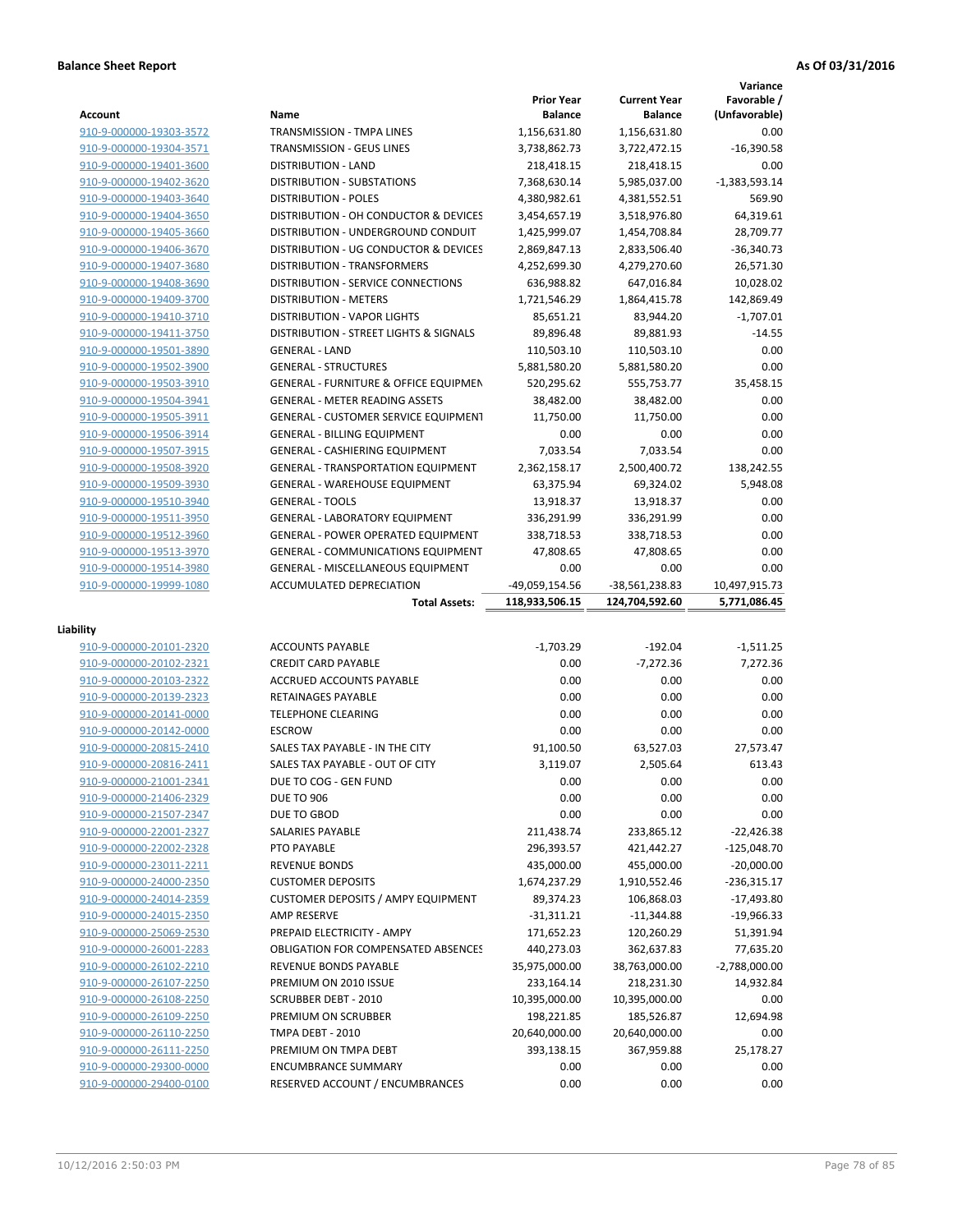**Balance Sheet Report** **As Of 03/31/2016**

| Account | Name | Prior Year Balance | Current Year Balance | Variance Favorable / (Unfavorable) |
|---|---|---|---|---|
| 910-9-000000-19303-3572 | TRANSMISSION - TMPA LINES | 1,156,631.80 | 1,156,631.80 | 0.00 |
| 910-9-000000-19304-3571 | TRANSMISSION - GEUS LINES | 3,738,862.73 | 3,722,472.15 | -16,390.58 |
| 910-9-000000-19401-3600 | DISTRIBUTION - LAND | 218,418.15 | 218,418.15 | 0.00 |
| 910-9-000000-19402-3620 | DISTRIBUTION - SUBSTATIONS | 7,368,630.14 | 5,985,037.00 | -1,383,593.14 |
| 910-9-000000-19403-3640 | DISTRIBUTION - POLES | 4,380,982.61 | 4,381,552.51 | 569.90 |
| 910-9-000000-19404-3650 | DISTRIBUTION - OH CONDUCTOR & DEVICES | 3,454,657.19 | 3,518,976.80 | 64,319.61 |
| 910-9-000000-19405-3660 | DISTRIBUTION - UNDERGROUND CONDUIT | 1,425,999.07 | 1,454,708.84 | 28,709.77 |
| 910-9-000000-19406-3670 | DISTRIBUTION - UG CONDUCTOR & DEVICES | 2,869,847.13 | 2,833,506.40 | -36,340.73 |
| 910-9-000000-19407-3680 | DISTRIBUTION - TRANSFORMERS | 4,252,699.30 | 4,279,270.60 | 26,571.30 |
| 910-9-000000-19408-3690 | DISTRIBUTION - SERVICE CONNECTIONS | 636,988.82 | 647,016.84 | 10,028.02 |
| 910-9-000000-19409-3700 | DISTRIBUTION - METERS | 1,721,546.29 | 1,864,415.78 | 142,869.49 |
| 910-9-000000-19410-3710 | DISTRIBUTION - VAPOR LIGHTS | 85,651.21 | 83,944.20 | -1,707.01 |
| 910-9-000000-19411-3750 | DISTRIBUTION - STREET LIGHTS & SIGNALS | 89,896.48 | 89,881.93 | -14.55 |
| 910-9-000000-19501-3890 | GENERAL - LAND | 110,503.10 | 110,503.10 | 0.00 |
| 910-9-000000-19502-3900 | GENERAL - STRUCTURES | 5,881,580.20 | 5,881,580.20 | 0.00 |
| 910-9-000000-19503-3910 | GENERAL - FURNITURE & OFFICE EQUIPMEN | 520,295.62 | 555,753.77 | 35,458.15 |
| 910-9-000000-19504-3941 | GENERAL - METER READING ASSETS | 38,482.00 | 38,482.00 | 0.00 |
| 910-9-000000-19505-3911 | GENERAL - CUSTOMER SERVICE EQUIPMENT | 11,750.00 | 11,750.00 | 0.00 |
| 910-9-000000-19506-3914 | GENERAL - BILLING EQUIPMENT | 0.00 | 0.00 | 0.00 |
| 910-9-000000-19507-3915 | GENERAL - CASHIERING EQUIPMENT | 7,033.54 | 7,033.54 | 0.00 |
| 910-9-000000-19508-3920 | GENERAL - TRANSPORTATION EQUIPMENT | 2,362,158.17 | 2,500,400.72 | 138,242.55 |
| 910-9-000000-19509-3930 | GENERAL - WAREHOUSE EQUIPMENT | 63,375.94 | 69,324.02 | 5,948.08 |
| 910-9-000000-19510-3940 | GENERAL - TOOLS | 13,918.37 | 13,918.37 | 0.00 |
| 910-9-000000-19511-3950 | GENERAL - LABORATORY EQUIPMENT | 336,291.99 | 336,291.99 | 0.00 |
| 910-9-000000-19512-3960 | GENERAL - POWER OPERATED EQUIPMENT | 338,718.53 | 338,718.53 | 0.00 |
| 910-9-000000-19513-3970 | GENERAL - COMMUNICATIONS EQUIPMENT | 47,808.65 | 47,808.65 | 0.00 |
| 910-9-000000-19514-3980 | GENERAL - MISCELLANEOUS EQUIPMENT | 0.00 | 0.00 | 0.00 |
| 910-9-000000-19999-1080 | ACCUMULATED DEPRECIATION | -49,059,154.56 | -38,561,238.83 | 10,497,915.73 |
| | **Total Assets:** | **118,933,506.15** | **124,704,592.60** | **5,771,086.45** |

**Liability**

| Account | Name | Prior Year Balance | Current Year Balance | Variance Favorable / (Unfavorable) |
|---|---|---|---|---|
| 910-9-000000-20101-2320 | ACCOUNTS PAYABLE | -1,703.29 | -192.04 | -1,511.25 |
| 910-9-000000-20102-2321 | CREDIT CARD PAYABLE | 0.00 | -7,272.36 | 7,272.36 |
| 910-9-000000-20103-2322 | ACCRUED ACCOUNTS PAYABLE | 0.00 | 0.00 | 0.00 |
| 910-9-000000-20139-2323 | RETAINAGES PAYABLE | 0.00 | 0.00 | 0.00 |
| 910-9-000000-20141-0000 | TELEPHONE CLEARING | 0.00 | 0.00 | 0.00 |
| 910-9-000000-20142-0000 | ESCROW | 0.00 | 0.00 | 0.00 |
| 910-9-000000-20815-2410 | SALES TAX PAYABLE - IN THE CITY | 91,100.50 | 63,527.03 | 27,573.47 |
| 910-9-000000-20816-2411 | SALES TAX PAYABLE - OUT OF CITY | 3,119.07 | 2,505.64 | 613.43 |
| 910-9-000000-21001-2341 | DUE TO COG - GEN FUND | 0.00 | 0.00 | 0.00 |
| 910-9-000000-21406-2329 | DUE TO 906 | 0.00 | 0.00 | 0.00 |
| 910-9-000000-21507-2347 | DUE TO GBOD | 0.00 | 0.00 | 0.00 |
| 910-9-000000-22001-2327 | SALARIES PAYABLE | 211,438.74 | 233,865.12 | -22,426.38 |
| 910-9-000000-22002-2328 | PTO PAYABLE | 296,393.57 | 421,442.27 | -125,048.70 |
| 910-9-000000-23011-2211 | REVENUE BONDS | 435,000.00 | 455,000.00 | -20,000.00 |
| 910-9-000000-24000-2350 | CUSTOMER DEPOSITS | 1,674,237.29 | 1,910,552.46 | -236,315.17 |
| 910-9-000000-24014-2359 | CUSTOMER DEPOSITS / AMPY EQUIPMENT | 89,374.23 | 106,868.03 | -17,493.80 |
| 910-9-000000-24015-2350 | AMP RESERVE | -31,311.21 | -11,344.88 | -19,966.33 |
| 910-9-000000-25069-2530 | PREPAID ELECTRICITY - AMPY | 171,652.23 | 120,260.29 | 51,391.94 |
| 910-9-000000-26001-2283 | OBLIGATION FOR COMPENSATED ABSENCES | 440,273.03 | 362,637.83 | 77,635.20 |
| 910-9-000000-26102-2210 | REVENUE BONDS PAYABLE | 35,975,000.00 | 38,763,000.00 | -2,788,000.00 |
| 910-9-000000-26107-2250 | PREMIUM ON 2010 ISSUE | 233,164.14 | 218,231.30 | 14,932.84 |
| 910-9-000000-26108-2250 | SCRUBBER DEBT - 2010 | 10,395,000.00 | 10,395,000.00 | 0.00 |
| 910-9-000000-26109-2250 | PREMIUM ON SCRUBBER | 198,221.85 | 185,526.87 | 12,694.98 |
| 910-9-000000-26110-2250 | TMPA DEBT - 2010 | 20,640,000.00 | 20,640,000.00 | 0.00 |
| 910-9-000000-26111-2250 | PREMIUM ON TMPA DEBT | 393,138.15 | 367,959.88 | 25,178.27 |
| 910-9-000000-29300-0000 | ENCUMBRANCE SUMMARY | 0.00 | 0.00 | 0.00 |
| 910-9-000000-29400-0100 | RESERVED ACCOUNT / ENCUMBRANCES | 0.00 | 0.00 | 0.00 |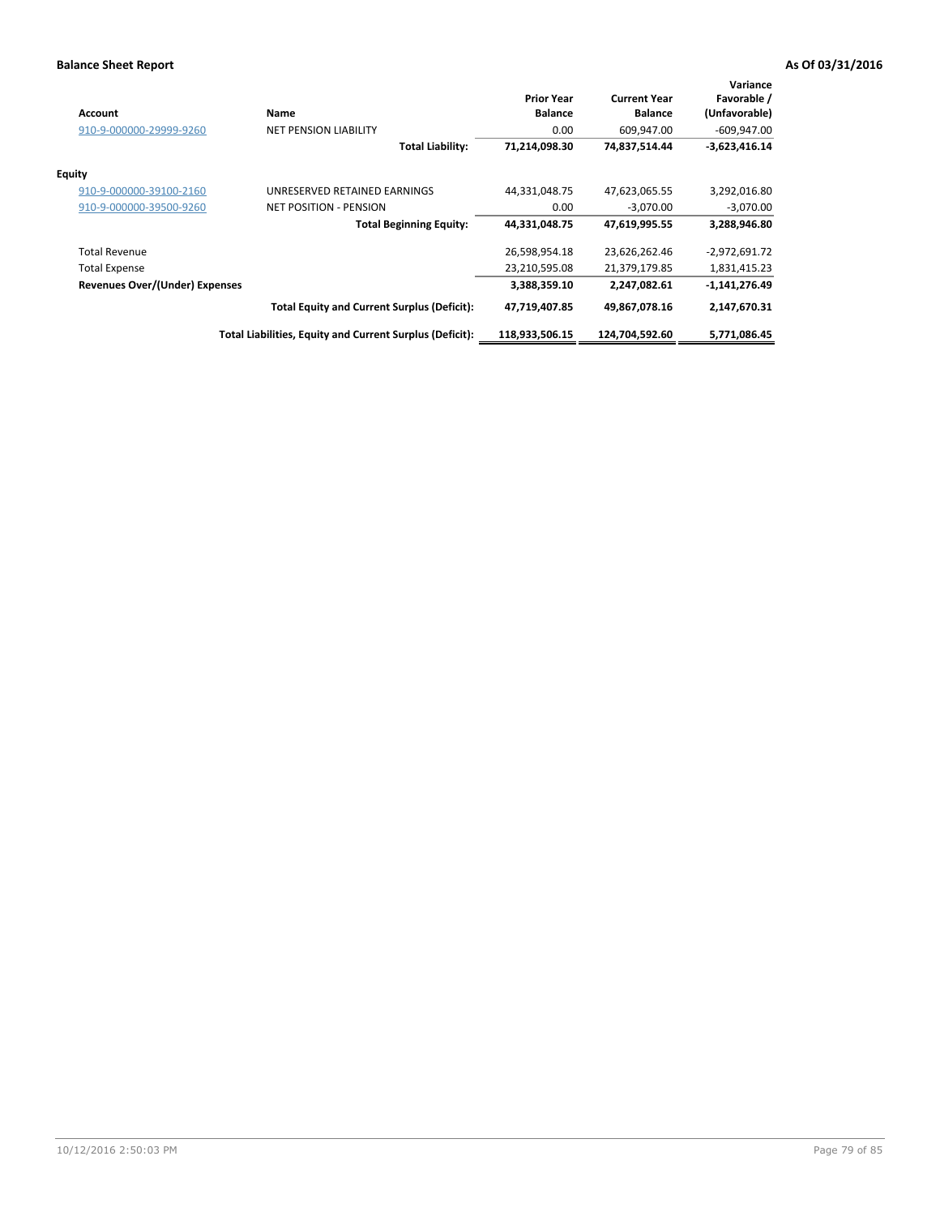**Balance Sheet Report** **As Of 03/31/2016**

| Account | Name | Prior Year Balance | Current Year Balance | Variance Favorable / (Unfavorable) |
|---|---|---|---|---|
| 910-9-000000-29999-9260 | NET PENSION LIABILITY | 0.00 | 609,947.00 | -609,947.00 |
| | **Total Liability:** | **71,214,098.30** | **74,837,514.44** | **-3,623,416.14** |
| **Equity** | | | | |
| 910-9-000000-39100-2160 | UNRESERVED RETAINED EARNINGS | 44,331,048.75 | 47,623,065.55 | 3,292,016.80 |
| 910-9-000000-39500-9260 | NET POSITION - PENSION | 0.00 | -3,070.00 | -3,070.00 |
| | **Total Beginning Equity:** | **44,331,048.75** | **47,619,995.55** | **3,288,946.80** |
| Total Revenue | | 26,598,954.18 | 23,626,262.46 | -2,972,691.72 |
| Total Expense | | 23,210,595.08 | 21,379,179.85 | 1,831,415.23 |
| **Revenues Over/(Under) Expenses** | | **3,388,359.10** | **2,247,082.61** | **-1,141,276.49** |
| | **Total Equity and Current Surplus (Deficit):** | **47,719,407.85** | **49,867,078.16** | **2,147,670.31** |
| | **Total Liabilities, Equity and Current Surplus (Deficit):** | **118,933,506.15** | **124,704,592.60** | **5,771,086.45** |

10/12/2016 2:50:03 PM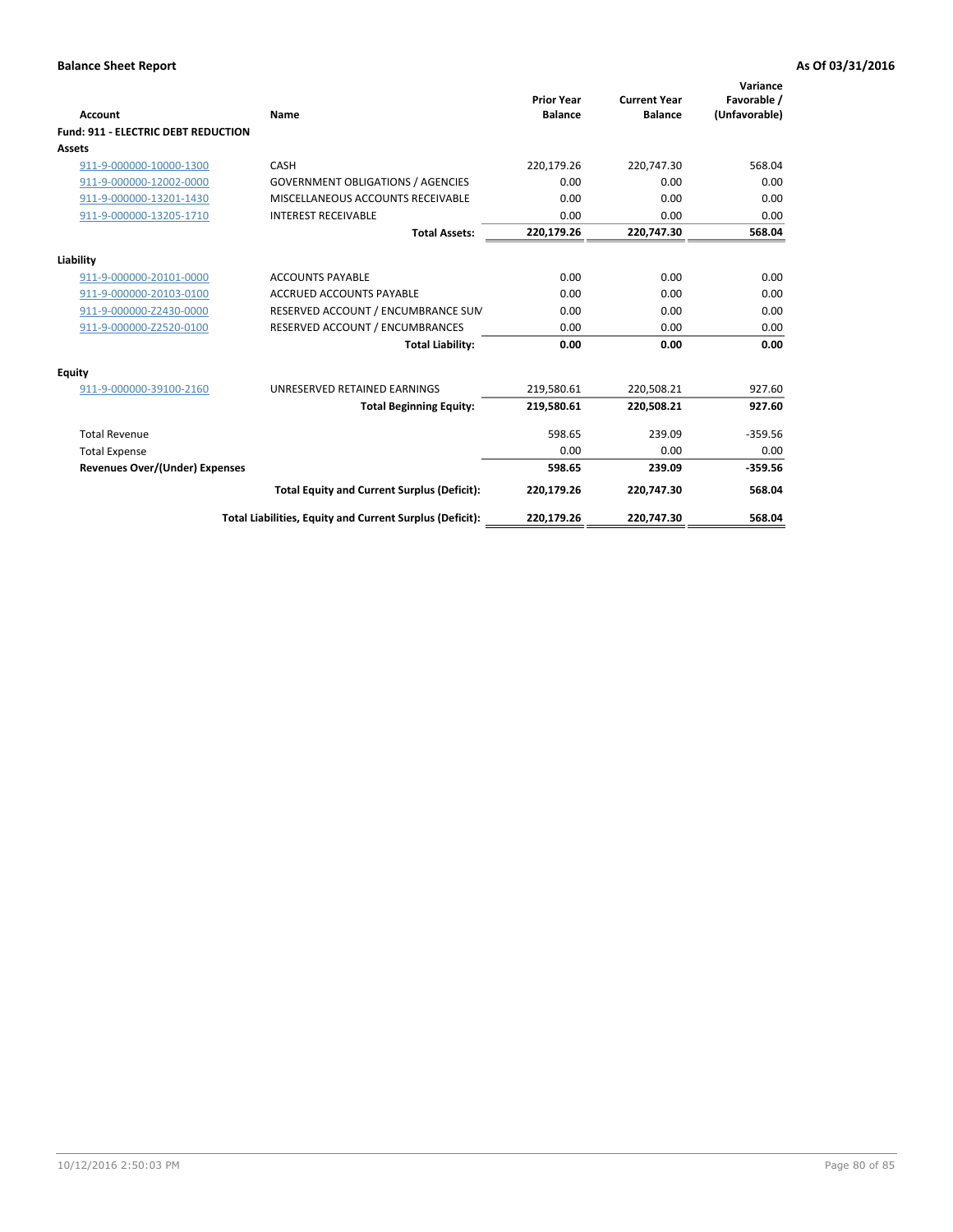**Balance Sheet Report** | **As Of 03/31/2016**

| Account | Name | Prior Year Balance | Current Year Balance | Variance Favorable / (Unfavorable) |
|---|---|---|---|---|
| **Fund: 911 - ELECTRIC DEBT REDUCTION** | | | | |
| **Assets** | | | | |
| 911-9-000000-10000-1300 | CASH | 220,179.26 | 220,747.30 | 568.04 |
| 911-9-000000-12002-0000 | GOVERNMENT OBLIGATIONS / AGENCIES | 0.00 | 0.00 | 0.00 |
| 911-9-000000-13201-1430 | MISCELLANEOUS ACCOUNTS RECEIVABLE | 0.00 | 0.00 | 0.00 |
| 911-9-000000-13205-1710 | INTEREST RECEIVABLE | 0.00 | 0.00 | 0.00 |
| | **Total Assets:** | **220,179.26** | **220,747.30** | **568.04** |
| **Liability** | | | | |
| 911-9-000000-20101-0000 | ACCOUNTS PAYABLE | 0.00 | 0.00 | 0.00 |
| 911-9-000000-20103-0100 | ACCRUED ACCOUNTS PAYABLE | 0.00 | 0.00 | 0.00 |
| 911-9-000000-Z2430-0000 | RESERVED ACCOUNT / ENCUMBRANCE SUM | 0.00 | 0.00 | 0.00 |
| 911-9-000000-Z2520-0100 | RESERVED ACCOUNT / ENCUMBRANCES | 0.00 | 0.00 | 0.00 |
| | **Total Liability:** | **0.00** | **0.00** | **0.00** |
| **Equity** | | | | |
| 911-9-000000-39100-2160 | UNRESERVED RETAINED EARNINGS | 219,580.61 | 220,508.21 | 927.60 |
| | **Total Beginning Equity:** | **219,580.61** | **220,508.21** | **927.60** |
| Total Revenue | | 598.65 | 239.09 | -359.56 |
| Total Expense | | 0.00 | 0.00 | 0.00 |
| **Revenues Over/(Under) Expenses** | | **598.65** | **239.09** | **-359.56** |
| | **Total Equity and Current Surplus (Deficit):** | **220,179.26** | **220,747.30** | **568.04** |
| | **Total Liabilities, Equity and Current Surplus (Deficit):** | **220,179.26** | **220,747.30** | **568.04** |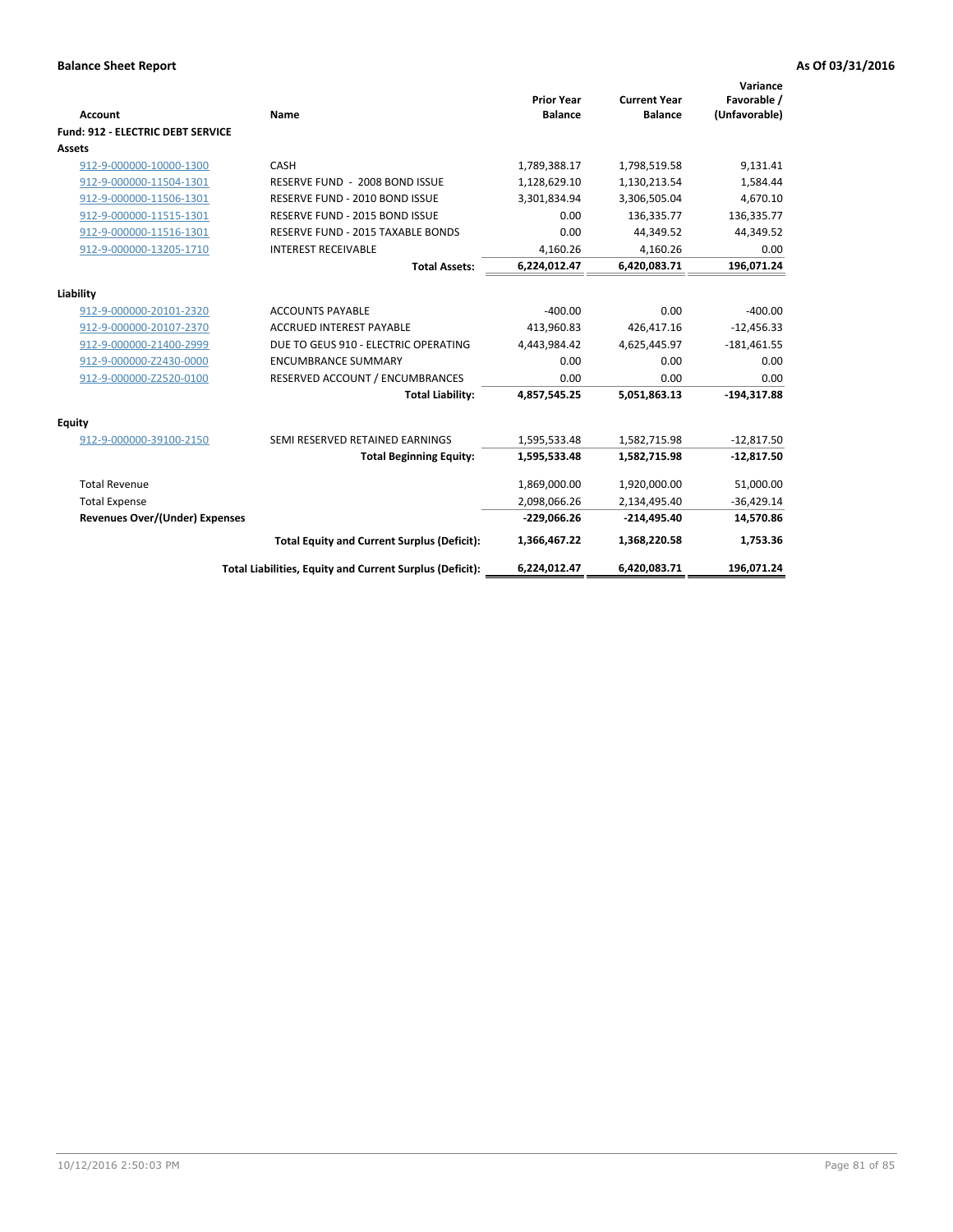**Balance Sheet Report** **As Of 03/31/2016**

| Account | Name | Prior Year Balance | Current Year Balance | Variance Favorable / (Unfavorable) |
|---|---|---|---|---|
| **Fund: 912 - ELECTRIC DEBT SERVICE** | | | | |
| **Assets** | | | | |
| 912-9-000000-10000-1300 | CASH | 1,789,388.17 | 1,798,519.58 | 9,131.41 |
| 912-9-000000-11504-1301 | RESERVE FUND - 2008 BOND ISSUE | 1,128,629.10 | 1,130,213.54 | 1,584.44 |
| 912-9-000000-11506-1301 | RESERVE FUND - 2010 BOND ISSUE | 3,301,834.94 | 3,306,505.04 | 4,670.10 |
| 912-9-000000-11515-1301 | RESERVE FUND - 2015 BOND ISSUE | 0.00 | 136,335.77 | 136,335.77 |
| 912-9-000000-11516-1301 | RESERVE FUND - 2015 TAXABLE BONDS | 0.00 | 44,349.52 | 44,349.52 |
| 912-9-000000-13205-1710 | INTEREST RECEIVABLE | 4,160.26 | 4,160.26 | 0.00 |
| | **Total Assets:** | **6,224,012.47** | **6,420,083.71** | **196,071.24** |
| **Liability** | | | | |
| 912-9-000000-20101-2320 | ACCOUNTS PAYABLE | -400.00 | 0.00 | -400.00 |
| 912-9-000000-20107-2370 | ACCRUED INTEREST PAYABLE | 413,960.83 | 426,417.16 | -12,456.33 |
| 912-9-000000-21400-2999 | DUE TO GEUS 910 - ELECTRIC OPERATING | 4,443,984.42 | 4,625,445.97 | -181,461.55 |
| 912-9-000000-Z2430-0000 | ENCUMBRANCE SUMMARY | 0.00 | 0.00 | 0.00 |
| 912-9-000000-Z2520-0100 | RESERVED ACCOUNT / ENCUMBRANCES | 0.00 | 0.00 | 0.00 |
| | **Total Liability:** | **4,857,545.25** | **5,051,863.13** | **-194,317.88** |
| **Equity** | | | | |
| 912-9-000000-39100-2150 | SEMI RESERVED RETAINED EARNINGS | 1,595,533.48 | 1,582,715.98 | -12,817.50 |
| | **Total Beginning Equity:** | **1,595,533.48** | **1,582,715.98** | **-12,817.50** |
| Total Revenue | | 1,869,000.00 | 1,920,000.00 | 51,000.00 |
| Total Expense | | 2,098,066.26 | 2,134,495.40 | -36,429.14 |
| **Revenues Over/(Under) Expenses** | | **-229,066.26** | **-214,495.40** | **14,570.86** |
| | **Total Equity and Current Surplus (Deficit):** | **1,366,467.22** | **1,368,220.58** | **1,753.36** |
| | **Total Liabilities, Equity and Current Surplus (Deficit):** | **6,224,012.47** | **6,420,083.71** | **196,071.24** |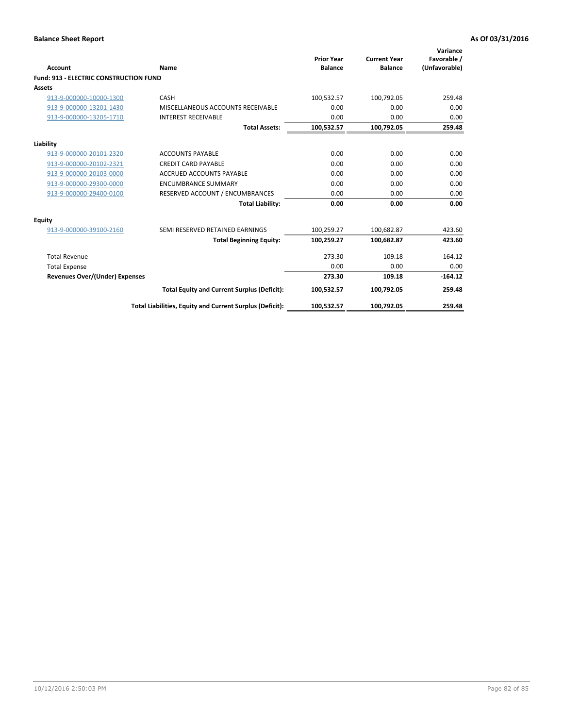## Balance Sheet Report

**As Of 03/31/2016**

| Account | Name | Prior Year Balance | Current Year Balance | Variance Favorable / (Unfavorable) |
|---|---|---|---|---|
| **Fund: 913 - ELECTRIC CONSTRUCTION FUND** | | | | |
| **Assets** | | | | |
| 913-9-000000-10000-1300 | CASH | 100,532.57 | 100,792.05 | 259.48 |
| 913-9-000000-13201-1430 | MISCELLANEOUS ACCOUNTS RECEIVABLE | 0.00 | 0.00 | 0.00 |
| 913-9-000000-13205-1710 | INTEREST RECEIVABLE | 0.00 | 0.00 | 0.00 |
| | **Total Assets:** | **100,532.57** | **100,792.05** | **259.48** |
| **Liability** | | | | |
| 913-9-000000-20101-2320 | ACCOUNTS PAYABLE | 0.00 | 0.00 | 0.00 |
| 913-9-000000-20102-2321 | CREDIT CARD PAYABLE | 0.00 | 0.00 | 0.00 |
| 913-9-000000-20103-0000 | ACCRUED ACCOUNTS PAYABLE | 0.00 | 0.00 | 0.00 |
| 913-9-000000-29300-0000 | ENCUMBRANCE SUMMARY | 0.00 | 0.00 | 0.00 |
| 913-9-000000-29400-0100 | RESERVED ACCOUNT / ENCUMBRANCES | 0.00 | 0.00 | 0.00 |
| | **Total Liability:** | **0.00** | **0.00** | **0.00** |
| **Equity** | | | | |
| 913-9-000000-39100-2160 | SEMI RESERVED RETAINED EARNINGS | 100,259.27 | 100,682.87 | 423.60 |
| | **Total Beginning Equity:** | **100,259.27** | **100,682.87** | **423.60** |
| Total Revenue | | 273.30 | 109.18 | -164.12 |
| Total Expense | | 0.00 | 0.00 | 0.00 |
| **Revenues Over/(Under) Expenses** | | **273.30** | **109.18** | **-164.12** |
| | **Total Equity and Current Surplus (Deficit):** | **100,532.57** | **100,792.05** | **259.48** |
| | **Total Liabilities, Equity and Current Surplus (Deficit):** | **100,532.57** | **100,792.05** | **259.48** |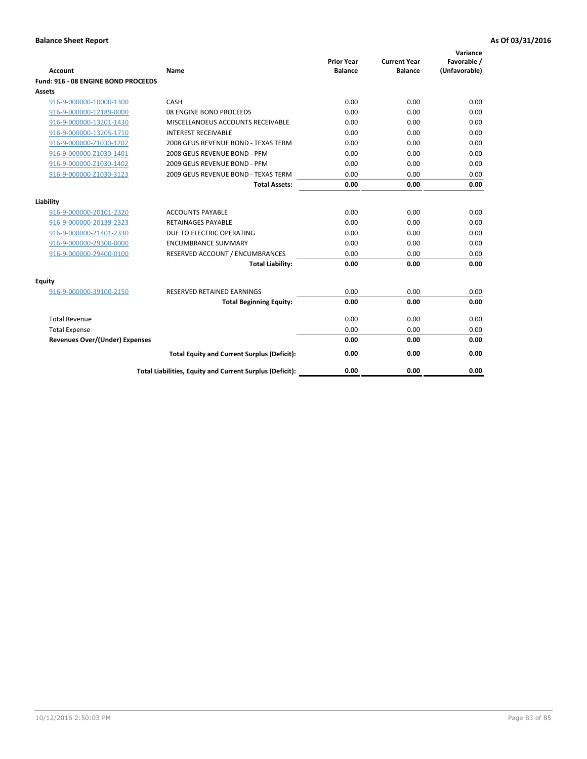**Balance Sheet Report** | **As Of 03/31/2016**

| Account | Name | Prior Year Balance | Current Year Balance | Variance Favorable / (Unfavorable) |
|---|---|---|---|---|
| **Fund: 916 - 08 ENGINE BOND PROCEEDS** | | | | |
| **Assets** | | | | |
| 916-9-000000-10000-1300 | CASH | 0.00 | 0.00 | 0.00 |
| 916-9-000000-12189-0000 | 08 ENGINE BOND PROCEEDS | 0.00 | 0.00 | 0.00 |
| 916-9-000000-13201-1430 | MISCELLANOEUS ACCOUNTS RECEIVABLE | 0.00 | 0.00 | 0.00 |
| 916-9-000000-13205-1710 | INTEREST RECEIVABLE | 0.00 | 0.00 | 0.00 |
| 916-9-000000-Z1030-1202 | 2008 GEUS REVENUE BOND - TEXAS TERM | 0.00 | 0.00 | 0.00 |
| 916-9-000000-Z1030-1401 | 2008 GEUS REVENUE BOND - PFM | 0.00 | 0.00 | 0.00 |
| 916-9-000000-Z1030-1402 | 2009 GEUS REVENUE BOND - PFM | 0.00 | 0.00 | 0.00 |
| 916-9-000000-Z1030-3123 | 2009 GEUS REVENUE BOND - TEXAS TERM | 0.00 | 0.00 | 0.00 |
| | **Total Assets:** | **0.00** | **0.00** | **0.00** |
| **Liability** | | | | |
| 916-9-000000-20101-2320 | ACCOUNTS PAYABLE | 0.00 | 0.00 | 0.00 |
| 916-9-000000-20139-2323 | RETAINAGES PAYABLE | 0.00 | 0.00 | 0.00 |
| 916-9-000000-21401-2330 | DUE TO ELECTRIC OPERATING | 0.00 | 0.00 | 0.00 |
| 916-9-000000-29300-0000 | ENCUMBRANCE SUMMARY | 0.00 | 0.00 | 0.00 |
| 916-9-000000-29400-0100 | RESERVED ACCOUNT / ENCUMBRANCES | 0.00 | 0.00 | 0.00 |
| | **Total Liability:** | **0.00** | **0.00** | **0.00** |
| **Equity** | | | | |
| 916-9-000000-39100-2150 | RESERVED RETAINED EARNINGS | 0.00 | 0.00 | 0.00 |
| | **Total Beginning Equity:** | **0.00** | **0.00** | **0.00** |
| Total Revenue | | 0.00 | 0.00 | 0.00 |
| Total Expense | | 0.00 | 0.00 | 0.00 |
| **Revenues Over/(Under) Expenses** | | **0.00** | **0.00** | **0.00** |
| | **Total Equity and Current Surplus (Deficit):** | **0.00** | **0.00** | **0.00** |
| | **Total Liabilities, Equity and Current Surplus (Deficit):** | **0.00** | **0.00** | **0.00** |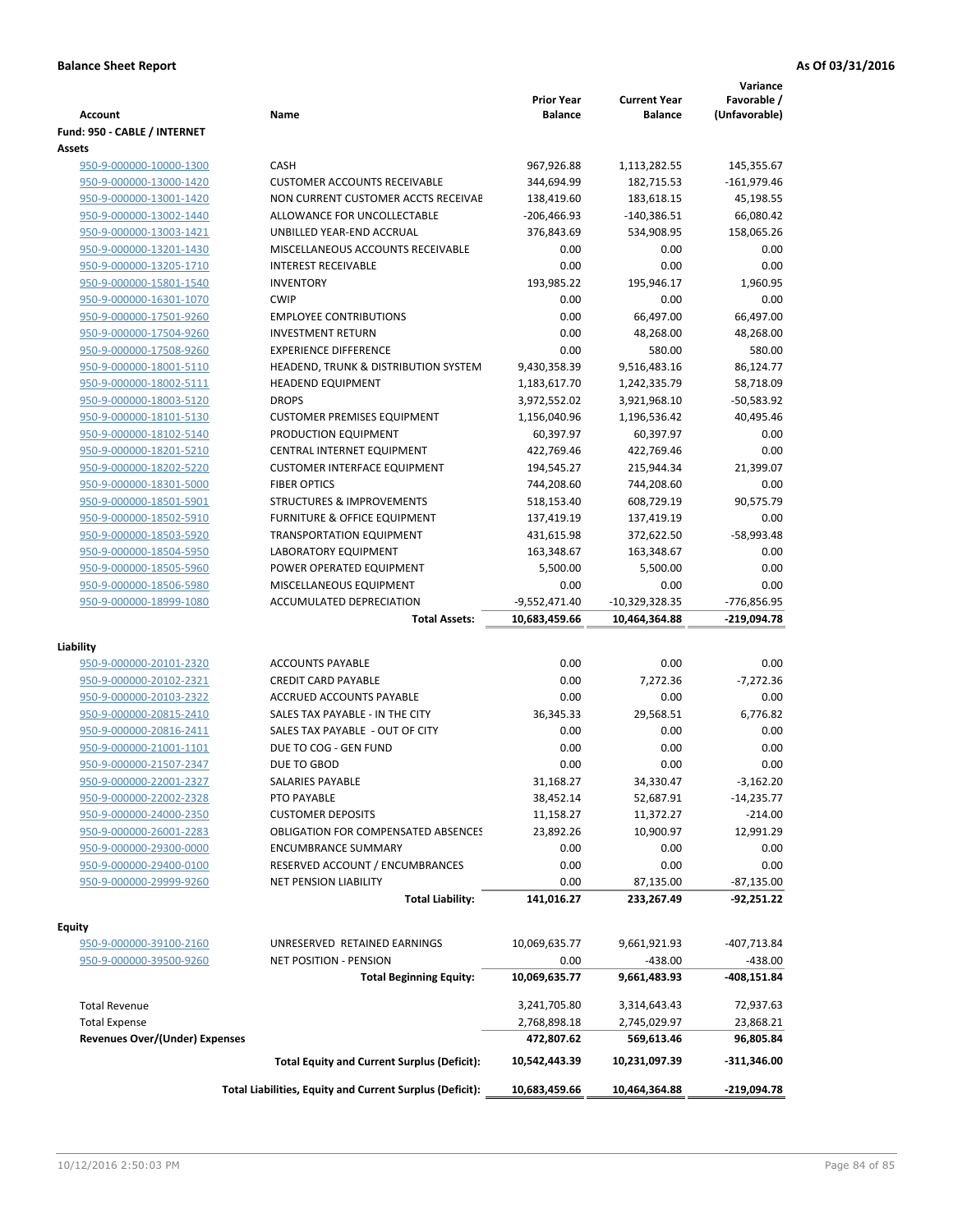## Balance Sheet Report

**As Of 03/31/2016**

| Account | Name | Prior Year Balance | Current Year Balance | Variance Favorable / (Unfavorable) |
|---|---|---|---|---|
| **Fund: 950 - CABLE / INTERNET** | | | | |
| **Assets** | | | | |
| 950-9-000000-10000-1300 | CASH | 967,926.88 | 1,113,282.55 | 145,355.67 |
| 950-9-000000-13000-1420 | CUSTOMER ACCOUNTS RECEIVABLE | 344,694.99 | 182,715.53 | -161,979.46 |
| 950-9-000000-13001-1420 | NON CURRENT CUSTOMER ACCTS RECEIVAE | 138,419.60 | 183,618.15 | 45,198.55 |
| 950-9-000000-13002-1440 | ALLOWANCE FOR UNCOLLECTABLE | -206,466.93 | -140,386.51 | 66,080.42 |
| 950-9-000000-13003-1421 | UNBILLED YEAR-END ACCRUAL | 376,843.69 | 534,908.95 | 158,065.26 |
| 950-9-000000-13201-1430 | MISCELLANEOUS ACCOUNTS RECEIVABLE | 0.00 | 0.00 | 0.00 |
| 950-9-000000-13205-1710 | INTEREST RECEIVABLE | 0.00 | 0.00 | 0.00 |
| 950-9-000000-15801-1540 | INVENTORY | 193,985.22 | 195,946.17 | 1,960.95 |
| 950-9-000000-16301-1070 | CWIP | 0.00 | 0.00 | 0.00 |
| 950-9-000000-17501-9260 | EMPLOYEE CONTRIBUTIONS | 0.00 | 66,497.00 | 66,497.00 |
| 950-9-000000-17504-9260 | INVESTMENT RETURN | 0.00 | 48,268.00 | 48,268.00 |
| 950-9-000000-17508-9260 | EXPERIENCE DIFFERENCE | 0.00 | 580.00 | 580.00 |
| 950-9-000000-18001-5110 | HEADEND, TRUNK & DISTRIBUTION SYSTEM | 9,430,358.39 | 9,516,483.16 | 86,124.77 |
| 950-9-000000-18002-5111 | HEADEND EQUIPMENT | 1,183,617.70 | 1,242,335.79 | 58,718.09 |
| 950-9-000000-18003-5120 | DROPS | 3,972,552.02 | 3,921,968.10 | -50,583.92 |
| 950-9-000000-18101-5130 | CUSTOMER PREMISES EQUIPMENT | 1,156,040.96 | 1,196,536.42 | 40,495.46 |
| 950-9-000000-18102-5140 | PRODUCTION EQUIPMENT | 60,397.97 | 60,397.97 | 0.00 |
| 950-9-000000-18201-5210 | CENTRAL INTERNET EQUIPMENT | 422,769.46 | 422,769.46 | 0.00 |
| 950-9-000000-18202-5220 | CUSTOMER INTERFACE EQUIPMENT | 194,545.27 | 215,944.34 | 21,399.07 |
| 950-9-000000-18301-5000 | FIBER OPTICS | 744,208.60 | 744,208.60 | 0.00 |
| 950-9-000000-18501-5901 | STRUCTURES & IMPROVEMENTS | 518,153.40 | 608,729.19 | 90,575.79 |
| 950-9-000000-18502-5910 | FURNITURE & OFFICE EQUIPMENT | 137,419.19 | 137,419.19 | 0.00 |
| 950-9-000000-18503-5920 | TRANSPORTATION EQUIPMENT | 431,615.98 | 372,622.50 | -58,993.48 |
| 950-9-000000-18504-5950 | LABORATORY EQUIPMENT | 163,348.67 | 163,348.67 | 0.00 |
| 950-9-000000-18505-5960 | POWER OPERATED EQUIPMENT | 5,500.00 | 5,500.00 | 0.00 |
| 950-9-000000-18506-5980 | MISCELLANEOUS EQUIPMENT | 0.00 | 0.00 | 0.00 |
| 950-9-000000-18999-1080 | ACCUMULATED DEPRECIATION | -9,552,471.40 | -10,329,328.35 | -776,856.95 |
| | **Total Assets:** | **10,683,459.66** | **10,464,364.88** | **-219,094.78** |
| **Liability** | | | | |
| 950-9-000000-20101-2320 | ACCOUNTS PAYABLE | 0.00 | 0.00 | 0.00 |
| 950-9-000000-20102-2321 | CREDIT CARD PAYABLE | 0.00 | 7,272.36 | -7,272.36 |
| 950-9-000000-20103-2322 | ACCRUED ACCOUNTS PAYABLE | 0.00 | 0.00 | 0.00 |
| 950-9-000000-20815-2410 | SALES TAX PAYABLE - IN THE CITY | 36,345.33 | 29,568.51 | 6,776.82 |
| 950-9-000000-20816-2411 | SALES TAX PAYABLE - OUT OF CITY | 0.00 | 0.00 | 0.00 |
| 950-9-000000-21001-1101 | DUE TO COG - GEN FUND | 0.00 | 0.00 | 0.00 |
| 950-9-000000-21507-2347 | DUE TO GBOD | 0.00 | 0.00 | 0.00 |
| 950-9-000000-22001-2327 | SALARIES PAYABLE | 31,168.27 | 34,330.47 | -3,162.20 |
| 950-9-000000-22002-2328 | PTO PAYABLE | 38,452.14 | 52,687.91 | -14,235.77 |
| 950-9-000000-24000-2350 | CUSTOMER DEPOSITS | 11,158.27 | 11,372.27 | -214.00 |
| 950-9-000000-26001-2283 | OBLIGATION FOR COMPENSATED ABSENCES | 23,892.26 | 10,900.97 | 12,991.29 |
| 950-9-000000-29300-0000 | ENCUMBRANCE SUMMARY | 0.00 | 0.00 | 0.00 |
| 950-9-000000-29400-0100 | RESERVED ACCOUNT / ENCUMBRANCES | 0.00 | 0.00 | 0.00 |
| 950-9-000000-29999-9260 | NET PENSION LIABILITY | 0.00 | 87,135.00 | -87,135.00 |
| | **Total Liability:** | **141,016.27** | **233,267.49** | **-92,251.22** |
| **Equity** | | | | |
| 950-9-000000-39100-2160 | UNRESERVED RETAINED EARNINGS | 10,069,635.77 | 9,661,921.93 | -407,713.84 |
| 950-9-000000-39500-9260 | NET POSITION - PENSION | 0.00 | -438.00 | -438.00 |
| | **Total Beginning Equity:** | **10,069,635.77** | **9,661,483.93** | **-408,151.84** |
| Total Revenue | | 3,241,705.80 | 3,314,643.43 | 72,937.63 |
| Total Expense | | 2,768,898.18 | 2,745,029.97 | 23,868.21 |
| **Revenues Over/(Under) Expenses** | | **472,807.62** | **569,613.46** | **96,805.84** |
| | **Total Equity and Current Surplus (Deficit):** | **10,542,443.39** | **10,231,097.39** | **-311,346.00** |
| | **Total Liabilities, Equity and Current Surplus (Deficit):** | **10,683,459.66** | **10,464,364.88** | **-219,094.78** |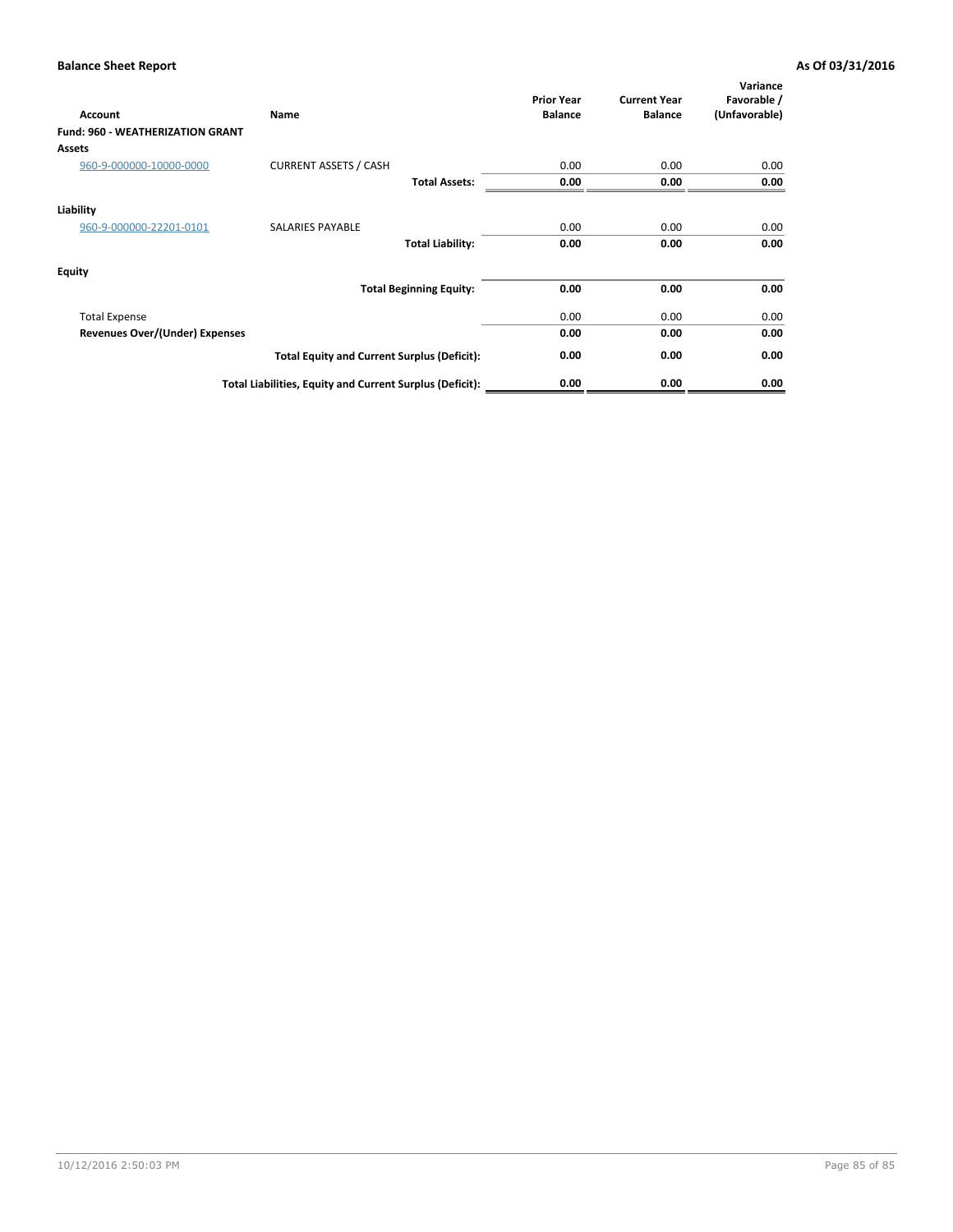| Account | Name | Prior Year Balance | Current Year Balance | Variance Favorable / (Unfavorable) |
|---|---|---|---|---|
| **Fund: 960 - WEATHERIZATION GRANT** | | | | |
| **Assets** | | | | |
| 960-9-000000-10000-0000 | CURRENT ASSETS / CASH | 0.00 | 0.00 | 0.00 |
| | **Total Assets:** | **0.00** | **0.00** | **0.00** |
| **Liability** | | | | |
| 960-9-000000-22201-0101 | SALARIES PAYABLE | 0.00 | 0.00 | 0.00 |
| | **Total Liability:** | **0.00** | **0.00** | **0.00** |
| **Equity** | | | | |
| | **Total Beginning Equity:** | **0.00** | **0.00** | **0.00** |
| Total Expense | | 0.00 | 0.00 | 0.00 |
| **Revenues Over/(Under) Expenses** | | **0.00** | **0.00** | **0.00** |
| | **Total Equity and Current Surplus (Deficit):** | **0.00** | **0.00** | **0.00** |
| | **Total Liabilities, Equity and Current Surplus (Deficit):** | **0.00** | **0.00** | **0.00** |